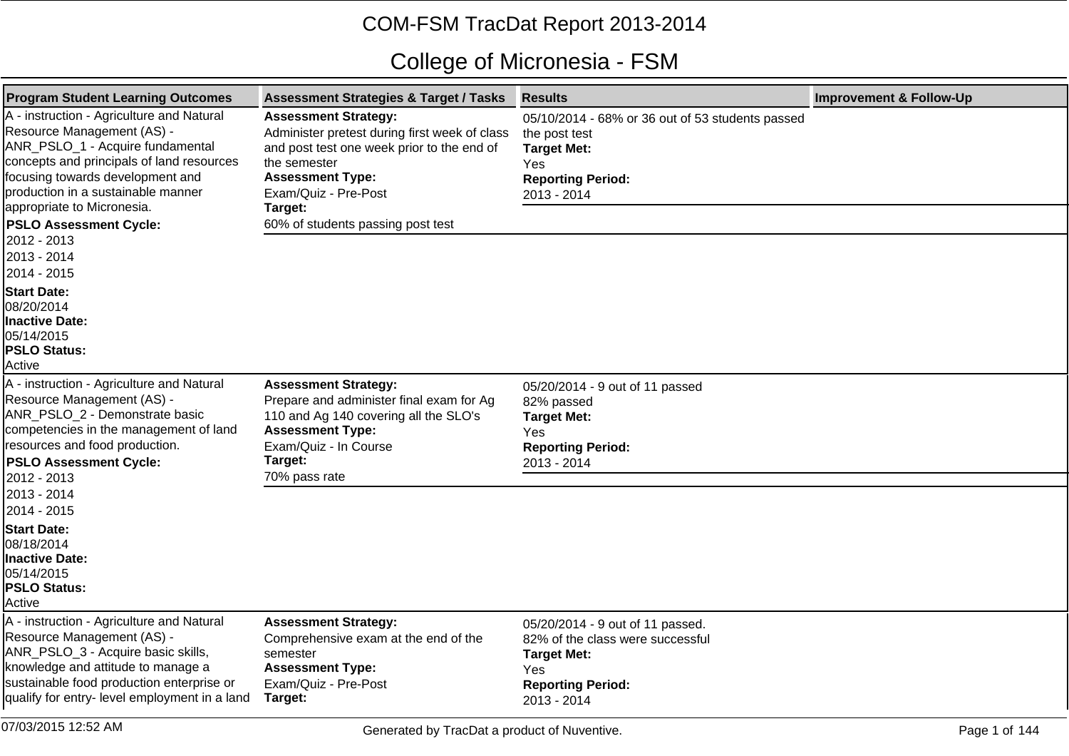# COM-FSM TracDat Report 2013-2014

## College of Micronesia - FSM

| Program Student Learning Outcomes | Assessment Strategies & Target / Tasks | Results | Improvement & Follow-Up |
|---|---|---|---|
| A - instruction - Agriculture and Natural Resource Management (AS) - ANR_PSLO_1 - Acquire fundamental concepts and principals of land resources focusing towards development and production in a sustainable manner appropriate to Micronesia.<br>**PSLO Assessment Cycle:**<br>2012 - 2013<br>2013 - 2014<br>2014 - 2015<br>**Start Date:**<br>08/20/2014<br>**Inactive Date:**<br>05/14/2015<br>**PSLO Status:**<br>Active | **Assessment Strategy:**<br>Administer pretest during first week of class and post test one week prior to the end of the semester<br>**Assessment Type:**<br>Exam/Quiz - Pre-Post<br>**Target:**<br>60% of students passing post test | 05/10/2014 - 68% or 36 out of 53 students passed the post test<br>**Target Met:**<br>Yes<br>**Reporting Period:**<br>2013 - 2014 | |
| A - instruction - Agriculture and Natural Resource Management (AS) - ANR_PSLO_2 - Demonstrate basic competencies in the management of land resources and food production.<br>**PSLO Assessment Cycle:**<br>2012 - 2013<br>2013 - 2014<br>2014 - 2015<br>**Start Date:**<br>08/18/2014<br>**Inactive Date:**<br>05/14/2015<br>**PSLO Status:**<br>Active | **Assessment Strategy:**<br>Prepare and administer final exam for Ag 110 and Ag 140 covering all the SLO's<br>**Assessment Type:**<br>Exam/Quiz - In Course<br>**Target:**<br>70% pass rate | 05/20/2014 - 9 out of 11 passed<br>82% passed<br>**Target Met:**<br>Yes<br>**Reporting Period:**<br>2013 - 2014 | |
| A - instruction - Agriculture and Natural Resource Management (AS) - ANR_PSLO_3 - Acquire basic skills, knowledge and attitude to manage a sustainable food production enterprise or qualify for entry- level employment in a land | **Assessment Strategy:**<br>Comprehensive exam at the end of the semester<br>**Assessment Type:**<br>Exam/Quiz - Pre-Post<br>**Target:** | 05/20/2014 - 9 out of 11 passed.<br>82% of the class were successful<br>**Target Met:**<br>Yes<br>**Reporting Period:**<br>2013 - 2014 | |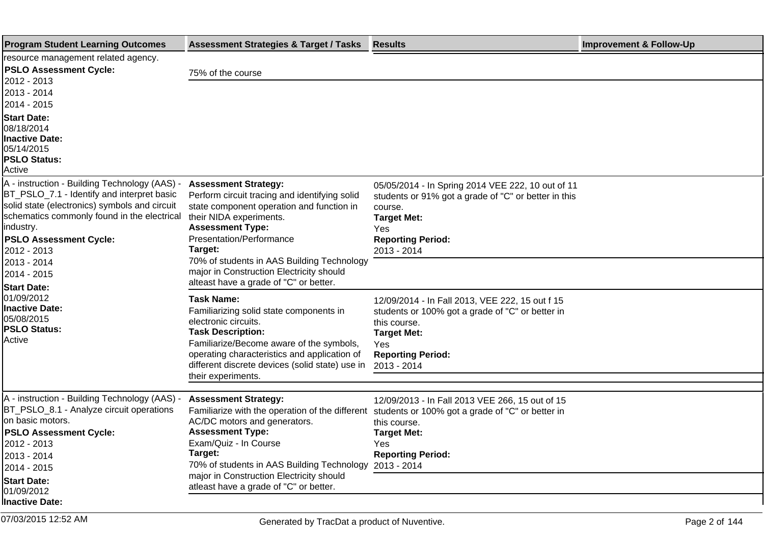| Program Student Learning Outcomes | Assessment Strategies & Target / Tasks | Results | Improvement & Follow-Up |
|---|---|---|---|
| resource management related agency.<br>**PSLO Assessment Cycle:**<br>2012 - 2013<br>2013 - 2014<br>2014 - 2015<br>**Start Date:**<br>08/18/2014<br>**Inactive Date:**<br>05/14/2015<br>**PSLO Status:**<br>Active | 75% of the course | | |
| A - instruction - Building Technology (AAS) - BT_PSLO_7.1 - Identify and interpret basic solid state (electronics) symbols and circuit schematics commonly found in the electrical industry.<br>**PSLO Assessment Cycle:**<br>2012 - 2013<br>2013 - 2014<br>2014 - 2015<br>**Start Date:**<br>01/09/2012<br>**Inactive Date:**<br>05/08/2015<br>**PSLO Status:**<br>Active | **Assessment Strategy:**<br>Perform circuit tracing and identifying solid state component operation and function in their NIDA experiments.<br>**Assessment Type:**<br>Presentation/Performance<br>**Target:**<br>70% of students in AAS Building Technology major in Construction Electricity should atleast have a grade of "C" or better. | 05/05/2014 - In Spring 2014 VEE 222, 10 out of 11 students or 91% got a grade of "C" or better in this course.<br>**Target Met:**<br>Yes<br>**Reporting Period:**<br>2013 - 2014 | |
| | **Task Name:**<br>Familiarizing solid state components in electronic circuits.<br>**Task Description:**<br>Familiarize/Become aware of the symbols, operating characteristics and application of different discrete devices (solid state) use in their experiments. | 12/09/2014 - In Fall 2013, VEE 222, 15 out f 15 students or 100% got a grade of "C" or better in this course.<br>**Target Met:**<br>Yes<br>**Reporting Period:**<br>2013 - 2014 | |
| A - instruction - Building Technology (AAS) - BT_PSLO_8.1 - Analyze circuit operations on basic motors.<br>**PSLO Assessment Cycle:**<br>2012 - 2013<br>2013 - 2014<br>2014 - 2015<br>**Start Date:**<br>01/09/2012<br>**Inactive Date:** | **Assessment Strategy:**<br>Familiarize with the operation of the different AC/DC motors and generators.<br>**Assessment Type:**<br>Exam/Quiz - In Course<br>**Target:**<br>70% of students in AAS Building Technology major in Construction Electricity should atleast have a grade of "C" or better. | 12/09/2013 - In Fall 2013 VEE 266, 15 out of 15 students or 100% got a grade of "C" or better in this course.<br>**Target Met:**<br>Yes<br>**Reporting Period:**<br>2013 - 2014 | |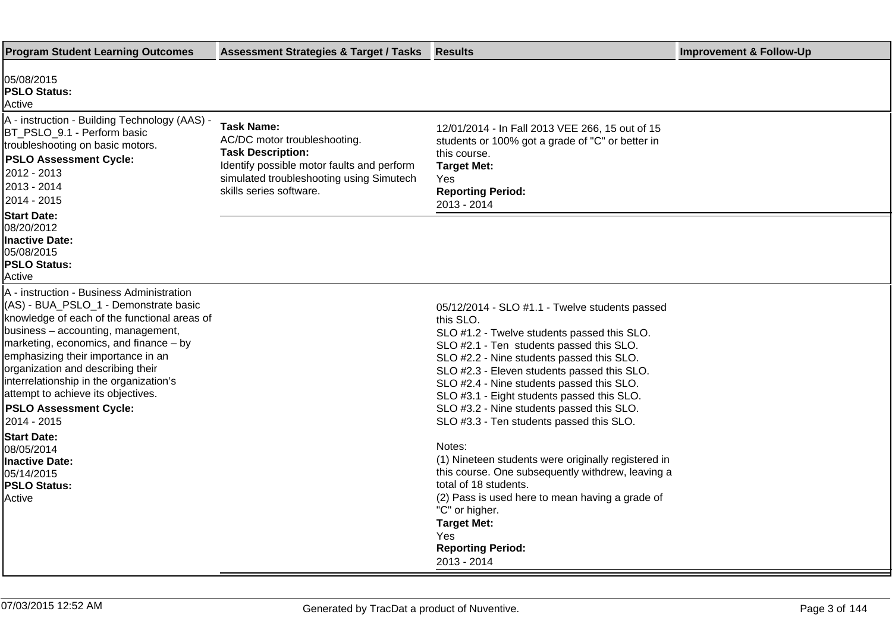| Program Student Learning Outcomes | Assessment Strategies & Target / Tasks | Results | Improvement & Follow-Up |
| --- | --- | --- | --- |
| 05/08/2015<br>**PSLO Status:**<br>Active | | | |
| A - instruction - Building Technology (AAS) - BT_PSLO_9.1 - Perform basic troubleshooting on basic motors.<br>**PSLO Assessment Cycle:**<br>2012 - 2013<br>2013 - 2014<br>2014 - 2015<br>**Start Date:**<br>08/20/2012<br>**Inactive Date:**<br>05/08/2015<br>**PSLO Status:**<br>Active | **Task Name:**<br>AC/DC motor troubleshooting.<br>**Task Description:**<br>Identify possible motor faults and perform simulated troubleshooting using Simutech skills series software. | 12/01/2014 - In Fall 2013 VEE 266, 15 out of 15 students or 100% got a grade of "C" or better in this course.<br>**Target Met:**<br>Yes<br>**Reporting Period:**<br>2013 - 2014 | |
| A - instruction - Business Administration (AS) - BUA_PSLO_1 - Demonstrate basic knowledge of each of the functional areas of business – accounting, management, marketing, economics, and finance – by emphasizing their importance in an organization and describing their interrelationship in the organization's attempt to achieve its objectives.<br>**PSLO Assessment Cycle:**<br>2014 - 2015<br>**Start Date:**<br>08/05/2014<br>**Inactive Date:**<br>05/14/2015<br>**PSLO Status:**<br>Active | | 05/12/2014 - SLO #1.1 - Twelve students passed this SLO.<br>SLO #1.2 - Twelve students passed this SLO.<br>SLO #2.1 - Ten students passed this SLO.<br>SLO #2.2 - Nine students passed this SLO.<br>SLO #2.3 - Eleven students passed this SLO.<br>SLO #2.4 - Nine students passed this SLO.<br>SLO #3.1 - Eight students passed this SLO.<br>SLO #3.2 - Nine students passed this SLO.<br>SLO #3.3 - Ten students passed this SLO.<br><br>Notes:<br>(1) Nineteen students were originally registered in this course. One subsequently withdrew, leaving a total of 18 students.<br>(2) Pass is used here to mean having a grade of "C" or higher.<br>**Target Met:**<br>Yes<br>**Reporting Period:**<br>2013 - 2014 | |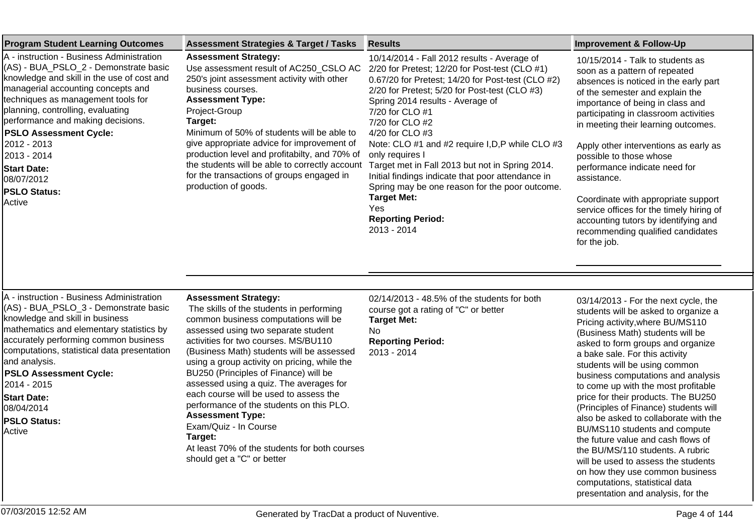| Program Student Learning Outcomes | Assessment Strategies & Target / Tasks | Results | Improvement & Follow-Up |
| --- | --- | --- | --- |
| A - instruction - Business Administration (AS) - BUA_PSLO_2 - Demonstrate basic knowledge and skill in the use of cost and managerial accounting concepts and techniques as management tools for planning, controlling, evaluating performance and making decisions.<br>**PSLO Assessment Cycle:**<br>2012 - 2013<br>2013 - 2014<br>**Start Date:**<br>08/07/2012<br>**PSLO Status:**<br>Active | **Assessment Strategy:**<br>Use assessment result of AC250_CSLO AC 250's joint assessment activity with other business courses.<br>**Assessment Type:**<br>Project-Group<br>**Target:**<br>Minimum of 50% of students will be able to give appropriate advice for improvement of production level and profitabilty, and 70% of the students will be able to correctly account for the transactions of groups engaged in production of goods. | 10/14/2014 - Fall 2012 results - Average of 2/20 for Pretest; 12/20 for Post-test (CLO #1) 0.67/20 for Pretest; 14/20 for Post-test (CLO #2) 2/20 for Pretest; 5/20 for Post-test (CLO #3) Spring 2014 results - Average of 7/20 for CLO #1 7/20 for CLO #2 4/20 for CLO #3 Note: CLO #1 and #2 require I,D,P while CLO #3 only requires I Target met in Fall 2013 but not in Spring 2014. Initial findings indicate that poor attendance in Spring may be one reason for the poor outcome.<br>**Target Met:**<br>Yes<br>**Reporting Period:**<br>2013 - 2014 | 10/15/2014 - Talk to students as soon as a pattern of repeated absences is noticed in the early part of the semester and explain the importance of being in class and participating in classroom activities in meeting their learning outcomes.<br><br>Apply other interventions as early as possible to those whose performance indicate need for assistance.<br><br>Coordinate with appropriate support service offices for the timely hiring of accounting tutors by identifying and recommending qualified candidates for the job. |
| A - instruction - Business Administration (AS) - BUA_PSLO_3 - Demonstrate basic knowledge and skill in business mathematics and elementary statistics by accurately performing common business computations, statistical data presentation and analysis.<br>**PSLO Assessment Cycle:**<br>2014 - 2015<br>**Start Date:**<br>08/04/2014<br>**PSLO Status:**<br>Active | **Assessment Strategy:**<br>The skills of the students in performing common business computations will be assessed using two separate student activities for two courses. MS/BU110 (Business Math) students will be assessed using a group activity on pricing, while the BU250 (Principles of Finance) will be assessed using a quiz. The averages for each course will be used to assess the performance of the students on this PLO.<br>**Assessment Type:**<br>Exam/Quiz - In Course<br>**Target:**<br>At least 70% of the students for both courses should get a "C" or better | 02/14/2013 - 48.5% of the students for both course got a rating of "C" or better<br>**Target Met:**<br>No<br>**Reporting Period:**<br>2013 - 2014 | 03/14/2013 - For the next cycle, the students will be asked to organize a Pricing activity,where BU/MS110 (Business Math) students will be asked to form groups and organize a bake sale. For this activity students will be using common business computations and analysis to come up with the most profitable price for their products. The BU250 (Principles of Finance) students will also be asked to collaborate with the BU/MS110 students and compute the future value and cash flows of the BU/MS/110 students. A rubric will be used to assess the students on how they use common business computations, statistical data presentation and analysis, for the |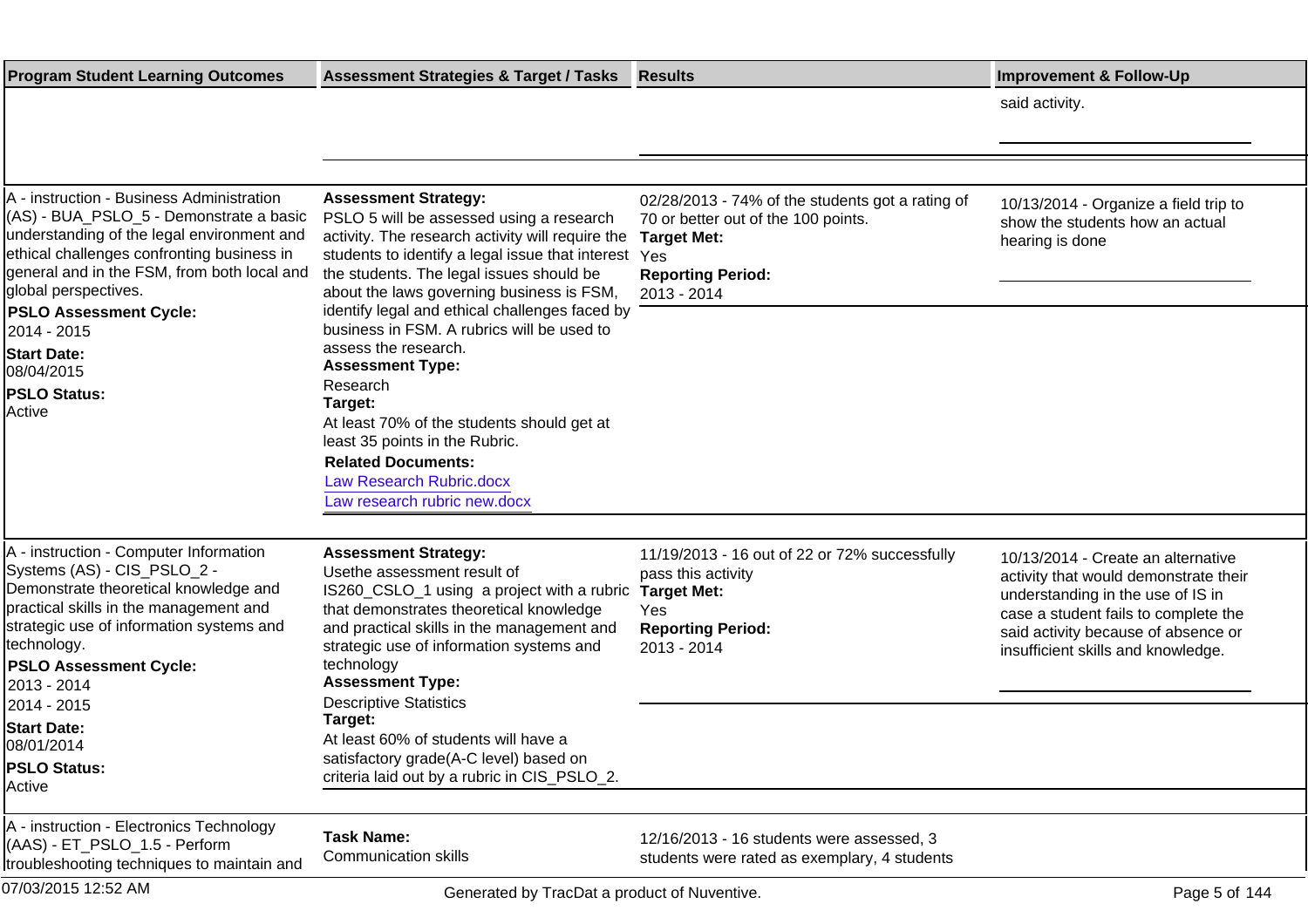| Program Student Learning Outcomes | Assessment Strategies & Target / Tasks | Results | Improvement & Follow-Up |
|---|---|---|---|
| | | | said activity. |
| A - instruction - Business Administration (AS) - BUA_PSLO_5 - Demonstrate a basic understanding of the legal environment and ethical challenges confronting business in general and in the FSM, from both local and global perspectives.<br>**PSLO Assessment Cycle:**<br>2014 - 2015<br>**Start Date:**<br>08/04/2015<br>**PSLO Status:**<br>Active | **Assessment Strategy:**<br>PSLO 5 will be assessed using a research activity. The research activity will require the students to identify a legal issue that interest the students. The legal issues should be about the laws governing business is FSM, identify legal and ethical challenges faced by business in FSM. A rubrics will be used to assess the research.<br>**Assessment Type:**<br>Research<br>**Target:**<br>At least 70% of the students should get at least 35 points in the Rubric.<br>**Related Documents:**<br>Law Research Rubric.docx<br>Law research rubric new.docx | 02/28/2013 - 74% of the students got a rating of 70 or better out of the 100 points.<br>**Target Met:**<br>Yes<br>**Reporting Period:**<br>2013 - 2014 | 10/13/2014 - Organize a field trip to show the students how an actual hearing is done |
| A - instruction - Computer Information Systems (AS) - CIS_PSLO_2 - Demonstrate theoretical knowledge and practical skills in the management and strategic use of information systems and technology.<br>**PSLO Assessment Cycle:**<br>2013 - 2014<br>2014 - 2015<br>**Start Date:**<br>08/01/2014<br>**PSLO Status:**<br>Active | **Assessment Strategy:**<br>Usethe assessment result of IS260_CSLO_1 using a project with a rubric that demonstrates theoretical knowledge and practical skills in the management and strategic use of information systems and technology<br>**Assessment Type:**<br>Descriptive Statistics<br>**Target:**<br>At least 60% of students will have a satisfactory grade(A-C level) based on criteria laid out by a rubric in CIS_PSLO_2. | 11/19/2013 - 16 out of 22 or 72% successfully pass this activity<br>**Target Met:**<br>Yes<br>**Reporting Period:**<br>2013 - 2014 | 10/13/2014 - Create an alternative activity that would demonstrate their understanding in the use of IS in case a student fails to complete the said activity because of absence or insufficient skills and knowledge. |
| A - instruction - Electronics Technology (AAS) - ET_PSLO_1.5 - Perform troubleshooting techniques to maintain and | **Task Name:**<br>Communication skills | 12/16/2013 - 16 students were assessed, 3 students were rated as exemplary, 4 students | |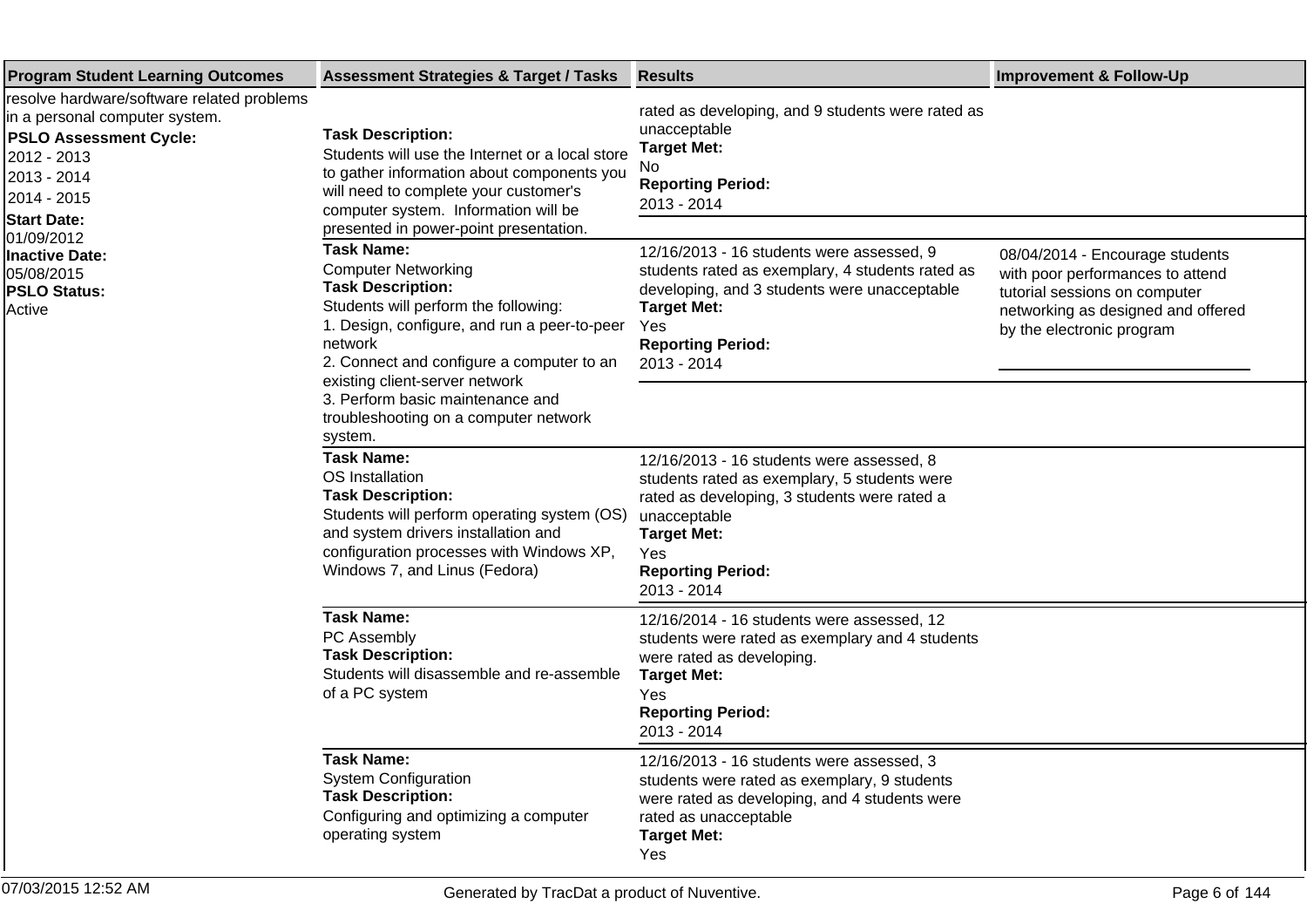| Program Student Learning Outcomes | Assessment Strategies & Target / Tasks | Results | Improvement & Follow-Up |
|---|---|---|---|
| resolve hardware/software related problems in a personal computer system.<br>**PSLO Assessment Cycle:**<br>2012 - 2013<br>2013 - 2014<br>2014 - 2015<br>**Start Date:**<br>01/09/2012<br>**Inactive Date:**<br>05/08/2015<br>**PSLO Status:**<br>Active | **Task Description:**<br>Students will use the Internet or a local store to gather information about components you will need to complete your customer's computer system. Information will be presented in power-point presentation. | rated as developing, and 9 students were rated as unacceptable<br>**Target Met:**<br>No<br>**Reporting Period:**<br>2013 - 2014 | |
| | **Task Name:**<br>Computer Networking<br>**Task Description:**<br>Students will perform the following:<br>1. Design, configure, and run a peer-to-peer network<br>2. Connect and configure a computer to an existing client-server network<br>3. Perform basic maintenance and troubleshooting on a computer network system. | 12/16/2013 - 16 students were assessed, 9 students rated as exemplary, 4 students rated as developing, and 3 students were unacceptable<br>**Target Met:**<br>Yes<br>**Reporting Period:**<br>2013 - 2014 | 08/04/2014 - Encourage students with poor performances to attend tutorial sessions on computer networking as designed and offered by the electronic program |
| | **Task Name:**<br>OS Installation<br>**Task Description:**<br>Students will perform operating system (OS) and system drivers installation and configuration processes with Windows XP, Windows 7, and Linus (Fedora) | 12/16/2013 - 16 students were assessed, 8 students rated as exemplary, 5 students were rated as developing, 3 students were rated a unacceptable<br>**Target Met:**<br>Yes<br>**Reporting Period:**<br>2013 - 2014 | |
| | **Task Name:**<br>PC Assembly<br>**Task Description:**<br>Students will disassemble and re-assemble of a PC system | 12/16/2014 - 16 students were assessed, 12 students were rated as exemplary and 4 students were rated as developing.<br>**Target Met:**<br>Yes<br>**Reporting Period:**<br>2013 - 2014 | |
| | **Task Name:**<br>System Configuration<br>**Task Description:**<br>Configuring and optimizing a computer operating system | 12/16/2013 - 16 students were assessed, 3 students were rated as exemplary, 9 students were rated as developing, and 4 students were rated as unacceptable<br>**Target Met:**<br>Yes | |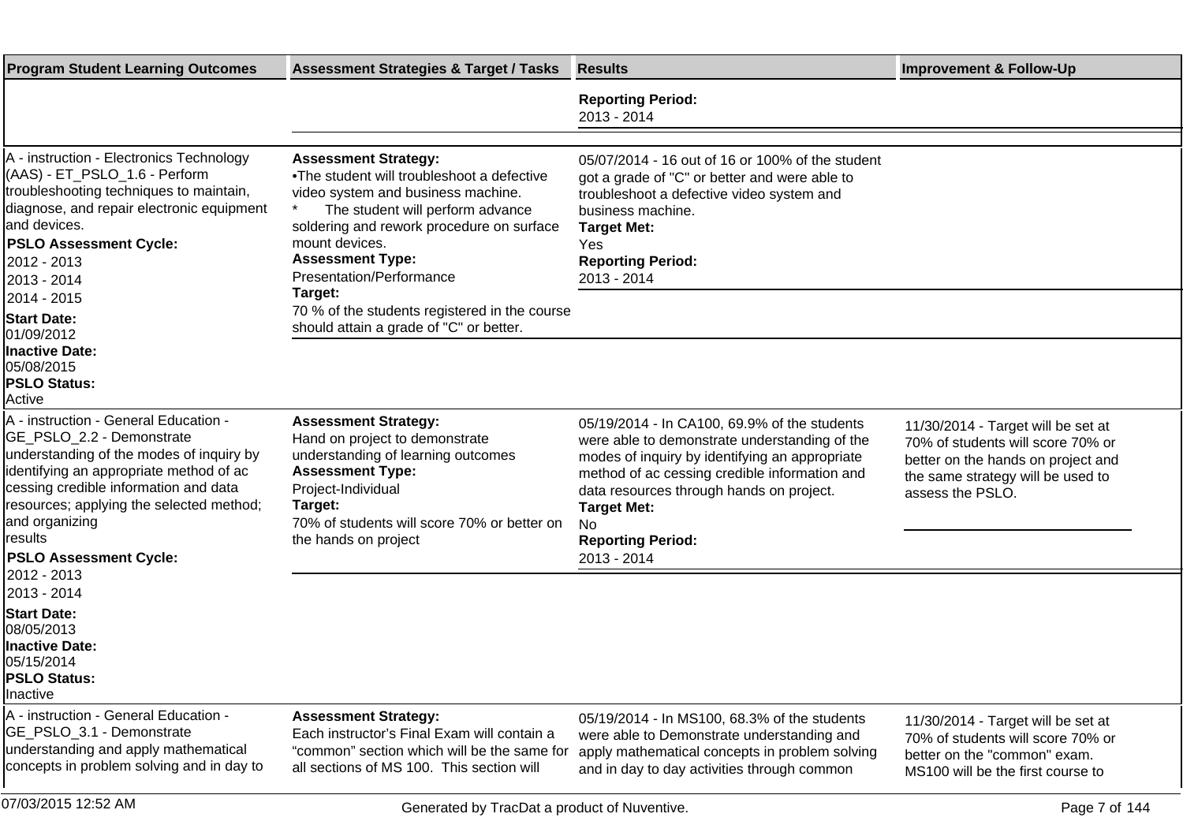| Program Student Learning Outcomes | Assessment Strategies & Target / Tasks | Results | Improvement & Follow-Up |
|---|---|---|---|
| | | **Reporting Period:**<br>2013 - 2014 | |
| A - instruction - Electronics Technology (AAS) - ET_PSLO_1.6 - Perform troubleshooting techniques to maintain, diagnose, and repair electronic equipment and devices.<br>**PSLO Assessment Cycle:**<br>2012 - 2013<br>2013 - 2014<br>2014 - 2015<br>**Start Date:**<br>01/09/2012<br>**Inactive Date:**<br>05/08/2015<br>**PSLO Status:**<br>Active | **Assessment Strategy:**<br>•The student will troubleshoot a defective video system and business machine.<br>* The student will perform advance soldering and rework procedure on surface mount devices.<br>**Assessment Type:**<br>Presentation/Performance<br>**Target:**<br>70 % of the students registered in the course should attain a grade of "C" or better. | 05/07/2014 - 16 out of 16 or 100% of the student got a grade of "C" or better and were able to troubleshoot a defective video system and business machine.<br>**Target Met:**<br>Yes<br>**Reporting Period:**<br>2013 - 2014 | |
| A - instruction - General Education - GE_PSLO_2.2 - Demonstrate understanding of the modes of inquiry by identifying an appropriate method of ac cessing credible information and data resources; applying the selected method; and organizing results<br>**PSLO Assessment Cycle:**<br>2012 - 2013<br>2013 - 2014<br>**Start Date:**<br>08/05/2013<br>**Inactive Date:**<br>05/15/2014<br>**PSLO Status:**<br>Inactive | **Assessment Strategy:**<br>Hand on project to demonstrate understanding of learning outcomes<br>**Assessment Type:**<br>Project-Individual<br>**Target:**<br>70% of students will score 70% or better on the hands on project | 05/19/2014 - In CA100, 69.9% of the students were able to demonstrate understanding of the modes of inquiry by identifying an appropriate method of ac cessing credible information and data resources through hands on project.<br>**Target Met:**<br>No<br>**Reporting Period:**<br>2013 - 2014 | 11/30/2014 - Target will be set at 70% of students will score 70% or better on the hands on project and the same strategy will be used to assess the PSLO. |
| A - instruction - General Education - GE_PSLO_3.1 - Demonstrate understanding and apply mathematical concepts in problem solving and in day to | **Assessment Strategy:**<br>Each instructor's Final Exam will contain a "common" section which will be the same for all sections of MS 100. This section will | 05/19/2014 - In MS100, 68.3% of the students were able to Demonstrate understanding and apply mathematical concepts in problem solving and in day to day activities through common | 11/30/2014 - Target will be set at 70% of students will score 70% or better on the "common" exam. MS100 will be the first course to |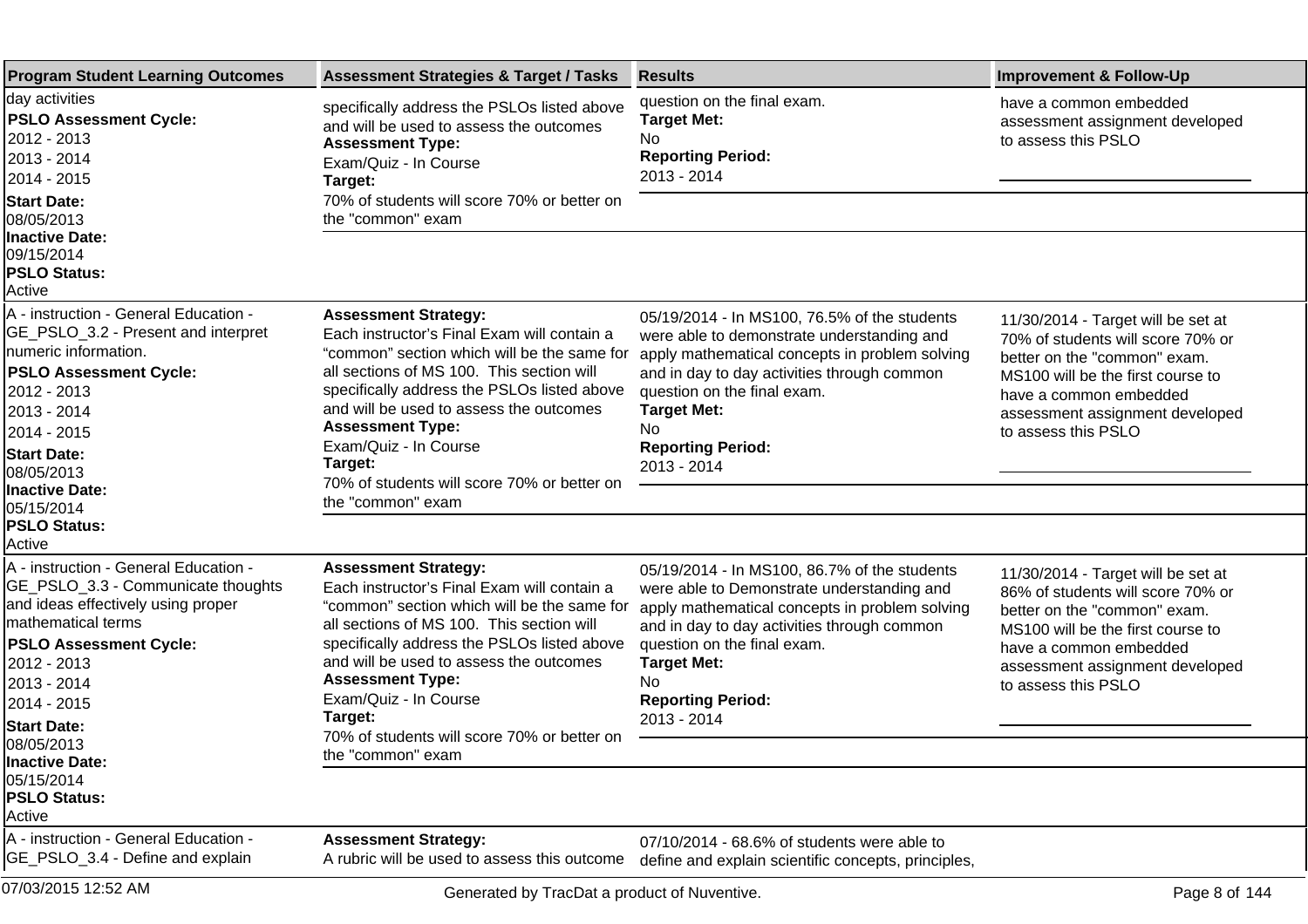| Program Student Learning Outcomes | Assessment Strategies & Target / Tasks | Results | Improvement & Follow-Up |
|---|---|---|---|
| day activities<br>**PSLO Assessment Cycle:**<br>2012 - 2013<br>2013 - 2014<br>2014 - 2015<br>**Start Date:**<br>08/05/2013<br>**Inactive Date:**<br>09/15/2014<br>**PSLO Status:**<br>Active | specifically address the PSLOs listed above and will be used to assess the outcomes<br>**Assessment Type:**<br>Exam/Quiz - In Course<br>**Target:**<br>70% of students will score 70% or better on the "common" exam | question on the final exam.<br>**Target Met:**<br>No<br>**Reporting Period:**<br>2013 - 2014 | have a common embedded assessment assignment developed to assess this PSLO |
| A - instruction - General Education - GE_PSLO_3.2 - Present and interpret numeric information.<br>**PSLO Assessment Cycle:**<br>2012 - 2013<br>2013 - 2014<br>2014 - 2015<br>**Start Date:**<br>08/05/2013<br>**Inactive Date:**<br>05/15/2014<br>**PSLO Status:**<br>Active | **Assessment Strategy:**<br>Each instructor's Final Exam will contain a "common" section which will be the same for all sections of MS 100. This section will specifically address the PSLOs listed above and will be used to assess the outcomes<br>**Assessment Type:**<br>Exam/Quiz - In Course<br>**Target:**<br>70% of students will score 70% or better on the "common" exam | 05/19/2014 - In MS100, 76.5% of the students were able to demonstrate understanding and apply mathematical concepts in problem solving and in day to day activities through common question on the final exam.<br>**Target Met:**<br>No<br>**Reporting Period:**<br>2013 - 2014 | 11/30/2014 - Target will be set at 70% of students will score 70% or better on the "common" exam. MS100 will be the first course to have a common embedded assessment assignment developed to assess this PSLO |
| A - instruction - General Education - GE_PSLO_3.3 - Communicate thoughts and ideas effectively using proper mathematical terms<br>**PSLO Assessment Cycle:**<br>2012 - 2013<br>2013 - 2014<br>2014 - 2015<br>**Start Date:**<br>08/05/2013<br>**Inactive Date:**<br>05/15/2014<br>**PSLO Status:**<br>Active | **Assessment Strategy:**<br>Each instructor's Final Exam will contain a "common" section which will be the same for all sections of MS 100. This section will specifically address the PSLOs listed above and will be used to assess the outcomes<br>**Assessment Type:**<br>Exam/Quiz - In Course<br>**Target:**<br>70% of students will score 70% or better on the "common" exam | 05/19/2014 - In MS100, 86.7% of the students were able to Demonstrate understanding and apply mathematical concepts in problem solving and in day to day activities through common question on the final exam.<br>**Target Met:**<br>No<br>**Reporting Period:**<br>2013 - 2014 | 11/30/2014 - Target will be set at 86% of students will score 70% or better on the "common" exam. MS100 will be the first course to have a common embedded assessment assignment developed to assess this PSLO |
| A - instruction - General Education - GE_PSLO_3.4 - Define and explain | **Assessment Strategy:**<br>A rubric will be used to assess this outcome | 07/10/2014 - 68.6% of students were able to define and explain scientific concepts, principles, | |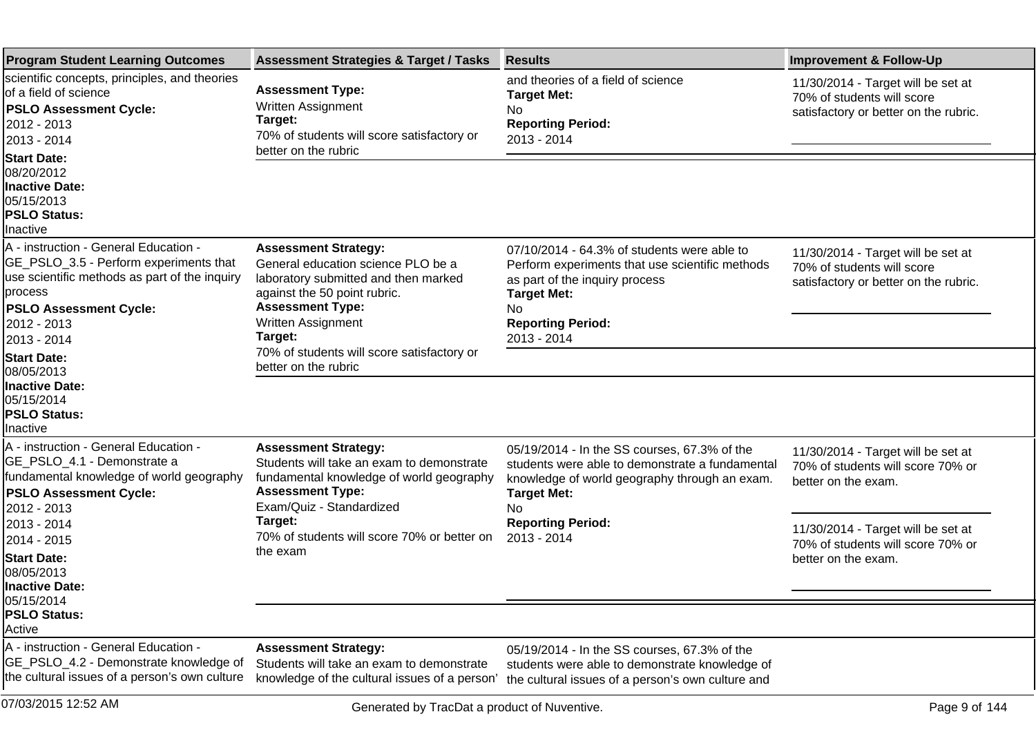| Program Student Learning Outcomes | Assessment Strategies & Target / Tasks | Results | Improvement & Follow-Up |
|---|---|---|---|
| scientific concepts, principles, and theories of a field of science<br>**PSLO Assessment Cycle:**<br>2012 - 2013<br>2013 - 2014<br>**Start Date:**<br>08/20/2012<br>**Inactive Date:**<br>05/15/2013<br>**PSLO Status:**<br>Inactive | **Assessment Type:**<br>Written Assignment<br>**Target:**<br>70% of students will score satisfactory or better on the rubric | and theories of a field of science<br>**Target Met:**<br>No<br>**Reporting Period:**<br>2013 - 2014 | 11/30/2014 - Target will be set at 70% of students will score satisfactory or better on the rubric. |
| A - instruction - General Education - GE_PSLO_3.5 - Perform experiments that use scientific methods as part of the inquiry process<br>**PSLO Assessment Cycle:**<br>2012 - 2013<br>2013 - 2014<br>**Start Date:**<br>08/05/2013<br>**Inactive Date:**<br>05/15/2014<br>**PSLO Status:**<br>Inactive | **Assessment Strategy:**<br>General education science PLO be a laboratory submitted and then marked against the 50 point rubric.<br>**Assessment Type:**<br>Written Assignment<br>**Target:**<br>70% of students will score satisfactory or better on the rubric | 07/10/2014 - 64.3% of students were able to Perform experiments that use scientific methods as part of the inquiry process<br>**Target Met:**<br>No<br>**Reporting Period:**<br>2013 - 2014 | 11/30/2014 - Target will be set at 70% of students will score satisfactory or better on the rubric. |
| A - instruction - General Education - GE_PSLO_4.1 - Demonstrate a fundamental knowledge of world geography<br>**PSLO Assessment Cycle:**<br>2012 - 2013<br>2013 - 2014<br>2014 - 2015<br>**Start Date:**<br>08/05/2013<br>**Inactive Date:**<br>05/15/2014<br>**PSLO Status:**<br>Active | **Assessment Strategy:**<br>Students will take an exam to demonstrate fundamental knowledge of world geography<br>**Assessment Type:**<br>Exam/Quiz - Standardized<br>**Target:**<br>70% of students will score 70% or better on the exam | 05/19/2014 - In the SS courses, 67.3% of the students were able to demonstrate a fundamental knowledge of world geography through an exam.<br>**Target Met:**<br>No<br>**Reporting Period:**<br>2013 - 2014 | 11/30/2014 - Target will be set at 70% of students will score 70% or better on the exam.<br><br>11/30/2014 - Target will be set at 70% of students will score 70% or better on the exam. |
| A - instruction - General Education - GE_PSLO_4.2 - Demonstrate knowledge of the cultural issues of a person's own culture | **Assessment Strategy:**<br>Students will take an exam to demonstrate knowledge of the cultural issues of a person' | 05/19/2014 - In the SS courses, 67.3% of the students were able to demonstrate knowledge of the cultural issues of a person's own culture and | |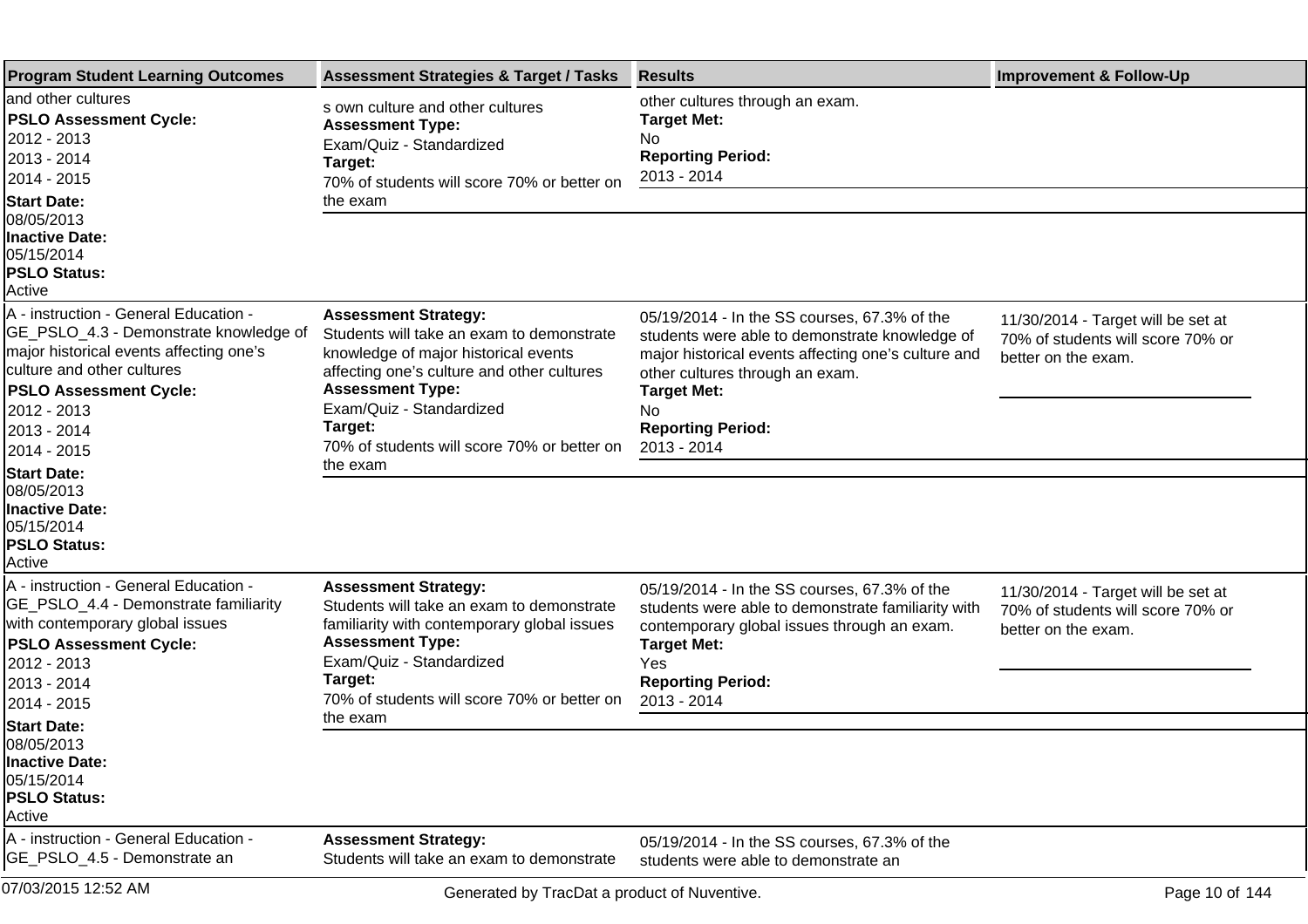| Program Student Learning Outcomes | Assessment Strategies & Target / Tasks | Results | Improvement & Follow-Up |
|---|---|---|---|
| and other cultures<br>**PSLO Assessment Cycle:**<br>2012 - 2013<br>2013 - 2014<br>2014 - 2015<br>**Start Date:**<br>08/05/2013<br>**Inactive Date:**<br>05/15/2014<br>**PSLO Status:**<br>Active | s own culture and other cultures<br>**Assessment Type:**<br>Exam/Quiz - Standardized<br>**Target:**<br>70% of students will score 70% or better on the exam | other cultures through an exam.<br>**Target Met:**<br>No<br>**Reporting Period:**<br>2013 - 2014 | |
| A - instruction - General Education - GE_PSLO_4.3 - Demonstrate knowledge of major historical events affecting one's culture and other cultures<br>**PSLO Assessment Cycle:**<br>2012 - 2013<br>2013 - 2014<br>2014 - 2015<br>**Start Date:**<br>08/05/2013<br>**Inactive Date:**<br>05/15/2014<br>**PSLO Status:**<br>Active | **Assessment Strategy:**<br>Students will take an exam to demonstrate knowledge of major historical events affecting one's culture and other cultures<br>**Assessment Type:**<br>Exam/Quiz - Standardized<br>**Target:**<br>70% of students will score 70% or better on the exam | 05/19/2014 - In the SS courses, 67.3% of the students were able to demonstrate knowledge of major historical events affecting one's culture and other cultures through an exam.<br>**Target Met:**<br>No<br>**Reporting Period:**<br>2013 - 2014 | 11/30/2014 - Target will be set at 70% of students will score 70% or better on the exam. |
| A - instruction - General Education - GE_PSLO_4.4 - Demonstrate familiarity with contemporary global issues<br>**PSLO Assessment Cycle:**<br>2012 - 2013<br>2013 - 2014<br>2014 - 2015<br>**Start Date:**<br>08/05/2013<br>**Inactive Date:**<br>05/15/2014<br>**PSLO Status:**<br>Active | **Assessment Strategy:**<br>Students will take an exam to demonstrate familiarity with contemporary global issues<br>**Assessment Type:**<br>Exam/Quiz - Standardized<br>**Target:**<br>70% of students will score 70% or better on the exam | 05/19/2014 - In the SS courses, 67.3% of the students were able to demonstrate familiarity with contemporary global issues through an exam.<br>**Target Met:**<br>Yes<br>**Reporting Period:**<br>2013 - 2014 | 11/30/2014 - Target will be set at 70% of students will score 70% or better on the exam. |
| A - instruction - General Education - GE_PSLO_4.5 - Demonstrate an | **Assessment Strategy:**<br>Students will take an exam to demonstrate | 05/19/2014 - In the SS courses, 67.3% of the students were able to demonstrate an | |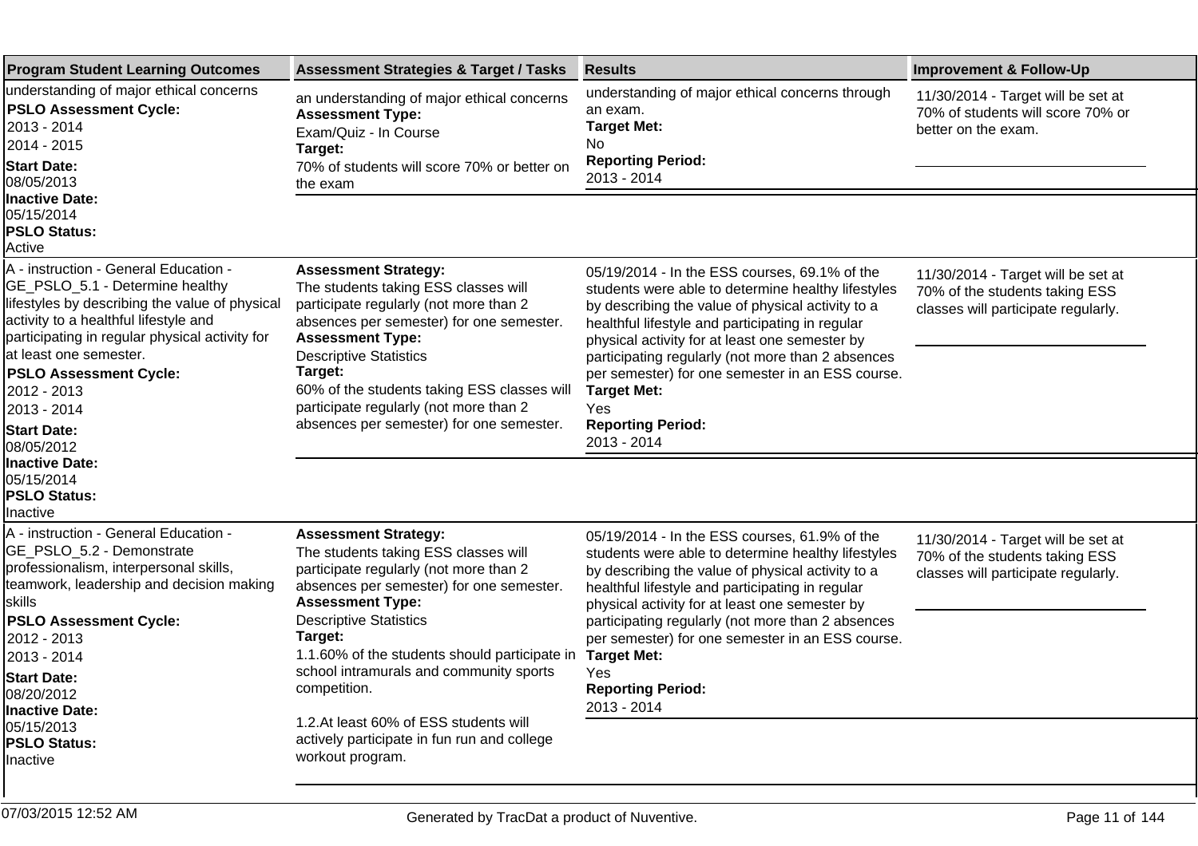| Program Student Learning Outcomes | Assessment Strategies & Target / Tasks | Results | Improvement & Follow-Up |
|---|---|---|---|
| understanding of major ethical concerns<br>**PSLO Assessment Cycle:**<br>2013 - 2014<br>2014 - 2015<br>**Start Date:**<br>08/05/2013<br>**Inactive Date:**<br>05/15/2014<br>**PSLO Status:**<br>Active | an understanding of major ethical concerns<br>**Assessment Type:**<br>Exam/Quiz - In Course<br>**Target:**<br>70% of students will score 70% or better on the exam | understanding of major ethical concerns through an exam.<br>**Target Met:**<br>No<br>**Reporting Period:**<br>2013 - 2014 | 11/30/2014 - Target will be set at 70% of students will score 70% or better on the exam. |
| A - instruction - General Education - GE_PSLO_5.1 - Determine healthy lifestyles by describing the value of physical activity to a healthful lifestyle and participating in regular physical activity for at least one semester.<br>**PSLO Assessment Cycle:**<br>2012 - 2013<br>2013 - 2014<br>**Start Date:**<br>08/05/2012<br>**Inactive Date:**<br>05/15/2014<br>**PSLO Status:**<br>Inactive | **Assessment Strategy:**<br>The students taking ESS classes will participate regularly (not more than 2 absences per semester) for one semester.<br>**Assessment Type:**<br>Descriptive Statistics<br>**Target:**<br>60% of the students taking ESS classes will participate regularly (not more than 2 absences per semester) for one semester. | 05/19/2014 - In the ESS courses, 69.1% of the students were able to determine healthy lifestyles by describing the value of physical activity to a healthful lifestyle and participating in regular physical activity for at least one semester by participating regularly (not more than 2 absences per semester) for one semester in an ESS course.<br>**Target Met:**<br>Yes<br>**Reporting Period:**<br>2013 - 2014 | 11/30/2014 - Target will be set at 70% of the students taking ESS classes will participate regularly. |
| A - instruction - General Education - GE_PSLO_5.2 - Demonstrate professionalism, interpersonal skills, teamwork, leadership and decision making skills<br>**PSLO Assessment Cycle:**<br>2012 - 2013<br>2013 - 2014<br>**Start Date:**<br>08/20/2012<br>**Inactive Date:**<br>05/15/2013<br>**PSLO Status:**<br>Inactive | **Assessment Strategy:**<br>The students taking ESS classes will participate regularly (not more than 2 absences per semester) for one semester.<br>**Assessment Type:**<br>Descriptive Statistics<br>**Target:**<br>1.1.60% of the students should participate in school intramurals and community sports competition.<br><br>1.2.At least 60% of ESS students will actively participate in fun run and college workout program. | 05/19/2014 - In the ESS courses, 61.9% of the students were able to determine healthy lifestyles by describing the value of physical activity to a healthful lifestyle and participating in regular physical activity for at least one semester by participating regularly (not more than 2 absences per semester) for one semester in an ESS course.<br>**Target Met:**<br>Yes<br>**Reporting Period:**<br>2013 - 2014 | 11/30/2014 - Target will be set at 70% of the students taking ESS classes will participate regularly. |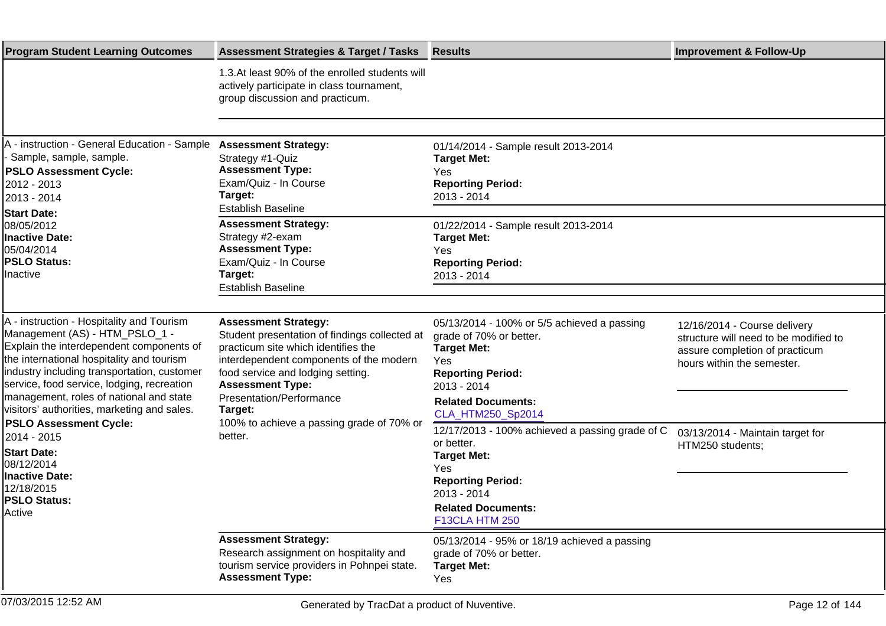| Program Student Learning Outcomes | Assessment Strategies & Target / Tasks | Results | Improvement & Follow-Up |
|---|---|---|---|
| | 1.3.At least 90% of the enrolled students will actively participate in class tournament, group discussion and practicum. | | |
| A - instruction - General Education - Sample - Sample, sample, sample.<br>**PSLO Assessment Cycle:**<br>2012 - 2013<br>2013 - 2014<br>**Start Date:**<br>08/05/2012<br>**Inactive Date:**<br>05/04/2014<br>**PSLO Status:**<br>Inactive | **Assessment Strategy:**<br>Strategy #1-Quiz<br>**Assessment Type:**<br>Exam/Quiz - In Course<br>**Target:**<br>Establish Baseline | 01/14/2014 - Sample result 2013-2014<br>**Target Met:**<br>Yes<br>**Reporting Period:**<br>2013 - 2014 | |
| | **Assessment Strategy:**<br>Strategy #2-exam<br>**Assessment Type:**<br>Exam/Quiz - In Course<br>**Target:**<br>Establish Baseline | 01/22/2014 - Sample result 2013-2014<br>**Target Met:**<br>Yes<br>**Reporting Period:**<br>2013 - 2014 | |
| A - instruction - Hospitality and Tourism Management (AS) - HTM_PSLO_1 - Explain the interdependent components of the international hospitality and tourism industry including transportation, customer service, food service, lodging, recreation management, roles of national and state visitors' authorities, marketing and sales.<br>**PSLO Assessment Cycle:**<br>2014 - 2015<br>**Start Date:**<br>08/12/2014<br>**Inactive Date:**<br>12/18/2015<br>**PSLO Status:**<br>Active | **Assessment Strategy:**<br>Student presentation of findings collected at practicum site which identifies the interdependent components of the modern food service and lodging setting.<br>**Assessment Type:**<br>Presentation/Performance<br>**Target:**<br>100% to achieve a passing grade of 70% or better. | 05/13/2014 - 100% or 5/5 achieved a passing grade of 70% or better.<br>**Target Met:**<br>Yes<br>**Reporting Period:**<br>2013 - 2014<br>**Related Documents:**<br>CLA_HTM250_Sp2014 | 12/16/2014 - Course delivery structure will need to be modified to assure completion of practicum hours within the semester. |
| | | 12/17/2013 - 100% achieved a passing grade of C or better.<br>**Target Met:**<br>Yes<br>**Reporting Period:**<br>2013 - 2014<br>**Related Documents:**<br>F13CLA HTM 250 | 03/13/2014 - Maintain target for HTM250 students; |
| | **Assessment Strategy:**<br>Research assignment on hospitality and tourism service providers in Pohnpei state.<br>**Assessment Type:** | 05/13/2014 - 95% or 18/19 achieved a passing grade of 70% or better.<br>**Target Met:**<br>Yes | |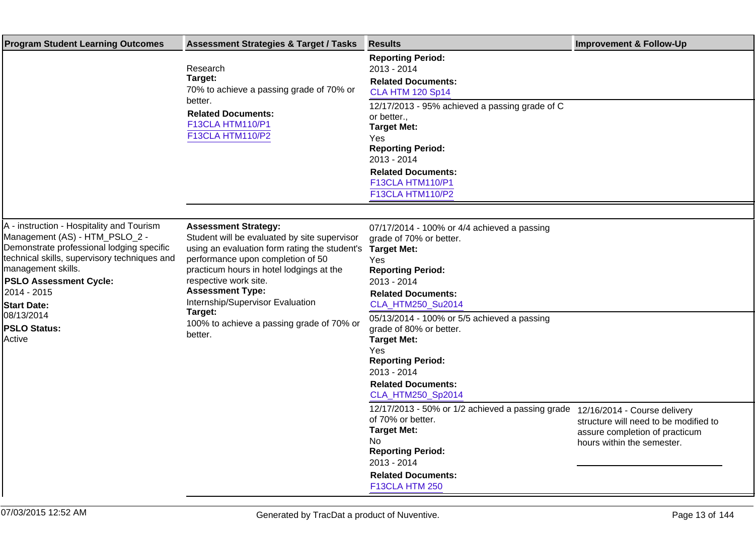| Program Student Learning Outcomes | Assessment Strategies & Target / Tasks | Results | Improvement & Follow-Up |
|---|---|---|---|
| | Research<br>**Target:**<br>70% to achieve a passing grade of 70% or better.<br>**Related Documents:**<br>F13CLA HTM110/P1<br>F13CLA HTM110/P2 | **Reporting Period:**<br>2013 - 2014<br>**Related Documents:**<br>CLA HTM 120 Sp14 | |
| | | 12/17/2013 - 95% achieved a passing grade of C or better.,<br>**Target Met:**<br>Yes<br>**Reporting Period:**<br>2013 - 2014<br>**Related Documents:**<br>F13CLA HTM110/P1<br>F13CLA HTM110/P2 | |
| A - instruction - Hospitality and Tourism Management (AS) - HTM_PSLO_2 - Demonstrate professional lodging specific technical skills, supervisory techniques and management skills.<br>**PSLO Assessment Cycle:**<br>2014 - 2015<br>**Start Date:**<br>08/13/2014<br>**PSLO Status:**<br>Active | **Assessment Strategy:**<br>Student will be evaluated by site supervisor using an evaluation form rating the student's performance upon completion of 50 practicum hours in hotel lodgings at the respective work site.<br>**Assessment Type:**<br>Internship/Supervisor Evaluation<br>**Target:**<br>100% to achieve a passing grade of 70% or better. | 07/17/2014 - 100% or 4/4 achieved a passing grade of 70% or better.<br>**Target Met:**<br>Yes<br>**Reporting Period:**<br>2013 - 2014<br>**Related Documents:**<br>CLA_HTM250_Su2014 | |
| | | 05/13/2014 - 100% or 5/5 achieved a passing grade of 80% or better.<br>**Target Met:**<br>Yes<br>**Reporting Period:**<br>2013 - 2014<br>**Related Documents:**<br>CLA_HTM250_Sp2014 | |
| | | 12/17/2013 - 50% or 1/2 achieved a passing grade of 70% or better.<br>**Target Met:**<br>No<br>**Reporting Period:**<br>2013 - 2014<br>**Related Documents:**<br>F13CLA HTM 250 | 12/16/2014 - Course delivery structure will need to be modified to assure completion of practicum hours within the semester. |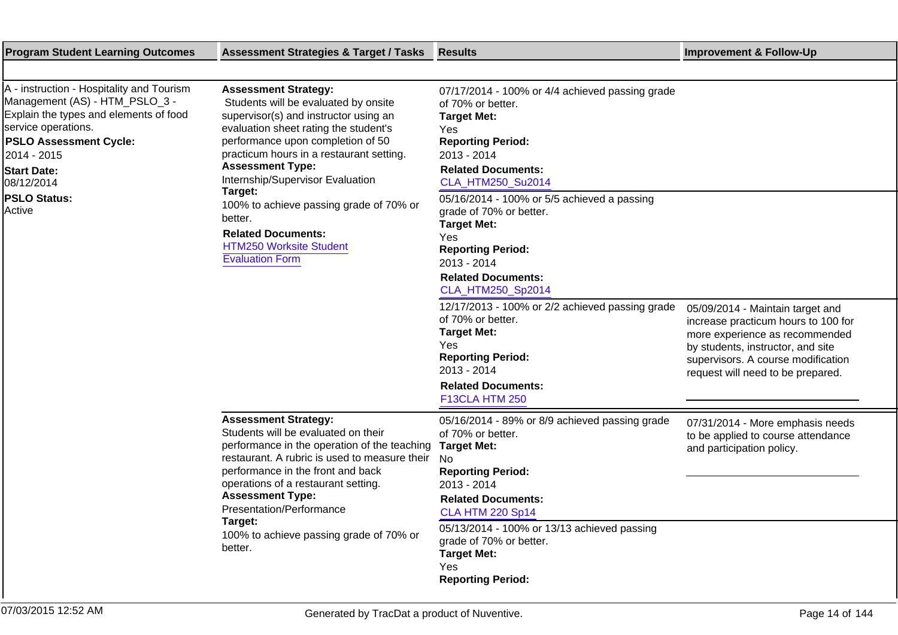| Program Student Learning Outcomes | Assessment Strategies & Target / Tasks | Results | Improvement & Follow-Up |
|---|---|---|---|
| A - instruction - Hospitality and Tourism Management (AS) - HTM_PSLO_3 - Explain the types and elements of food service operations.<br>**PSLO Assessment Cycle:**<br>2014 - 2015<br>**Start Date:**<br>08/12/2014<br>**PSLO Status:**<br>Active | **Assessment Strategy:**<br>Students will be evaluated by onsite supervisor(s) and instructor using an evaluation sheet rating the student's performance upon completion of 50 practicum hours in a restaurant setting.<br>**Assessment Type:**<br>Internship/Supervisor Evaluation<br>**Target:**<br>100% to achieve passing grade of 70% or better.<br>**Related Documents:**<br>HTM250 Worksite Student Evaluation Form | 07/17/2014 - 100% or 4/4 achieved passing grade of 70% or better.<br>**Target Met:**<br>Yes<br>**Reporting Period:**<br>2013 - 2014<br>**Related Documents:**<br>CLA_HTM250_Su2014 | |
| | | 05/16/2014 - 100% or 5/5 achieved a passing grade of 70% or better.<br>**Target Met:**<br>Yes<br>**Reporting Period:**<br>2013 - 2014<br>**Related Documents:**<br>CLA_HTM250_Sp2014 | |
| | | 12/17/2013 - 100% or 2/2 achieved passing grade of 70% or better.<br>**Target Met:**<br>Yes<br>**Reporting Period:**<br>2013 - 2014<br>**Related Documents:**<br>F13CLA HTM 250 | 05/09/2014 - Maintain target and increase practicum hours to 100 for more experience as recommended by students, instructor, and site supervisors. A course modification request will need to be prepared. |
| | **Assessment Strategy:**<br>Students will be evaluated on their performance in the operation of the teaching restaurant. A rubric is used to measure their performance in the front and back operations of a restaurant setting.<br>**Assessment Type:**<br>Presentation/Performance<br>**Target:**<br>100% to achieve passing grade of 70% or better. | 05/16/2014 - 89% or 8/9 achieved passing grade of 70% or better.<br>**Target Met:**<br>No<br>**Reporting Period:**<br>2013 - 2014<br>**Related Documents:**<br>CLA HTM 220 Sp14 | 07/31/2014 - More emphasis needs to be applied to course attendance and participation policy. |
| | | 05/13/2014 - 100% or 13/13 achieved passing grade of 70% or better.<br>**Target Met:**<br>Yes<br>**Reporting Period:** | |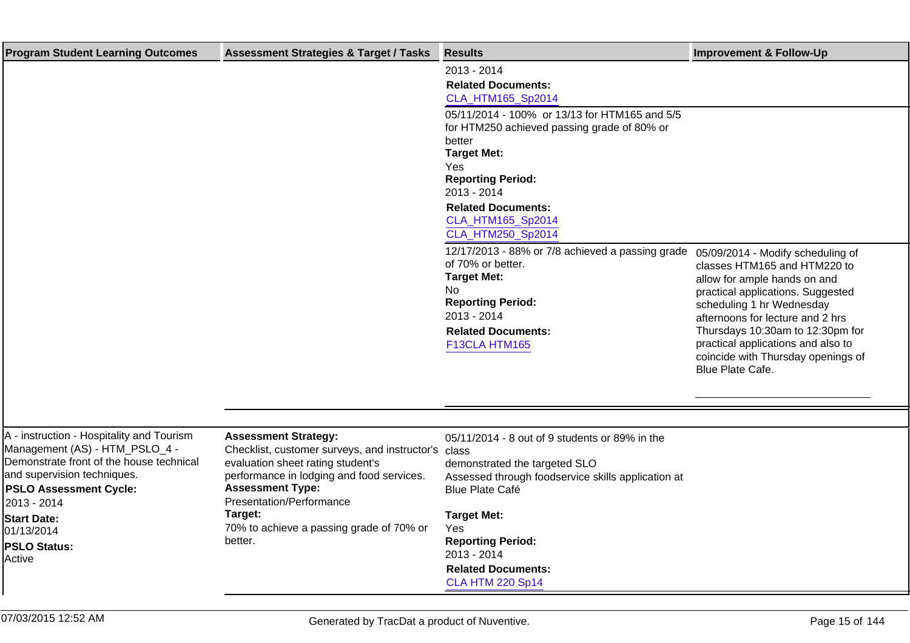| Program Student Learning Outcomes | Assessment Strategies & Target / Tasks | Results | Improvement & Follow-Up |
|---|---|---|---|
| | | 2013 - 2014<br>**Related Documents:**<br>CLA_HTM165_Sp2014 | |
| | | 05/11/2014 - 100% or 13/13 for HTM165 and 5/5 for HTM250 achieved passing grade of 80% or better<br>**Target Met:**<br>Yes<br>**Reporting Period:**<br>2013 - 2014<br>**Related Documents:**<br>CLA_HTM165_Sp2014<br>CLA_HTM250_Sp2014 | |
| | | 12/17/2013 - 88% or 7/8 achieved a passing grade of 70% or better.<br>**Target Met:**<br>No<br>**Reporting Period:**<br>2013 - 2014<br>**Related Documents:**<br>F13CLA HTM165 | 05/09/2014 - Modify scheduling of classes HTM165 and HTM220 to allow for ample hands on and practical applications. Suggested scheduling 1 hr Wednesday afternoons for lecture and 2 hrs Thursdays 10:30am to 12:30pm for practical applications and also to coincide with Thursday openings of Blue Plate Cafe. |
| A - instruction - Hospitality and Tourism Management (AS) - HTM_PSLO_4 - Demonstrate front of the house technical and supervision techniques.<br>**PSLO Assessment Cycle:**<br>2013 - 2014<br>**Start Date:**<br>01/13/2014<br>**PSLO Status:**<br>Active | **Assessment Strategy:**<br>Checklist, customer surveys, and instructor's evaluation sheet rating student's performance in lodging and food services.<br>**Assessment Type:**<br>Presentation/Performance<br>**Target:**<br>70% to achieve a passing grade of 70% or better. | 05/11/2014 - 8 out of 9 students or 89% in the class<br>demonstrated the targeted SLO<br>Assessed through foodservice skills application at Blue Plate Café<br>**Target Met:**<br>Yes<br>**Reporting Period:**<br>2013 - 2014<br>**Related Documents:**<br>CLA HTM 220 Sp14 | |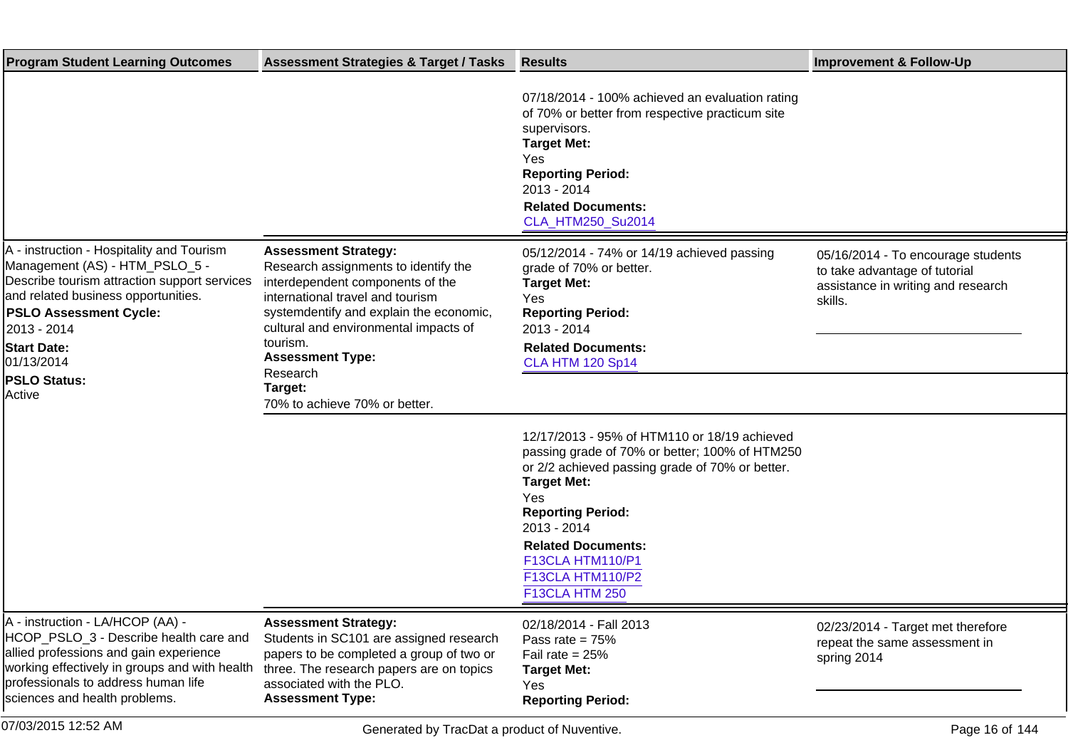| Program Student Learning Outcomes | Assessment Strategies & Target / Tasks | Results | Improvement & Follow-Up |
|---|---|---|---|
| | | 07/18/2014 - 100% achieved an evaluation rating of 70% or better from respective practicum site supervisors.<br>**Target Met:**<br>Yes<br>**Reporting Period:**<br>2013 - 2014<br>**Related Documents:**<br>CLA_HTM250_Su2014 | |
| A - instruction - Hospitality and Tourism Management (AS) - HTM_PSLO_5 - Describe tourism attraction support services and related business opportunities.<br>**PSLO Assessment Cycle:**<br>2013 - 2014<br>**Start Date:**<br>01/13/2014<br>**PSLO Status:**<br>Active | **Assessment Strategy:**<br>Research assignments to identify the interdependent components of the international travel and tourism systemdentify and explain the economic, cultural and environmental impacts of tourism.<br>**Assessment Type:**<br>Research<br>**Target:**<br>70% to achieve 70% or better. | 05/12/2014 - 74% or 14/19 achieved passing grade of 70% or better.<br>**Target Met:**<br>Yes<br>**Reporting Period:**<br>2013 - 2014<br>**Related Documents:**<br>CLA HTM 120 Sp14 | 05/16/2014 - To encourage students to take advantage of tutorial assistance in writing and research skills. |
| | | 12/17/2013 - 95% of HTM110 or 18/19 achieved passing grade of 70% or better; 100% of HTM250 or 2/2 achieved passing grade of 70% or better.<br>**Target Met:**<br>Yes<br>**Reporting Period:**<br>2013 - 2014<br>**Related Documents:**<br>F13CLA HTM110/P1<br>F13CLA HTM110/P2<br>F13CLA HTM 250 | |
| A - instruction - LA/HCOP (AA) - HCOP_PSLO_3 - Describe health care and allied professions and gain experience working effectively in groups and with health professionals to address human life sciences and health problems. | **Assessment Strategy:**<br>Students in SC101 are assigned research papers to be completed a group of two or three. The research papers are on topics associated with the PLO.<br>**Assessment Type:** | 02/18/2014 - Fall 2013<br>Pass rate = 75%<br>Fail rate = 25%<br>**Target Met:**<br>Yes<br>**Reporting Period:** | 02/23/2014 - Target met therefore repeat the same assessment in spring 2014 |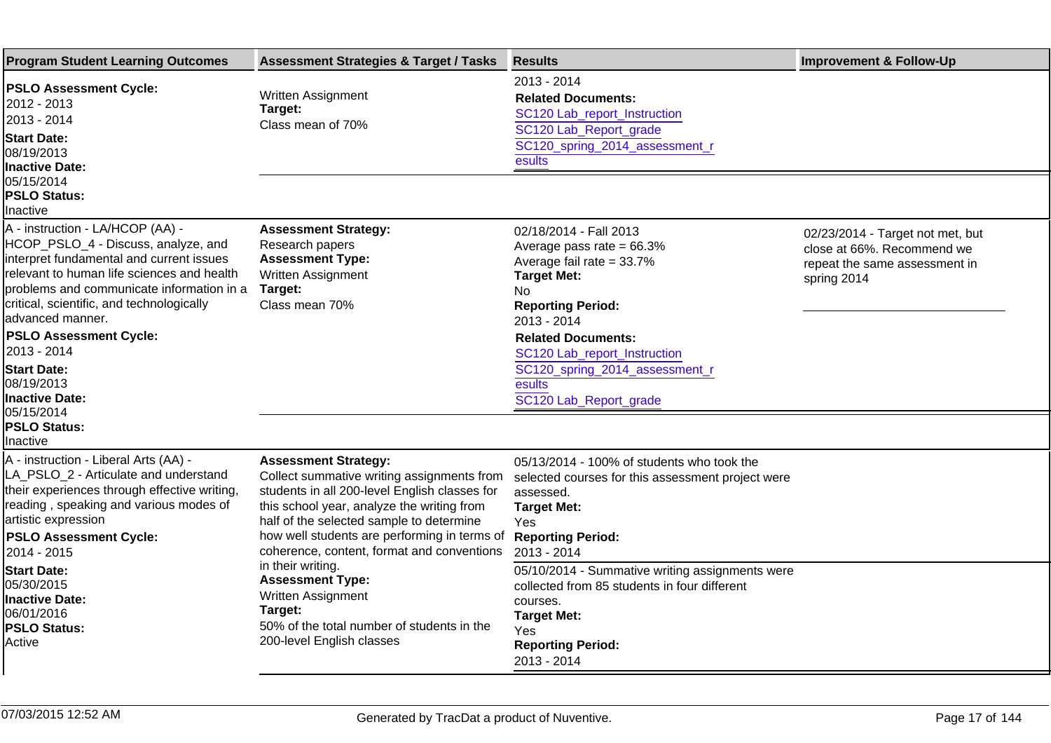| Program Student Learning Outcomes | Assessment Strategies & Target / Tasks | Results | Improvement & Follow-Up |
|---|---|---|---|
| **PSLO Assessment Cycle:** 2012 - 2013 2013 - 2014 **Start Date:** 08/19/2013 **Inactive Date:** 05/15/2014 **PSLO Status:** Inactive | Written Assignment **Target:** Class mean of 70% | 2013 - 2014 **Related Documents:** SC120 Lab_report_Instruction SC120 Lab_Report_grade SC120_spring_2014_assessment_results | |
| A - instruction - LA/HCOP (AA) - HCOP_PSLO_4 - Discuss, analyze, and interpret fundamental and current issues relevant to human life sciences and health problems and communicate information in a critical, scientific, and technologically advanced manner. **PSLO Assessment Cycle:** 2013 - 2014 **Start Date:** 08/19/2013 **Inactive Date:** 05/15/2014 **PSLO Status:** Inactive | **Assessment Strategy:** Research papers **Assessment Type:** Written Assignment **Target:** Class mean 70% | 02/18/2014 - Fall 2013 Average pass rate = 66.3% Average fail rate = 33.7% **Target Met:** No **Reporting Period:** 2013 - 2014 **Related Documents:** SC120 Lab_report_Instruction SC120_spring_2014_assessment_results SC120 Lab_Report_grade | 02/23/2014 - Target not met, but close at 66%. Recommend we repeat the same assessment in spring 2014 |
| A - instruction - Liberal Arts (AA) - LA_PSLO_2 - Articulate and understand their experiences through effective writing, reading , speaking and various modes of artistic expression **PSLO Assessment Cycle:** 2014 - 2015 **Start Date:** 05/30/2015 **Inactive Date:** 06/01/2016 **PSLO Status:** Active | **Assessment Strategy:** Collect summative writing assignments from students in all 200-level English classes for this school year, analyze the writing from half of the selected sample to determine how well students are performing in terms of coherence, content, format and conventions in their writing. **Assessment Type:** Written Assignment **Target:** 50% of the total number of students in the 200-level English classes | 05/13/2014 - 100% of students who took the selected courses for this assessment project were assessed. **Target Met:** Yes **Reporting Period:** 2013 - 2014 | |
| | | 05/10/2014 - Summative writing assignments were collected from 85 students in four different courses. **Target Met:** Yes **Reporting Period:** 2013 - 2014 | |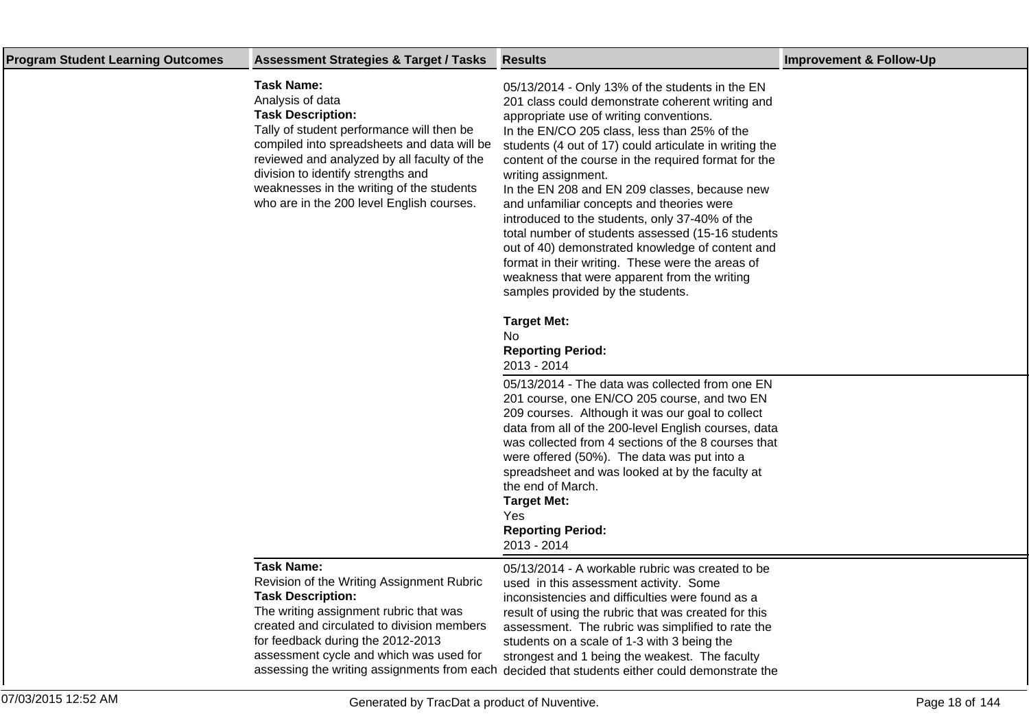| Program Student Learning Outcomes | Assessment Strategies & Target / Tasks | Results | Improvement & Follow-Up |
|---|---|---|---|
| | **Task Name:**<br>Analysis of data<br>**Task Description:**<br>Tally of student performance will then be compiled into spreadsheets and data will be reviewed and analyzed by all faculty of the division to identify strengths and weaknesses in the writing of the students who are in the 200 level English courses. | 05/13/2014 - Only 13% of the students in the EN 201 class could demonstrate coherent writing and appropriate use of writing conventions.<br>In the EN/CO 205 class, less than 25% of the students (4 out of 17) could articulate in writing the content of the course in the required format for the writing assignment.<br>In the EN 208 and EN 209 classes, because new and unfamiliar concepts and theories were introduced to the students, only 37-40% of the total number of students assessed (15-16 students out of 40) demonstrated knowledge of content and format in their writing. These were the areas of weakness that were apparent from the writing samples provided by the students.<br><br>**Target Met:**<br>No<br>**Reporting Period:**<br>2013 - 2014 | |
| | | 05/13/2014 - The data was collected from one EN 201 course, one EN/CO 205 course, and two EN 209 courses. Although it was our goal to collect data from all of the 200-level English courses, data was collected from 4 sections of the 8 courses that were offered (50%). The data was put into a spreadsheet and was looked at by the faculty at the end of March.<br>**Target Met:**<br>Yes<br>**Reporting Period:**<br>2013 - 2014 | |
| | **Task Name:**<br>Revision of the Writing Assignment Rubric<br>**Task Description:**<br>The writing assignment rubric that was created and circulated to division members for feedback during the 2012-2013 assessment cycle and which was used for assessing the writing assignments from each | 05/13/2014 - A workable rubric was created to be used in this assessment activity. Some inconsistencies and difficulties were found as a result of using the rubric that was created for this assessment. The rubric was simplified to rate the students on a scale of 1-3 with 3 being the strongest and 1 being the weakest. The faculty decided that students either could demonstrate the | |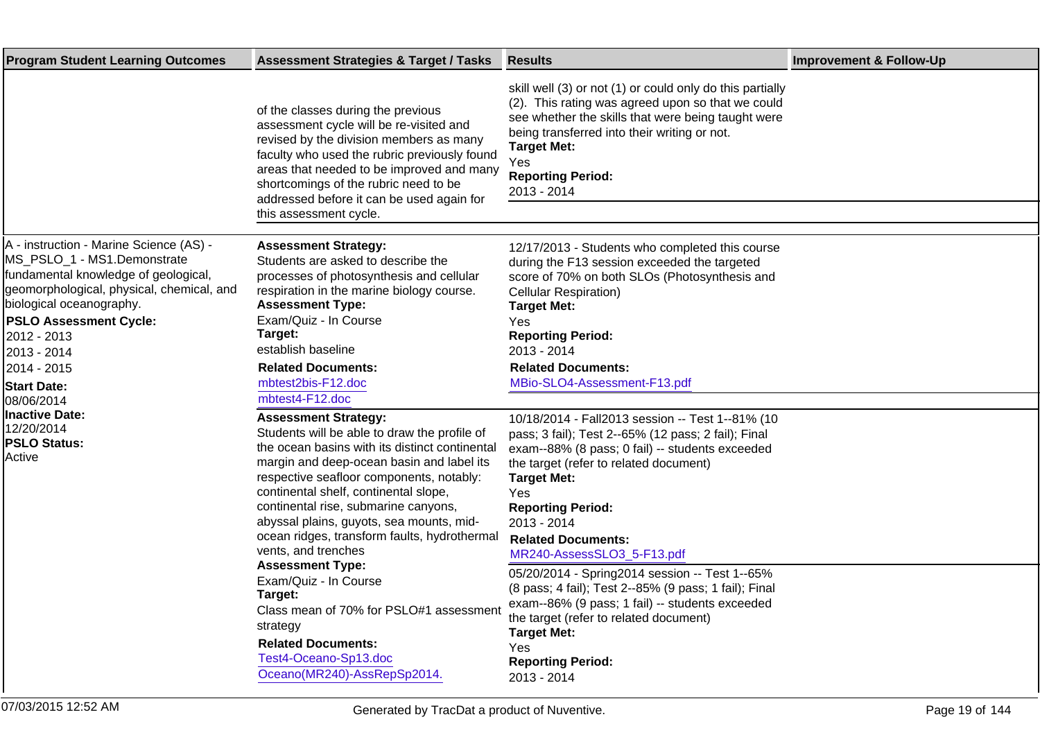| Program Student Learning Outcomes | Assessment Strategies & Target / Tasks | Results | Improvement & Follow-Up |
|---|---|---|---|
| | of the classes during the previous assessment cycle will be re-visited and revised by the division members as many faculty who used the rubric previously found areas that needed to be improved and many shortcomings of the rubric need to be addressed before it can be used again for this assessment cycle. | skill well (3) or not (1) or could only do this partially (2). This rating was agreed upon so that we could see whether the skills that were being taught were being transferred into their writing or not.<br>**Target Met:**<br>Yes<br>**Reporting Period:**<br>2013 - 2014 | |
| A - instruction - Marine Science (AS) - MS_PSLO_1 - MS1.Demonstrate fundamental knowledge of geological, geomorphological, physical, chemical, and biological oceanography.<br>**PSLO Assessment Cycle:**<br>2012 - 2013<br>2013 - 2014<br>2014 - 2015<br>**Start Date:**<br>08/06/2014<br>**Inactive Date:**<br>12/20/2014<br>**PSLO Status:**<br>Active | **Assessment Strategy:**<br>Students are asked to describe the processes of photosynthesis and cellular respiration in the marine biology course.<br>**Assessment Type:**<br>Exam/Quiz - In Course<br>**Target:**<br>establish baseline<br>**Related Documents:**<br>mbtest2bis-F12.doc<br>mbtest4-F12.doc | 12/17/2013 - Students who completed this course during the F13 session exceeded the targeted score of 70% on both SLOs (Photosynthesis and Cellular Respiration)<br>**Target Met:**<br>Yes<br>**Reporting Period:**<br>2013 - 2014<br>**Related Documents:**<br>MBio-SLO4-Assessment-F13.pdf | |
| | **Assessment Strategy:**<br>Students will be able to draw the profile of the ocean basins with its distinct continental margin and deep-ocean basin and label its respective seafloor components, notably: continental shelf, continental slope, continental rise, submarine canyons, abyssal plains, guyots, sea mounts, mid-ocean ridges, transform faults, hydrothermal vents, and trenches<br>**Assessment Type:**<br>Exam/Quiz - In Course<br>**Target:**<br>Class mean of 70% for PSLO#1 assessment strategy<br>**Related Documents:**<br>Test4-Oceano-Sp13.doc<br>Oceano(MR240)-AssRepSp2014. | 10/18/2014 - Fall2013 session -- Test 1--81% (10 pass; 3 fail); Test 2--65% (12 pass; 2 fail); Final exam--88% (8 pass; 0 fail) -- students exceeded the target (refer to related document)<br>**Target Met:**<br>Yes<br>**Reporting Period:**<br>2013 - 2014<br>**Related Documents:**<br>MR240-AssessSLO3_5-F13.pdf<br><br>05/20/2014 - Spring2014 session -- Test 1--65% (8 pass; 4 fail); Test 2--85% (9 pass; 1 fail); Final exam--86% (9 pass; 1 fail) -- students exceeded the target (refer to related document)<br>**Target Met:**<br>Yes<br>**Reporting Period:**<br>2013 - 2014 | |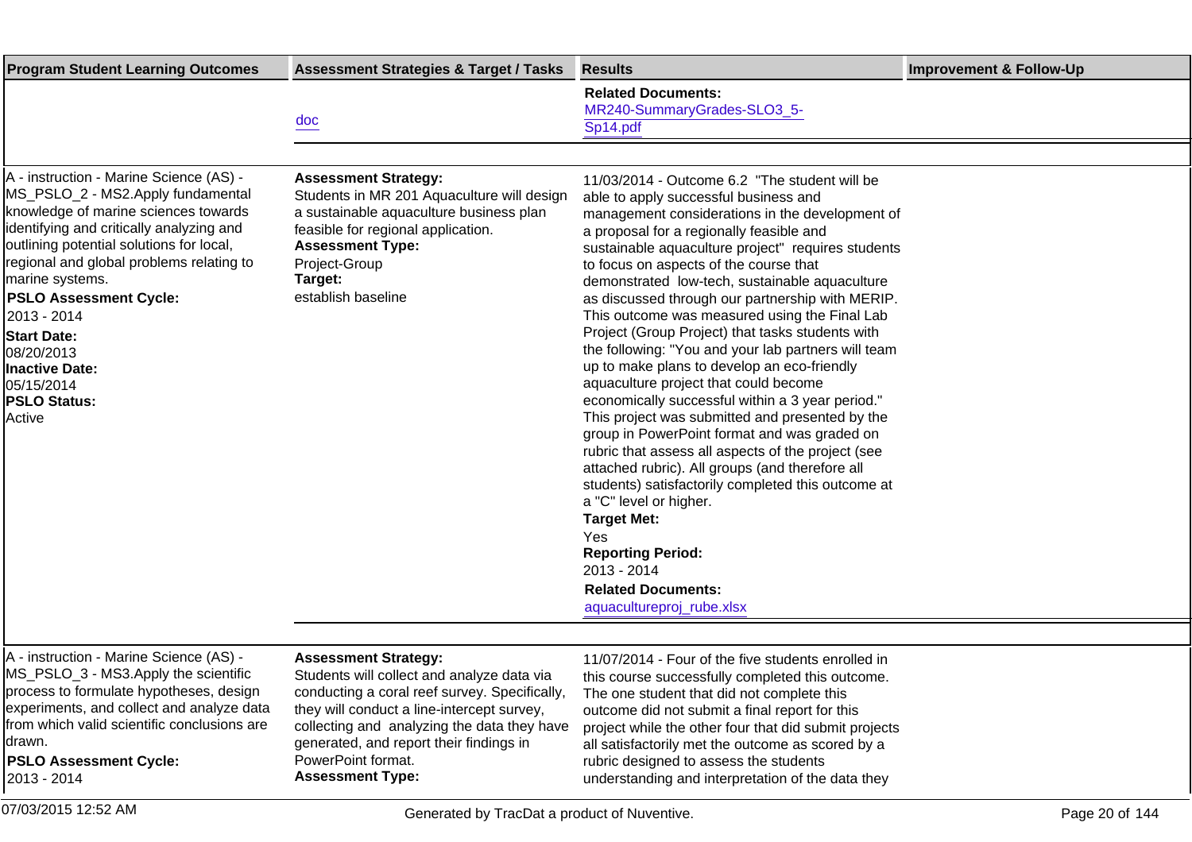| Program Student Learning Outcomes | Assessment Strategies & Target / Tasks | Results | Improvement & Follow-Up |
|---|---|---|---|
| | doc | **Related Documents:**<br>MR240-SummaryGrades-SLO3_5-Sp14.pdf | |
| A - instruction - Marine Science (AS) - MS_PSLO_2 - MS2.Apply fundamental knowledge of marine sciences towards identifying and critically analyzing and outlining potential solutions for local, regional and global problems relating to marine systems.<br>**PSLO Assessment Cycle:**<br>2013 - 2014<br>**Start Date:**<br>08/20/2013<br>**Inactive Date:**<br>05/15/2014<br>**PSLO Status:**<br>Active | **Assessment Strategy:**<br>Students in MR 201 Aquaculture will design a sustainable aquaculture business plan feasible for regional application.<br>**Assessment Type:**<br>Project-Group<br>**Target:**<br>establish baseline | 11/03/2014 - Outcome 6.2 "The student will be able to apply successful business and management considerations in the development of a proposal for a regionally feasible and sustainable aquaculture project" requires students to focus on aspects of the course that demonstrated low-tech, sustainable aquaculture as discussed through our partnership with MERIP. This outcome was measured using the Final Lab Project (Group Project) that tasks students with the following: "You and your lab partners will team up to make plans to develop an eco-friendly aquaculture project that could become economically successful within a 3 year period." This project was submitted and presented by the group in PowerPoint format and was graded on rubric that assess all aspects of the project (see attached rubric). All groups (and therefore all students) satisfactorily completed this outcome at a "C" level or higher.<br>**Target Met:**<br>Yes<br>**Reporting Period:**<br>2013 - 2014<br>**Related Documents:**<br>aquacultureproj_rube.xlsx | |
| A - instruction - Marine Science (AS) - MS_PSLO_3 - MS3.Apply the scientific process to formulate hypotheses, design experiments, and collect and analyze data from which valid scientific conclusions are drawn.<br>**PSLO Assessment Cycle:**<br>2013 - 2014 | **Assessment Strategy:**<br>Students will collect and analyze data via conducting a coral reef survey. Specifically, they will conduct a line-intercept survey, collecting and analyzing the data they have generated, and report their findings in PowerPoint format.<br>**Assessment Type:** | 11/07/2014 - Four of the five students enrolled in this course successfully completed this outcome. The one student that did not complete this outcome did not submit a final report for this project while the other four that did submit projects all satisfactorily met the outcome as scored by a rubric designed to assess the students understanding and interpretation of the data they | |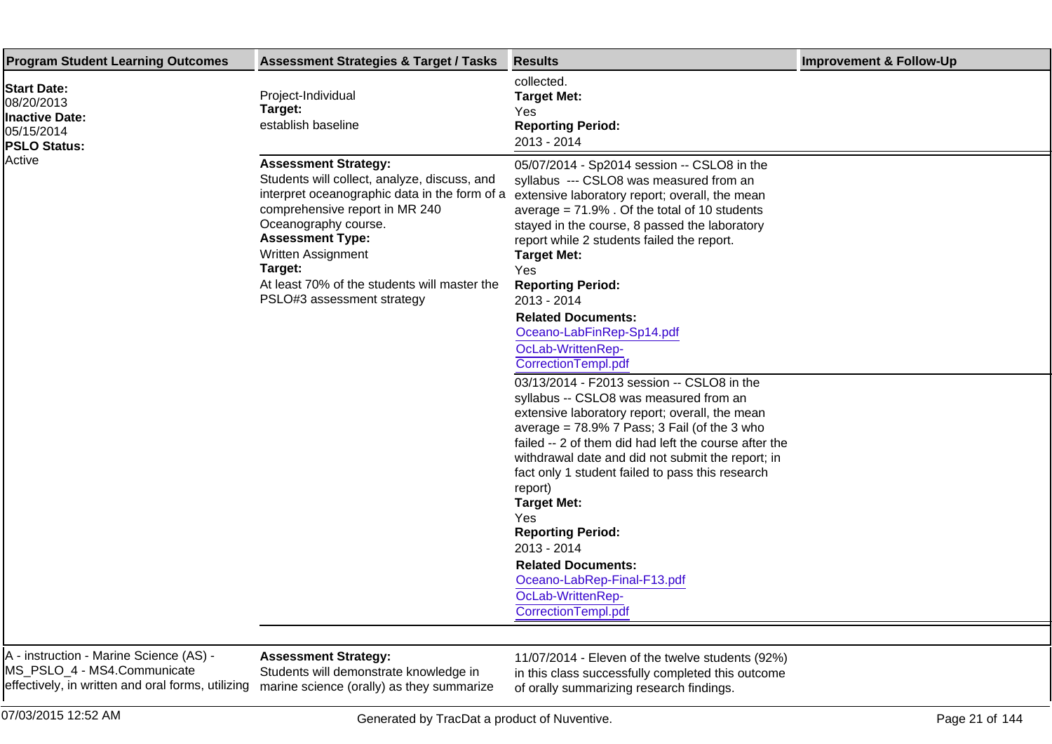| Program Student Learning Outcomes | Assessment Strategies & Target / Tasks | Results | Improvement & Follow-Up |
|---|---|---|---|
| **Start Date:** 08/20/2013 **Inactive Date:** 05/15/2014 **PSLO Status:** Active | Project-Individual **Target:** establish baseline | collected. **Target Met:** Yes **Reporting Period:** 2013 - 2014 | |
| | **Assessment Strategy:** Students will collect, analyze, discuss, and interpret oceanographic data in the form of a comprehensive report in MR 240 Oceanography course. **Assessment Type:** Written Assignment **Target:** At least 70% of the students will master the PSLO#3 assessment strategy | 05/07/2014 - Sp2014 session -- CSLO8 in the syllabus --- CSLO8 was measured from an extensive laboratory report; overall, the mean average = 71.9% . Of the total of 10 students stayed in the course, 8 passed the laboratory report while 2 students failed the report. **Target Met:** Yes **Reporting Period:** 2013 - 2014 **Related Documents:** Oceano-LabFinRep-Sp14.pdf OcLab-WrittenRep-CorrectionTempl.pdf | |
| | | 03/13/2014 - F2013 session -- CSLO8 in the syllabus -- CSLO8 was measured from an extensive laboratory report; overall, the mean average = 78.9% 7 Pass; 3 Fail (of the 3 who failed -- 2 of them did had left the course after the withdrawal date and did not submit the report; in fact only 1 student failed to pass this research report) **Target Met:** Yes **Reporting Period:** 2013 - 2014 **Related Documents:** Oceano-LabRep-Final-F13.pdf OcLab-WrittenRep-CorrectionTempl.pdf | |
| A - instruction - Marine Science (AS) - MS_PSLO_4 - MS4.Communicate effectively, in written and oral forms, utilizing | **Assessment Strategy:** Students will demonstrate knowledge in marine science (orally) as they summarize | 11/07/2014 - Eleven of the twelve students (92%) in this class successfully completed this outcome of orally summarizing research findings. | |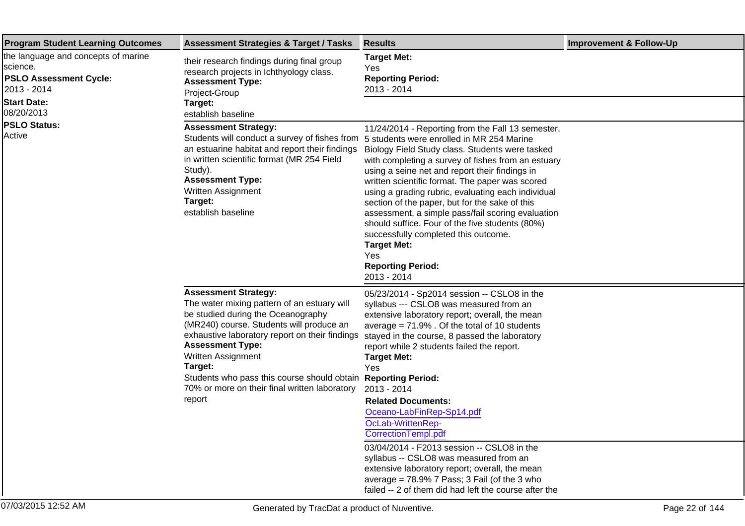| Program Student Learning Outcomes | Assessment Strategies & Target / Tasks | Results | Improvement & Follow-Up |
|---|---|---|---|
| the language and concepts of marine science.<br>**PSLO Assessment Cycle:**<br>2013 - 2014<br>**Start Date:**<br>08/20/2013<br>**PSLO Status:**<br>Active | their research findings during final group research projects in Ichthyology class.<br>**Assessment Type:**<br>Project-Group<br>**Target:**<br>establish baseline | **Target Met:**<br>Yes<br>**Reporting Period:**<br>2013 - 2014 | |
| | **Assessment Strategy:**<br>Students will conduct a survey of fishes from an estuarine habitat and report their findings in written scientific format (MR 254 Field Study).<br>**Assessment Type:**<br>Written Assignment<br>**Target:**<br>establish baseline | 11/24/2014 - Reporting from the Fall 13 semester, 5 students were enrolled in MR 254 Marine Biology Field Study class. Students were tasked with completing a survey of fishes from an estuary using a seine net and report their findings in written scientific format. The paper was scored using a grading rubric, evaluating each individual section of the paper, but for the sake of this assessment, a simple pass/fail scoring evaluation should suffice. Four of the five students (80%) successfully completed this outcome.<br>**Target Met:**<br>Yes<br>**Reporting Period:**<br>2013 - 2014 | |
| | **Assessment Strategy:**<br>The water mixing pattern of an estuary will be studied during the Oceanography (MR240) course. Students will produce an exhaustive laboratory report on their findings<br>**Assessment Type:**<br>Written Assignment<br>**Target:**<br>Students who pass this course should obtain 70% or more on their final written laboratory report | 05/23/2014 - Sp2014 session -- CSLO8 in the syllabus --- CSLO8 was measured from an extensive laboratory report; overall, the mean average = 71.9% . Of the total of 10 students stayed in the course, 8 passed the laboratory report while 2 students failed the report.<br>**Target Met:**<br>Yes<br>**Reporting Period:**<br>2013 - 2014<br>**Related Documents:**<br>Oceano-LabFinRep-Sp14.pdf<br>OcLab-WrittenRep-CorrectionTempl.pdf | |
| | | 03/04/2014 - F2013 session -- CSLO8 in the syllabus -- CSLO8 was measured from an extensive laboratory report; overall, the mean average = 78.9% 7 Pass; 3 Fail (of the 3 who failed -- 2 of them did had left the course after the | |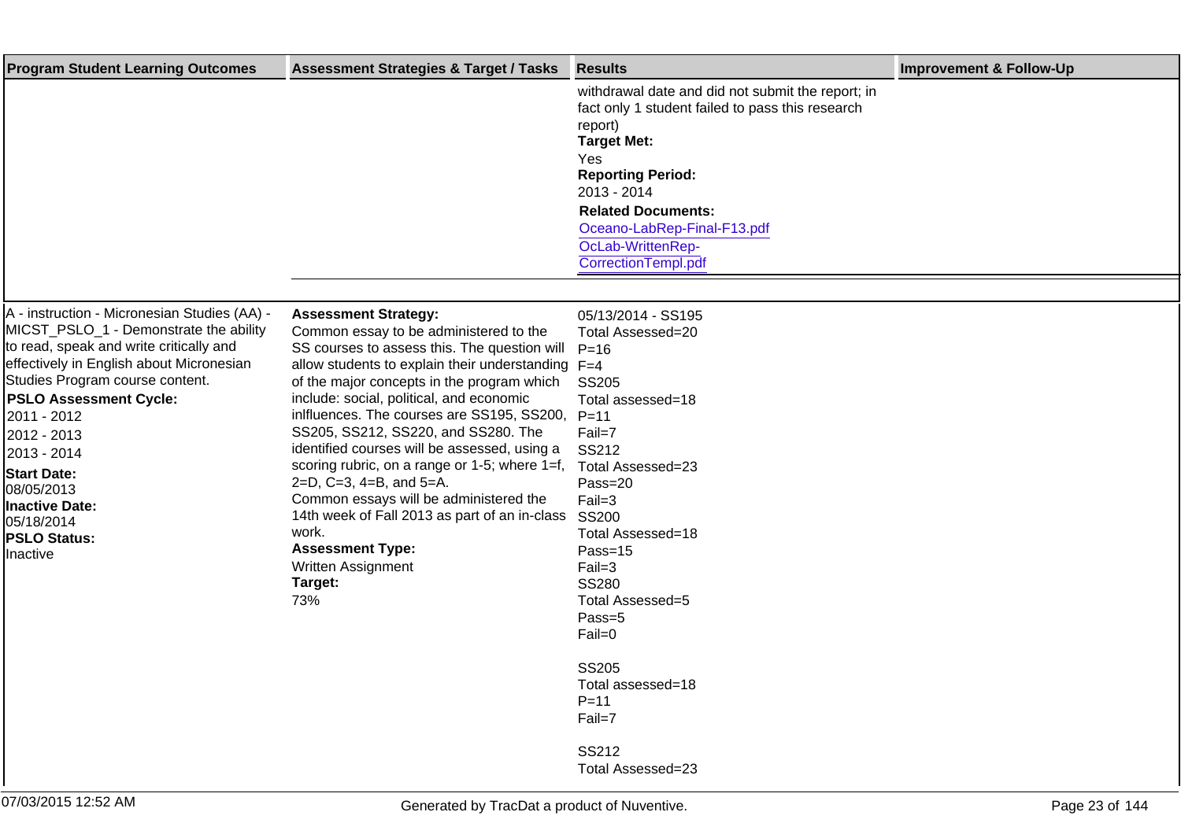| Program Student Learning Outcomes | Assessment Strategies & Target / Tasks | Results | Improvement & Follow-Up |
|---|---|---|---|
| | | withdrawal date and did not submit the report; in fact only 1 student failed to pass this research report)<br>**Target Met:**<br>Yes<br>**Reporting Period:**<br>2013 - 2014<br>**Related Documents:**<br>Oceano-LabRep-Final-F13.pdf<br>OcLab-WrittenRep-CorrectionTempl.pdf | |
| A - instruction - Micronesian Studies (AA) - MICST_PSLO_1 - Demonstrate the ability to read, speak and write critically and effectively in English about Micronesian Studies Program course content.<br>**PSLO Assessment Cycle:**<br>2011 - 2012<br>2012 - 2013<br>2013 - 2014<br>**Start Date:**<br>08/05/2013<br>**Inactive Date:**<br>05/18/2014<br>**PSLO Status:**<br>Inactive | **Assessment Strategy:**<br>Common essay to be administered to the SS courses to assess this. The question will allow students to explain their understanding of the major concepts in the program which include: social, political, and economic inlfluences. The courses are SS195, SS200, SS205, SS212, SS220, and SS280. The identified courses will be assessed, using a scoring rubric, on a range or 1-5; where 1=f, 2=D, C=3, 4=B, and 5=A.<br>Common essays will be administered the 14th week of Fall 2013 as part of an in-class work.<br>**Assessment Type:**<br>Written Assignment<br>**Target:**<br>73% | 05/13/2014 - SS195<br>Total Assessed=20<br>P=16<br>F=4<br>SS205<br>Total assessed=18<br>P=11<br>Fail=7<br>SS212<br>Total Assessed=23<br>Pass=20<br>Fail=3<br>SS200<br>Total Assessed=18<br>Pass=15<br>Fail=3<br>SS280<br>Total Assessed=5<br>Pass=5<br>Fail=0<br><br>SS205<br>Total assessed=18<br>P=11<br>Fail=7<br><br>SS212<br>Total Assessed=23 | |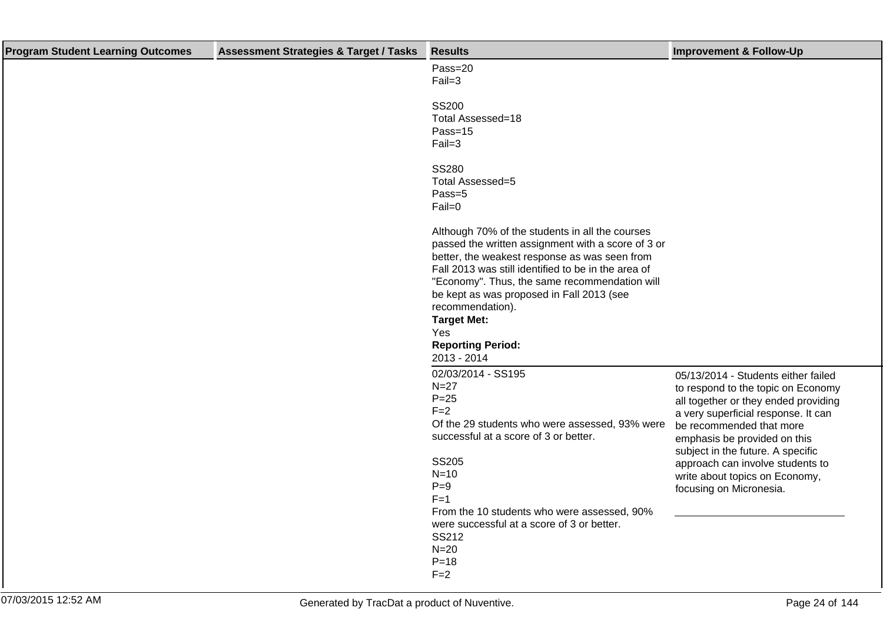| Program Student Learning Outcomes | Assessment Strategies & Target / Tasks | Results | Improvement & Follow-Up |
|---|---|---|---|
| | | Pass=20<br>Fail=3<br><br>SS200<br>Total Assessed=18<br>Pass=15<br>Fail=3<br><br>SS280<br>Total Assessed=5<br>Pass=5<br>Fail=0<br><br>Although 70% of the students in all the courses passed the written assignment with a score of 3 or better, the weakest response as was seen from Fall 2013 was still identified to be in the area of "Economy". Thus, the same recommendation will be kept as was proposed in Fall 2013 (see recommendation).<br>**Target Met:**<br>Yes<br>**Reporting Period:**<br>2013 - 2014 | |
| | | 02/03/2014 - SS195<br>N=27<br>P=25<br>F=2<br>Of the 29 students who were assessed, 93% were successful at a score of 3 or better.<br><br>SS205<br>N=10<br>P=9<br>F=1<br>From the 10 students who were assessed, 90% were successful at a score of 3 or better.<br>SS212<br>N=20<br>P=18<br>F=2 | 05/13/2014 - Students either failed to respond to the topic on Economy all together or they ended providing a very superficial response. It can be recommended that more emphasis be provided on this subject in the future. A specific approach can involve students to write about topics on Economy, focusing on Micronesia. |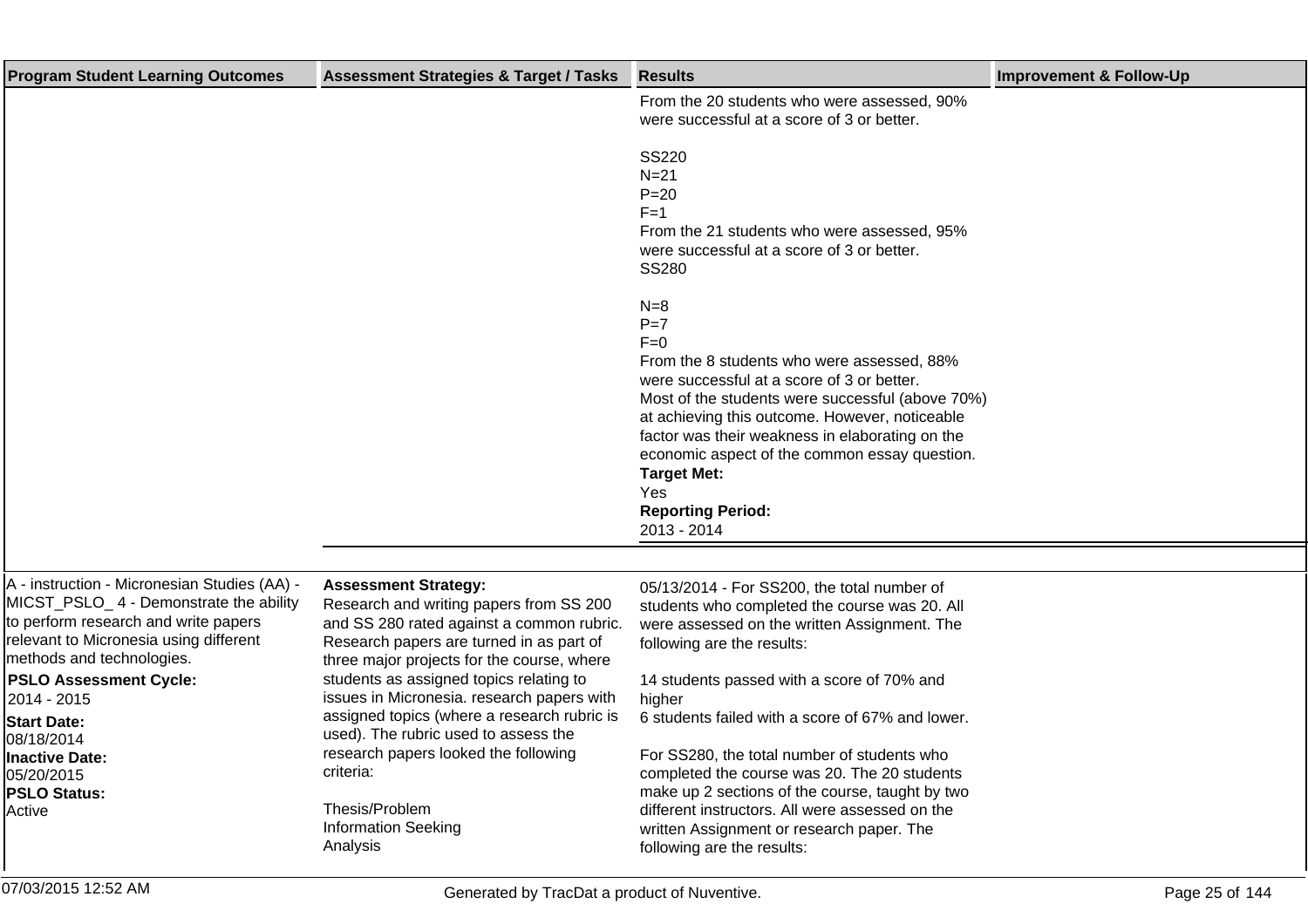| Program Student Learning Outcomes | Assessment Strategies & Target / Tasks | Results | Improvement & Follow-Up |
|---|---|---|---|
| | | From the 20 students who were assessed, 90% were successful at a score of 3 or better.<br><br>SS220<br>N=21<br>P=20<br>F=1<br>From the 21 students who were assessed, 95% were successful at a score of 3 or better.<br>SS280<br><br>N=8<br>P=7<br>F=0<br>From the 8 students who were assessed, 88% were successful at a score of 3 or better.<br>Most of the students were successful (above 70%) at achieving this outcome. However, noticeable factor was their weakness in elaborating on the economic aspect of the common essay question.<br>**Target Met:**<br>Yes<br>**Reporting Period:**<br>2013 - 2014 | |
| A - instruction - Micronesian Studies (AA) - MICST_PSLO_ 4 - Demonstrate the ability to perform research and write papers relevant to Micronesia using different methods and technologies.<br>**PSLO Assessment Cycle:**<br>2014 - 2015<br>**Start Date:**<br>08/18/2014<br>**Inactive Date:**<br>05/20/2015<br>**PSLO Status:**<br>Active | **Assessment Strategy:**<br>Research and writing papers from SS 200 and SS 280 rated against a common rubric. Research papers are turned in as part of three major projects for the course, where students as assigned topics relating to issues in Micronesia. research papers with assigned topics (where a research rubric is used). The rubric used to assess the research papers looked the following criteria:<br><br>Thesis/Problem<br>Information Seeking<br>Analysis | 05/13/2014 - For SS200, the total number of students who completed the course was 20. All were assessed on the written Assignment. The following are the results:<br><br>14 students passed with a score of 70% and higher<br>6 students failed with a score of 67% and lower.<br><br>For SS280, the total number of students who completed the course was 20. The 20 students make up 2 sections of the course, taught by two different instructors. All were assessed on the written Assignment or research paper. The following are the results: | |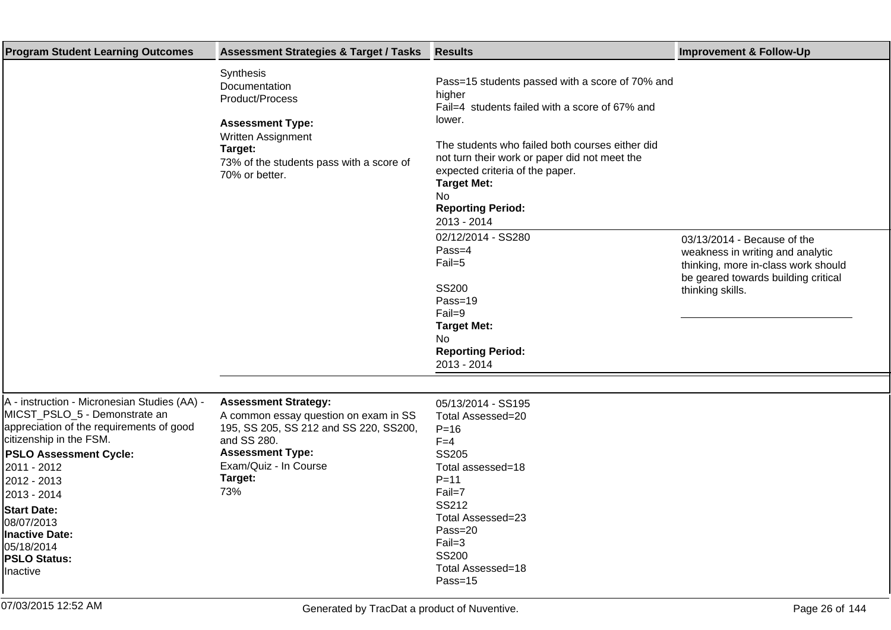| Program Student Learning Outcomes | Assessment Strategies & Target / Tasks | Results | Improvement & Follow-Up |
|---|---|---|---|
| | Synthesis<br>Documentation<br>Product/Process<br><br>**Assessment Type:**<br>Written Assignment<br>**Target:**<br>73% of the students pass with a score of 70% or better. | Pass=15 students passed with a score of 70% and higher<br>Fail=4 students failed with a score of 67% and lower.<br><br>The students who failed both courses either did not turn their work or paper did not meet the expected criteria of the paper.<br>**Target Met:**<br>No<br>**Reporting Period:**<br>2013 - 2014 | |
| | | 02/12/2014 - SS280<br>Pass=4<br>Fail=5<br><br>SS200<br>Pass=19<br>Fail=9<br>**Target Met:**<br>No<br>**Reporting Period:**<br>2013 - 2014 | 03/13/2014 - Because of the weakness in writing and analytic thinking, more in-class work should be geared towards building critical thinking skills. |
| A - instruction - Micronesian Studies (AA) - MICST_PSLO_5 - Demonstrate an appreciation of the requirements of good citizenship in the FSM.<br>**PSLO Assessment Cycle:**<br>2011 - 2012<br>2012 - 2013<br>2013 - 2014<br>**Start Date:**<br>08/07/2013<br>**Inactive Date:**<br>05/18/2014<br>**PSLO Status:**<br>Inactive | **Assessment Strategy:**<br>A common essay question on exam in SS 195, SS 205, SS 212 and SS 220, SS200, and SS 280.<br>**Assessment Type:**<br>Exam/Quiz - In Course<br>**Target:**<br>73% | 05/13/2014 - SS195<br>Total Assessed=20<br>P=16<br>F=4<br>SS205<br>Total assessed=18<br>P=11<br>Fail=7<br>SS212<br>Total Assessed=23<br>Pass=20<br>Fail=3<br>SS200<br>Total Assessed=18<br>Pass=15 | |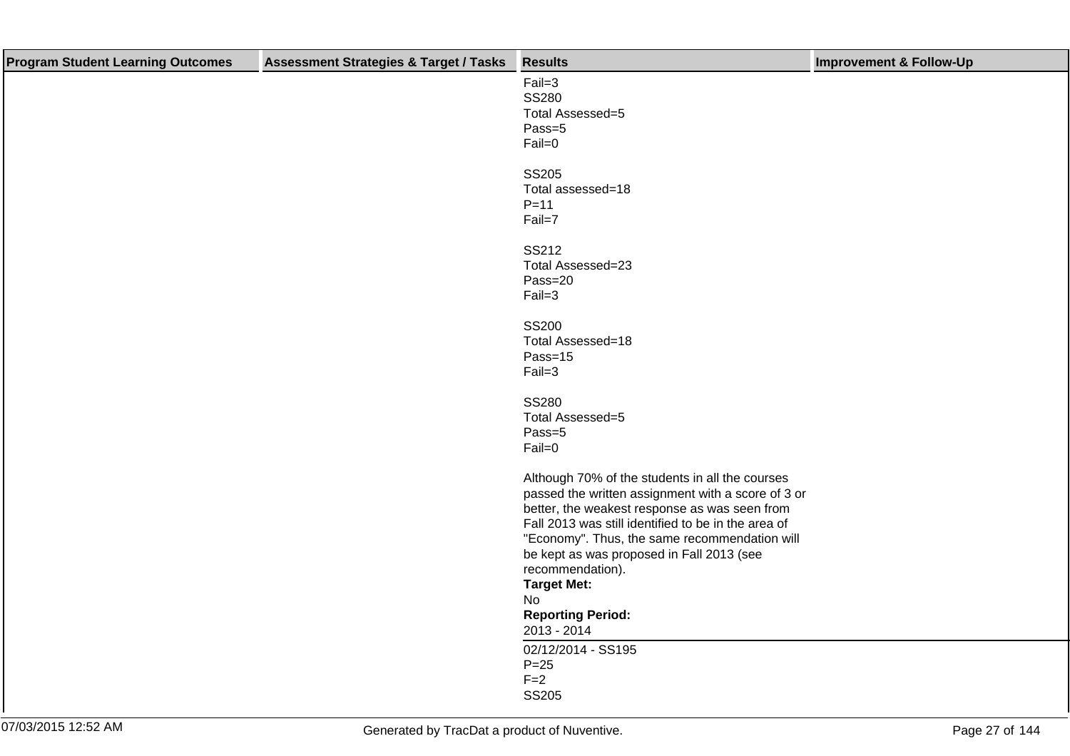| Program Student Learning Outcomes | Assessment Strategies & Target / Tasks | Results | Improvement & Follow-Up |
|---|---|---|---|
| | | Fail=3<br>SS280<br>Total Assessed=5<br>Pass=5<br>Fail=0<br><br>SS205<br>Total assessed=18<br>P=11<br>Fail=7<br><br>SS212<br>Total Assessed=23<br>Pass=20<br>Fail=3<br><br>SS200<br>Total Assessed=18<br>Pass=15<br>Fail=3<br><br>SS280<br>Total Assessed=5<br>Pass=5<br>Fail=0<br><br>Although 70% of the students in all the courses passed the written assignment with a score of 3 or better, the weakest response as was seen from Fall 2013 was still identified to be in the area of "Economy". Thus, the same recommendation will be kept as was proposed in Fall 2013 (see recommendation).<br>**Target Met:**<br>No<br>**Reporting Period:**<br>2013 - 2014 | |
| | | 02/12/2014 - SS195<br>P=25<br>F=2<br>SS205 | |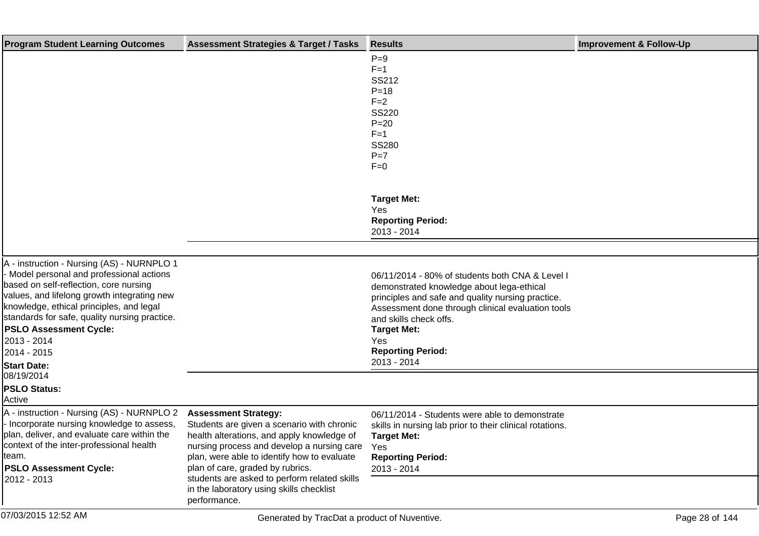| Program Student Learning Outcomes | Assessment Strategies & Target / Tasks | Results | Improvement & Follow-Up |
|---|---|---|---|
| | | P=9<br>F=1<br>SS212<br>P=18<br>F=2<br>SS220<br>P=20<br>F=1<br>SS280<br>P=7<br>F=0<br><br>**Target Met:**<br>Yes<br>**Reporting Period:**<br>2013 - 2014 | |
| A - instruction - Nursing (AS) - NURNPLO 1 - Model personal and professional actions based on self-reflection, core nursing values, and lifelong growth integrating new knowledge, ethical principles, and legal standards for safe, quality nursing practice.<br>**PSLO Assessment Cycle:**<br>2013 - 2014<br>2014 - 2015<br>**Start Date:**<br>08/19/2014<br>**PSLO Status:**<br>Active | | 06/11/2014 - 80% of students both CNA & Level I demonstrated knowledge about lega-ethical principles and safe and quality nursing practice. Assessment done through clinical evaluation tools and skills check offs.<br>**Target Met:**<br>Yes<br>**Reporting Period:**<br>2013 - 2014 | |
| A - instruction - Nursing (AS) - NURNPLO 2 - Incorporate nursing knowledge to assess, plan, deliver, and evaluate care within the context of the inter-professional health team.<br>**PSLO Assessment Cycle:**<br>2012 - 2013 | **Assessment Strategy:**<br>Students are given a scenario with chronic health alterations, and apply knowledge of nursing process and develop a nursing care plan, were able to identify how to evaluate plan of care, graded by rubrics.<br>students are asked to perform related skills in the laboratory using skills checklist performance. | 06/11/2014 - Students were able to demonstrate skills in nursing lab prior to their clinical rotations.<br>**Target Met:**<br>Yes<br>**Reporting Period:**<br>2013 - 2014 | |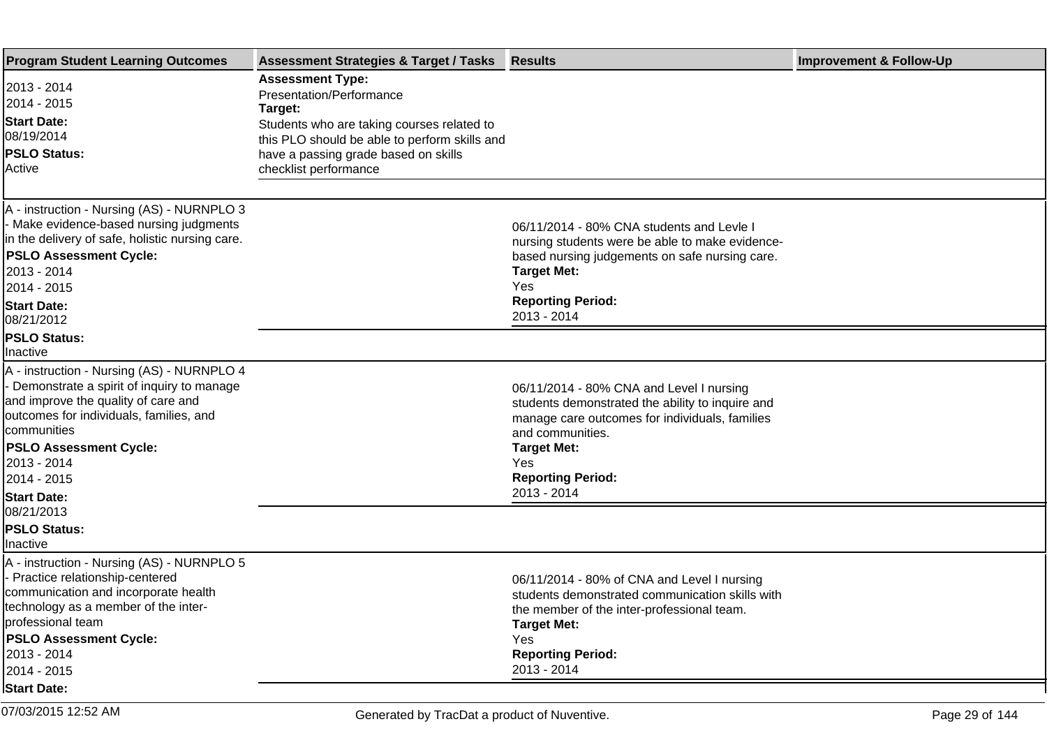| Program Student Learning Outcomes | Assessment Strategies & Target / Tasks | Results | Improvement & Follow-Up |
|---|---|---|---|
| 2013 - 2014<br>2014 - 2015<br>**Start Date:**<br>08/19/2014<br>**PSLO Status:**<br>Active | **Assessment Type:**<br>Presentation/Performance<br>**Target:**<br>Students who are taking courses related to this PLO should be able to perform skills and have a passing grade based on skills checklist performance | | |
| A - instruction - Nursing (AS) - NURNPLO 3 - Make evidence-based nursing judgments in the delivery of safe, holistic nursing care.<br>**PSLO Assessment Cycle:**<br>2013 - 2014<br>2014 - 2015<br>**Start Date:**<br>08/21/2012<br>**PSLO Status:**<br>Inactive | | 06/11/2014 - 80% CNA students and Levle I nursing students were be able to make evidence-based nursing judgements on safe nursing care.<br>**Target Met:**<br>Yes<br>**Reporting Period:**<br>2013 - 2014 | |
| A - instruction - Nursing (AS) - NURNPLO 4 - Demonstrate a spirit of inquiry to manage and improve the quality of care and outcomes for individuals, families, and communities<br>**PSLO Assessment Cycle:**<br>2013 - 2014<br>2014 - 2015<br>**Start Date:**<br>08/21/2013<br>**PSLO Status:**<br>Inactive | | 06/11/2014 - 80% CNA and Level I nursing students demonstrated the ability to inquire and manage care outcomes for individuals, families and communities.<br>**Target Met:**<br>Yes<br>**Reporting Period:**<br>2013 - 2014 | |
| A - instruction - Nursing (AS) - NURNPLO 5 - Practice relationship-centered communication and incorporate health technology as a member of the inter-professional team<br>**PSLO Assessment Cycle:**<br>2013 - 2014<br>2014 - 2015<br>**Start Date:** | | 06/11/2014 - 80% of CNA and Level I nursing students demonstrated communication skills with the member of the inter-professional team.<br>**Target Met:**<br>Yes<br>**Reporting Period:**<br>2013 - 2014 | |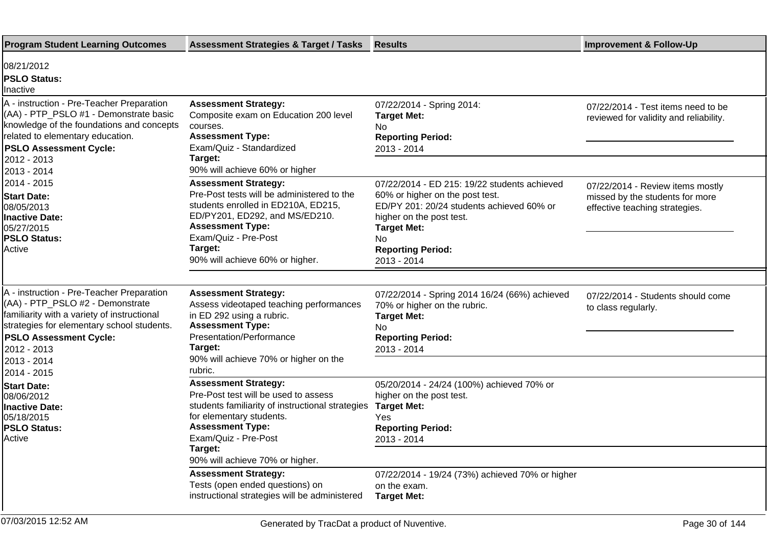| Program Student Learning Outcomes | Assessment Strategies & Target / Tasks | Results | Improvement & Follow-Up |
|---|---|---|---|
| 08/21/2012<br>**PSLO Status:**<br>Inactive | | | |
| A - instruction - Pre-Teacher Preparation (AA) - PTP_PSLO #1 - Demonstrate basic knowledge of the foundations and concepts related to elementary education.<br>**PSLO Assessment Cycle:**<br>2012 - 2013<br>2013 - 2014<br>2014 - 2015<br>**Start Date:**<br>08/05/2013<br>**Inactive Date:**<br>05/27/2015<br>**PSLO Status:**<br>Active | **Assessment Strategy:**<br>Composite exam on Education 200 level courses.<br>**Assessment Type:**<br>Exam/Quiz - Standardized<br>**Target:**<br>90% will achieve 60% or higher | 07/22/2014 - Spring 2014:<br>**Target Met:**<br>No<br>**Reporting Period:**<br>2013 - 2014 | 07/22/2014 - Test items need to be reviewed for validity and reliability. |
| | **Assessment Strategy:**<br>Pre-Post tests will be administered to the students enrolled in ED210A, ED215, ED/PY201, ED292, and MS/ED210.<br>**Assessment Type:**<br>Exam/Quiz - Pre-Post<br>**Target:**<br>90% will achieve 60% or higher. | 07/22/2014 - ED 215: 19/22 students achieved 60% or higher on the post test.<br>ED/PY 201: 20/24 students achieved 60% or higher on the post test.<br>**Target Met:**<br>No<br>**Reporting Period:**<br>2013 - 2014 | 07/22/2014 - Review items mostly missed by the students for more effective teaching strategies. |
| A - instruction - Pre-Teacher Preparation (AA) - PTP_PSLO #2 - Demonstrate familiarity with a variety of instructional strategies for elementary school students.<br>**PSLO Assessment Cycle:**<br>2012 - 2013<br>2013 - 2014<br>2014 - 2015<br>**Start Date:**<br>08/06/2012<br>**Inactive Date:**<br>05/18/2015<br>**PSLO Status:**<br>Active | **Assessment Strategy:**<br>Assess videotaped teaching performances in ED 292 using a rubric.<br>**Assessment Type:**<br>Presentation/Performance<br>**Target:**<br>90% will achieve 70% or higher on the rubric. | 07/22/2014 - Spring 2014 16/24 (66%) achieved 70% or higher on the rubric.<br>**Target Met:**<br>No<br>**Reporting Period:**<br>2013 - 2014 | 07/22/2014 - Students should come to class regularly. |
| | **Assessment Strategy:**<br>Pre-Post test will be used to assess students familiarity of instructional strategies for elementary students.<br>**Assessment Type:**<br>Exam/Quiz - Pre-Post<br>**Target:**<br>90% will achieve 70% or higher. | 05/20/2014 - 24/24 (100%) achieved 70% or higher on the post test.<br>**Target Met:**<br>Yes<br>**Reporting Period:**<br>2013 - 2014 | |
| | **Assessment Strategy:**<br>Tests (open ended questions) on instructional strategies will be administered | 07/22/2014 - 19/24 (73%) achieved 70% or higher on the exam.<br>**Target Met:** | |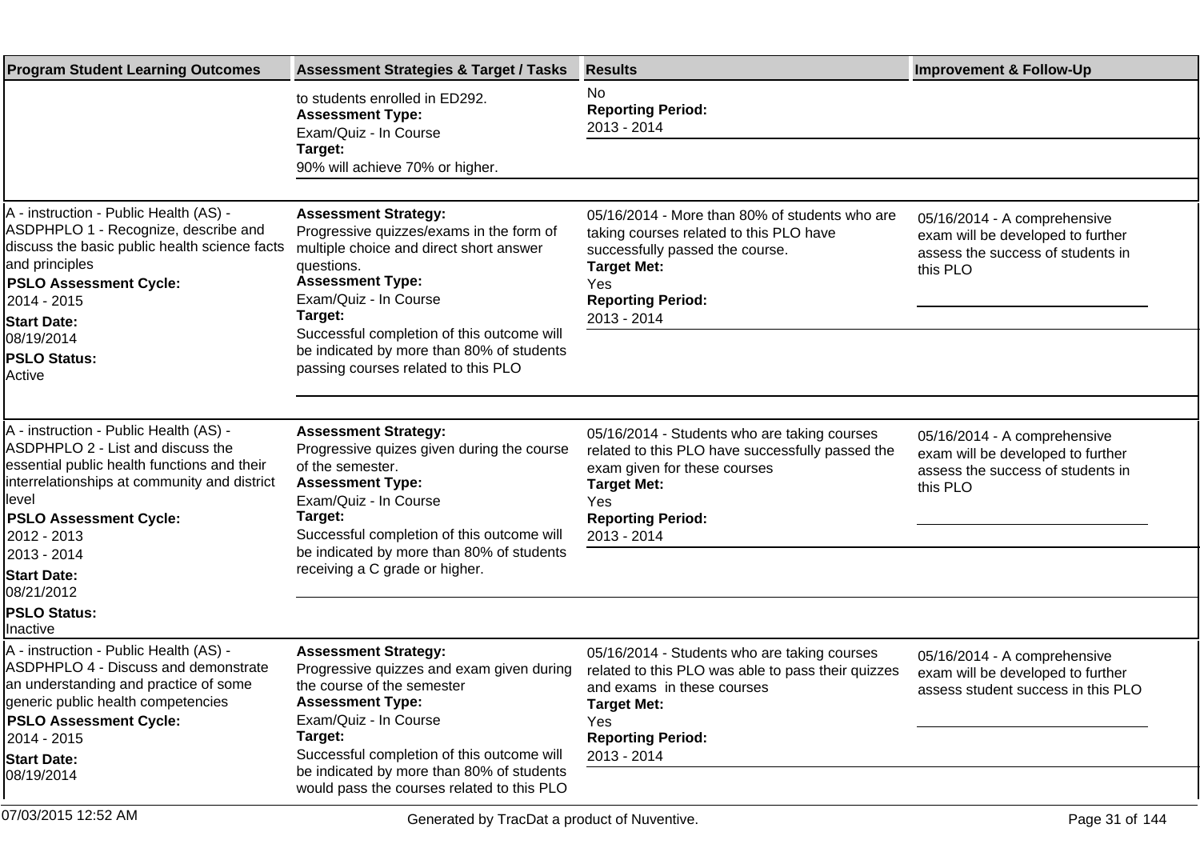| Program Student Learning Outcomes | Assessment Strategies & Target / Tasks | Results | Improvement & Follow-Up |
|---|---|---|---|
| | to students enrolled in ED292.<br>**Assessment Type:**<br>Exam/Quiz - In Course<br>**Target:**<br>90% will achieve 70% or higher. | No<br>**Reporting Period:**<br>2013 - 2014 | |
| A - instruction - Public Health (AS) - ASDPHPLO 1 - Recognize, describe and discuss the basic public health science facts and principles<br>**PSLO Assessment Cycle:**<br>2014 - 2015<br>**Start Date:**<br>08/19/2014<br>**PSLO Status:**<br>Active | **Assessment Strategy:**<br>Progressive quizzes/exams in the form of multiple choice and direct short answer questions.<br>**Assessment Type:**<br>Exam/Quiz - In Course<br>**Target:**<br>Successful completion of this outcome will be indicated by more than 80% of students passing courses related to this PLO | 05/16/2014 - More than 80% of students who are taking courses related to this PLO have successfully passed the course.<br>**Target Met:**<br>Yes<br>**Reporting Period:**<br>2013 - 2014 | 05/16/2014 - A comprehensive exam will be developed to further assess the success of students in this PLO |
| A - instruction - Public Health (AS) - ASDPHPLO 2 - List and discuss the essential public health functions and their interrelationships at community and district level<br>**PSLO Assessment Cycle:**<br>2012 - 2013<br>2013 - 2014<br>**Start Date:**<br>08/21/2012<br>**PSLO Status:**<br>Inactive | **Assessment Strategy:**<br>Progressive quizes given during the course of the semester.<br>**Assessment Type:**<br>Exam/Quiz - In Course<br>**Target:**<br>Successful completion of this outcome will be indicated by more than 80% of students receiving a C grade or higher. | 05/16/2014 - Students who are taking courses related to this PLO have successfully passed the exam given for these courses<br>**Target Met:**<br>Yes<br>**Reporting Period:**<br>2013 - 2014 | 05/16/2014 - A comprehensive exam will be developed to further assess the success of students in this PLO |
| A - instruction - Public Health (AS) - ASDPHPLO 4 - Discuss and demonstrate an understanding and practice of some generic public health competencies<br>**PSLO Assessment Cycle:**<br>2014 - 2015<br>**Start Date:**<br>08/19/2014 | **Assessment Strategy:**<br>Progressive quizzes and exam given during the course of the semester<br>**Assessment Type:**<br>Exam/Quiz - In Course<br>**Target:**<br>Successful completion of this outcome will be indicated by more than 80% of students would pass the courses related to this PLO | 05/16/2014 - Students who are taking courses related to this PLO was able to pass their quizzes and exams in these courses<br>**Target Met:**<br>Yes<br>**Reporting Period:**<br>2013 - 2014 | 05/16/2014 - A comprehensive exam will be developed to further assess student success in this PLO |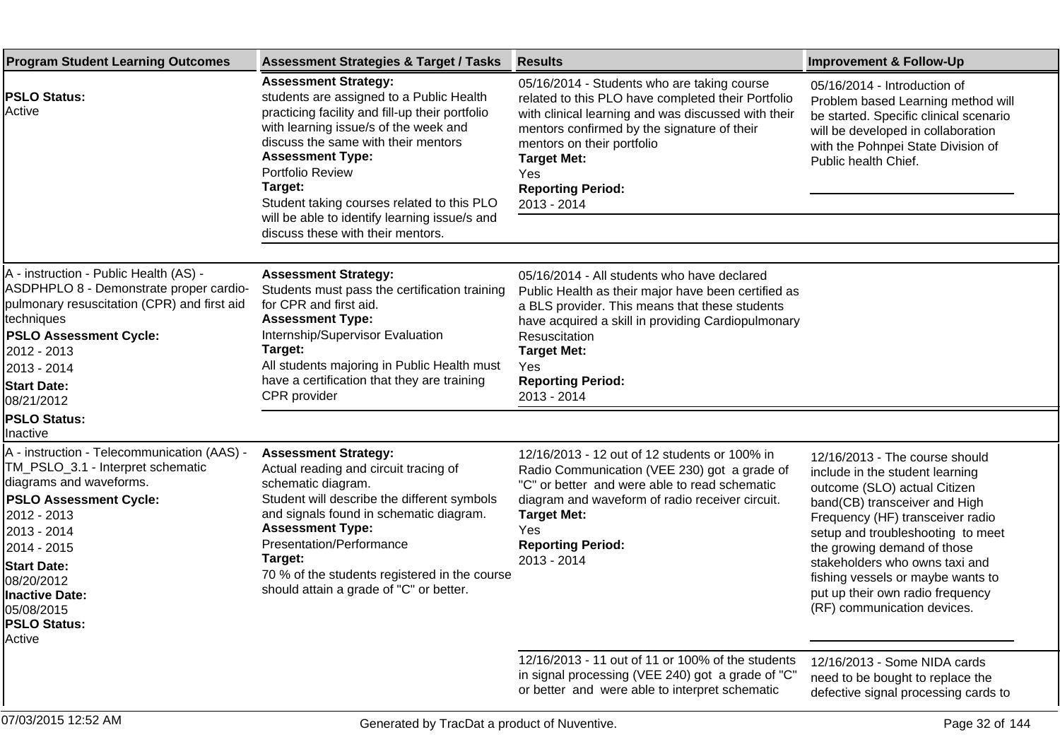| Program Student Learning Outcomes | Assessment Strategies & Target / Tasks | Results | Improvement & Follow-Up |
|---|---|---|---|
| **PSLO Status:**<br>Active | **Assessment Strategy:**<br>students are assigned to a Public Health practicing facility and fill-up their portfolio with learning issue/s of the week and discuss the same with their mentors<br>**Assessment Type:**<br>Portfolio Review<br>**Target:**<br>Student taking courses related to this PLO will be able to identify learning issue/s and discuss these with their mentors. | 05/16/2014 - Students who are taking course related to this PLO have completed their Portfolio with clinical learning and was discussed with their mentors confirmed by the signature of their mentors on their portfolio<br>**Target Met:**<br>Yes<br>**Reporting Period:**<br>2013 - 2014 | 05/16/2014 - Introduction of Problem based Learning method will be started. Specific clinical scenario will be developed in collaboration with the Pohnpei State Division of Public health Chief. |
| A - instruction - Public Health (AS) - ASDPHPLO 8 - Demonstrate proper cardio-pulmonary resuscitation (CPR) and first aid techniques<br>**PSLO Assessment Cycle:**<br>2012 - 2013<br>2013 - 2014<br>**Start Date:**<br>08/21/2012<br>**PSLO Status:**<br>Inactive | **Assessment Strategy:**<br>Students must pass the certification training for CPR and first aid.<br>**Assessment Type:**<br>Internship/Supervisor Evaluation<br>**Target:**<br>All students majoring in Public Health must have a certification that they are training CPR provider | 05/16/2014 - All students who have declared Public Health as their major have been certified as a BLS provider. This means that these students have acquired a skill in providing Cardiopulmonary Resuscitation<br>**Target Met:**<br>Yes<br>**Reporting Period:**<br>2013 - 2014 | |
| A - instruction - Telecommunication (AAS) - TM_PSLO_3.1 - Interpret schematic diagrams and waveforms.<br>**PSLO Assessment Cycle:**<br>2012 - 2013<br>2013 - 2014<br>2014 - 2015<br>**Start Date:**<br>08/20/2012<br>**Inactive Date:**<br>05/08/2015<br>**PSLO Status:**<br>Active | **Assessment Strategy:**<br>Actual reading and circuit tracing of schematic diagram.<br>Student will describe the different symbols and signals found in schematic diagram.<br>**Assessment Type:**<br>Presentation/Performance<br>**Target:**<br>70 % of the students registered in the course should attain a grade of "C" or better. | 12/16/2013 - 12 out of 12 students or 100% in Radio Communication (VEE 230) got a grade of "C" or better and were able to read schematic diagram and waveform of radio receiver circuit.<br>**Target Met:**<br>Yes<br>**Reporting Period:**<br>2013 - 2014 | 12/16/2013 - The course should include in the student learning outcome (SLO) actual Citizen band(CB) transceiver and High Frequency (HF) transceiver radio setup and troubleshooting to meet the growing demand of those stakeholders who owns taxi and fishing vessels or maybe wants to put up their own radio frequency (RF) communication devices. |
| | | 12/16/2013 - 11 out of 11 or 100% of the students in signal processing (VEE 240) got a grade of "C" or better and were able to interpret schematic | 12/16/2013 - Some NIDA cards need to be bought to replace the defective signal processing cards to |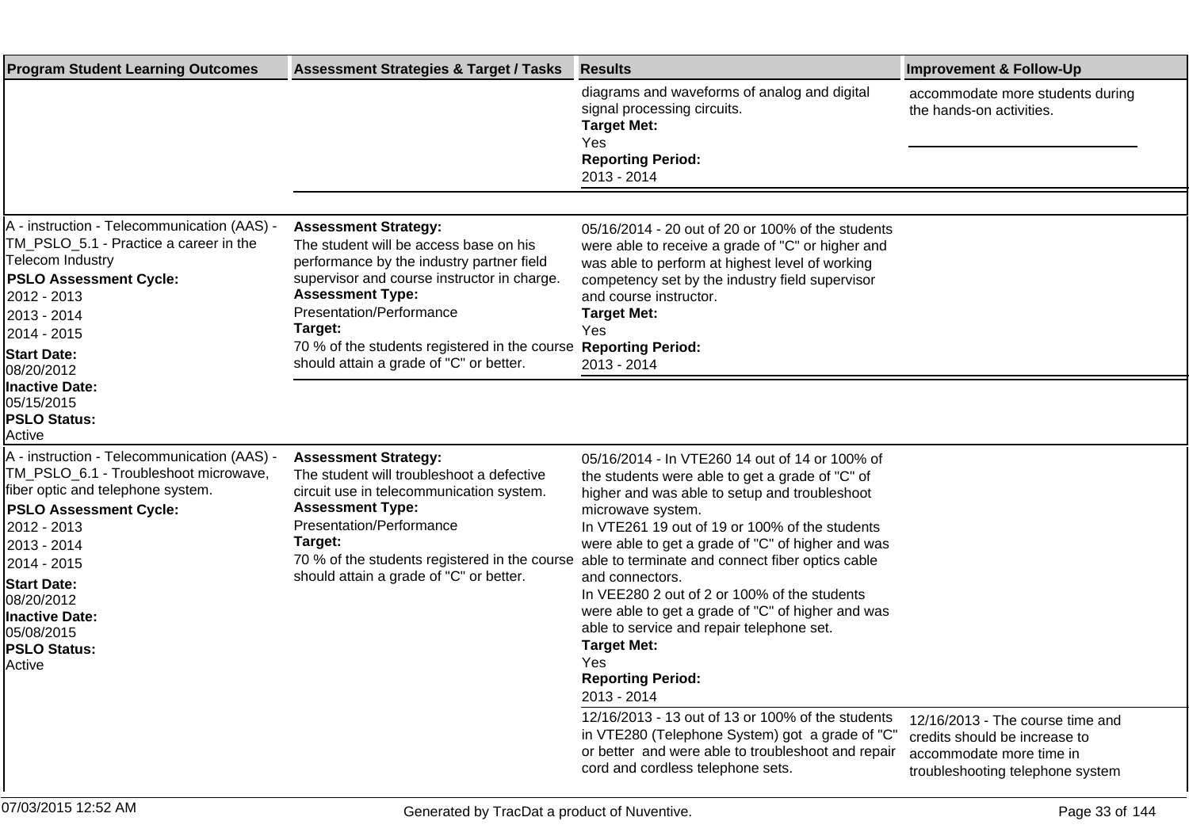| Program Student Learning Outcomes | Assessment Strategies & Target / Tasks | Results | Improvement & Follow-Up |
|---|---|---|---|
| | | diagrams and waveforms of analog and digital signal processing circuits.<br>**Target Met:**<br>Yes<br>**Reporting Period:**<br>2013 - 2014 | accommodate more students during the hands-on activities. |
| A - instruction - Telecommunication (AAS) - TM_PSLO_5.1 - Practice a career in the Telecom Industry<br>**PSLO Assessment Cycle:**<br>2012 - 2013<br>2013 - 2014<br>2014 - 2015<br>**Start Date:**<br>08/20/2012<br>**Inactive Date:**<br>05/15/2015<br>**PSLO Status:**<br>Active | **Assessment Strategy:**<br>The student will be access base on his performance by the industry partner field supervisor and course instructor in charge.<br>**Assessment Type:**<br>Presentation/Performance<br>**Target:**<br>70 % of the students registered in the course should attain a grade of "C" or better. | 05/16/2014 - 20 out of 20 or 100% of the students were able to receive a grade of "C" or higher and was able to perform at highest level of working competency set by the industry field supervisor and course instructor.<br>**Target Met:**<br>Yes<br>**Reporting Period:**<br>2013 - 2014 | |
| A - instruction - Telecommunication (AAS) - TM_PSLO_6.1 - Troubleshoot microwave, fiber optic and telephone system.<br>**PSLO Assessment Cycle:**<br>2012 - 2013<br>2013 - 2014<br>2014 - 2015<br>**Start Date:**<br>08/20/2012<br>**Inactive Date:**<br>05/08/2015<br>**PSLO Status:**<br>Active | **Assessment Strategy:**<br>The student will troubleshoot a defective circuit use in telecommunication system.<br>**Assessment Type:**<br>Presentation/Performance<br>**Target:**<br>70 % of the students registered in the course should attain a grade of "C" or better. | 05/16/2014 - In VTE260 14 out of 14 or 100% of the students were able to get a grade of "C" of higher and was able to setup and troubleshoot microwave system.<br>In VTE261 19 out of 19 or 100% of the students were able to get a grade of "C" of higher and was able to terminate and connect fiber optics cable and connectors.<br>In VEE280 2 out of 2 or 100% of the students were able to get a grade of "C" of higher and was able to service and repair telephone set.<br>**Target Met:**<br>Yes<br>**Reporting Period:**<br>2013 - 2014 | |
| | | 12/16/2013 - 13 out of 13 or 100% of the students in VTE280 (Telephone System) got a grade of "C" or better and were able to troubleshoot and repair cord and cordless telephone sets. | 12/16/2013 - The course time and credits should be increase to accommodate more time in troubleshooting telephone system |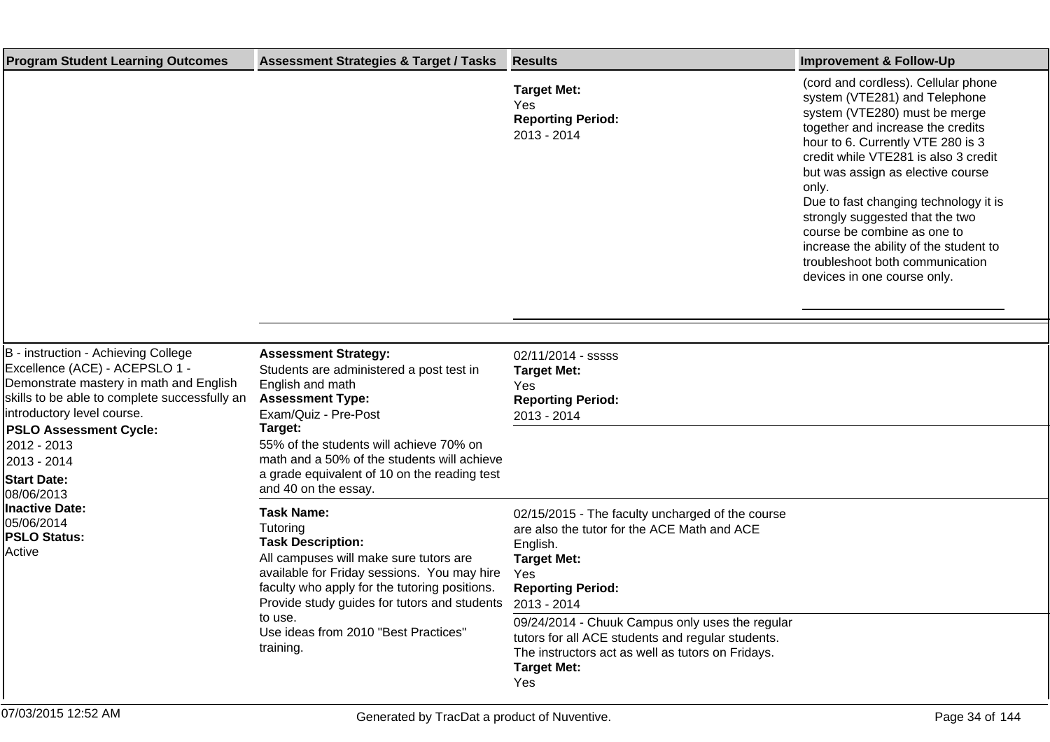| Program Student Learning Outcomes | Assessment Strategies & Target / Tasks | Results | Improvement & Follow-Up |
|---|---|---|---|
| | | **Target Met:**<br>Yes<br>**Reporting Period:**<br>2013 - 2014 | (cord and cordless). Cellular phone system (VTE281) and Telephone system (VTE280) must be merge together and increase the credits hour to 6. Currently VTE 280 is 3 credit while VTE281 is also 3 credit but was assign as elective course only.<br>Due to fast changing technology it is strongly suggested that the two course be combine as one to increase the ability of the student to troubleshoot both communication devices in one course only. |
| B - instruction - Achieving College Excellence (ACE) - ACEPSLO 1 - Demonstrate mastery in math and English skills to be able to complete successfully an introductory level course.<br>**PSLO Assessment Cycle:**<br>2012 - 2013<br>2013 - 2014<br>**Start Date:**<br>08/06/2013<br>**Inactive Date:**<br>05/06/2014<br>**PSLO Status:**<br>Active | **Assessment Strategy:**<br>Students are administered a post test in English and math<br>**Assessment Type:**<br>Exam/Quiz - Pre-Post<br>**Target:**<br>55% of the students will achieve 70% on math and a 50% of the students will achieve a grade equivalent of 10 on the reading test and 40 on the essay. | 02/11/2014 - sssss<br>**Target Met:**<br>Yes<br>**Reporting Period:**<br>2013 - 2014 | |
| | **Task Name:**<br>Tutoring<br>**Task Description:**<br>All campuses will make sure tutors are available for Friday sessions. You may hire faculty who apply for the tutoring positions. Provide study guides for tutors and students to use.<br>Use ideas from 2010 "Best Practices" training. | 02/15/2015 - The faculty uncharged of the course are also the tutor for the ACE Math and ACE English.<br>**Target Met:**<br>Yes<br>**Reporting Period:**<br>2013 - 2014 | |
| | | 09/24/2014 - Chuuk Campus only uses the regular tutors for all ACE students and regular students. The instructors act as well as tutors on Fridays.<br>**Target Met:**<br>Yes | |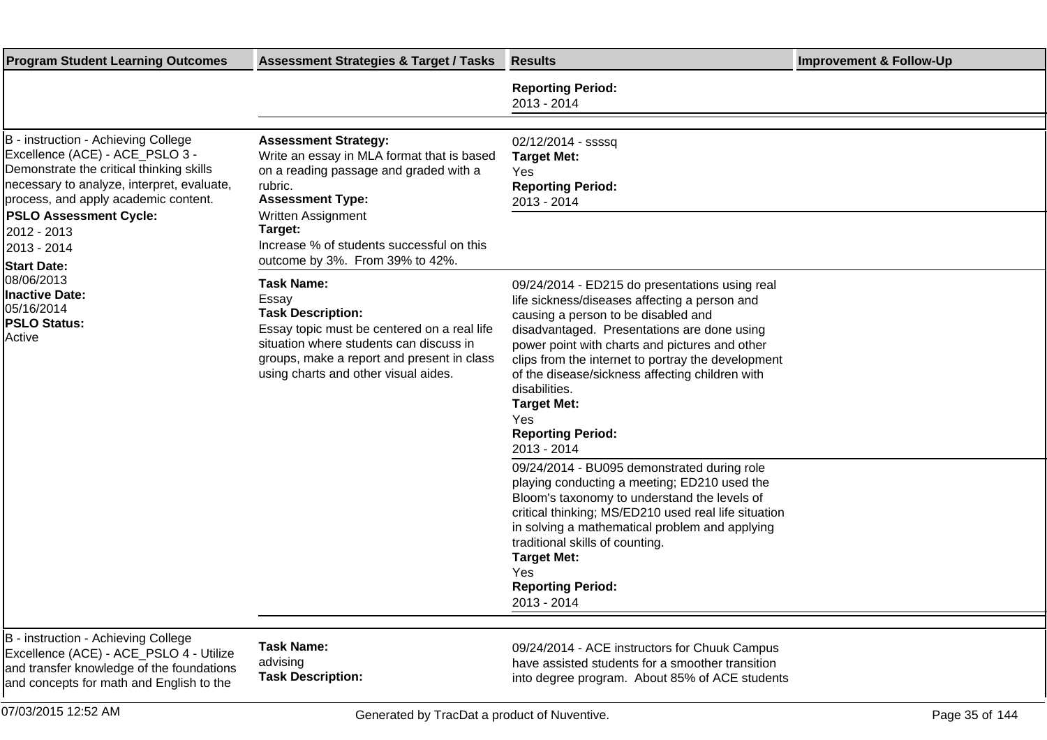| Program Student Learning Outcomes | Assessment Strategies & Target / Tasks | Results | Improvement & Follow-Up |
|---|---|---|---|
| | | **Reporting Period:**<br>2013 - 2014 | |
| B - instruction - Achieving College Excellence (ACE) - ACE_PSLO 3 - Demonstrate the critical thinking skills necessary to analyze, interpret, evaluate, process, and apply academic content.<br>**PSLO Assessment Cycle:**<br>2012 - 2013<br>2013 - 2014<br>**Start Date:**<br>08/06/2013<br>**Inactive Date:**<br>05/16/2014<br>**PSLO Status:**<br>Active | **Assessment Strategy:**<br>Write an essay in MLA format that is based on a reading passage and graded with a rubric.<br>**Assessment Type:**<br>Written Assignment<br>**Target:**<br>Increase % of students successful on this outcome by 3%. From 39% to 42%. | 02/12/2014 - ssssq<br>**Target Met:**<br>Yes<br>**Reporting Period:**<br>2013 - 2014 | |
| | **Task Name:**<br>Essay<br>**Task Description:**<br>Essay topic must be centered on a real life situation where students can discuss in groups, make a report and present in class using charts and other visual aides. | 09/24/2014 - ED215 do presentations using real life sickness/diseases affecting a person and causing a person to be disabled and disadvantaged. Presentations are done using power point with charts and pictures and other clips from the internet to portray the development of the disease/sickness affecting children with disabilities.<br>**Target Met:**<br>Yes<br>**Reporting Period:**<br>2013 - 2014 | |
| | | 09/24/2014 - BU095 demonstrated during role playing conducting a meeting; ED210 used the Bloom's taxonomy to understand the levels of critical thinking; MS/ED210 used real life situation in solving a mathematical problem and applying traditional skills of counting.<br>**Target Met:**<br>Yes<br>**Reporting Period:**<br>2013 - 2014 | |
| B - instruction - Achieving College Excellence (ACE) - ACE_PSLO 4 - Utilize and transfer knowledge of the foundations and concepts for math and English to the | **Task Name:**<br>advising<br>**Task Description:** | 09/24/2014 - ACE instructors for Chuuk Campus have assisted students for a smoother transition into degree program. About 85% of ACE students | |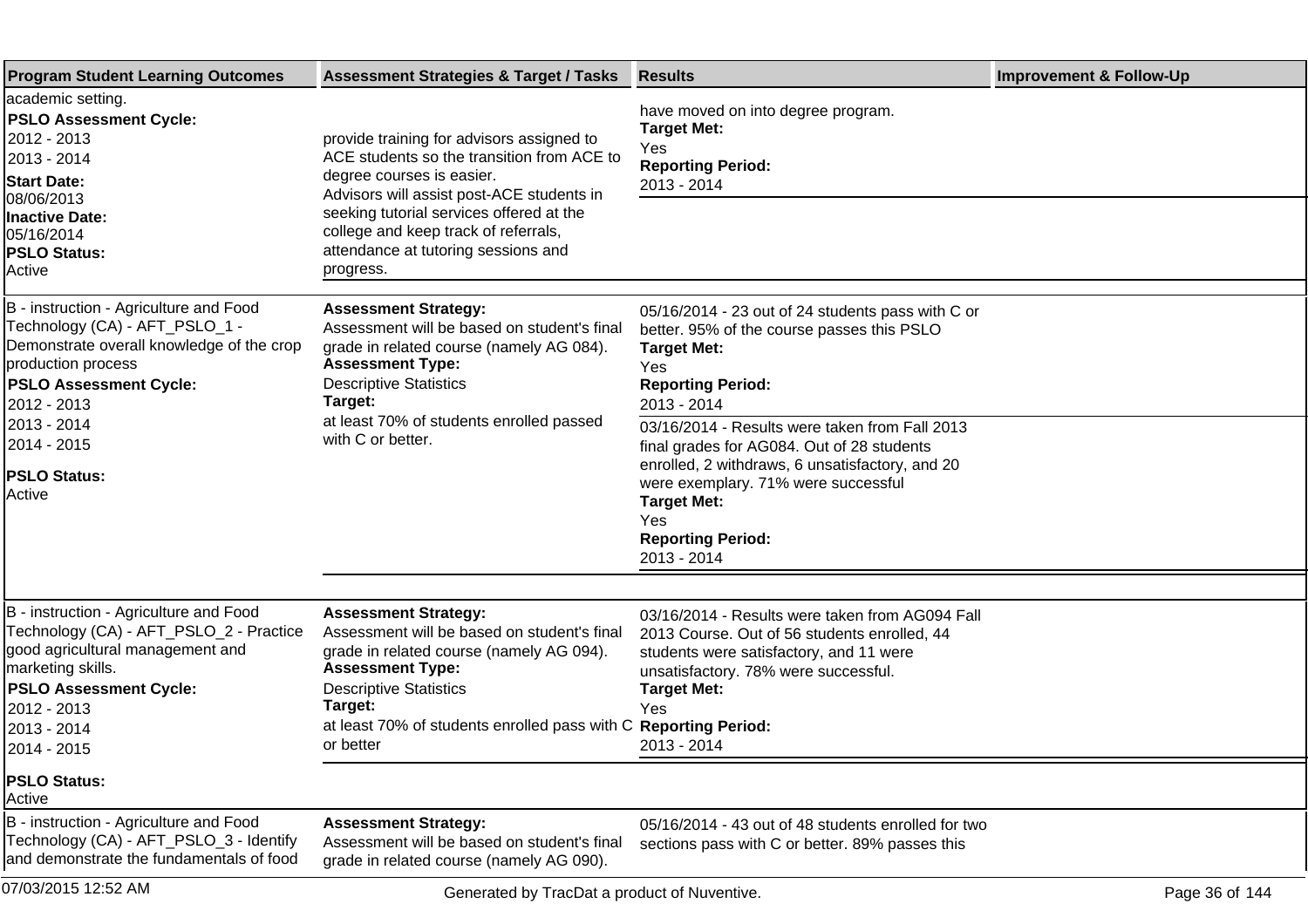| Program Student Learning Outcomes | Assessment Strategies & Target / Tasks | Results | Improvement & Follow-Up |
| --- | --- | --- | --- |
| academic setting.<br>**PSLO Assessment Cycle:**<br>2012 - 2013<br>2013 - 2014<br>**Start Date:**<br>08/06/2013<br>**Inactive Date:**<br>05/16/2014<br>**PSLO Status:**<br>Active | provide training for advisors assigned to ACE students so the transition from ACE to degree courses is easier.<br>Advisors will assist post-ACE students in seeking tutorial services offered at the college and keep track of referrals, attendance at tutoring sessions and progress. | have moved on into degree program.<br>**Target Met:**<br>Yes<br>**Reporting Period:**<br>2013 - 2014 | |
| B - instruction - Agriculture and Food Technology (CA) - AFT_PSLO_1 - Demonstrate overall knowledge of the crop production process<br>**PSLO Assessment Cycle:**<br>2012 - 2013<br>2013 - 2014<br>2014 - 2015<br>**PSLO Status:**<br>Active | **Assessment Strategy:**<br>Assessment will be based on student's final grade in related course (namely AG 084).<br>**Assessment Type:**<br>Descriptive Statistics<br>**Target:**<br>at least 70% of students enrolled passed with C or better. | 05/16/2014 - 23 out of 24 students pass with C or better. 95% of the course passes this PSLO<br>**Target Met:**<br>Yes<br>**Reporting Period:**<br>2013 - 2014 | |
| | | 03/16/2014 - Results were taken from Fall 2013 final grades for AG084. Out of 28 students enrolled, 2 withdraws, 6 unsatisfactory, and 20 were exemplary. 71% were successful<br>**Target Met:**<br>Yes<br>**Reporting Period:**<br>2013 - 2014 | |
| B - instruction - Agriculture and Food Technology (CA) - AFT_PSLO_2 - Practice good agricultural management and marketing skills.<br>**PSLO Assessment Cycle:**<br>2012 - 2013<br>2013 - 2014<br>2014 - 2015<br>**PSLO Status:**<br>Active | **Assessment Strategy:**<br>Assessment will be based on student's final grade in related course (namely AG 094).<br>**Assessment Type:**<br>Descriptive Statistics<br>**Target:**<br>at least 70% of students enrolled pass with C or better | 03/16/2014 - Results were taken from AG094 Fall 2013 Course. Out of 56 students enrolled, 44 students were satisfactory, and 11 were unsatisfactory. 78% were successful.<br>**Target Met:**<br>Yes<br>**Reporting Period:**<br>2013 - 2014 | |
| B - instruction - Agriculture and Food Technology (CA) - AFT_PSLO_3 - Identify and demonstrate the fundamentals of food | **Assessment Strategy:**<br>Assessment will be based on student's final grade in related course (namely AG 090). | 05/16/2014 - 43 out of 48 students enrolled for two sections pass with C or better. 89% passes this | |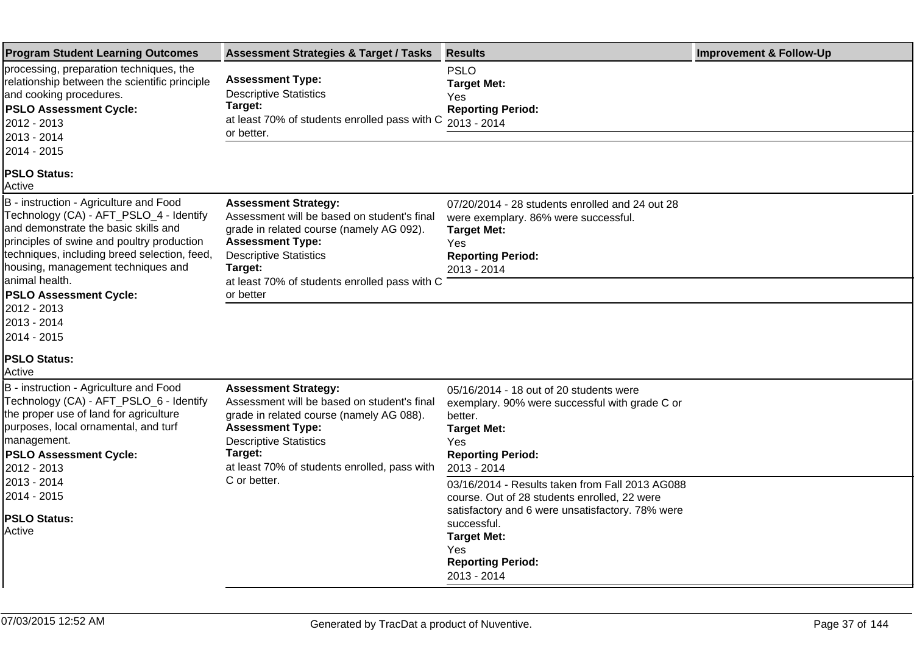| Program Student Learning Outcomes | Assessment Strategies & Target / Tasks | Results | Improvement & Follow-Up |
|---|---|---|---|
| processing, preparation techniques, the relationship between the scientific principle and cooking procedures.<br>**PSLO Assessment Cycle:**<br>2012 - 2013<br>2013 - 2014<br>2014 - 2015<br>**PSLO Status:**<br>Active | **Assessment Type:**<br>Descriptive Statistics<br>**Target:**<br>at least 70% of students enrolled pass with C or better. | PSLO<br>**Target Met:**<br>Yes<br>**Reporting Period:**<br>2013 - 2014 | |
| B - instruction - Agriculture and Food Technology (CA) - AFT_PSLO_4 - Identify and demonstrate the basic skills and principles of swine and poultry production techniques, including breed selection, feed, housing, management techniques and animal health.<br>**PSLO Assessment Cycle:**<br>2012 - 2013<br>2013 - 2014<br>2014 - 2015<br>**PSLO Status:**<br>Active | **Assessment Strategy:**<br>Assessment will be based on student's final grade in related course (namely AG 092).<br>**Assessment Type:**<br>Descriptive Statistics<br>**Target:**<br>at least 70% of students enrolled pass with C or better | 07/20/2014 - 28 students enrolled and 24 out 28 were exemplary. 86% were successful.<br>**Target Met:**<br>Yes<br>**Reporting Period:**<br>2013 - 2014 | |
| B - instruction - Agriculture and Food Technology (CA) - AFT_PSLO_6 - Identify the proper use of land for agriculture purposes, local ornamental, and turf management.<br>**PSLO Assessment Cycle:**<br>2012 - 2013<br>2013 - 2014<br>2014 - 2015<br>**PSLO Status:**<br>Active | **Assessment Strategy:**<br>Assessment will be based on student's final grade in related course (namely AG 088).<br>**Assessment Type:**<br>Descriptive Statistics<br>**Target:**<br>at least 70% of students enrolled, pass with C or better. | 05/16/2014 - 18 out of 20 students were exemplary. 90% were successful with grade C or better.<br>**Target Met:**<br>Yes<br>**Reporting Period:**<br>2013 - 2014 | |
| | | 03/16/2014 - Results taken from Fall 2013 AG088 course. Out of 28 students enrolled, 22 were satisfactory and 6 were unsatisfactory. 78% were successful.<br>**Target Met:**<br>Yes<br>**Reporting Period:**<br>2013 - 2014 | |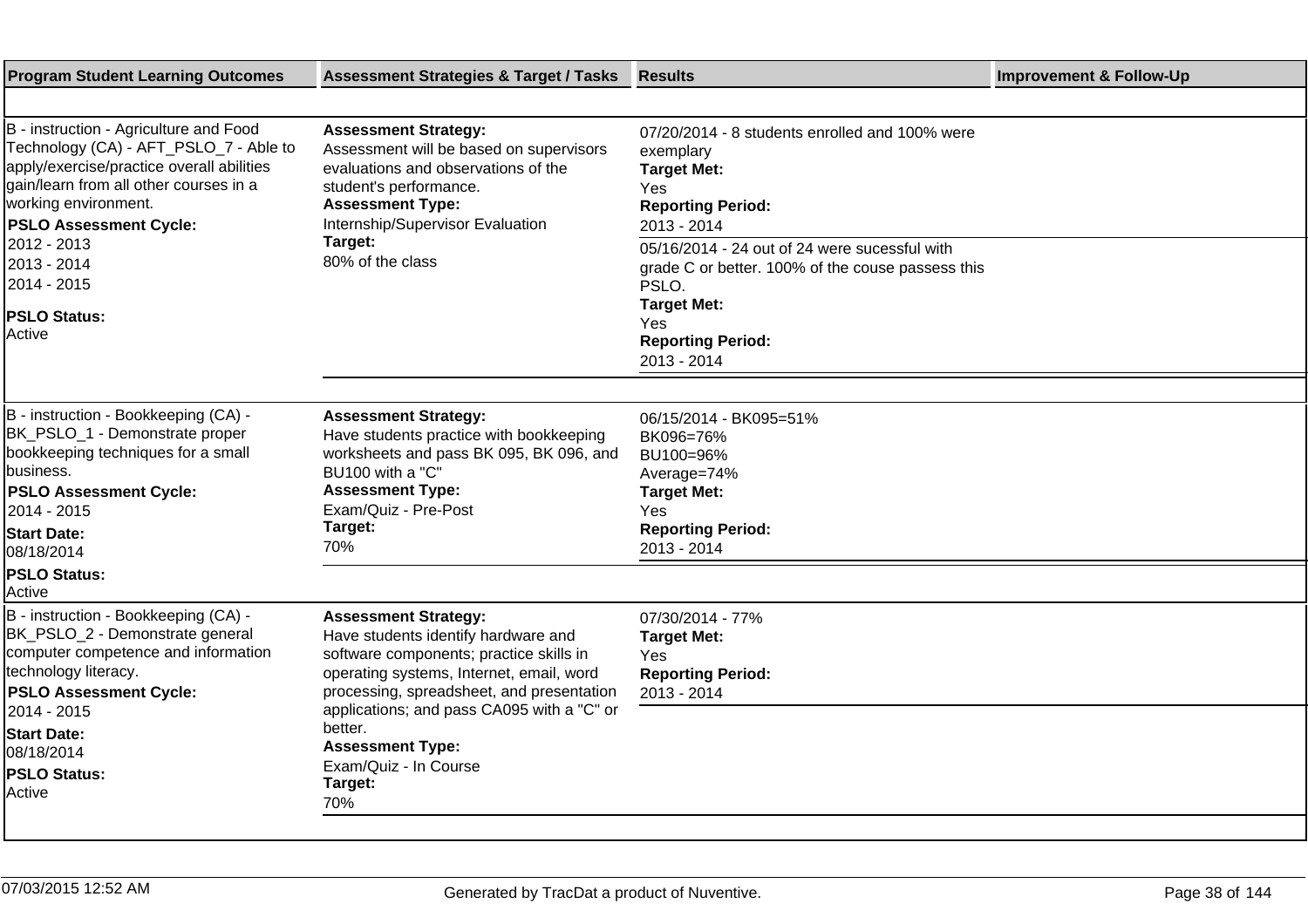| Program Student Learning Outcomes | Assessment Strategies & Target / Tasks | Results | Improvement & Follow-Up |
|---|---|---|---|
| B - instruction - Agriculture and Food Technology (CA) - AFT_PSLO_7 - Able to apply/exercise/practice overall abilities gain/learn from all other courses in a working environment.<br>**PSLO Assessment Cycle:**<br>2012 - 2013<br>2013 - 2014<br>2014 - 2015<br>**PSLO Status:**<br>Active | **Assessment Strategy:**<br>Assessment will be based on supervisors evaluations and observations of the student's performance.<br>**Assessment Type:**<br>Internship/Supervisor Evaluation<br>**Target:**<br>80% of the class | 07/20/2014 - 8 students enrolled and 100% were exemplary<br>**Target Met:**<br>Yes<br>**Reporting Period:**<br>2013 - 2014 | |
| | | 05/16/2014 - 24 out of 24 were sucessful with grade C or better. 100% of the couse passess this PSLO.<br>**Target Met:**<br>Yes<br>**Reporting Period:**<br>2013 - 2014 | |
| B - instruction - Bookkeeping (CA) - BK_PSLO_1 - Demonstrate proper bookkeeping techniques for a small business.<br>**PSLO Assessment Cycle:**<br>2014 - 2015<br>**Start Date:**<br>08/18/2014<br>**PSLO Status:**<br>Active | **Assessment Strategy:**<br>Have students practice with bookkeeping worksheets and pass BK 095, BK 096, and BU100 with a "C"<br>**Assessment Type:**<br>Exam/Quiz - Pre-Post<br>**Target:**<br>70% | 06/15/2014 - BK095=51%<br>BK096=76%<br>BU100=96%<br>Average=74%<br>**Target Met:**<br>Yes<br>**Reporting Period:**<br>2013 - 2014 | |
| B - instruction - Bookkeeping (CA) - BK_PSLO_2 - Demonstrate general computer competence and information technology literacy.<br>**PSLO Assessment Cycle:**<br>2014 - 2015<br>**Start Date:**<br>08/18/2014<br>**PSLO Status:**<br>Active | **Assessment Strategy:**<br>Have students identify hardware and software components; practice skills in operating systems, Internet, email, word processing, spreadsheet, and presentation applications; and pass CA095 with a "C" or better.<br>**Assessment Type:**<br>Exam/Quiz - In Course<br>**Target:**<br>70% | 07/30/2014 - 77%<br>**Target Met:**<br>Yes<br>**Reporting Period:**<br>2013 - 2014 | |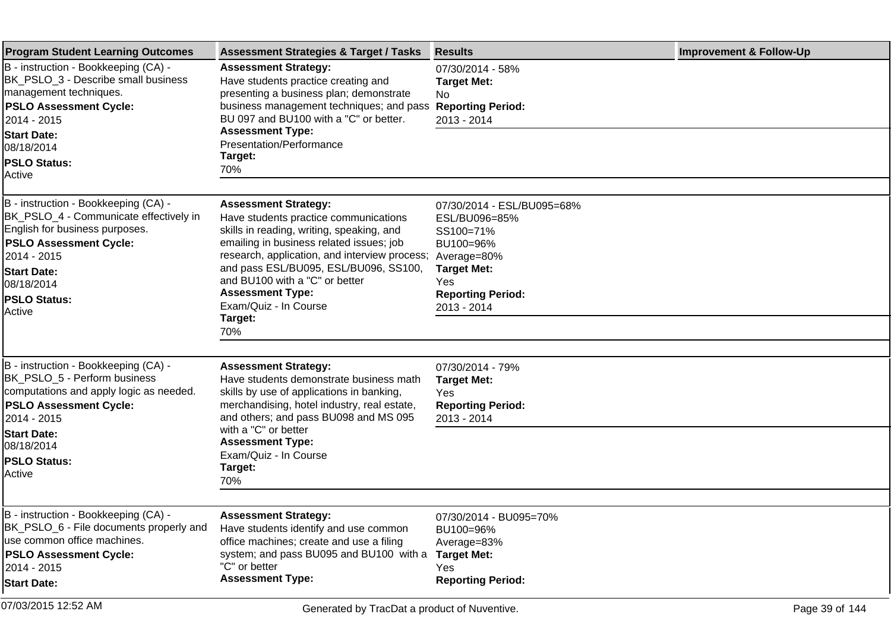| Program Student Learning Outcomes | Assessment Strategies & Target / Tasks | Results | Improvement & Follow-Up |
|---|---|---|---|
| B - instruction - Bookkeeping (CA) - BK_PSLO_3 - Describe small business management techniques.<br>**PSLO Assessment Cycle:**<br>2014 - 2015<br>**Start Date:**<br>08/18/2014<br>**PSLO Status:**<br>Active | **Assessment Strategy:**<br>Have students practice creating and presenting a business plan; demonstrate business management techniques; and pass BU 097 and BU100 with a "C" or better.<br>**Assessment Type:**<br>Presentation/Performance<br>**Target:**<br>70% | 07/30/2014 - 58%<br>**Target Met:**<br>No<br>**Reporting Period:**<br>2013 - 2014 | |
| B - instruction - Bookkeeping (CA) - BK_PSLO_4 - Communicate effectively in English for business purposes.<br>**PSLO Assessment Cycle:**<br>2014 - 2015<br>**Start Date:**<br>08/18/2014<br>**PSLO Status:**<br>Active | **Assessment Strategy:**<br>Have students practice communications skills in reading, writing, speaking, and emailing in business related issues; job research, application, and interview process; and pass ESL/BU095, ESL/BU096, SS100, and BU100 with a "C" or better<br>**Assessment Type:**<br>Exam/Quiz - In Course<br>**Target:**<br>70% | 07/30/2014 - ESL/BU095=68%<br>ESL/BU096=85%<br>SS100=71%<br>BU100=96%<br>Average=80%<br>**Target Met:**<br>Yes<br>**Reporting Period:**<br>2013 - 2014 | |
| B - instruction - Bookkeeping (CA) - BK_PSLO_5 - Perform business computations and apply logic as needed.<br>**PSLO Assessment Cycle:**<br>2014 - 2015<br>**Start Date:**<br>08/18/2014<br>**PSLO Status:**<br>Active | **Assessment Strategy:**<br>Have students demonstrate business math skills by use of applications in banking, merchandising, hotel industry, real estate, and others; and pass BU098 and MS 095 with a "C" or better<br>**Assessment Type:**<br>Exam/Quiz - In Course<br>**Target:**<br>70% | 07/30/2014 - 79%<br>**Target Met:**<br>Yes<br>**Reporting Period:**<br>2013 - 2014 | |
| B - instruction - Bookkeeping (CA) - BK_PSLO_6 - File documents properly and use common office machines.<br>**PSLO Assessment Cycle:**<br>2014 - 2015<br>**Start Date:** | **Assessment Strategy:**<br>Have students identify and use common office machines; create and use a filing system; and pass BU095 and BU100 with a "C" or better<br>**Assessment Type:** | 07/30/2014 - BU095=70%<br>BU100=96%<br>Average=83%<br>**Target Met:**<br>Yes<br>**Reporting Period:** | |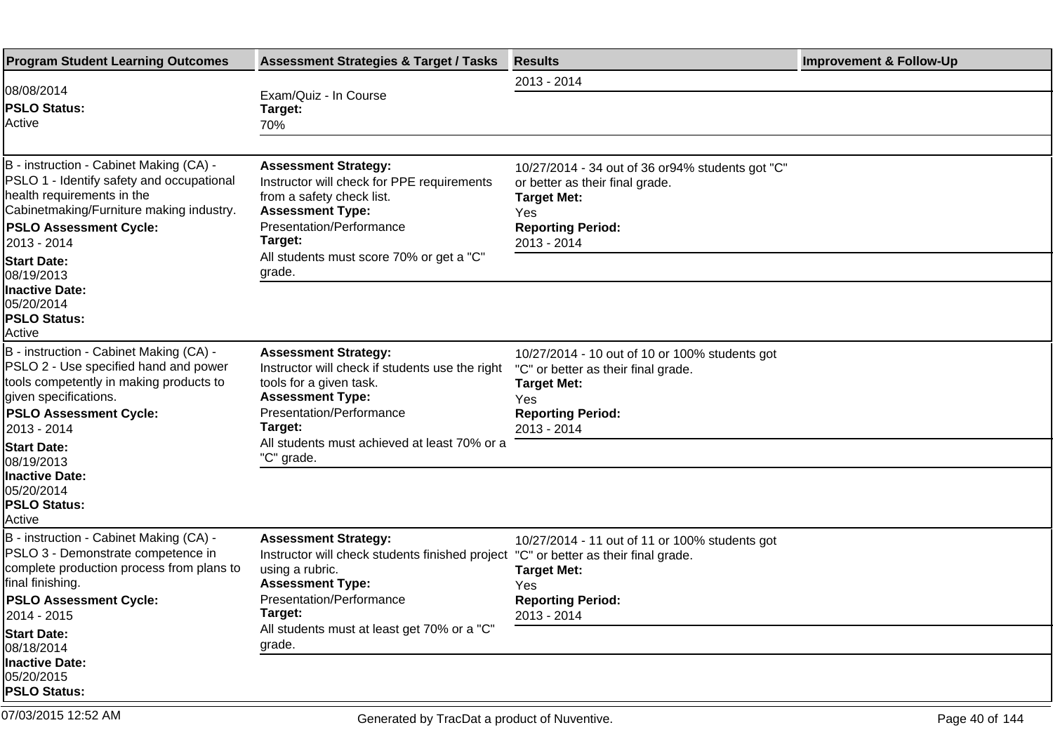| Program Student Learning Outcomes | Assessment Strategies & Target / Tasks | Results | Improvement & Follow-Up |
|---|---|---|---|
| 08/08/2014<br>**PSLO Status:**<br>Active | Exam/Quiz - In Course<br>**Target:**<br>70% | 2013 - 2014 | |
| B - instruction - Cabinet Making (CA) - PSLO 1 - Identify safety and occupational health requirements in the Cabinetmaking/Furniture making industry.<br>**PSLO Assessment Cycle:**<br>2013 - 2014<br>**Start Date:**<br>08/19/2013<br>**Inactive Date:**<br>05/20/2014<br>**PSLO Status:**<br>Active | **Assessment Strategy:**<br>Instructor will check for PPE requirements from a safety check list.<br>**Assessment Type:**<br>Presentation/Performance<br>**Target:**<br>All students must score 70% or get a "C" grade. | 10/27/2014 - 34 out of 36 or94% students got "C" or better as their final grade.<br>**Target Met:**<br>Yes<br>**Reporting Period:**<br>2013 - 2014 | |
| B - instruction - Cabinet Making (CA) - PSLO 2 - Use specified hand and power tools competently in making products to given specifications.<br>**PSLO Assessment Cycle:**<br>2013 - 2014<br>**Start Date:**<br>08/19/2013<br>**Inactive Date:**<br>05/20/2014<br>**PSLO Status:**<br>Active | **Assessment Strategy:**<br>Instructor will check if students use the right tools for a given task.<br>**Assessment Type:**<br>Presentation/Performance<br>**Target:**<br>All students must achieved at least 70% or a "C" grade. | 10/27/2014 - 10 out of 10 or 100% students got "C" or better as their final grade.<br>**Target Met:**<br>Yes<br>**Reporting Period:**<br>2013 - 2014 | |
| B - instruction - Cabinet Making (CA) - PSLO 3 - Demonstrate competence in complete production process from plans to final finishing.<br>**PSLO Assessment Cycle:**<br>2014 - 2015<br>**Start Date:**<br>08/18/2014<br>**Inactive Date:**<br>05/20/2015<br>**PSLO Status:** | **Assessment Strategy:**<br>Instructor will check students finished project using a rubric.<br>**Assessment Type:**<br>Presentation/Performance<br>**Target:**<br>All students must at least get 70% or a "C" grade. | 10/27/2014 - 11 out of 11 or 100% students got "C" or better as their final grade.<br>**Target Met:**<br>Yes<br>**Reporting Period:**<br>2013 - 2014 | |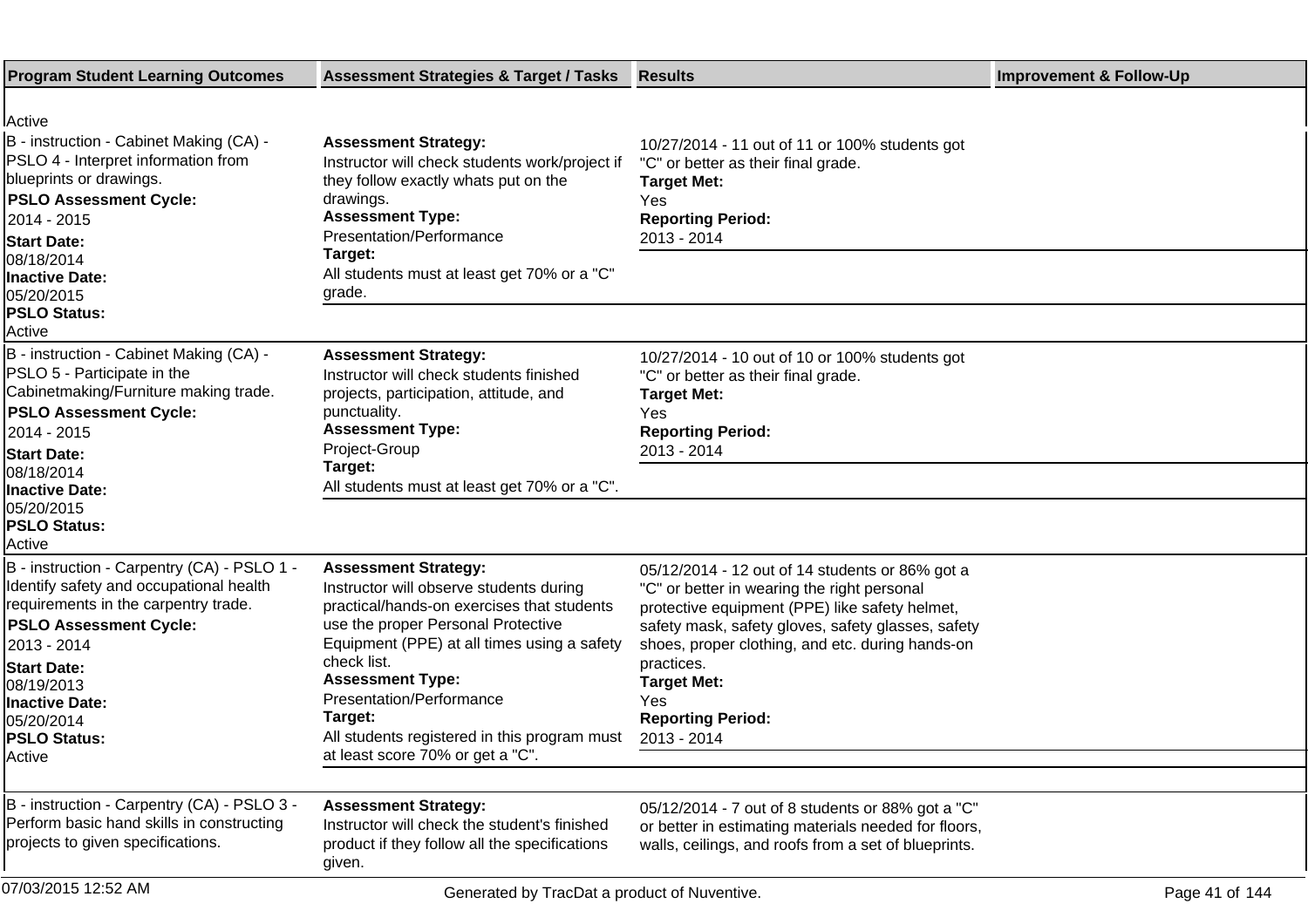| Program Student Learning Outcomes | Assessment Strategies & Target / Tasks | Results | Improvement & Follow-Up |
|---|---|---|---|
| Active | | | |
| B - instruction - Cabinet Making (CA) - PSLO 4 - Interpret information from blueprints or drawings.<br>**PSLO Assessment Cycle:**<br>2014 - 2015<br>**Start Date:**<br>08/18/2014<br>**Inactive Date:**<br>05/20/2015<br>**PSLO Status:**<br>Active | **Assessment Strategy:**<br>Instructor will check students work/project if they follow exactly whats put on the drawings.<br>**Assessment Type:**<br>Presentation/Performance<br>**Target:**<br>All students must at least get 70% or a "C" grade. | 10/27/2014 - 11 out of 11 or 100% students got "C" or better as their final grade.<br>**Target Met:**<br>Yes<br>**Reporting Period:**<br>2013 - 2014 | |
| B - instruction - Cabinet Making (CA) - PSLO 5 - Participate in the Cabinetmaking/Furniture making trade.<br>**PSLO Assessment Cycle:**<br>2014 - 2015<br>**Start Date:**<br>08/18/2014<br>**Inactive Date:**<br>05/20/2015<br>**PSLO Status:**<br>Active | **Assessment Strategy:**<br>Instructor will check students finished projects, participation, attitude, and punctuality.<br>**Assessment Type:**<br>Project-Group<br>**Target:**<br>All students must at least get 70% or a "C". | 10/27/2014 - 10 out of 10 or 100% students got "C" or better as their final grade.<br>**Target Met:**<br>Yes<br>**Reporting Period:**<br>2013 - 2014 | |
| B - instruction - Carpentry (CA) - PSLO 1 - Identify safety and occupational health requirements in the carpentry trade.<br>**PSLO Assessment Cycle:**<br>2013 - 2014<br>**Start Date:**<br>08/19/2013<br>**Inactive Date:**<br>05/20/2014<br>**PSLO Status:**<br>Active | **Assessment Strategy:**<br>Instructor will observe students during practical/hands-on exercises that students use the proper Personal Protective Equipment (PPE) at all times using a safety check list.<br>**Assessment Type:**<br>Presentation/Performance<br>**Target:**<br>All students registered in this program must at least score 70% or get a "C". | 05/12/2014 - 12 out of 14 students or 86% got a "C" or better in wearing the right personal protective equipment (PPE) like safety helmet, safety mask, safety gloves, safety glasses, safety shoes, proper clothing, and etc. during hands-on practices.<br>**Target Met:**<br>Yes<br>**Reporting Period:**<br>2013 - 2014 | |
| B - instruction - Carpentry (CA) - PSLO 3 - Perform basic hand skills in constructing projects to given specifications. | **Assessment Strategy:**<br>Instructor will check the student's finished product if they follow all the specifications given. | 05/12/2014 - 7 out of 8 students or 88% got a "C" or better in estimating materials needed for floors, walls, ceilings, and roofs from a set of blueprints. | |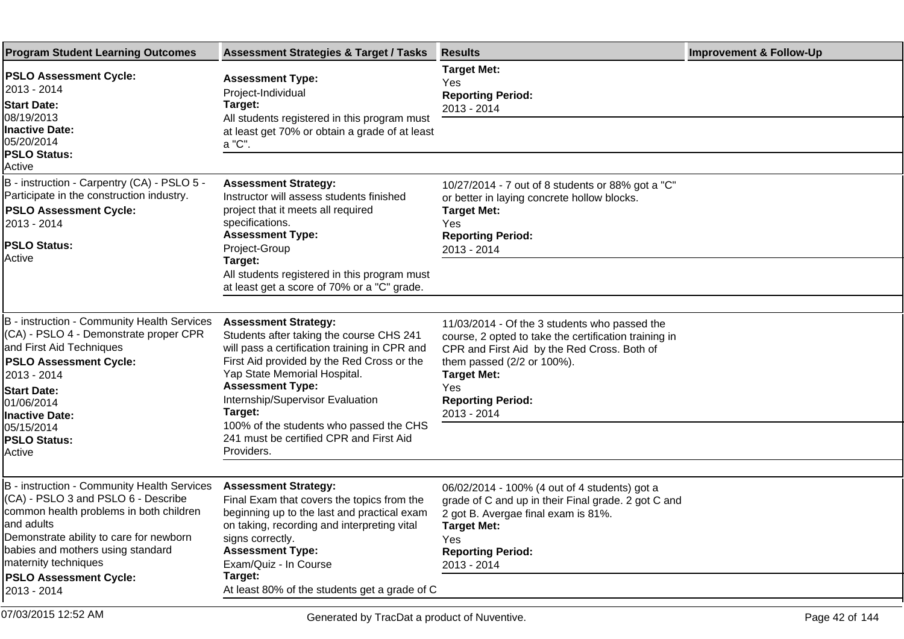| Program Student Learning Outcomes | Assessment Strategies & Target / Tasks | Results | Improvement & Follow-Up |
|---|---|---|---|
| **PSLO Assessment Cycle:**<br>2013 - 2014<br>**Start Date:**<br>08/19/2013<br>**Inactive Date:**<br>05/20/2014<br>**PSLO Status:**<br>Active | **Assessment Type:**<br>Project-Individual<br>**Target:**<br>All students registered in this program must at least get 70% or obtain a grade of at least a "C". | **Target Met:**<br>Yes<br>**Reporting Period:**<br>2013 - 2014 | |
| B - instruction - Carpentry (CA) - PSLO 5 - Participate in the construction industry.<br>**PSLO Assessment Cycle:**<br>2013 - 2014<br>**PSLO Status:**<br>Active | **Assessment Strategy:**<br>Instructor will assess students finished project that it meets all required specifications.<br>**Assessment Type:**<br>Project-Group<br>**Target:**<br>All students registered in this program must at least get a score of 70% or a "C" grade. | 10/27/2014 - 7 out of 8 students or 88% got a "C" or better in laying concrete hollow blocks.<br>**Target Met:**<br>Yes<br>**Reporting Period:**<br>2013 - 2014 | |
| B - instruction - Community Health Services (CA) - PSLO 4 - Demonstrate proper CPR and First Aid Techniques<br>**PSLO Assessment Cycle:**<br>2013 - 2014<br>**Start Date:**<br>01/06/2014<br>**Inactive Date:**<br>05/15/2014<br>**PSLO Status:**<br>Active | **Assessment Strategy:**<br>Students after taking the course CHS 241 will pass a certification training in CPR and First Aid provided by the Red Cross or the Yap State Memorial Hospital.<br>**Assessment Type:**<br>Internship/Supervisor Evaluation<br>**Target:**<br>100% of the students who passed the CHS 241 must be certified CPR and First Aid Providers. | 11/03/2014 - Of the 3 students who passed the course, 2 opted to take the certification training in CPR and First Aid by the Red Cross. Both of them passed (2/2 or 100%).<br>**Target Met:**<br>Yes<br>**Reporting Period:**<br>2013 - 2014 | |
| B - instruction - Community Health Services (CA) - PSLO 3 and PSLO 6 - Describe common health problems in both children and adults<br>Demonstrate ability to care for newborn babies and mothers using standard maternity techniques<br>**PSLO Assessment Cycle:**<br>2013 - 2014 | **Assessment Strategy:**<br>Final Exam that covers the topics from the beginning up to the last and practical exam on taking, recording and interpreting vital signs correctly.<br>**Assessment Type:**<br>Exam/Quiz - In Course<br>**Target:**<br>At least 80% of the students get a grade of C | 06/02/2014 - 100% (4 out of 4 students) got a grade of C and up in their Final grade. 2 got C and 2 got B. Avergae final exam is 81%.<br>**Target Met:**<br>Yes<br>**Reporting Period:**<br>2013 - 2014 | |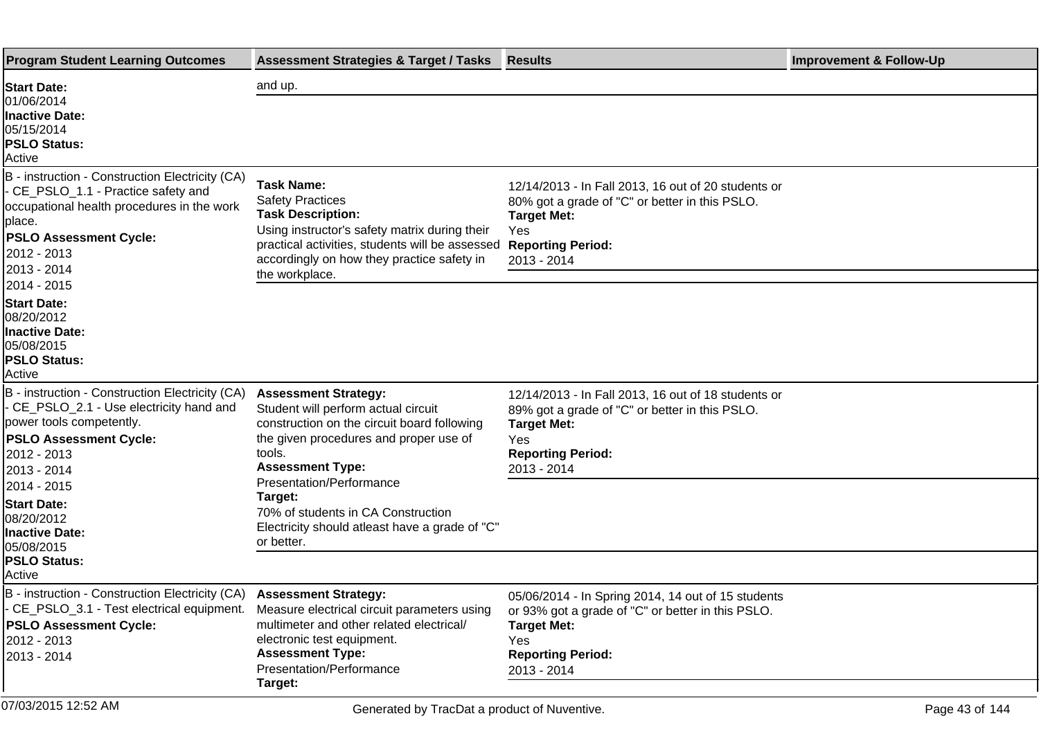| Program Student Learning Outcomes | Assessment Strategies & Target / Tasks | Results | Improvement & Follow-Up |
|---|---|---|---|
| **Start Date:** 01/06/2014 **Inactive Date:** 05/15/2014 **PSLO Status:** Active | and up. | | |
| B - instruction - Construction Electricity (CA) - CE_PSLO_1.1 - Practice safety and occupational health procedures in the work place. **PSLO Assessment Cycle:** 2012 - 2013 2013 - 2014 2014 - 2015 **Start Date:** 08/20/2012 **Inactive Date:** 05/08/2015 **PSLO Status:** Active | **Task Name:** Safety Practices **Task Description:** Using instructor's safety matrix during their practical activities, students will be assessed accordingly on how they practice safety in the workplace. | 12/14/2013 - In Fall 2013, 16 out of 20 students or 80% got a grade of "C" or better in this PSLO. **Target Met:** Yes **Reporting Period:** 2013 - 2014 | |
| B - instruction - Construction Electricity (CA) - CE_PSLO_2.1 - Use electricity hand and power tools competently. **PSLO Assessment Cycle:** 2012 - 2013 2013 - 2014 2014 - 2015 **Start Date:** 08/20/2012 **Inactive Date:** 05/08/2015 **PSLO Status:** Active | **Assessment Strategy:** Student will perform actual circuit construction on the circuit board following the given procedures and proper use of tools. **Assessment Type:** Presentation/Performance **Target:** 70% of students in CA Construction Electricity should atleast have a grade of "C" or better. | 12/14/2013 - In Fall 2013, 16 out of 18 students or 89% got a grade of "C" or better in this PSLO. **Target Met:** Yes **Reporting Period:** 2013 - 2014 | |
| B - instruction - Construction Electricity (CA) - CE_PSLO_3.1 - Test electrical equipment. **PSLO Assessment Cycle:** 2012 - 2013 2013 - 2014 | **Assessment Strategy:** Measure electrical circuit parameters using multimeter and other related electrical/ electronic test equipment. **Assessment Type:** Presentation/Performance **Target:** | 05/06/2014 - In Spring 2014, 14 out of 15 students or 93% got a grade of "C" or better in this PSLO. **Target Met:** Yes **Reporting Period:** 2013 - 2014 | |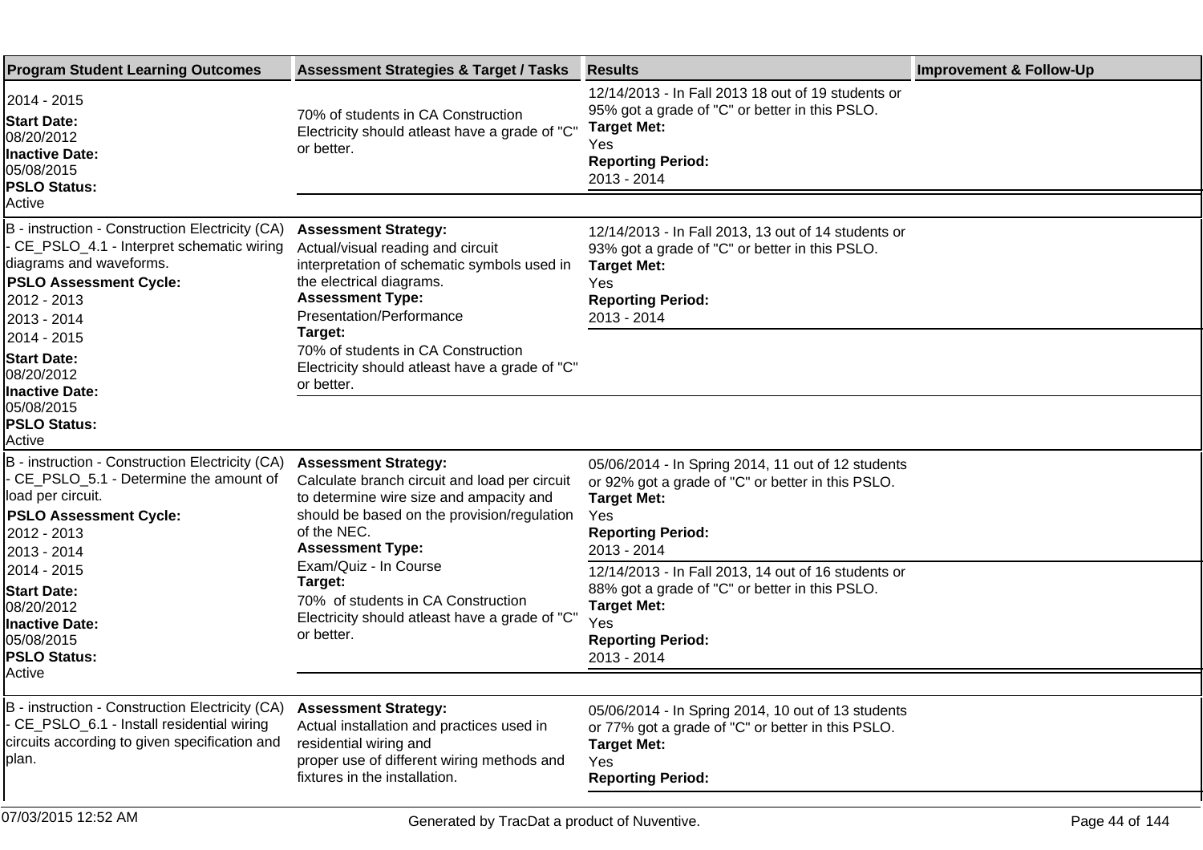| Program Student Learning Outcomes | Assessment Strategies & Target / Tasks | Results | Improvement & Follow-Up |
|---|---|---|---|
| 2014 - 2015<br>**Start Date:**<br>08/20/2012<br>**Inactive Date:**<br>05/08/2015<br>**PSLO Status:**<br>Active | 70% of students in CA Construction Electricity should atleast have a grade of "C" or better. | 12/14/2013 - In Fall 2013 18 out of 19 students or 95% got a grade of "C" or better in this PSLO.<br>**Target Met:**<br>Yes<br>**Reporting Period:**<br>2013 - 2014 | |
| B - instruction - Construction Electricity (CA) - CE_PSLO_4.1 - Interpret schematic wiring diagrams and waveforms.<br>**PSLO Assessment Cycle:**<br>2012 - 2013<br>2013 - 2014<br>2014 - 2015<br>**Start Date:**<br>08/20/2012<br>**Inactive Date:**<br>05/08/2015<br>**PSLO Status:**<br>Active | **Assessment Strategy:**<br>Actual/visual reading and circuit interpretation of schematic symbols used in the electrical diagrams.<br>**Assessment Type:**<br>Presentation/Performance<br>**Target:**<br>70% of students in CA Construction Electricity should atleast have a grade of "C" or better. | 12/14/2013 - In Fall 2013, 13 out of 14 students or 93% got a grade of "C" or better in this PSLO.<br>**Target Met:**<br>Yes<br>**Reporting Period:**<br>2013 - 2014 | |
| B - instruction - Construction Electricity (CA) - CE_PSLO_5.1 - Determine the amount of load per circuit.<br>**PSLO Assessment Cycle:**<br>2012 - 2013<br>2013 - 2014<br>2014 - 2015<br>**Start Date:**<br>08/20/2012<br>**Inactive Date:**<br>05/08/2015<br>**PSLO Status:**<br>Active | **Assessment Strategy:**<br>Calculate branch circuit and load per circuit to determine wire size and ampacity and should be based on the provision/regulation of the NEC.<br>**Assessment Type:**<br>Exam/Quiz - In Course<br>**Target:**<br>70% of students in CA Construction Electricity should atleast have a grade of "C" or better. | 05/06/2014 - In Spring 2014, 11 out of 12 students or 92% got a grade of "C" or better in this PSLO.<br>**Target Met:**<br>Yes<br>**Reporting Period:**<br>2013 - 2014<br><br>12/14/2013 - In Fall 2013, 14 out of 16 students or 88% got a grade of "C" or better in this PSLO.<br>**Target Met:**<br>Yes<br>**Reporting Period:**<br>2013 - 2014 | |
| B - instruction - Construction Electricity (CA) - CE_PSLO_6.1 - Install residential wiring circuits according to given specification and plan. | **Assessment Strategy:**<br>Actual installation and practices used in residential wiring and<br>proper use of different wiring methods and fixtures in the installation. | 05/06/2014 - In Spring 2014, 10 out of 13 students or 77% got a grade of "C" or better in this PSLO.<br>**Target Met:**<br>Yes<br>**Reporting Period:** | |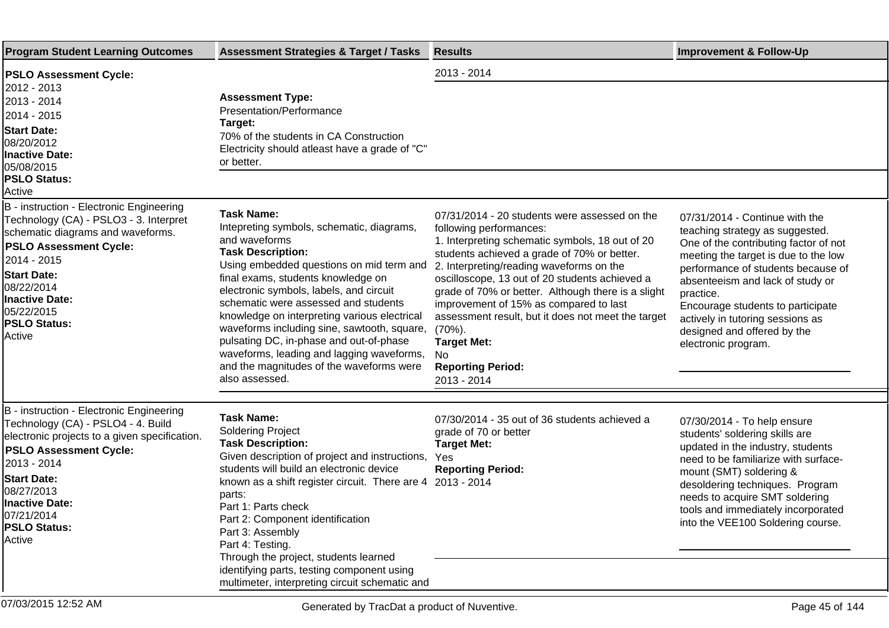| Program Student Learning Outcomes | Assessment Strategies & Target / Tasks | Results | Improvement & Follow-Up |
|---|---|---|---|
| **PSLO Assessment Cycle:**<br>2012 - 2013<br>2013 - 2014<br>2014 - 2015<br>**Start Date:**<br>08/20/2012<br>**Inactive Date:**<br>05/08/2015<br>**PSLO Status:**<br>Active | **Assessment Type:**<br>Presentation/Performance<br>**Target:**<br>70% of the students in CA Construction Electricity should atleast have a grade of "C" or better. | 2013 - 2014 | |
| B - instruction - Electronic Engineering Technology (CA) - PSLO3 - 3. Interpret schematic diagrams and waveforms.<br>**PSLO Assessment Cycle:**<br>2014 - 2015<br>**Start Date:**<br>08/22/2014<br>**Inactive Date:**<br>05/22/2015<br>**PSLO Status:**<br>Active | **Task Name:**<br>Intepreting symbols, schematic, diagrams, and waveforms<br>**Task Description:**<br>Using embedded questions on mid term and final exams, students knowledge on electronic symbols, labels, and circuit schematic were assessed and students knowledge on interpreting various electrical waveforms including sine, sawtooth, square, pulsating DC, in-phase and out-of-phase waveforms, leading and lagging waveforms, and the magnitudes of the waveforms were also assessed. | 07/31/2014 - 20 students were assessed on the following performances:<br>1. Interpreting schematic symbols, 18 out of 20 students achieved a grade of 70% or better.<br>2. Interpreting/reading waveforms on the oscilloscope, 13 out of 20 students achieved a grade of 70% or better. Although there is a slight improvement of 15% as compared to last assessment result, but it does not meet the target (70%).<br>**Target Met:**<br>No<br>**Reporting Period:**<br>2013 - 2014 | 07/31/2014 - Continue with the teaching strategy as suggested. One of the contributing factor of not meeting the target is due to the low performance of students because of absenteeism and lack of study or practice.<br>Encourage students to participate actively in tutoring sessions as designed and offered by the electronic program. |
| B - instruction - Electronic Engineering Technology (CA) - PSLO4 - 4. Build electronic projects to a given specification.<br>**PSLO Assessment Cycle:**<br>2013 - 2014<br>**Start Date:**<br>08/27/2013<br>**Inactive Date:**<br>07/21/2014<br>**PSLO Status:**<br>Active | **Task Name:**<br>Soldering Project<br>**Task Description:**<br>Given description of project and instructions, students will build an electronic device known as a shift register circuit. There are 4 parts:<br>Part 1: Parts check<br>Part 2: Component identification<br>Part 3: Assembly<br>Part 4: Testing.<br>Through the project, students learned identifying parts, testing component using multimeter, interpreting circuit schematic and | 07/30/2014 - 35 out of 36 students achieved a grade of 70 or better<br>**Target Met:**<br>Yes<br>**Reporting Period:**<br>2013 - 2014 | 07/30/2014 - To help ensure students' soldering skills are updated in the industry, students need to be familiarize with surface-mount (SMT) soldering & desoldering techniques. Program needs to acquire SMT soldering tools and immediately incorporated into the VEE100 Soldering course. |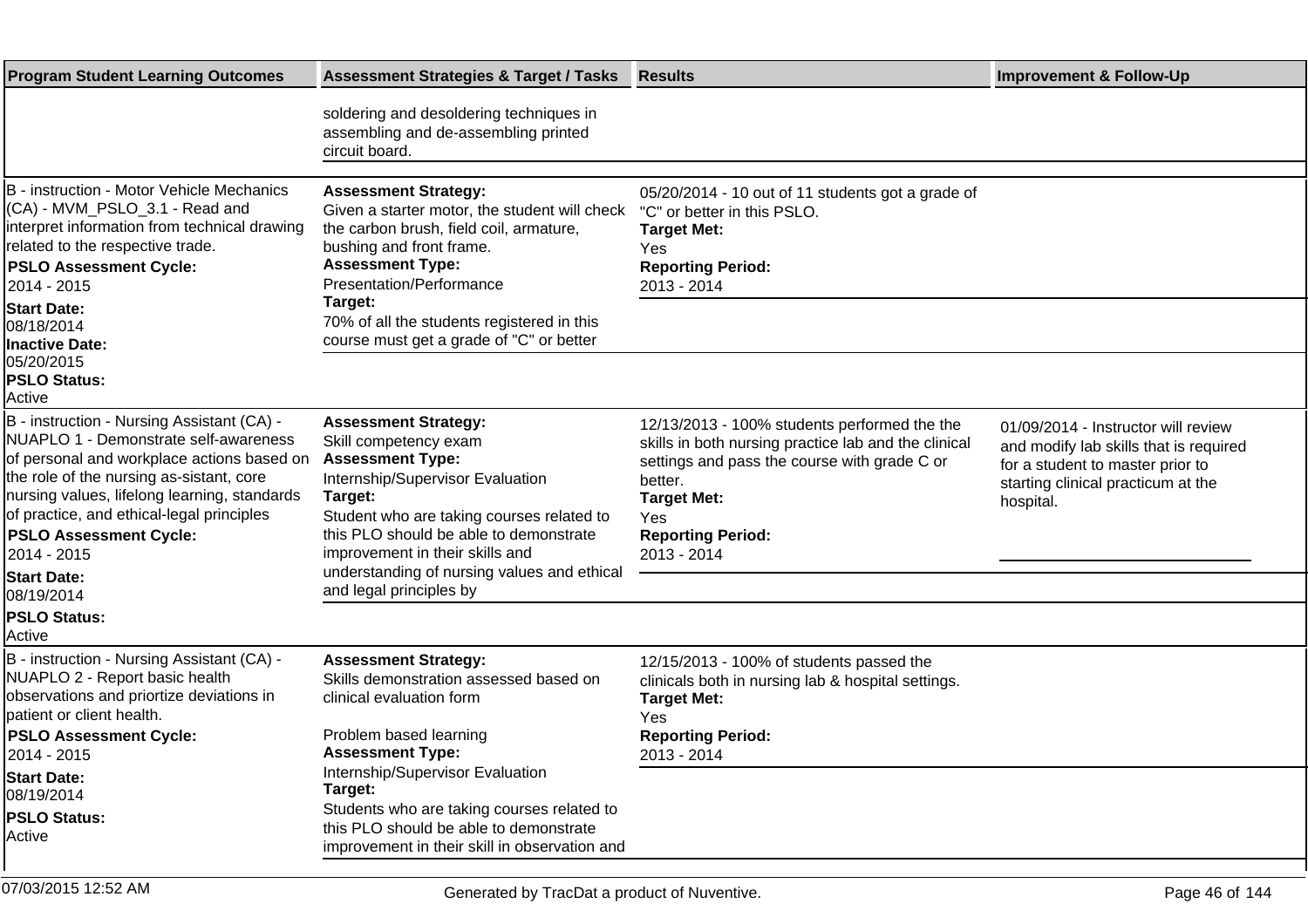| Program Student Learning Outcomes | Assessment Strategies & Target / Tasks | Results | Improvement & Follow-Up |
|---|---|---|---|
| | soldering and desoldering techniques in assembling and de-assembling printed circuit board. | | |
| B - instruction - Motor Vehicle Mechanics (CA) - MVM_PSLO_3.1 - Read and interpret information from technical drawing related to the respective trade.<br>**PSLO Assessment Cycle:**<br>2014 - 2015<br>**Start Date:**<br>08/18/2014<br>**Inactive Date:**<br>05/20/2015<br>**PSLO Status:**<br>Active | **Assessment Strategy:**<br>Given a starter motor, the student will check the carbon brush, field coil, armature, bushing and front frame.<br>**Assessment Type:**<br>Presentation/Performance<br>**Target:**<br>70% of all the students registered in this course must get a grade of "C" or better | 05/20/2014 - 10 out of 11 students got a grade of "C" or better in this PSLO.<br>**Target Met:**<br>Yes<br>**Reporting Period:**<br>2013 - 2014 | |
| B - instruction - Nursing Assistant (CA) - NUAPLO 1 - Demonstrate self-awareness of personal and workplace actions based on the role of the nursing as-sistant, core nursing values, lifelong learning, standards of practice, and ethical-legal principles<br>**PSLO Assessment Cycle:**<br>2014 - 2015<br>**Start Date:**<br>08/19/2014<br>**PSLO Status:**<br>Active | **Assessment Strategy:**<br>Skill competency exam<br>**Assessment Type:**<br>Internship/Supervisor Evaluation<br>**Target:**<br>Student who are taking courses related to this PLO should be able to demonstrate improvement in their skills and understanding of nursing values and ethical and legal principles by | 12/13/2013 - 100% students performed the the skills in both nursing practice lab and the clinical settings and pass the course with grade C or better.<br>**Target Met:**<br>Yes<br>**Reporting Period:**<br>2013 - 2014 | 01/09/2014 - Instructor will review and modify lab skills that is required for a student to master prior to starting clinical practicum at the hospital. |
| B - instruction - Nursing Assistant (CA) - NUAPLO 2 - Report basic health observations and priortize deviations in patient or client health.<br>**PSLO Assessment Cycle:**<br>2014 - 2015<br>**Start Date:**<br>08/19/2014<br>**PSLO Status:**<br>Active | **Assessment Strategy:**<br>Skills demonstration assessed based on clinical evaluation form<br><br>Problem based learning<br>**Assessment Type:**<br>Internship/Supervisor Evaluation<br>**Target:**<br>Students who are taking courses related to this PLO should be able to demonstrate improvement in their skill in observation and | 12/15/2013 - 100% of students passed the clinicals both in nursing lab & hospital settings.<br>**Target Met:**<br>Yes<br>**Reporting Period:**<br>2013 - 2014 | |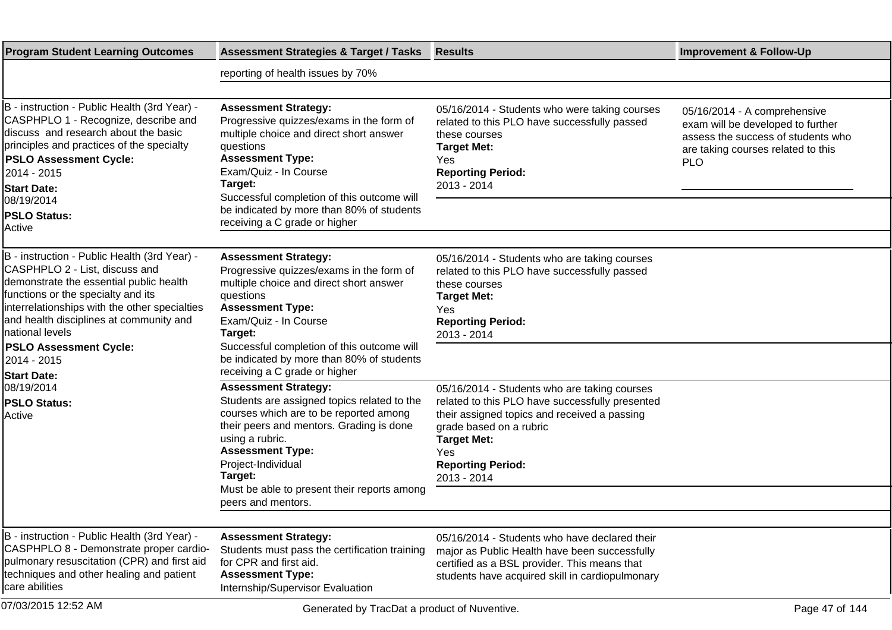| Program Student Learning Outcomes | Assessment Strategies & Target / Tasks | Results | Improvement & Follow-Up |
|---|---|---|---|
| | reporting of health issues by 70% | | |
| B - instruction - Public Health (3rd Year) - CASPHPLO 1 - Recognize, describe and discuss and research about the basic principles and practices of the specialty<br>**PSLO Assessment Cycle:**<br>2014 - 2015<br>**Start Date:**<br>08/19/2014<br>**PSLO Status:**<br>Active | **Assessment Strategy:**<br>Progressive quizzes/exams in the form of multiple choice and direct short answer questions<br>**Assessment Type:**<br>Exam/Quiz - In Course<br>**Target:**<br>Successful completion of this outcome will be indicated by more than 80% of students receiving a C grade or higher | 05/16/2014 - Students who were taking courses related to this PLO have successfully passed these courses<br>**Target Met:**<br>Yes<br>**Reporting Period:**<br>2013 - 2014 | 05/16/2014 - A comprehensive exam will be developed to further assess the success of students who are taking courses related to this PLO |
| B - instruction - Public Health (3rd Year) - CASPHPLO 2 - List, discuss and demonstrate the essential public health functions or the specialty and its interrelationships with the other specialties and health disciplines at community and national levels<br>**PSLO Assessment Cycle:**<br>2014 - 2015<br>**Start Date:**<br>08/19/2014<br>**PSLO Status:**<br>Active | **Assessment Strategy:**<br>Progressive quizzes/exams in the form of multiple choice and direct short answer questions<br>**Assessment Type:**<br>Exam/Quiz - In Course<br>**Target:**<br>Successful completion of this outcome will be indicated by more than 80% of students receiving a C grade or higher | 05/16/2014 - Students who are taking courses related to this PLO have successfully passed these courses<br>**Target Met:**<br>Yes<br>**Reporting Period:**<br>2013 - 2014 | |
| | **Assessment Strategy:**<br>Students are assigned topics related to the courses which are to be reported among their peers and mentors. Grading is done using a rubric.<br>**Assessment Type:**<br>Project-Individual<br>**Target:**<br>Must be able to present their reports among peers and mentors. | 05/16/2014 - Students who are taking courses related to this PLO have successfully presented their assigned topics and received a passing grade based on a rubric<br>**Target Met:**<br>Yes<br>**Reporting Period:**<br>2013 - 2014 | |
| B - instruction - Public Health (3rd Year) - CASPHPLO 8 - Demonstrate proper cardio-pulmonary resuscitation (CPR) and first aid techniques and other healing and patient care abilities | **Assessment Strategy:**<br>Students must pass the certification training for CPR and first aid.<br>**Assessment Type:**<br>Internship/Supervisor Evaluation | 05/16/2014 - Students who have declared their major as Public Health have been successfully certified as a BSL provider. This means that students have acquired skill in cardiopulmonary | |

07/03/2015 12:52 AM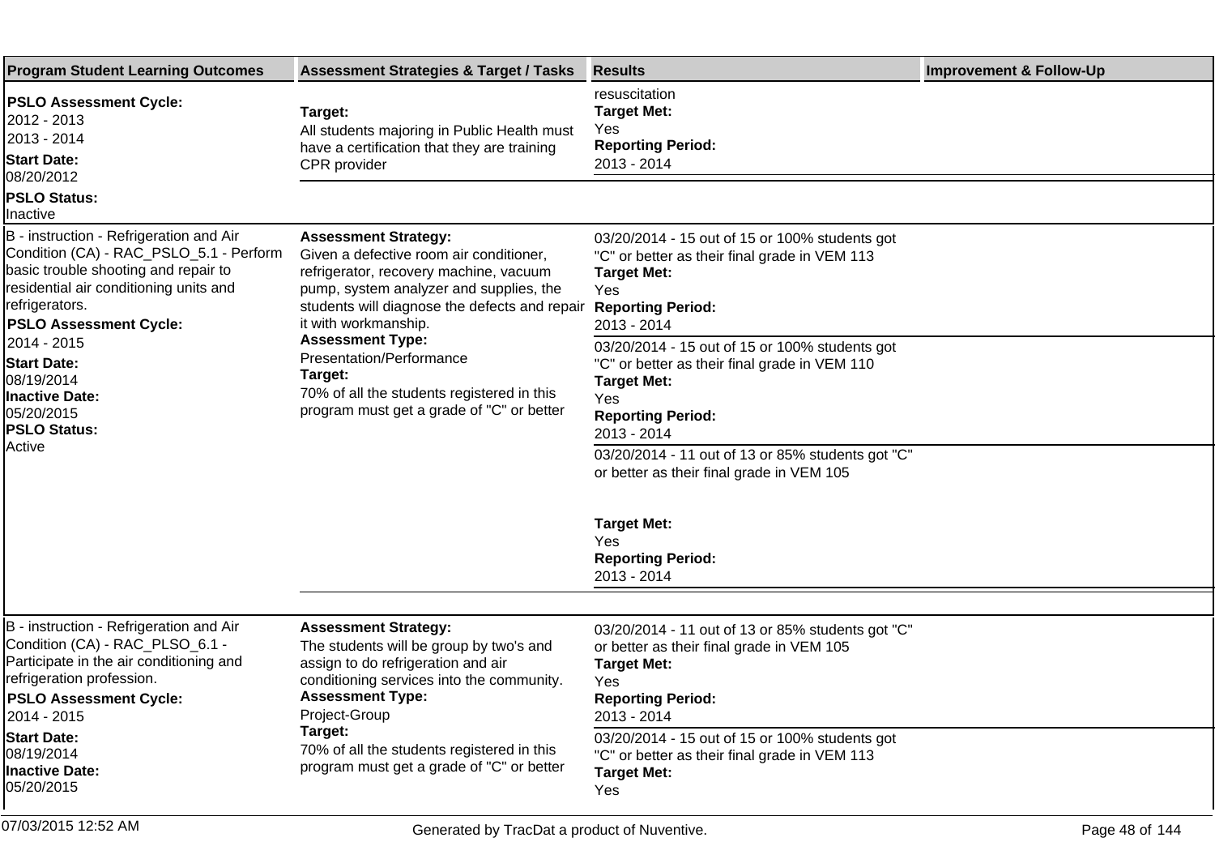| Program Student Learning Outcomes | Assessment Strategies & Target / Tasks | Results | Improvement & Follow-Up |
|---|---|---|---|
| **PSLO Assessment Cycle:** 2012 - 2013 2013 - 2014 **Start Date:** 08/20/2012 **PSLO Status:** Inactive | **Target:** All students majoring in Public Health must have a certification that they are training CPR provider | resuscitation **Target Met:** Yes **Reporting Period:** 2013 - 2014 | |
| B - instruction - Refrigeration and Air Condition (CA) - RAC_PSLO_5.1 - Perform basic trouble shooting and repair to residential air conditioning units and refrigerators. **PSLO Assessment Cycle:** 2014 - 2015 **Start Date:** 08/19/2014 **Inactive Date:** 05/20/2015 **PSLO Status:** Active | **Assessment Strategy:** Given a defective room air conditioner, refrigerator, recovery machine, vacuum pump, system analyzer and supplies, the students will diagnose the defects and repair it with workmanship. **Assessment Type:** Presentation/Performance **Target:** 70% of all the students registered in this program must get a grade of "C" or better | 03/20/2014 - 15 out of 15 or 100% students got "C" or better as their final grade in VEM 113 **Target Met:** Yes **Reporting Period:** 2013 - 2014 | |
| | | 03/20/2014 - 15 out of 15 or 100% students got "C" or better as their final grade in VEM 110 **Target Met:** Yes **Reporting Period:** 2013 - 2014 | |
| | | 03/20/2014 - 11 out of 13 or 85% students got "C" or better as their final grade in VEM 105 **Target Met:** Yes **Reporting Period:** 2013 - 2014 | |
| B - instruction - Refrigeration and Air Condition (CA) - RAC_PLSO_6.1 - Participate in the air conditioning and refrigeration profession. **PSLO Assessment Cycle:** 2014 - 2015 **Start Date:** 08/19/2014 **Inactive Date:** 05/20/2015 | **Assessment Strategy:** The students will be group by two's and assign to do refrigeration and air conditioning services into the community. **Assessment Type:** Project-Group **Target:** 70% of all the students registered in this program must get a grade of "C" or better | 03/20/2014 - 11 out of 13 or 85% students got "C" or better as their final grade in VEM 105 **Target Met:** Yes **Reporting Period:** 2013 - 2014 | |
| | | 03/20/2014 - 15 out of 15 or 100% students got "C" or better as their final grade in VEM 113 **Target Met:** Yes | |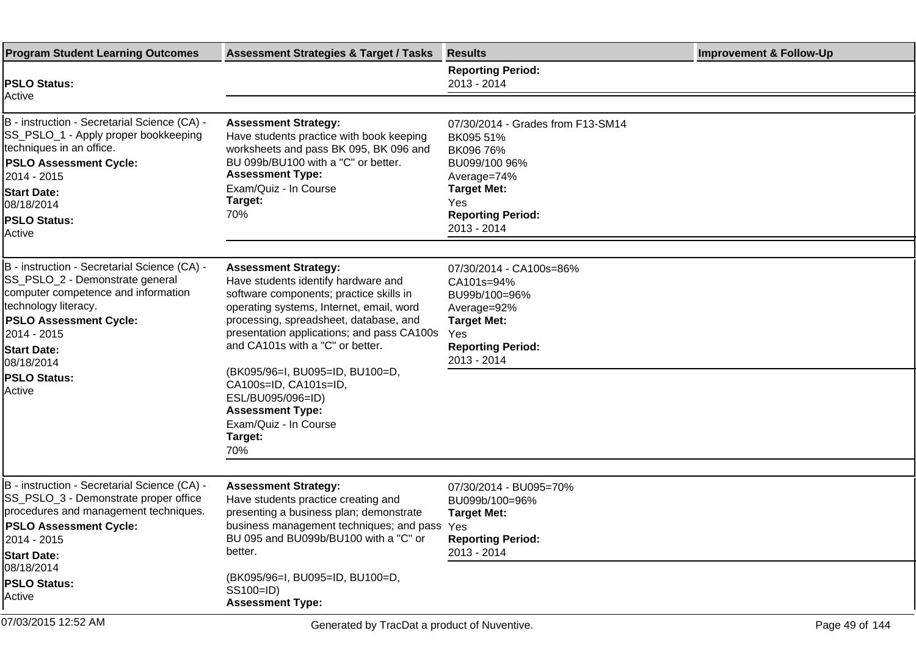| Program Student Learning Outcomes | Assessment Strategies & Target / Tasks | Results | Improvement & Follow-Up |
|---|---|---|---|
| **PSLO Status:**<br>Active | | **Reporting Period:**<br>2013 - 2014 | |
| B - instruction - Secretarial Science (CA) - SS_PSLO_1 - Apply proper bookkeeping techniques in an office.<br>**PSLO Assessment Cycle:**<br>2014 - 2015<br>**Start Date:**<br>08/18/2014<br>**PSLO Status:**<br>Active | **Assessment Strategy:**<br>Have students practice with book keeping worksheets and pass BK 095, BK 096 and BU 099b/BU100 with a "C" or better.<br>**Assessment Type:**<br>Exam/Quiz - In Course<br>**Target:**<br>70% | 07/30/2014 - Grades from F13-SM14<br>BK095 51%<br>BK096 76%<br>BU099/100 96%<br>Average=74%<br>**Target Met:**<br>Yes<br>**Reporting Period:**<br>2013 - 2014 | |
| B - instruction - Secretarial Science (CA) - SS_PSLO_2 - Demonstrate general computer competence and information technology literacy.<br>**PSLO Assessment Cycle:**<br>2014 - 2015<br>**Start Date:**<br>08/18/2014<br>**PSLO Status:**<br>Active | **Assessment Strategy:**<br>Have students identify hardware and software components; practice skills in operating systems, Internet, email, word processing, spreadsheet, database, and presentation applications; and pass CA100s and CA101s with a "C" or better.<br><br>(BK095/96=I, BU095=ID, BU100=D, CA100s=ID, CA101s=ID, ESL/BU095/096=ID)<br>**Assessment Type:**<br>Exam/Quiz - In Course<br>**Target:**<br>70% | 07/30/2014 - CA100s=86%<br>CA101s=94%<br>BU99b/100=96%<br>Average=92%<br>**Target Met:**<br>Yes<br>**Reporting Period:**<br>2013 - 2014 | |
| B - instruction - Secretarial Science (CA) - SS_PSLO_3 - Demonstrate proper office procedures and management techniques.<br>**PSLO Assessment Cycle:**<br>2014 - 2015<br>**Start Date:**<br>08/18/2014<br>**PSLO Status:**<br>Active | **Assessment Strategy:**<br>Have students practice creating and presenting a business plan; demonstrate business management techniques; and pass BU 095 and BU099b/BU100 with a "C" or better.<br><br>(BK095/96=I, BU095=ID, BU100=D, SS100=ID)<br>**Assessment Type:** | 07/30/2014 - BU095=70%<br>BU099b/100=96%<br>**Target Met:**<br>Yes<br>**Reporting Period:**<br>2013 - 2014 | |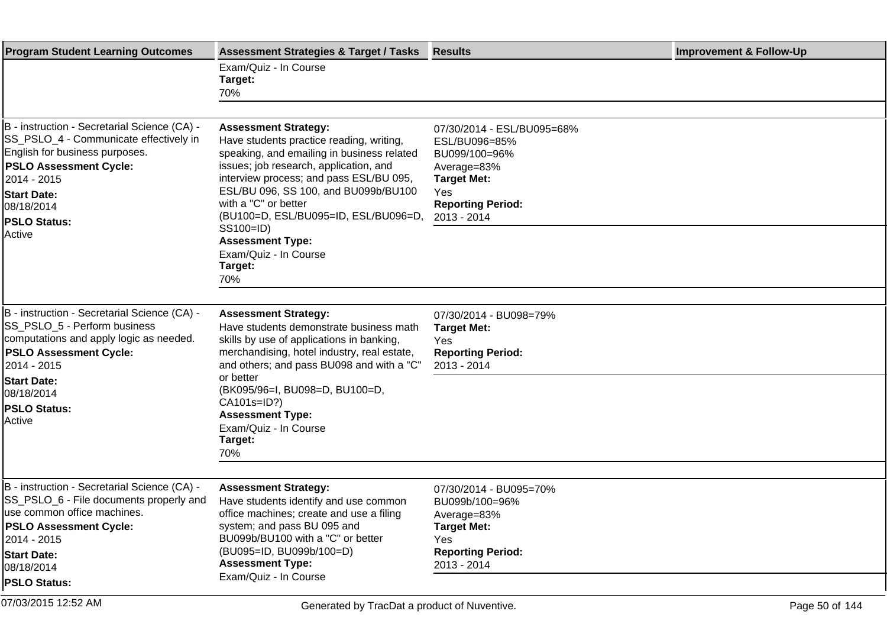| Program Student Learning Outcomes | Assessment Strategies & Target / Tasks | Results | Improvement & Follow-Up |
|---|---|---|---|
| | Exam/Quiz - In Course<br>**Target:**<br>70% | | |
| B - instruction - Secretarial Science (CA) - SS_PSLO_4 - Communicate effectively in English for business purposes.<br>**PSLO Assessment Cycle:**<br>2014 - 2015<br>**Start Date:**<br>08/18/2014<br>**PSLO Status:**<br>Active | **Assessment Strategy:**<br>Have students practice reading, writing, speaking, and emailing in business related issues; job research, application, and interview process; and pass ESL/BU 095, ESL/BU 096, SS 100, and BU099b/BU100 with a "C" or better<br>(BU100=D, ESL/BU095=ID, ESL/BU096=D, SS100=ID)<br>**Assessment Type:**<br>Exam/Quiz - In Course<br>**Target:**<br>70% | 07/30/2014 - ESL/BU095=68%<br>ESL/BU096=85%<br>BU099/100=96%<br>Average=83%<br>**Target Met:**<br>Yes<br>**Reporting Period:**<br>2013 - 2014 | |
| B - instruction - Secretarial Science (CA) - SS_PSLO_5 - Perform business computations and apply logic as needed.<br>**PSLO Assessment Cycle:**<br>2014 - 2015<br>**Start Date:**<br>08/18/2014<br>**PSLO Status:**<br>Active | **Assessment Strategy:**<br>Have students demonstrate business math skills by use of applications in banking, merchandising, hotel industry, real estate, and others; and pass BU098 and with a "C" or better<br>(BK095/96=I, BU098=D, BU100=D, CA101s=ID?)<br>**Assessment Type:**<br>Exam/Quiz - In Course<br>**Target:**<br>70% | 07/30/2014 - BU098=79%<br>**Target Met:**<br>Yes<br>**Reporting Period:**<br>2013 - 2014 | |
| B - instruction - Secretarial Science (CA) - SS_PSLO_6 - File documents properly and use common office machines.<br>**PSLO Assessment Cycle:**<br>2014 - 2015<br>**Start Date:**<br>08/18/2014<br>**PSLO Status:** | **Assessment Strategy:**<br>Have students identify and use common office machines; create and use a filing system; and pass BU 095 and BU099b/BU100 with a "C" or better<br>(BU095=ID, BU099b/100=D)<br>**Assessment Type:**<br>Exam/Quiz - In Course | 07/30/2014 - BU095=70%<br>BU099b/100=96%<br>Average=83%<br>**Target Met:**<br>Yes<br>**Reporting Period:**<br>2013 - 2014 | |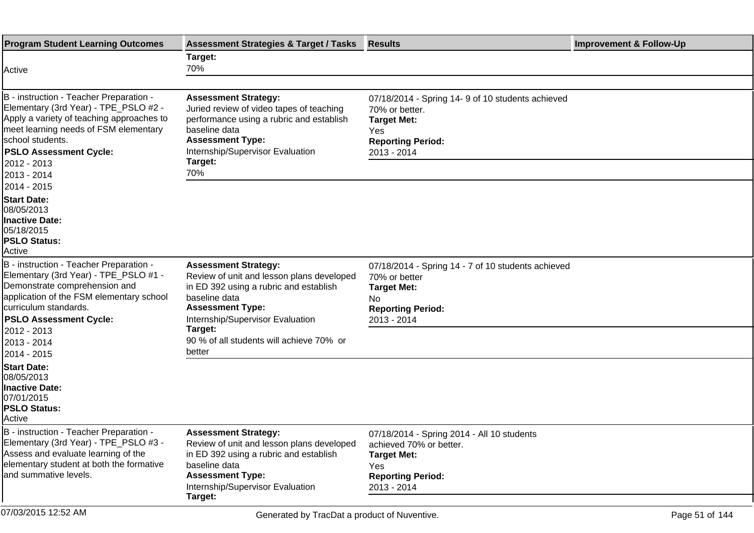| Program Student Learning Outcomes | Assessment Strategies & Target / Tasks | Results | Improvement & Follow-Up |
|---|---|---|---|
| Active | **Target:**<br>70% | | |
| B - instruction - Teacher Preparation - Elementary (3rd Year) - TPE_PSLO #2 - Apply a variety of teaching approaches to meet learning needs of FSM elementary school students.<br>**PSLO Assessment Cycle:**<br>2012 - 2013<br>2013 - 2014<br>2014 - 2015<br>**Start Date:**<br>08/05/2013<br>**Inactive Date:**<br>05/18/2015<br>**PSLO Status:**<br>Active | **Assessment Strategy:**<br>Juried review of video tapes of teaching performance using a rubric and establish baseline data<br>**Assessment Type:**<br>Internship/Supervisor Evaluation<br>**Target:**<br>70% | 07/18/2014 - Spring 14- 9 of 10 students achieved 70% or better.<br>**Target Met:**<br>Yes<br>**Reporting Period:**<br>2013 - 2014 | |
| B - instruction - Teacher Preparation - Elementary (3rd Year) - TPE_PSLO #1 - Demonstrate comprehension and application of the FSM elementary school curriculum standards.<br>**PSLO Assessment Cycle:**<br>2012 - 2013<br>2013 - 2014<br>2014 - 2015<br>**Start Date:**<br>08/05/2013<br>**Inactive Date:**<br>07/01/2015<br>**PSLO Status:**<br>Active | **Assessment Strategy:**<br>Review of unit and lesson plans developed in ED 392 using a rubric and establish baseline data<br>**Assessment Type:**<br>Internship/Supervisor Evaluation<br>**Target:**<br>90 % of all students will achieve 70% or better | 07/18/2014 - Spring 14 - 7 of 10 students achieved 70% or better<br>**Target Met:**<br>No<br>**Reporting Period:**<br>2013 - 2014 | |
| B - instruction - Teacher Preparation - Elementary (3rd Year) - TPE_PSLO #3 - Assess and evaluate learning of the elementary student at both the formative and summative levels. | **Assessment Strategy:**<br>Review of unit and lesson plans developed in ED 392 using a rubric and establish baseline data<br>**Assessment Type:**<br>Internship/Supervisor Evaluation<br>**Target:** | 07/18/2014 - Spring 2014 - All 10 students achieved 70% or better.<br>**Target Met:**<br>Yes<br>**Reporting Period:**<br>2013 - 2014 | |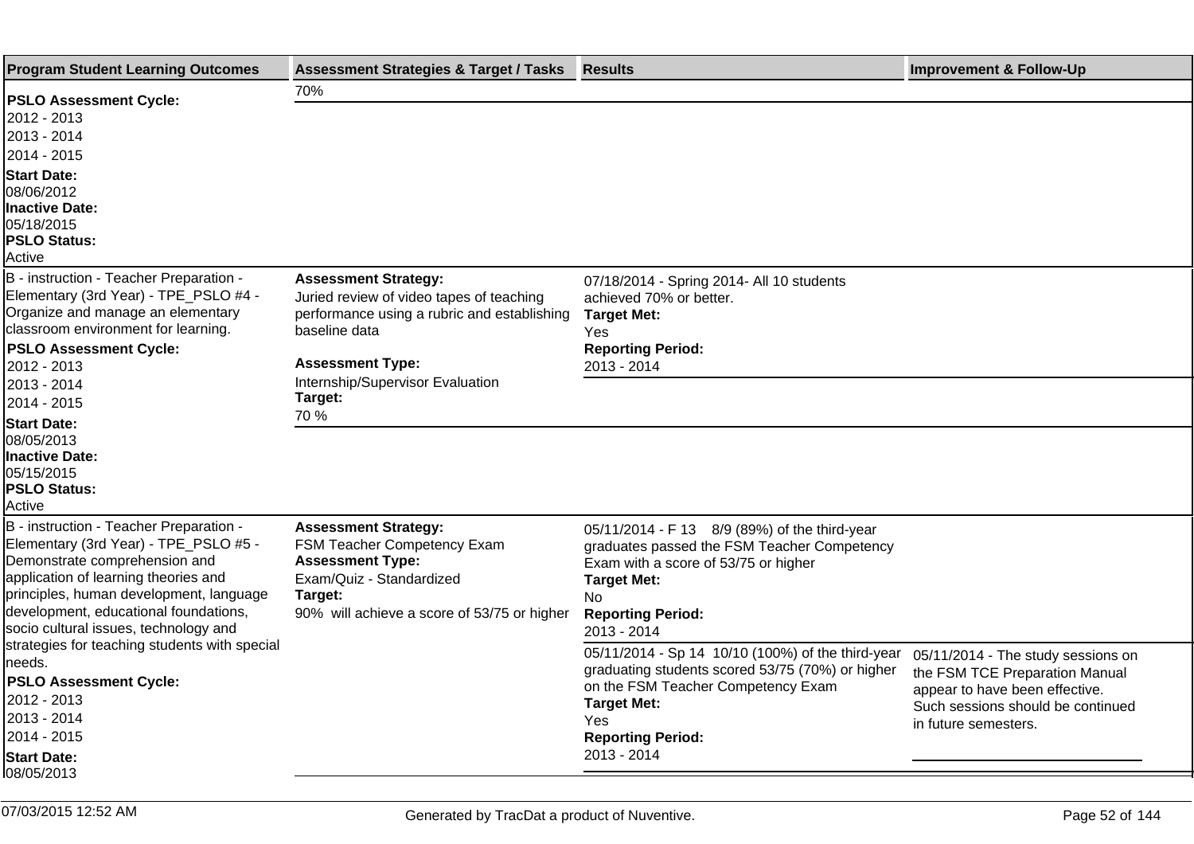| Program Student Learning Outcomes | Assessment Strategies & Target / Tasks | Results | Improvement & Follow-Up |
| --- | --- | --- | --- |
| **PSLO Assessment Cycle:**<br>2012 - 2013<br>2013 - 2014<br>2014 - 2015<br>**Start Date:**<br>08/06/2012<br>**Inactive Date:**<br>05/18/2015<br>**PSLO Status:**<br>Active | 70% | | |
| B - instruction - Teacher Preparation - Elementary (3rd Year) - TPE_PSLO #4 - Organize and manage an elementary classroom environment for learning.<br>**PSLO Assessment Cycle:**<br>2012 - 2013<br>2013 - 2014<br>2014 - 2015<br>**Start Date:**<br>08/05/2013<br>**Inactive Date:**<br>05/15/2015<br>**PSLO Status:**<br>Active | **Assessment Strategy:**<br>Juried review of video tapes of teaching performance using a rubric and establishing baseline data<br><br>**Assessment Type:**<br>Internship/Supervisor Evaluation<br>**Target:**<br>70 % | 07/18/2014 - Spring 2014- All 10 students achieved 70% or better.<br>**Target Met:**<br>Yes<br>**Reporting Period:**<br>2013 - 2014 | |
| B - instruction - Teacher Preparation - Elementary (3rd Year) - TPE_PSLO #5 - Demonstrate comprehension and application of learning theories and principles, human development, language development, educational foundations, socio cultural issues, technology and strategies for teaching students with special needs.<br>**PSLO Assessment Cycle:**<br>2012 - 2013<br>2013 - 2014<br>2014 - 2015<br>**Start Date:**<br>08/05/2013 | **Assessment Strategy:**<br>FSM Teacher Competency Exam<br>**Assessment Type:**<br>Exam/Quiz - Standardized<br>**Target:**<br>90% will achieve a score of 53/75 or higher | 05/11/2014 - F 13 8/9 (89%) of the third-year graduates passed the FSM Teacher Competency Exam with a score of 53/75 or higher<br>**Target Met:**<br>No<br>**Reporting Period:**<br>2013 - 2014 | |
| | | 05/11/2014 - Sp 14 10/10 (100%) of the third-year graduating students scored 53/75 (70%) or higher on the FSM Teacher Competency Exam<br>**Target Met:**<br>Yes<br>**Reporting Period:**<br>2013 - 2014 | 05/11/2014 - The study sessions on the FSM TCE Preparation Manual appear to have been effective. Such sessions should be continued in future semesters. |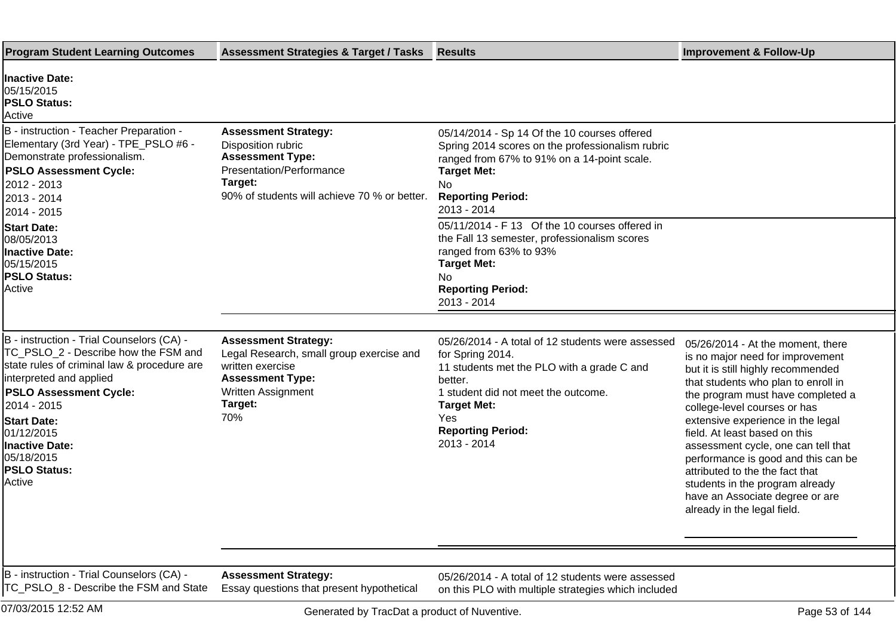| Program Student Learning Outcomes | Assessment Strategies & Target / Tasks | Results | Improvement & Follow-Up |
|---|---|---|---|
| **Inactive Date:**<br>05/15/2015<br>**PSLO Status:**<br>Active | | | |
| B - instruction - Teacher Preparation - Elementary (3rd Year) - TPE_PSLO #6 - Demonstrate professionalism.<br>**PSLO Assessment Cycle:**<br>2012 - 2013<br>2013 - 2014<br>2014 - 2015<br>**Start Date:**<br>08/05/2013<br>**Inactive Date:**<br>05/15/2015<br>**PSLO Status:**<br>Active | **Assessment Strategy:**<br>Disposition rubric<br>**Assessment Type:**<br>Presentation/Performance<br>**Target:**<br>90% of students will achieve 70 % or better. | 05/14/2014 - Sp 14 Of the 10 courses offered Spring 2014 scores on the professionalism rubric ranged from 67% to 91% on a 14-point scale.<br>**Target Met:**<br>No<br>**Reporting Period:**<br>2013 - 2014 | |
| | | 05/11/2014 - F 13 Of the 10 courses offered in the Fall 13 semester, professionalism scores ranged from 63% to 93%<br>**Target Met:**<br>No<br>**Reporting Period:**<br>2013 - 2014 | |
| B - instruction - Trial Counselors (CA) - TC_PSLO_2 - Describe how the FSM and state rules of criminal law & procedure are interpreted and applied<br>**PSLO Assessment Cycle:**<br>2014 - 2015<br>**Start Date:**<br>01/12/2015<br>**Inactive Date:**<br>05/18/2015<br>**PSLO Status:**<br>Active | **Assessment Strategy:**<br>Legal Research, small group exercise and written exercise<br>**Assessment Type:**<br>Written Assignment<br>**Target:**<br>70% | 05/26/2014 - A total of 12 students were assessed for Spring 2014.<br>11 students met the PLO with a grade C and better.<br>1 student did not meet the outcome.<br>**Target Met:**<br>Yes<br>**Reporting Period:**<br>2013 - 2014 | 05/26/2014 - At the moment, there is no major need for improvement but it is still highly recommended that students who plan to enroll in the program must have completed a college-level courses or has extensive experience in the legal field. At least based on this assessment cycle, one can tell that performance is good and this can be attributed to the the fact that students in the program already have an Associate degree or are already in the legal field. |
| B - instruction - Trial Counselors (CA) - TC_PSLO_8 - Describe the FSM and State | **Assessment Strategy:**<br>Essay questions that present hypothetical | 05/26/2014 - A total of 12 students were assessed on this PLO with multiple strategies which included | |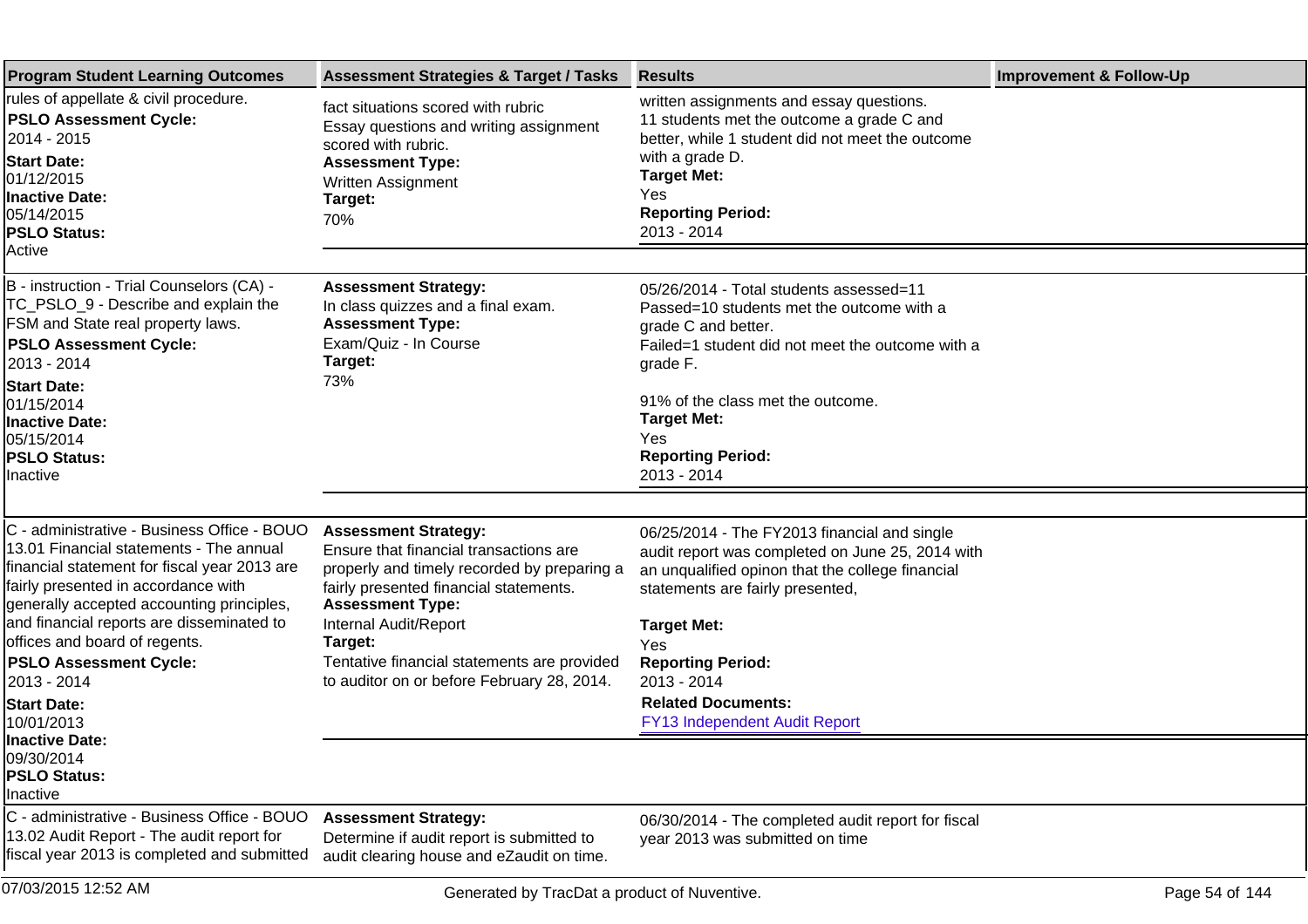| Program Student Learning Outcomes | Assessment Strategies & Target / Tasks | Results | Improvement & Follow-Up |
|---|---|---|---|
| rules of appellate & civil procedure.<br>**PSLO Assessment Cycle:**<br>2014 - 2015<br>**Start Date:**<br>01/12/2015<br>**Inactive Date:**<br>05/14/2015<br>**PSLO Status:**<br>Active | fact situations scored with rubric<br>Essay questions and writing assignment scored with rubric.<br>**Assessment Type:**<br>Written Assignment<br>**Target:**<br>70% | written assignments and essay questions.<br>11 students met the outcome a grade C and better, while 1 student did not meet the outcome with a grade D.<br>**Target Met:**<br>Yes<br>**Reporting Period:**<br>2013 - 2014 | |
| B - instruction - Trial Counselors (CA) - TC_PSLO_9 - Describe and explain the FSM and State real property laws.<br>**PSLO Assessment Cycle:**<br>2013 - 2014<br>**Start Date:**<br>01/15/2014<br>**Inactive Date:**<br>05/15/2014<br>**PSLO Status:**<br>Inactive | **Assessment Strategy:**<br>In class quizzes and a final exam.<br>**Assessment Type:**<br>Exam/Quiz - In Course<br>**Target:**<br>73% | 05/26/2014 - Total students assessed=11<br>Passed=10 students met the outcome with a grade C and better.<br>Failed=1 student did not meet the outcome with a grade F.<br><br>91% of the class met the outcome.<br>**Target Met:**<br>Yes<br>**Reporting Period:**<br>2013 - 2014 | |
| C - administrative - Business Office - BOUO 13.01 Financial statements - The annual financial statement for fiscal year 2013 are fairly presented in accordance with generally accepted accounting principles, and financial reports are disseminated to offices and board of regents.<br>**PSLO Assessment Cycle:**<br>2013 - 2014<br>**Start Date:**<br>10/01/2013<br>**Inactive Date:**<br>09/30/2014<br>**PSLO Status:**<br>Inactive | **Assessment Strategy:**<br>Ensure that financial transactions are properly and timely recorded by preparing a fairly presented financial statements.<br>**Assessment Type:**<br>Internal Audit/Report<br>**Target:**<br>Tentative financial statements are provided to auditor on or before February 28, 2014. | 06/25/2014 - The FY2013 financial and single audit report was completed on June 25, 2014 with an unqualified opinon that the college financial statements are fairly presented,<br><br>**Target Met:**<br>Yes<br>**Reporting Period:**<br>2013 - 2014<br>**Related Documents:**<br>FY13 Independent Audit Report | |
| C - administrative - Business Office - BOUO 13.02 Audit Report - The audit report for fiscal year 2013 is completed and submitted | **Assessment Strategy:**<br>Determine if audit report is submitted to audit clearing house and eZaudit on time. | 06/30/2014 - The completed audit report for fiscal year 2013 was submitted on time | |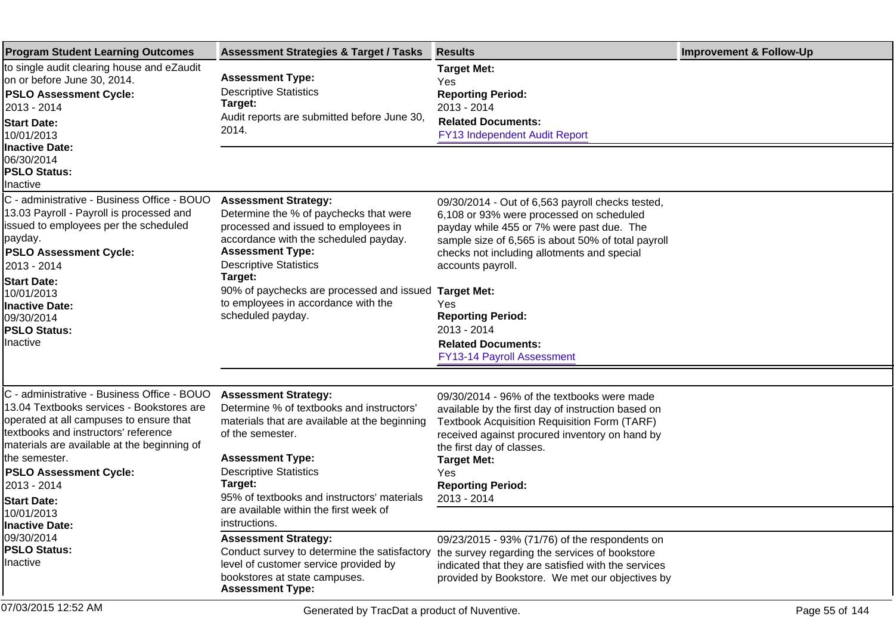| Program Student Learning Outcomes | Assessment Strategies & Target / Tasks | Results | Improvement & Follow-Up |
|---|---|---|---|
| to single audit clearing house and eZaudit on or before June 30, 2014.<br>**PSLO Assessment Cycle:**<br>2013 - 2014<br>**Start Date:**<br>10/01/2013<br>**Inactive Date:**<br>06/30/2014<br>**PSLO Status:**<br>Inactive | **Assessment Type:**<br>Descriptive Statistics<br>**Target:**<br>Audit reports are submitted before June 30, 2014. | **Target Met:**<br>Yes<br>**Reporting Period:**<br>2013 - 2014<br>**Related Documents:**<br>FY13 Independent Audit Report | |
| C - administrative - Business Office - BOUO 13.03 Payroll - Payroll is processed and issued to employees per the scheduled payday.<br>**PSLO Assessment Cycle:**<br>2013 - 2014<br>**Start Date:**<br>10/01/2013<br>**Inactive Date:**<br>09/30/2014<br>**PSLO Status:**<br>Inactive | **Assessment Strategy:**<br>Determine the % of paychecks that were processed and issued to employees in accordance with the scheduled payday.<br>**Assessment Type:**<br>Descriptive Statistics<br>**Target:**<br>90% of paychecks are processed and issued to employees in accordance with the scheduled payday. | 09/30/2014 - Out of 6,563 payroll checks tested, 6,108 or 93% were processed on scheduled payday while 455 or 7% were past due. The sample size of 6,565 is about 50% of total payroll checks not including allotments and special accounts payroll.<br>**Target Met:**<br>Yes<br>**Reporting Period:**<br>2013 - 2014<br>**Related Documents:**<br>FY13-14 Payroll Assessment | |
| C - administrative - Business Office - BOUO 13.04 Textbooks services - Bookstores are operated at all campuses to ensure that textbooks and instructors' reference materials are available at the beginning of the semester.<br>**PSLO Assessment Cycle:**<br>2013 - 2014<br>**Start Date:**<br>10/01/2013<br>**Inactive Date:**<br>09/30/2014<br>**PSLO Status:**<br>Inactive | **Assessment Strategy:**<br>Determine % of textbooks and instructors' materials that are available at the beginning of the semester.<br>**Assessment Type:**<br>Descriptive Statistics<br>**Target:**<br>95% of textbooks and instructors' materials are available within the first week of instructions. | 09/30/2014 - 96% of the textbooks were made available by the first day of instruction based on Textbook Acquisition Requisition Form (TARF) received against procured inventory on hand by the first day of classes.<br>**Target Met:**<br>Yes<br>**Reporting Period:**<br>2013 - 2014 | |
| | **Assessment Strategy:**<br>Conduct survey to determine the satisfactory level of customer service provided by bookstores at state campuses.<br>**Assessment Type:** | 09/23/2015 - 93% (71/76) of the respondents on the survey regarding the services of bookstore indicated that they are satisfied with the services provided by Bookstore. We met our objectives by | |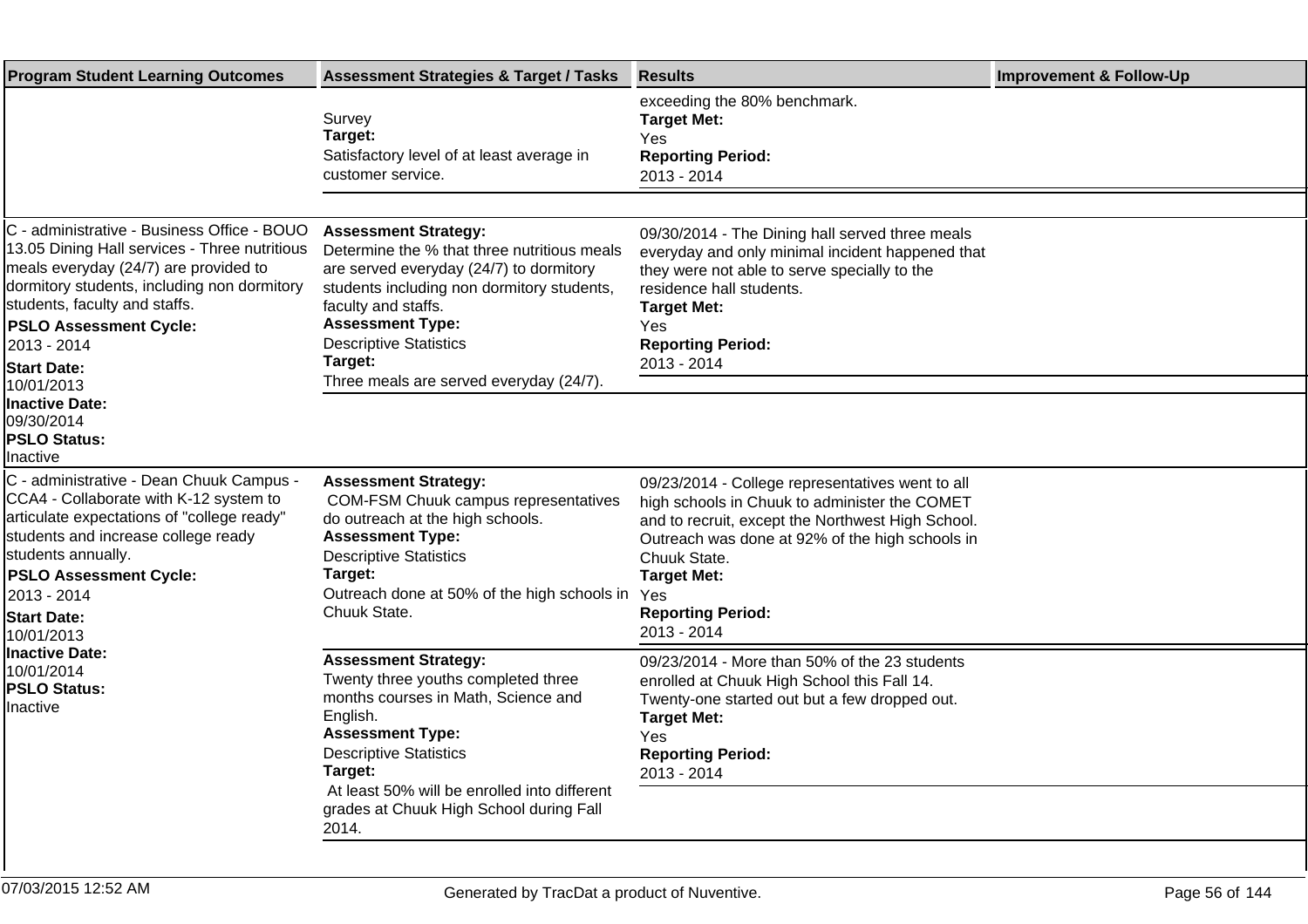| Program Student Learning Outcomes | Assessment Strategies & Target / Tasks | Results | Improvement & Follow-Up |
|---|---|---|---|
| | Survey<br>**Target:**<br>Satisfactory level of at least average in customer service. | exceeding the 80% benchmark.<br>**Target Met:**<br>Yes<br>**Reporting Period:**<br>2013 - 2014 | |
| C - administrative - Business Office - BOUO 13.05 Dining Hall services - Three nutritious meals everyday (24/7) are provided to dormitory students, including non dormitory students, faculty and staffs.<br>**PSLO Assessment Cycle:**<br>2013 - 2014<br>**Start Date:**<br>10/01/2013<br>**Inactive Date:**<br>09/30/2014<br>**PSLO Status:**<br>Inactive | **Assessment Strategy:**<br>Determine the % that three nutritious meals are served everyday (24/7) to dormitory students including non dormitory students, faculty and staffs.<br>**Assessment Type:**<br>Descriptive Statistics<br>**Target:**<br>Three meals are served everyday (24/7). | 09/30/2014 - The Dining hall served three meals everyday and only minimal incident happened that they were not able to serve specially to the residence hall students.<br>**Target Met:**<br>Yes<br>**Reporting Period:**<br>2013 - 2014 | |
| C - administrative - Dean Chuuk Campus - CCA4 - Collaborate with K-12 system to articulate expectations of "college ready" students and increase college ready students annually.<br>**PSLO Assessment Cycle:**<br>2013 - 2014<br>**Start Date:**<br>10/01/2013<br>**Inactive Date:**<br>10/01/2014<br>**PSLO Status:**<br>Inactive | **Assessment Strategy:**<br>COM-FSM Chuuk campus representatives do outreach at the high schools.<br>**Assessment Type:**<br>Descriptive Statistics<br>**Target:**<br>Outreach done at 50% of the high schools in Chuuk State. | 09/23/2014 - College representatives went to all high schools in Chuuk to administer the COMET and to recruit, except the Northwest High School. Outreach was done at 92% of the high schools in Chuuk State.<br>**Target Met:**<br>Yes<br>**Reporting Period:**<br>2013 - 2014 | |
| | **Assessment Strategy:**<br>Twenty three youths completed three months courses in Math, Science and English.<br>**Assessment Type:**<br>Descriptive Statistics<br>**Target:**<br>At least 50% will be enrolled into different grades at Chuuk High School during Fall 2014. | 09/23/2014 - More than 50% of the 23 students enrolled at Chuuk High School this Fall 14. Twenty-one started out but a few dropped out.<br>**Target Met:**<br>Yes<br>**Reporting Period:**<br>2013 - 2014 | |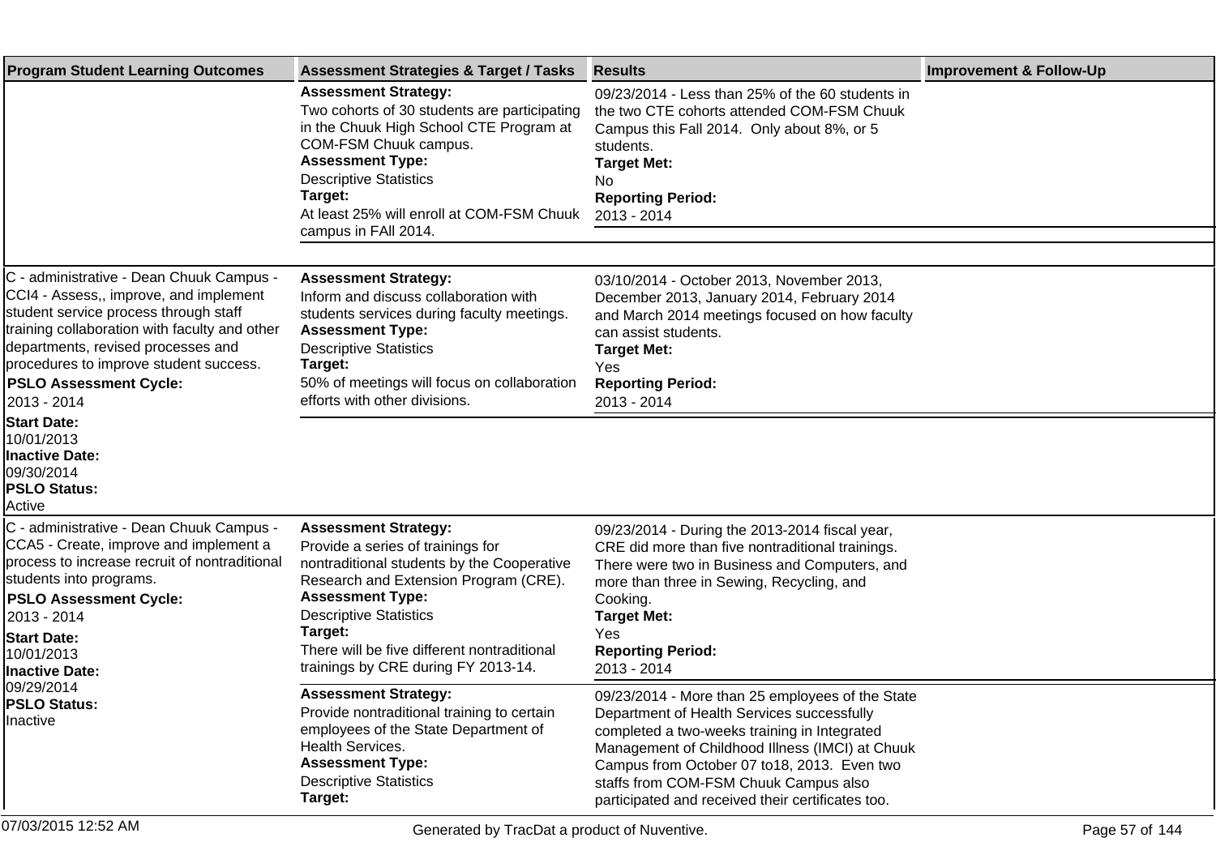| Program Student Learning Outcomes | Assessment Strategies & Target / Tasks | Results | Improvement & Follow-Up |
|---|---|---|---|
| | **Assessment Strategy:**<br>Two cohorts of 30 students are participating in the Chuuk High School CTE Program at COM-FSM Chuuk campus.<br>**Assessment Type:**<br>Descriptive Statistics<br>**Target:**<br>At least 25% will enroll at COM-FSM Chuuk campus in FAll 2014. | 09/23/2014 - Less than 25% of the 60 students in the two CTE cohorts attended COM-FSM Chuuk Campus this Fall 2014. Only about 8%, or 5 students.<br>**Target Met:**<br>No<br>**Reporting Period:**<br>2013 - 2014 | |
| C - administrative - Dean Chuuk Campus - CCI4 - Assess,, improve, and implement student service process through staff training collaboration with faculty and other departments, revised processes and procedures to improve student success.<br>**PSLO Assessment Cycle:**<br>2013 - 2014<br>**Start Date:**<br>10/01/2013<br>**Inactive Date:**<br>09/30/2014<br>**PSLO Status:**<br>Active | **Assessment Strategy:**<br>Inform and discuss collaboration with students services during faculty meetings.<br>**Assessment Type:**<br>Descriptive Statistics<br>**Target:**<br>50% of meetings will focus on collaboration efforts with other divisions. | 03/10/2014 - October 2013, November 2013, December 2013, January 2014, February 2014 and March 2014 meetings focused on how faculty can assist students.<br>**Target Met:**<br>Yes<br>**Reporting Period:**<br>2013 - 2014 | |
| C - administrative - Dean Chuuk Campus - CCA5 - Create, improve and implement a process to increase recruit of nontraditional students into programs.<br>**PSLO Assessment Cycle:**<br>2013 - 2014<br>**Start Date:**<br>10/01/2013<br>**Inactive Date:**<br>09/29/2014<br>**PSLO Status:**<br>Inactive | **Assessment Strategy:**<br>Provide a series of trainings for nontraditional students by the Cooperative Research and Extension Program (CRE).<br>**Assessment Type:**<br>Descriptive Statistics<br>**Target:**<br>There will be five different nontraditional trainings by CRE during FY 2013-14. | 09/23/2014 - During the 2013-2014 fiscal year, CRE did more than five nontraditional trainings. There were two in Business and Computers, and more than three in Sewing, Recycling, and Cooking.<br>**Target Met:**<br>Yes<br>**Reporting Period:**<br>2013 - 2014 | |
| | **Assessment Strategy:**<br>Provide nontraditional training to certain employees of the State Department of Health Services.<br>**Assessment Type:**<br>Descriptive Statistics<br>**Target:** | 09/23/2014 - More than 25 employees of the State Department of Health Services successfully completed a two-weeks training in Integrated Management of Childhood Illness (IMCI) at Chuuk Campus from October 07 to18, 2013. Even two staffs from COM-FSM Chuuk Campus also participated and received their certificates too. | |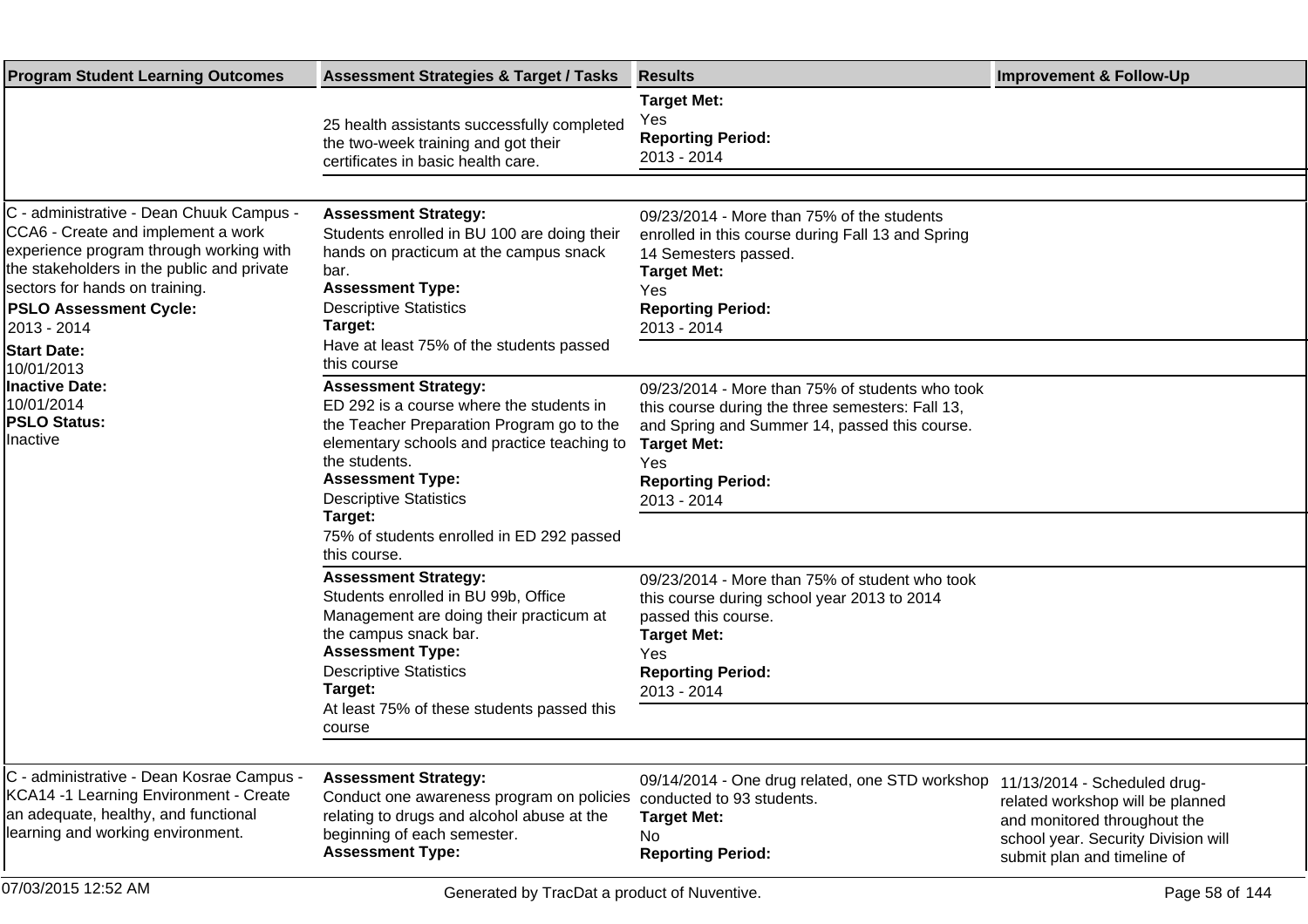| Program Student Learning Outcomes | Assessment Strategies & Target / Tasks | Results | Improvement & Follow-Up |
|---|---|---|---|
| | 25 health assistants successfully completed the two-week training and got their certificates in basic health care. | **Target Met:** Yes **Reporting Period:** 2013 - 2014 | |
| C - administrative - Dean Chuuk Campus - CCA6 - Create and implement a work experience program through working with the stakeholders in the public and private sectors for hands on training. **PSLO Assessment Cycle:** 2013 - 2014 **Start Date:** 10/01/2013 **Inactive Date:** 10/01/2014 **PSLO Status:** Inactive | **Assessment Strategy:** Students enrolled in BU 100 are doing their hands on practicum at the campus snack bar. **Assessment Type:** Descriptive Statistics **Target:** Have at least 75% of the students passed this course | 09/23/2014 - More than 75% of the students enrolled in this course during Fall 13 and Spring 14 Semesters passed. **Target Met:** Yes **Reporting Period:** 2013 - 2014 | |
| | **Assessment Strategy:** ED 292 is a course where the students in the Teacher Preparation Program go to the elementary schools and practice teaching to the students. **Assessment Type:** Descriptive Statistics **Target:** 75% of students enrolled in ED 292 passed this course. | 09/23/2014 - More than 75% of students who took this course during the three semesters: Fall 13, and Spring and Summer 14, passed this course. **Target Met:** Yes **Reporting Period:** 2013 - 2014 | |
| | **Assessment Strategy:** Students enrolled in BU 99b, Office Management are doing their practicum at the campus snack bar. **Assessment Type:** Descriptive Statistics **Target:** At least 75% of these students passed this course | 09/23/2014 - More than 75% of student who took this course during school year 2013 to 2014 passed this course. **Target Met:** Yes **Reporting Period:** 2013 - 2014 | |
| C - administrative - Dean Kosrae Campus - KCA14 -1 Learning Environment - Create an adequate, healthy, and functional learning and working environment. | **Assessment Strategy:** Conduct one awareness program on policies relating to drugs and alcohol abuse at the beginning of each semester. **Assessment Type:** | 09/14/2014 - One drug related, one STD workshop conducted to 93 students. **Target Met:** No **Reporting Period:** | 11/13/2014 - Scheduled drug-related workshop will be planned and monitored throughout the school year. Security Division will submit plan and timeline of |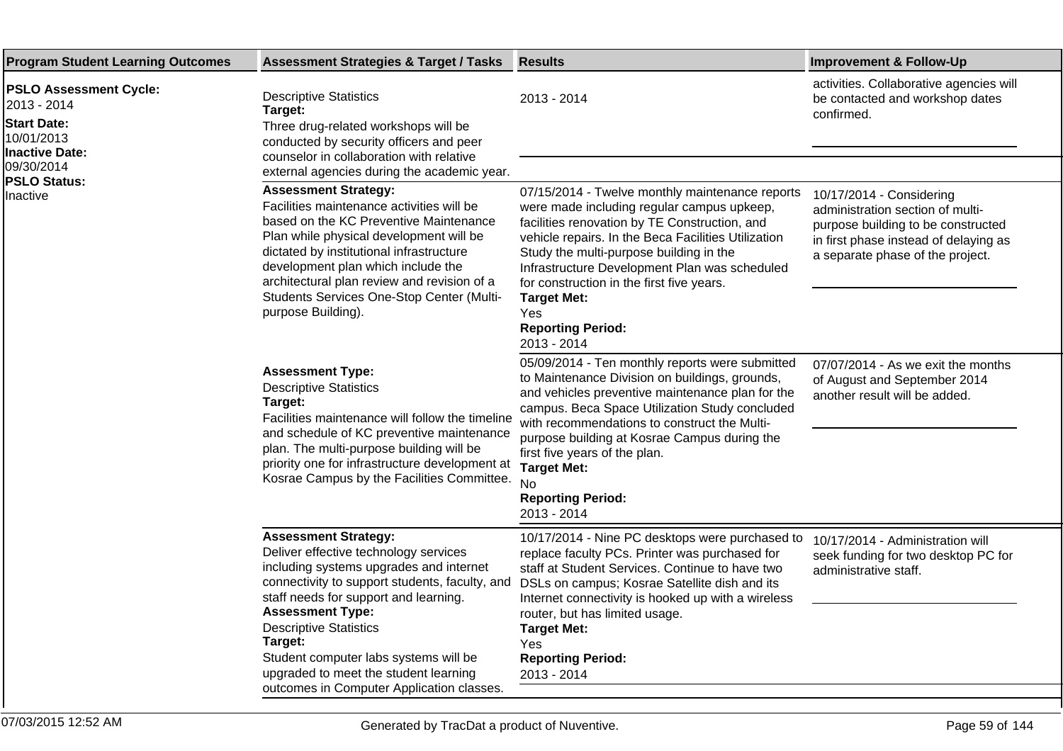| Program Student Learning Outcomes | Assessment Strategies & Target / Tasks | Results | Improvement & Follow-Up |
| --- | --- | --- | --- |
| **PSLO Assessment Cycle:** 2013 - 2014 **Start Date:** 10/01/2013 **Inactive Date:** 09/30/2014 **PSLO Status:** Inactive | Descriptive Statistics **Target:** Three drug-related workshops will be conducted by security officers and peer counselor in collaboration with relative external agencies during the academic year. | 2013 - 2014 | activities. Collaborative agencies will be contacted and workshop dates confirmed. |
| | **Assessment Strategy:** Facilities maintenance activities will be based on the KC Preventive Maintenance Plan while physical development will be dictated by institutional infrastructure development plan which include the architectural plan review and revision of a Students Services One-Stop Center (Multi-purpose Building). | 07/15/2014 - Twelve monthly maintenance reports were made including regular campus upkeep, facilities renovation by TE Construction, and vehicle repairs. In the Beca Facilities Utilization Study the multi-purpose building in the Infrastructure Development Plan was scheduled for construction in the first five years. **Target Met:** Yes **Reporting Period:** 2013 - 2014 | 10/17/2014 - Considering administration section of multi-purpose building to be constructed in first phase instead of delaying as a separate phase of the project. |
| | **Assessment Type:** Descriptive Statistics **Target:** Facilities maintenance will follow the timeline and schedule of KC preventive maintenance plan. The multi-purpose building will be priority one for infrastructure development at Kosrae Campus by the Facilities Committee. | 05/09/2014 - Ten monthly reports were submitted to Maintenance Division on buildings, grounds, and vehicles preventive maintenance plan for the campus. Beca Space Utilization Study concluded with recommendations to construct the Multi-purpose building at Kosrae Campus during the first five years of the plan. **Target Met:** No **Reporting Period:** 2013 - 2014 | 07/07/2014 - As we exit the months of August and September 2014 another result will be added. |
| | **Assessment Strategy:** Deliver effective technology services including systems upgrades and internet connectivity to support students, faculty, and staff needs for support and learning. **Assessment Type:** Descriptive Statistics **Target:** Student computer labs systems will be upgraded to meet the student learning outcomes in Computer Application classes. | 10/17/2014 - Nine PC desktops were purchased to replace faculty PCs. Printer was purchased for staff at Student Services. Continue to have two DSLs on campus; Kosrae Satellite dish and its Internet connectivity is hooked up with a wireless router, but has limited usage. **Target Met:** Yes **Reporting Period:** 2013 - 2014 | 10/17/2014 - Administration will seek funding for two desktop PC for administrative staff. |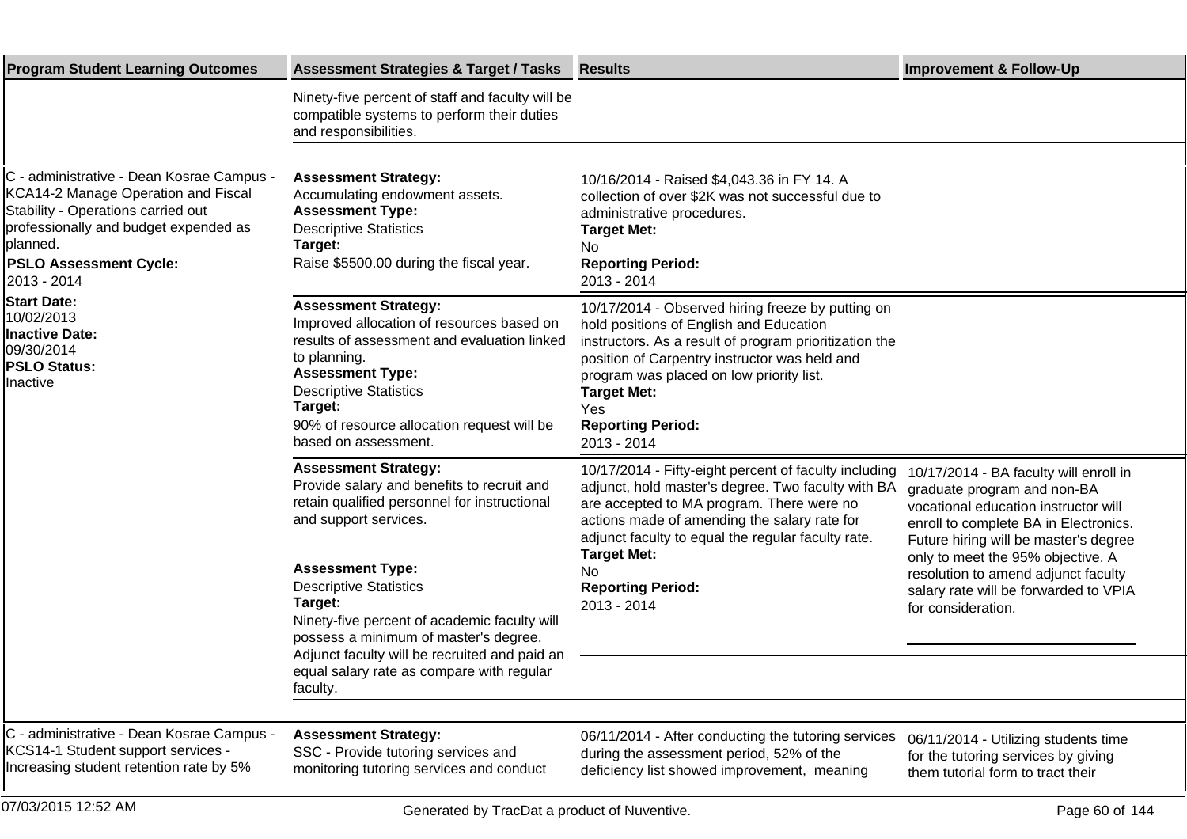| Program Student Learning Outcomes | Assessment Strategies & Target / Tasks | Results | Improvement & Follow-Up |
| --- | --- | --- | --- |
| | Ninety-five percent of staff and faculty will be compatible systems to perform their duties and responsibilities. | | |
| C - administrative - Dean Kosrae Campus - KCA14-2 Manage Operation and Fiscal Stability - Operations carried out professionally and budget expended as planned.<br>**PSLO Assessment Cycle:**<br>2013 - 2014<br>**Start Date:**<br>10/02/2013<br>**Inactive Date:**<br>09/30/2014<br>**PSLO Status:**<br>Inactive | **Assessment Strategy:**<br>Accumulating endowment assets.<br>**Assessment Type:**<br>Descriptive Statistics<br>**Target:**<br>Raise $5500.00 during the fiscal year. | 10/16/2014 - Raised $4,043.36 in FY 14. A collection of over $2K was not successful due to administrative procedures.<br>**Target Met:**<br>No<br>**Reporting Period:**<br>2013 - 2014 | |
| | **Assessment Strategy:**<br>Improved allocation of resources based on results of assessment and evaluation linked to planning.<br>**Assessment Type:**<br>Descriptive Statistics<br>**Target:**<br>90% of resource allocation request will be based on assessment. | 10/17/2014 - Observed hiring freeze by putting on hold positions of English and Education instructors. As a result of program prioritization the position of Carpentry instructor was held and program was placed on low priority list.<br>**Target Met:**<br>Yes<br>**Reporting Period:**<br>2013 - 2014 | |
| | **Assessment Strategy:**<br>Provide salary and benefits to recruit and retain qualified personnel for instructional and support services.<br>**Assessment Type:**<br>Descriptive Statistics<br>**Target:**<br>Ninety-five percent of academic faculty will possess a minimum of master's degree. Adjunct faculty will be recruited and paid an equal salary rate as compare with regular faculty. | 10/17/2014 - Fifty-eight percent of faculty including adjunct, hold master's degree. Two faculty with BA are accepted to MA program. There were no actions made of amending the salary rate for adjunct faculty to equal the regular faculty rate.<br>**Target Met:**<br>No<br>**Reporting Period:**<br>2013 - 2014 | 10/17/2014 - BA faculty will enroll in graduate program and non-BA vocational education instructor will enroll to complete BA in Electronics. Future hiring will be master's degree only to meet the 95% objective. A resolution to amend adjunct faculty salary rate will be forwarded to VPIA for consideration. |
| C - administrative - Dean Kosrae Campus - KCS14-1 Student support services - Increasing student retention rate by 5% | **Assessment Strategy:**<br>SSC - Provide tutoring services and monitoring tutoring services and conduct | 06/11/2014 - After conducting the tutoring services during the assessment period, 52% of the deficiency list showed improvement, meaning | 06/11/2014 - Utilizing students time for the tutoring services by giving them tutorial form to tract their |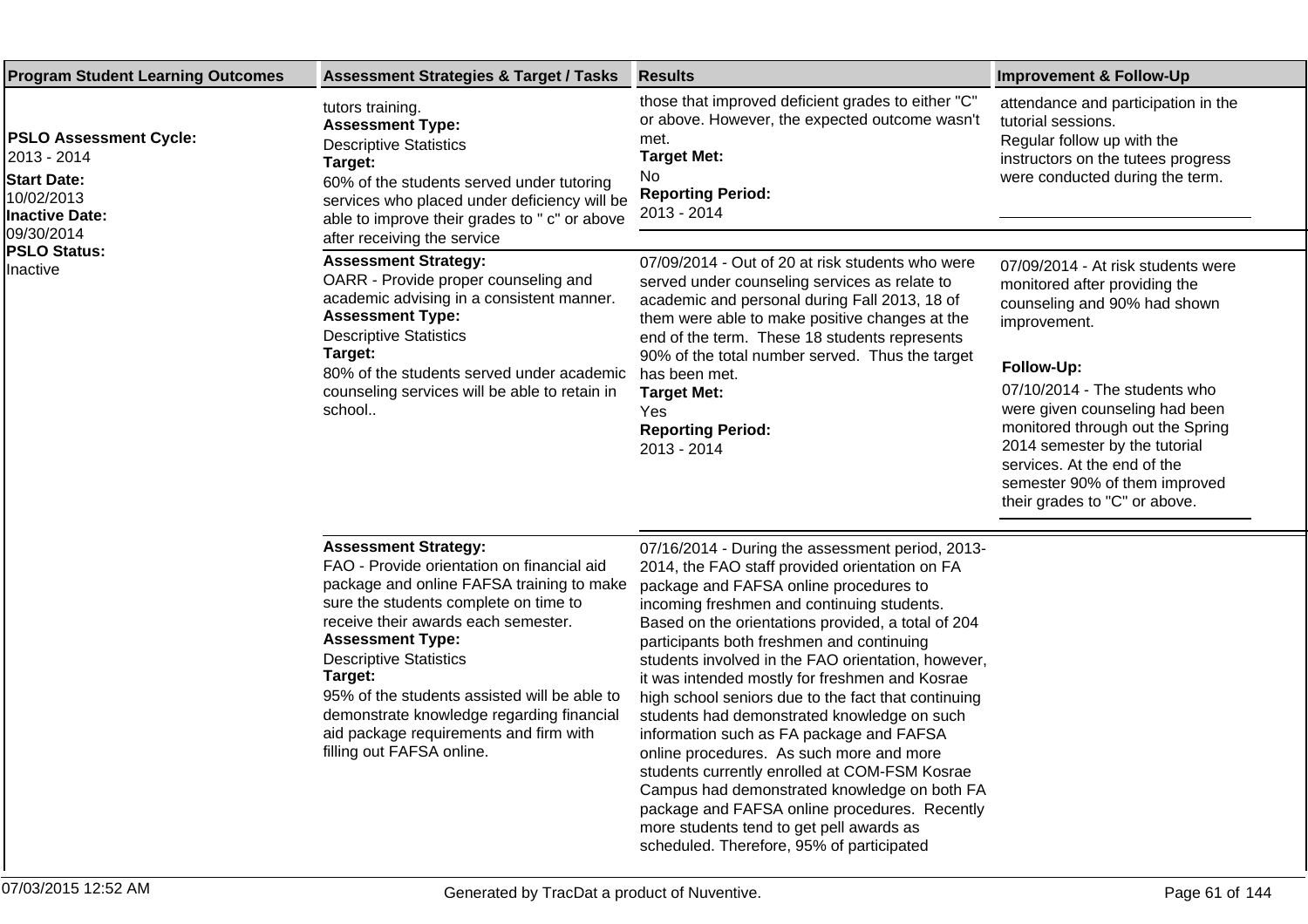| Program Student Learning Outcomes | Assessment Strategies & Target / Tasks | Results | Improvement & Follow-Up |
|---|---|---|---|
| **PSLO Assessment Cycle:** 2013 - 2014 **Start Date:** 10/02/2013 **Inactive Date:** 09/30/2014 **PSLO Status:** Inactive | tutors training. **Assessment Type:** Descriptive Statistics **Target:** 60% of the students served under tutoring services who placed under deficiency will be able to improve their grades to " c" or above after receiving the service | those that improved deficient grades to either "C" or above. However, the expected outcome wasn't met. **Target Met:** No **Reporting Period:** 2013 - 2014 | attendance and participation in the tutorial sessions. Regular follow up with the instructors on the tutees progress were conducted during the term. |
| | **Assessment Strategy:** OARR - Provide proper counseling and academic advising in a consistent manner. **Assessment Type:** Descriptive Statistics **Target:** 80% of the students served under academic counseling services will be able to retain in school.. | 07/09/2014 - Out of 20 at risk students who were served under counseling services as relate to academic and personal during Fall 2013, 18 of them were able to make positive changes at the end of the term. These 18 students represents 90% of the total number served. Thus the target has been met. **Target Met:** Yes **Reporting Period:** 2013 - 2014 | 07/09/2014 - At risk students were monitored after providing the counseling and 90% had shown improvement. **Follow-Up:** 07/10/2014 - The students who were given counseling had been monitored through out the Spring 2014 semester by the tutorial services. At the end of the semester 90% of them improved their grades to "C" or above. |
| | **Assessment Strategy:** FAO - Provide orientation on financial aid package and online FAFSA training to make sure the students complete on time to receive their awards each semester. **Assessment Type:** Descriptive Statistics **Target:** 95% of the students assisted will be able to demonstrate knowledge regarding financial aid package requirements and firm with filling out FAFSA online. | 07/16/2014 - During the assessment period, 2013-2014, the FAO staff provided orientation on FA package and FAFSA online procedures to incoming freshmen and continuing students. Based on the orientations provided, a total of 204 participants both freshmen and continuing students involved in the FAO orientation, however, it was intended mostly for freshmen and Kosrae high school seniors due to the fact that continuing students had demonstrated knowledge on such information such as FA package and FAFSA online procedures. As such more and more students currently enrolled at COM-FSM Kosrae Campus had demonstrated knowledge on both FA package and FAFSA online procedures. Recently more students tend to get pell awards as scheduled. Therefore, 95% of participated | |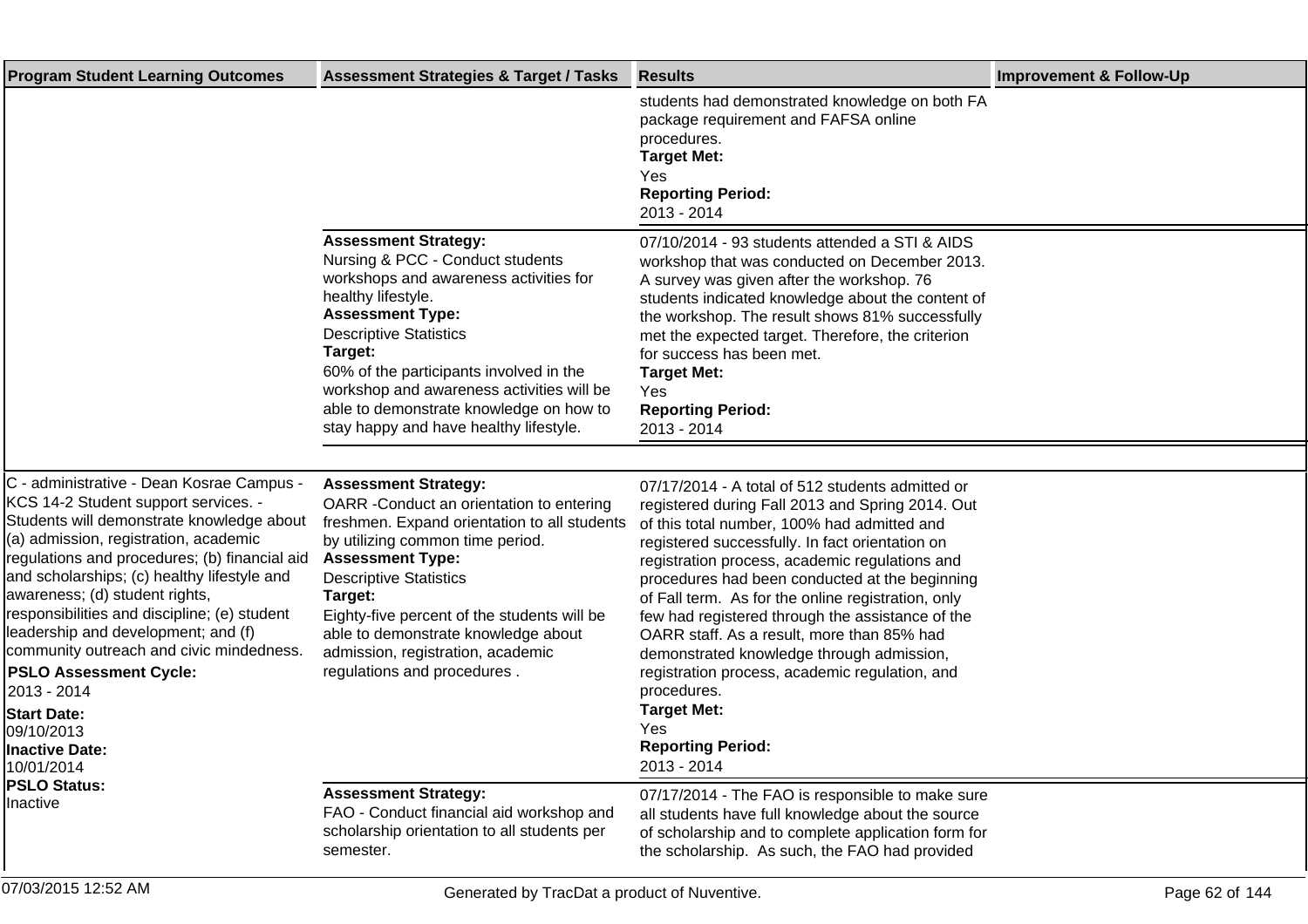| Program Student Learning Outcomes | Assessment Strategies & Target / Tasks | Results | Improvement & Follow-Up |
| --- | --- | --- | --- |
| | | students had demonstrated knowledge on both FA package requirement and FAFSA online procedures.<br>**Target Met:**<br>Yes<br>**Reporting Period:**<br>2013 - 2014 | |
| | **Assessment Strategy:**<br>Nursing & PCC - Conduct students workshops and awareness activities for healthy lifestyle.<br>**Assessment Type:**<br>Descriptive Statistics<br>**Target:**<br>60% of the participants involved in the workshop and awareness activities will be able to demonstrate knowledge on how to stay happy and have healthy lifestyle. | 07/10/2014 - 93 students attended a STI & AIDS workshop that was conducted on December 2013. A survey was given after the workshop. 76 students indicated knowledge about the content of the workshop. The result shows 81% successfully met the expected target. Therefore, the criterion for success has been met.<br>**Target Met:**<br>Yes<br>**Reporting Period:**<br>2013 - 2014 | |
| C - administrative - Dean Kosrae Campus - KCS 14-2 Student support services. - Students will demonstrate knowledge about (a) admission, registration, academic regulations and procedures; (b) financial aid and scholarships; (c) healthy lifestyle and awareness; (d) student rights, responsibilities and discipline; (e) student leadership and development; and (f) community outreach and civic mindedness.<br>**PSLO Assessment Cycle:**<br>2013 - 2014<br>**Start Date:**<br>09/10/2013<br>**Inactive Date:**<br>10/01/2014<br>**PSLO Status:**<br>Inactive | **Assessment Strategy:**<br>OARR -Conduct an orientation to entering freshmen. Expand orientation to all students by utilizing common time period.<br>**Assessment Type:**<br>Descriptive Statistics<br>**Target:**<br>Eighty-five percent of the students will be able to demonstrate knowledge about admission, registration, academic regulations and procedures . | 07/17/2014 - A total of 512 students admitted or registered during Fall 2013 and Spring 2014. Out of this total number, 100% had admitted and registered successfully. In fact orientation on registration process, academic regulations and procedures had been conducted at the beginning of Fall term. As for the online registration, only few had registered through the assistance of the OARR staff. As a result, more than 85% had demonstrated knowledge through admission, registration process, academic regulation, and procedures.<br>**Target Met:**<br>Yes<br>**Reporting Period:**<br>2013 - 2014 | |
| | **Assessment Strategy:**<br>FAO - Conduct financial aid workshop and scholarship orientation to all students per semester. | 07/17/2014 - The FAO is responsible to make sure all students have full knowledge about the source of scholarship and to complete application form for the scholarship. As such, the FAO had provided | |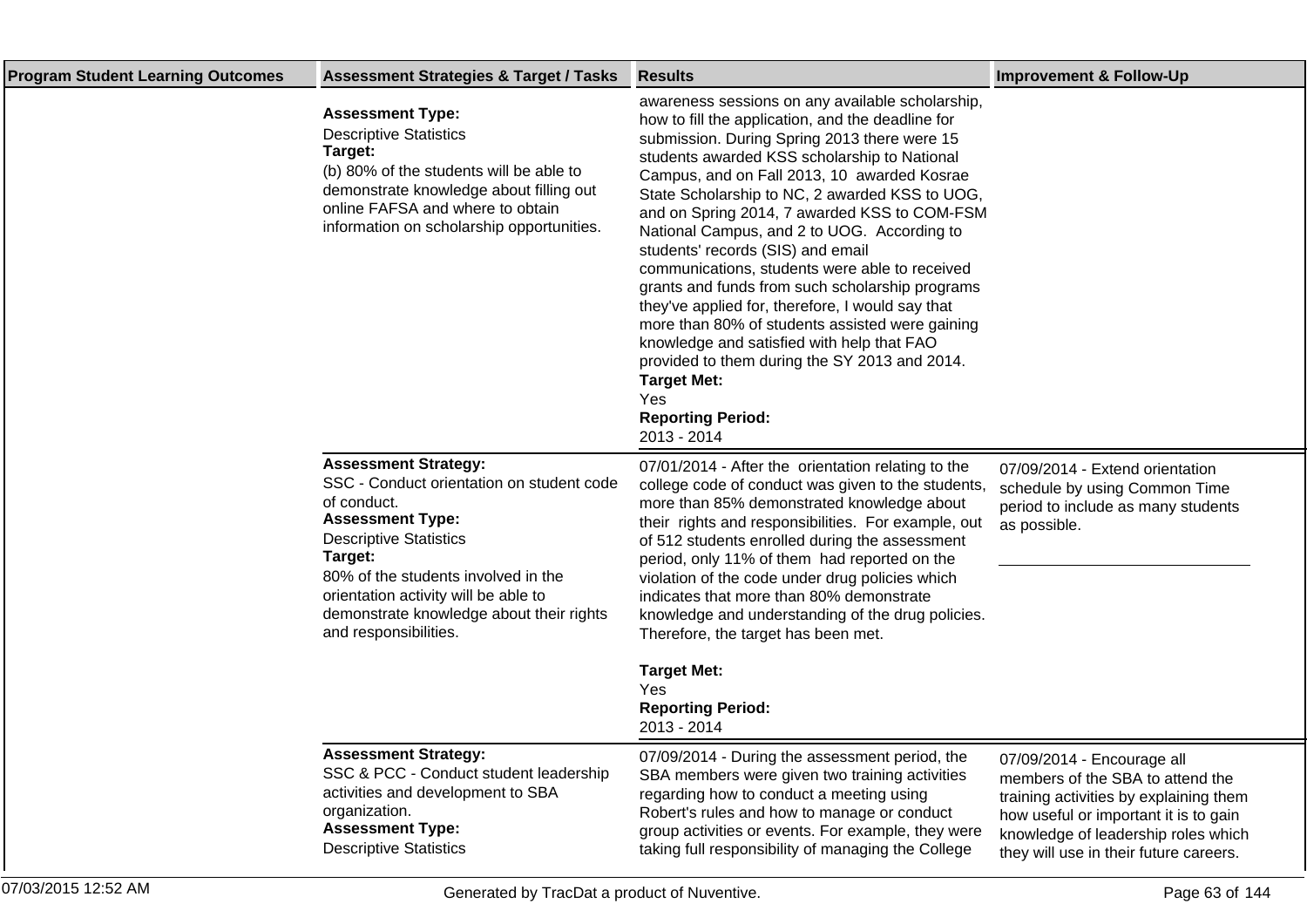| Program Student Learning Outcomes | Assessment Strategies & Target / Tasks | Results | Improvement & Follow-Up |
|---|---|---|---|
| | **Assessment Type:**<br>Descriptive Statistics<br>**Target:**<br>(b) 80% of the students will be able to demonstrate knowledge about filling out online FAFSA and where to obtain information on scholarship opportunities. | awareness sessions on any available scholarship, how to fill the application, and the deadline for submission. During Spring 2013 there were 15 students awarded KSS scholarship to National Campus, and on Fall 2013, 10 awarded Kosrae State Scholarship to NC, 2 awarded KSS to UOG, and on Spring 2014, 7 awarded KSS to COM-FSM National Campus, and 2 to UOG. According to students' records (SIS) and email communications, students were able to received grants and funds from such scholarship programs they've applied for, therefore, I would say that more than 80% of students assisted were gaining knowledge and satisfied with help that FAO provided to them during the SY 2013 and 2014.<br>**Target Met:**<br>Yes<br>**Reporting Period:**<br>2013 - 2014 | |
| | **Assessment Strategy:**<br>SSC - Conduct orientation on student code of conduct.<br>**Assessment Type:**<br>Descriptive Statistics<br>**Target:**<br>80% of the students involved in the orientation activity will be able to demonstrate knowledge about their rights and responsibilities. | 07/01/2014 - After the orientation relating to the college code of conduct was given to the students, more than 85% demonstrated knowledge about their rights and responsibilities. For example, out of 512 students enrolled during the assessment period, only 11% of them had reported on the violation of the code under drug policies which indicates that more than 80% demonstrate knowledge and understanding of the drug policies. Therefore, the target has been met.<br>**Target Met:**<br>Yes<br>**Reporting Period:**<br>2013 - 2014 | 07/09/2014 - Extend orientation schedule by using Common Time period to include as many students as possible. |
| | **Assessment Strategy:**<br>SSC & PCC - Conduct student leadership activities and development to SBA organization.<br>**Assessment Type:**<br>Descriptive Statistics | 07/09/2014 - During the assessment period, the SBA members were given two training activities regarding how to conduct a meeting using Robert's rules and how to manage or conduct group activities or events. For example, they were taking full responsibility of managing the College | 07/09/2014 - Encourage all members of the SBA to attend the training activities by explaining them how useful or important it is to gain knowledge of leadership roles which they will use in their future careers. |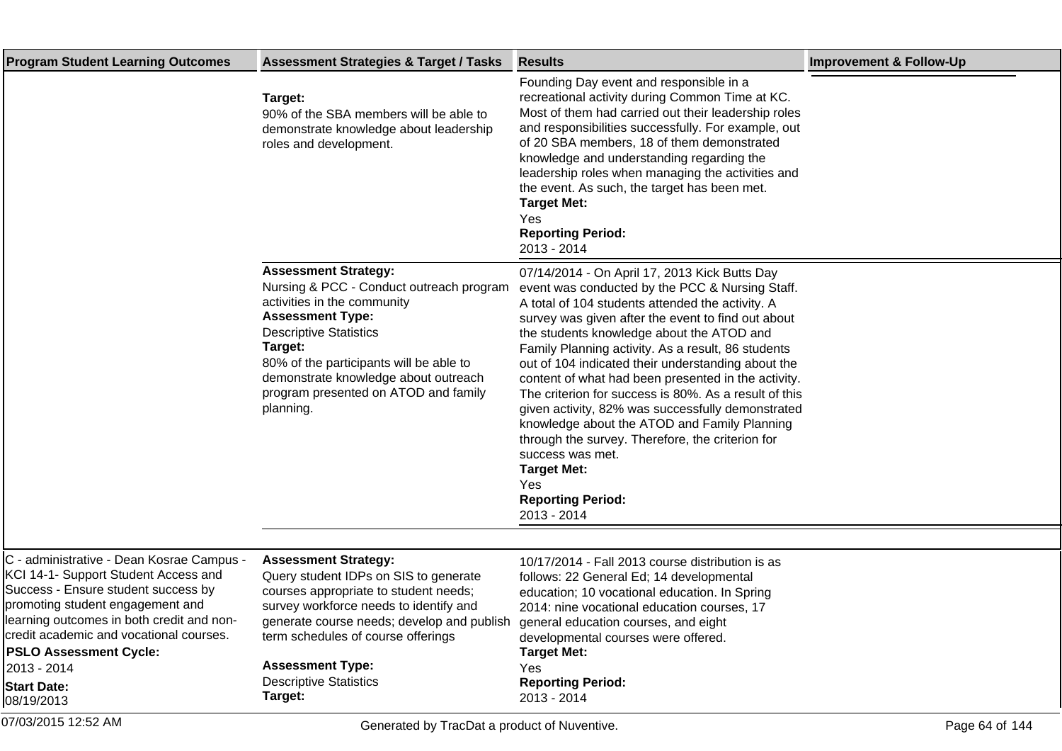| Program Student Learning Outcomes | Assessment Strategies & Target / Tasks | Results | Improvement & Follow-Up |
|---|---|---|---|
| | **Target:**<br>90% of the SBA members will be able to demonstrate knowledge about leadership roles and development. | Founding Day event and responsible in a recreational activity during Common Time at KC. Most of them had carried out their leadership roles and responsibilities successfully. For example, out of 20 SBA members, 18 of them demonstrated knowledge and understanding regarding the leadership roles when managing the activities and the event. As such, the target has been met.<br>**Target Met:**<br>Yes<br>**Reporting Period:**<br>2013 - 2014 | |
| | **Assessment Strategy:**<br>Nursing & PCC - Conduct outreach program activities in the community<br>**Assessment Type:**<br>Descriptive Statistics<br>**Target:**<br>80% of the participants will be able to demonstrate knowledge about outreach program presented on ATOD and family planning. | 07/14/2014 - On April 17, 2013 Kick Butts Day event was conducted by the PCC & Nursing Staff. A total of 104 students attended the activity. A survey was given after the event to find out about the students knowledge about the ATOD and Family Planning activity. As a result, 86 students out of 104 indicated their understanding about the content of what had been presented in the activity. The criterion for success is 80%. As a result of this given activity, 82% was successfully demonstrated knowledge about the ATOD and Family Planning through the survey. Therefore, the criterion for success was met.<br>**Target Met:**<br>Yes<br>**Reporting Period:**<br>2013 - 2014 | |
| C - administrative - Dean Kosrae Campus - KCI 14-1- Support Student Access and Success - Ensure student success by promoting student engagement and learning outcomes in both credit and non-credit academic and vocational courses.<br>**PSLO Assessment Cycle:**<br>2013 - 2014<br>**Start Date:**<br>08/19/2013 | **Assessment Strategy:**<br>Query student IDPs on SIS to generate courses appropriate to student needs; survey workforce needs to identify and generate course needs; develop and publish term schedules of course offerings<br>**Assessment Type:**<br>Descriptive Statistics<br>**Target:** | 10/17/2014 - Fall 2013 course distribution is as follows: 22 General Ed; 14 developmental education; 10 vocational education. In Spring 2014: nine vocational education courses, 17 general education courses, and eight developmental courses were offered.<br>**Target Met:**<br>Yes<br>**Reporting Period:**<br>2013 - 2014 | |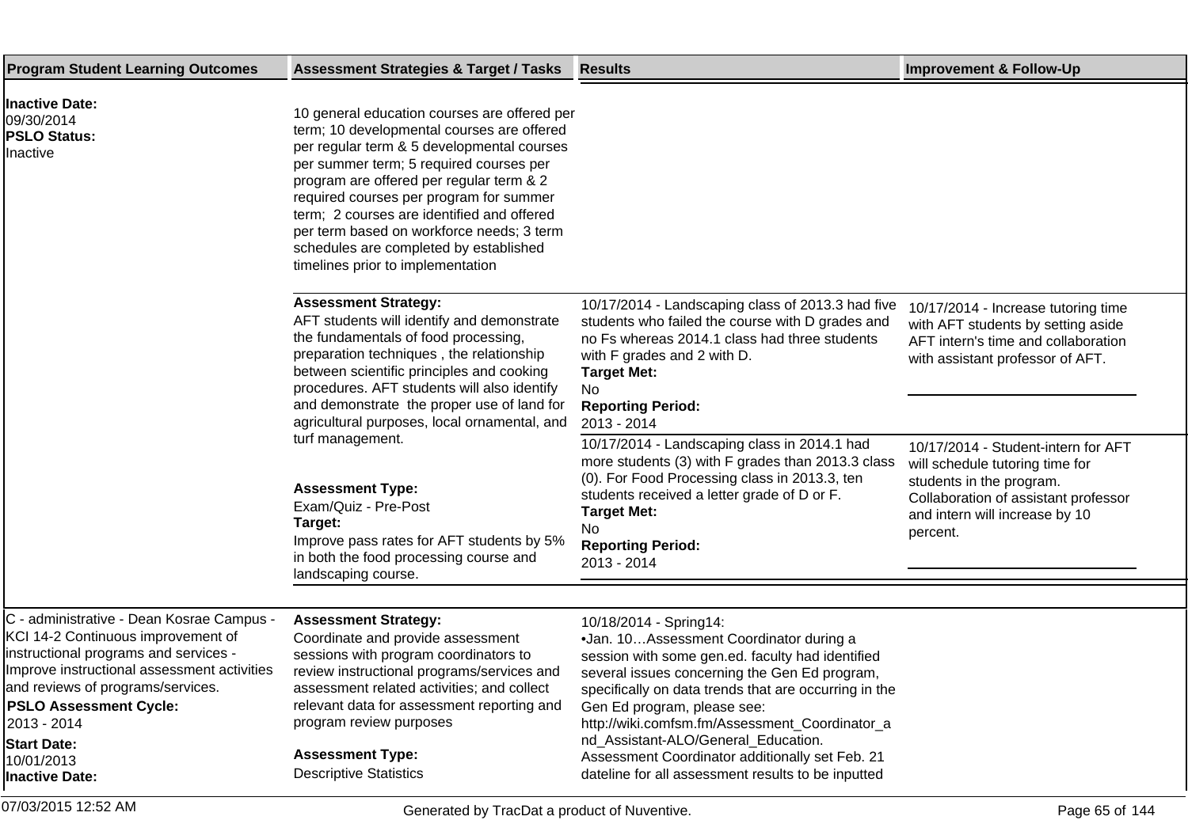| Program Student Learning Outcomes | Assessment Strategies & Target / Tasks | Results | Improvement & Follow-Up |
|---|---|---|---|
| **Inactive Date:** 09/30/2014 **PSLO Status:** Inactive | 10 general education courses are offered per term; 10 developmental courses are offered per regular term & 5 developmental courses per summer term; 5 required courses per program are offered per regular term & 2 required courses per program for summer term; 2 courses are identified and offered per term based on workforce needs; 3 term schedules are completed by established timelines prior to implementation | | |
| | **Assessment Strategy:** AFT students will identify and demonstrate the fundamentals of food processing, preparation techniques , the relationship between scientific principles and cooking procedures. AFT students will also identify and demonstrate the proper use of land for agricultural purposes, local ornamental, and turf management. **Assessment Type:** Exam/Quiz - Pre-Post **Target:** Improve pass rates for AFT students by 5% in both the food processing course and landscaping course. | 10/17/2014 - Landscaping class of 2013.3 had five students who failed the course with D grades and no Fs whereas 2014.1 class had three students with F grades and 2 with D. **Target Met:** No **Reporting Period:** 2013 - 2014 | 10/17/2014 - Increase tutoring time with AFT students by setting aside AFT intern's time and collaboration with assistant professor of AFT. |
| | | 10/17/2014 - Landscaping class in 2014.1 had more students (3) with F grades than 2013.3 class (0). For Food Processing class in 2013.3, ten students received a letter grade of D or F. **Target Met:** No **Reporting Period:** 2013 - 2014 | 10/17/2014 - Student-intern for AFT will schedule tutoring time for students in the program. Collaboration of assistant professor and intern will increase by 10 percent. |
| C - administrative - Dean Kosrae Campus - KCI 14-2 Continuous improvement of instructional programs and services - Improve instructional assessment activities and reviews of programs/services. **PSLO Assessment Cycle:** 2013 - 2014 **Start Date:** 10/01/2013 **Inactive Date:** | **Assessment Strategy:** Coordinate and provide assessment sessions with program coordinators to review instructional programs/services and assessment related activities; and collect relevant data for assessment reporting and program review purposes **Assessment Type:** Descriptive Statistics | 10/18/2014 - Spring14: •Jan. 10…Assessment Coordinator during a session with some gen.ed. faculty had identified several issues concerning the Gen Ed program, specifically on data trends that are occurring in the Gen Ed program, please see: http://wiki.comfsm.fm/Assessment_Coordinator_and_Assistant-ALO/General_Education. Assessment Coordinator additionally set Feb. 21 dateline for all assessment results to be inputted | |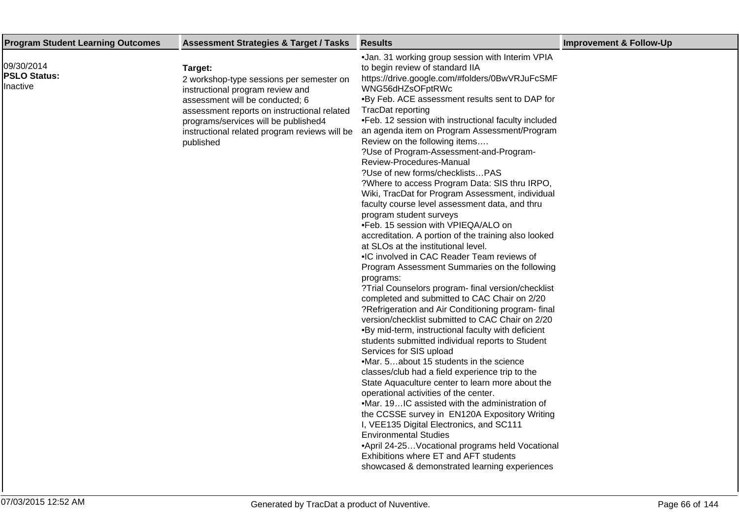| Program Student Learning Outcomes | Assessment Strategies & Target / Tasks | Results | Improvement & Follow-Up |
|---|---|---|---|
| 09/30/2014<br>**PSLO Status:**<br>Inactive | **Target:**<br>2 workshop-type sessions per semester on instructional program review and assessment will be conducted; 6 assessment reports on instructional related programs/services will be published4 instructional related program reviews will be published | •Jan. 31 working group session with Interim VPIA to begin review of standard IIA https://drive.google.com/#folders/0BwVRJuFcSMFWNG56dHZsOFptRWc<br>•By Feb. ACE assessment results sent to DAP for TracDat reporting<br>•Feb. 12 session with instructional faculty included an agenda item on Program Assessment/Program Review on the following items….<br>?Use of Program-Assessment-and-Program-Review-Procedures-Manual<br>?Use of new forms/checklists…PAS<br>?Where to access Program Data: SIS thru IRPO, Wiki, TracDat for Program Assessment, individual faculty course level assessment data, and thru program student surveys<br>•Feb. 15 session with VPIEQA/ALO on accreditation. A portion of the training also looked at SLOs at the institutional level.<br>•IC involved in CAC Reader Team reviews of Program Assessment Summaries on the following programs:<br>?Trial Counselors program- final version/checklist completed and submitted to CAC Chair on 2/20<br>?Refrigeration and Air Conditioning program- final version/checklist submitted to CAC Chair on 2/20<br>•By mid-term, instructional faculty with deficient students submitted individual reports to Student Services for SIS upload<br>•Mar. 5…about 15 students in the science classes/club had a field experience trip to the State Aquaculture center to learn more about the operational activities of the center.<br>•Mar. 19…IC assisted with the administration of the CCSSE survey in EN120A Expository Writing I, VEE135 Digital Electronics, and SC111 Environmental Studies<br>•April 24-25…Vocational programs held Vocational Exhibitions where ET and AFT students showcased & demonstrated learning experiences | |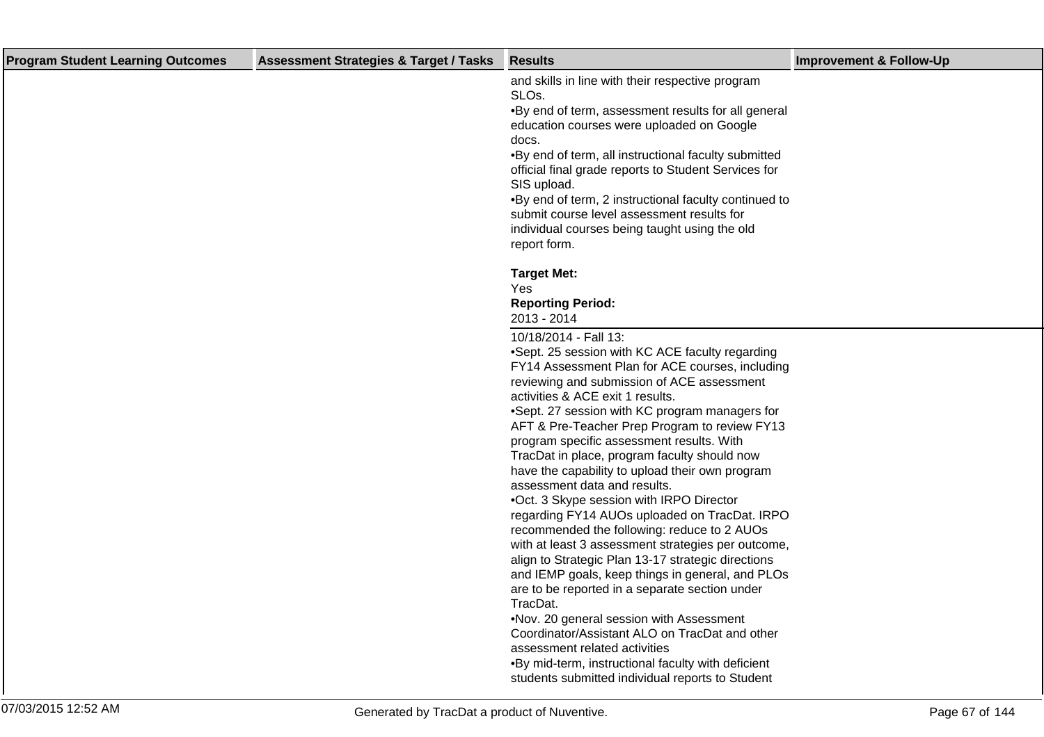| Program Student Learning Outcomes | Assessment Strategies & Target / Tasks | Results | Improvement & Follow-Up |
|---|---|---|---|
| | | and skills in line with their respective program SLOs.<br>•By end of term, assessment results for all general education courses were uploaded on Google docs.<br>•By end of term, all instructional faculty submitted official final grade reports to Student Services for SIS upload.<br>•By end of term, 2 instructional faculty continued to submit course level assessment results for individual courses being taught using the old report form.<br><br>**Target Met:**<br>Yes<br>**Reporting Period:**<br>2013 - 2014 | |
| | | 10/18/2014 - Fall 13:<br>•Sept. 25 session with KC ACE faculty regarding FY14 Assessment Plan for ACE courses, including reviewing and submission of ACE assessment activities & ACE exit 1 results.<br>•Sept. 27 session with KC program managers for AFT & Pre-Teacher Prep Program to review FY13 program specific assessment results. With TracDat in place, program faculty should now have the capability to upload their own program assessment data and results.<br>•Oct. 3 Skype session with IRPO Director regarding FY14 AUOs uploaded on TracDat. IRPO recommended the following: reduce to 2 AUOs with at least 3 assessment strategies per outcome, align to Strategic Plan 13-17 strategic directions and IEMP goals, keep things in general, and PLOs are to be reported in a separate section under TracDat.<br>•Nov. 20 general session with Assessment Coordinator/Assistant ALO on TracDat and other assessment related activities<br>•By mid-term, instructional faculty with deficient students submitted individual reports to Student | |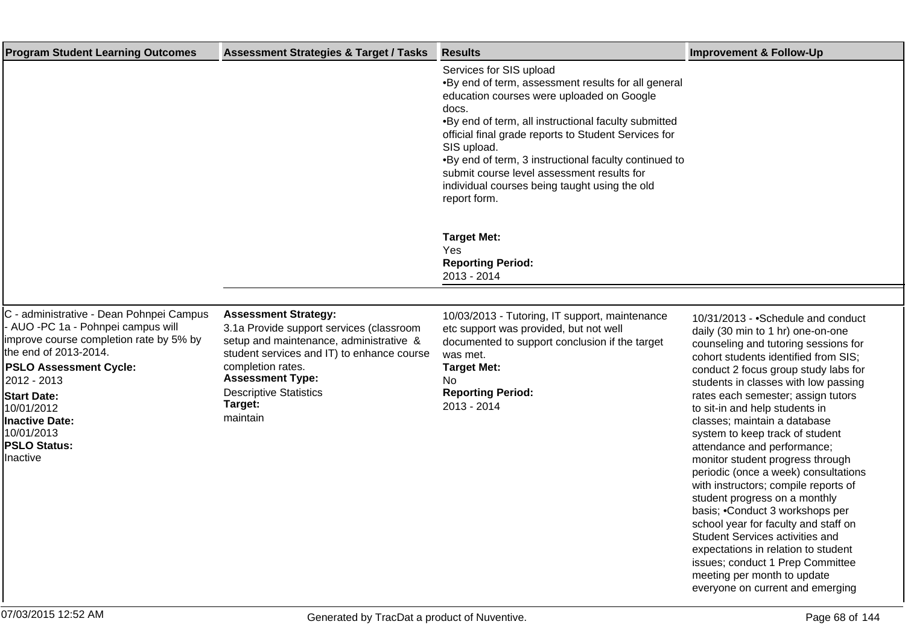| Program Student Learning Outcomes | Assessment Strategies & Target / Tasks | Results | Improvement & Follow-Up |
|---|---|---|---|
| | | Services for SIS upload<br>•By end of term, assessment results for all general education courses were uploaded on Google docs.<br>•By end of term, all instructional faculty submitted official final grade reports to Student Services for SIS upload.<br>•By end of term, 3 instructional faculty continued to submit course level assessment results for individual courses being taught using the old report form.<br><br>**Target Met:**<br>Yes<br>**Reporting Period:**<br>2013 - 2014 | |
| C - administrative - Dean Pohnpei Campus - AUO -PC 1a - Pohnpei campus will improve course completion rate by 5% by the end of 2013-2014.<br>**PSLO Assessment Cycle:**<br>2012 - 2013<br>**Start Date:**<br>10/01/2012<br>**Inactive Date:**<br>10/01/2013<br>**PSLO Status:**<br>Inactive | **Assessment Strategy:**<br>3.1a Provide support services (classroom setup and maintenance, administrative & student services and IT) to enhance course completion rates.<br>**Assessment Type:**<br>Descriptive Statistics<br>**Target:**<br>maintain | 10/03/2013 - Tutoring, IT support, maintenance etc support was provided, but not well documented to support conclusion if the target was met.<br>**Target Met:**<br>No<br>**Reporting Period:**<br>2013 - 2014 | 10/31/2013 - •Schedule and conduct daily (30 min to 1 hr) one-on-one counseling and tutoring sessions for cohort students identified from SIS; conduct 2 focus group study labs for students in classes with low passing rates each semester; assign tutors to sit-in and help students in classes; maintain a database system to keep track of student attendance and performance; monitor student progress through periodic (once a week) consultations with instructors; compile reports of student progress on a monthly basis; •Conduct 3 workshops per school year for faculty and staff on Student Services activities and expectations in relation to student issues; conduct 1 Prep Committee meeting per month to update everyone on current and emerging |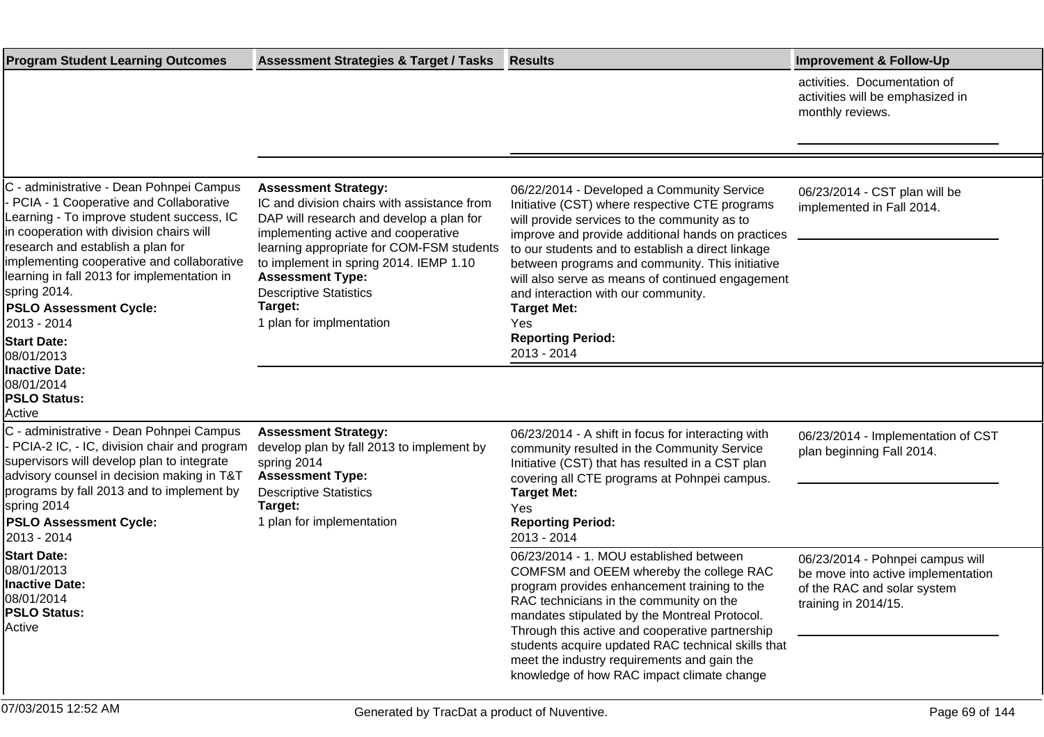| Program Student Learning Outcomes | Assessment Strategies & Target / Tasks | Results | Improvement & Follow-Up |
|---|---|---|---|
| | | | activities. Documentation of activities will be emphasized in monthly reviews. |
| C - administrative - Dean Pohnpei Campus - PCIA - 1 Cooperative and Collaborative Learning - To improve student success, IC in cooperation with division chairs will research and establish a plan for implementing cooperative and collaborative learning in fall 2013 for implementation in spring 2014.<br>**PSLO Assessment Cycle:**<br>2013 - 2014<br>**Start Date:**<br>08/01/2013<br>**Inactive Date:**<br>08/01/2014<br>**PSLO Status:**<br>Active | **Assessment Strategy:**<br>IC and division chairs with assistance from DAP will research and develop a plan for implementing active and cooperative learning appropriate for COM-FSM students to implement in spring 2014. IEMP 1.10<br>**Assessment Type:**<br>Descriptive Statistics<br>**Target:**<br>1 plan for implmentation | 06/22/2014 - Developed a Community Service Initiative (CST) where respective CTE programs will provide services to the community as to improve and provide additional hands on practices to our students and to establish a direct linkage between programs and community. This initiative will also serve as means of continued engagement and interaction with our community.<br>**Target Met:**<br>Yes<br>**Reporting Period:**<br>2013 - 2014 | 06/23/2014 - CST plan will be implemented in Fall 2014. |
| C - administrative - Dean Pohnpei Campus - PCIA-2 IC, - IC, division chair and program supervisors will develop plan to integrate advisory counsel in decision making in T&T programs by fall 2013 and to implement by spring 2014<br>**PSLO Assessment Cycle:**<br>2013 - 2014<br>**Start Date:**<br>08/01/2013<br>**Inactive Date:**<br>08/01/2014<br>**PSLO Status:**<br>Active | **Assessment Strategy:**<br>develop plan by fall 2013 to implement by spring 2014<br>**Assessment Type:**<br>Descriptive Statistics<br>**Target:**<br>1 plan for implementation | 06/23/2014 - A shift in focus for interacting with community resulted in the Community Service Initiative (CST) that has resulted in a CST plan covering all CTE programs at Pohnpei campus.<br>**Target Met:**<br>Yes<br>**Reporting Period:**<br>2013 - 2014 | 06/23/2014 - Implementation of CST plan beginning Fall 2014. |
| | | 06/23/2014 - 1. MOU established between COMFSM and OEEM whereby the college RAC program provides enhancement training to the RAC technicians in the community on the mandates stipulated by the Montreal Protocol. Through this active and cooperative partnership students acquire updated RAC technical skills that meet the industry requirements and gain the knowledge of how RAC impact climate change | 06/23/2014 - Pohnpei campus will be move into active implementation of the RAC and solar system training in 2014/15. |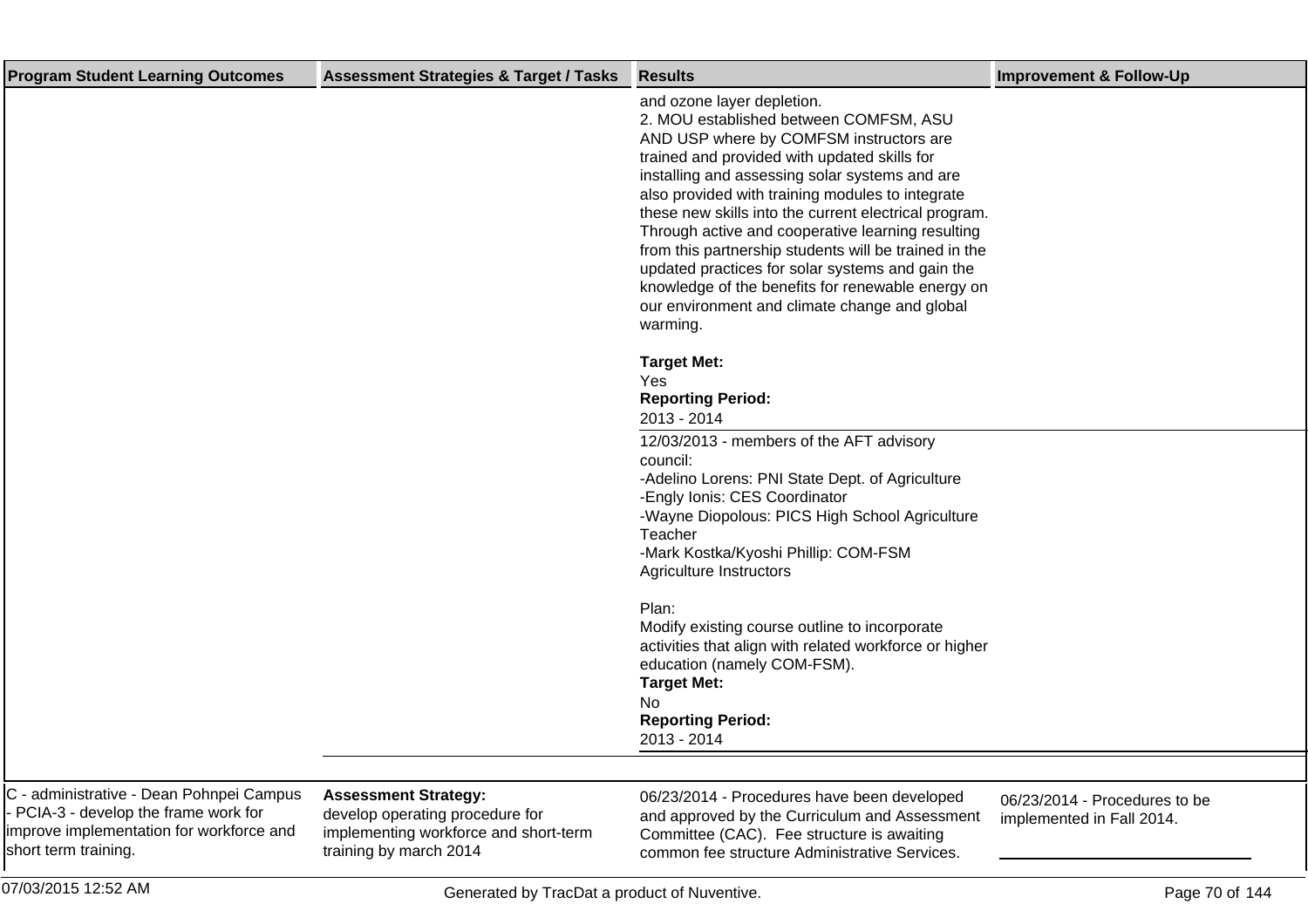| Program Student Learning Outcomes | Assessment Strategies & Target / Tasks | Results | Improvement & Follow-Up |
| --- | --- | --- | --- |
| | | and ozone layer depletion.<br>2. MOU established between COMFSM, ASU AND USP where by COMFSM instructors are trained and provided with updated skills for installing and assessing solar systems and are also provided with training modules to integrate these new skills into the current electrical program. Through active and cooperative learning resulting from this partnership students will be trained in the updated practices for solar systems and gain the knowledge of the benefits for renewable energy on our environment and climate change and global warming.<br><br>**Target Met:**<br>Yes<br>**Reporting Period:**<br>2013 - 2014 | |
| | | 12/03/2013 - members of the AFT advisory council:<br>-Adelino Lorens: PNI State Dept. of Agriculture<br>-Engly Ionis: CES Coordinator<br>-Wayne Diopolous: PICS High School Agriculture Teacher<br>-Mark Kostka/Kyoshi Phillip: COM-FSM Agriculture Instructors<br><br>Plan:<br>Modify existing course outline to incorporate activities that align with related workforce or higher education (namely COM-FSM).<br>**Target Met:**<br>No<br>**Reporting Period:**<br>2013 - 2014 | |
| C - administrative - Dean Pohnpei Campus - PCIA-3 - develop the frame work for improve implementation for workforce and short term training. | **Assessment Strategy:**<br>develop operating procedure for implementing workforce and short-term training by march 2014 | 06/23/2014 - Procedures have been developed and approved by the Curriculum and Assessment Committee (CAC). Fee structure is awaiting common fee structure Administrative Services. | 06/23/2014 - Procedures to be implemented in Fall 2014. |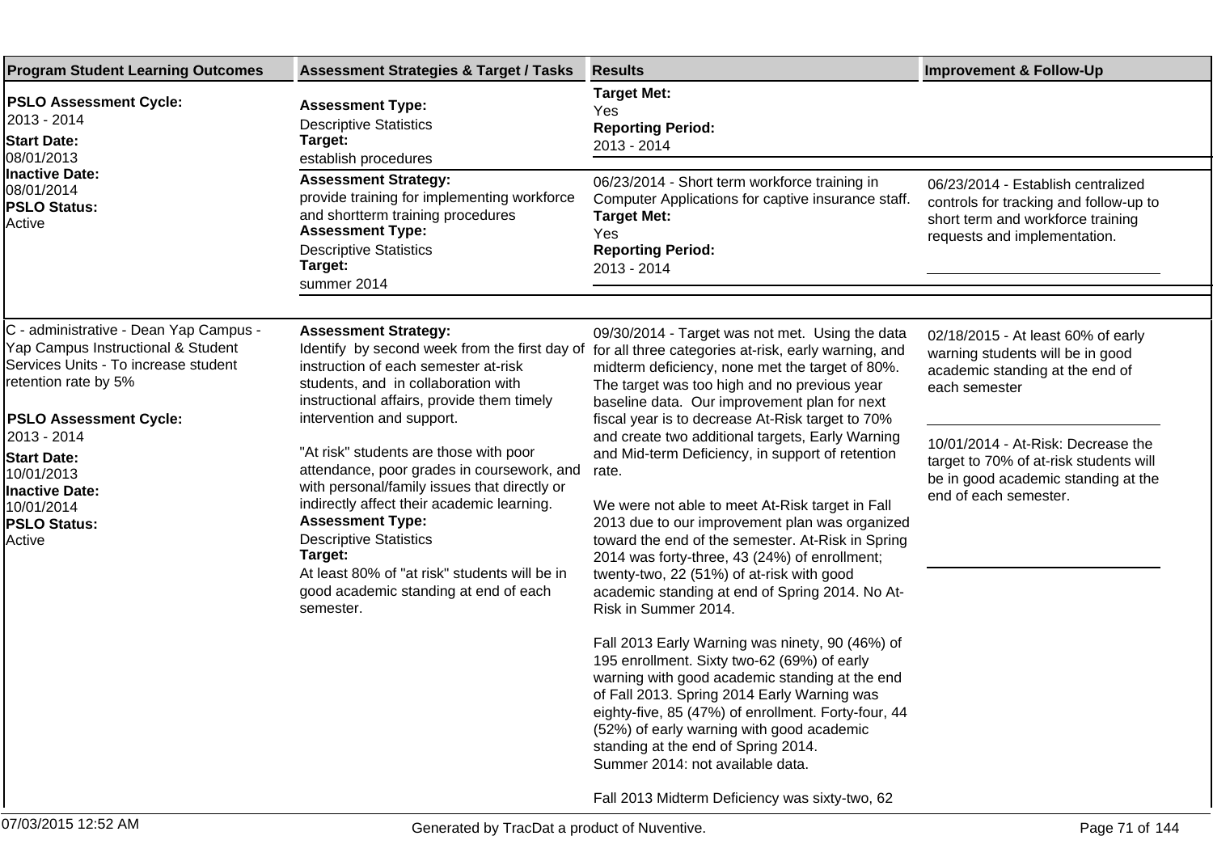| Program Student Learning Outcomes | Assessment Strategies & Target / Tasks | Results | Improvement & Follow-Up |
|---|---|---|---|
| **PSLO Assessment Cycle:** 2013 - 2014 **Start Date:** 08/01/2013 **Inactive Date:** 08/01/2014 **PSLO Status:** Active | **Assessment Type:** Descriptive Statistics **Target:** establish procedures | **Target Met:** Yes **Reporting Period:** 2013 - 2014 | |
| | **Assessment Strategy:** provide training for implementing workforce and shortterm training procedures **Assessment Type:** Descriptive Statistics **Target:** summer 2014 | 06/23/2014 - Short term workforce training in Computer Applications for captive insurance staff. **Target Met:** Yes **Reporting Period:** 2013 - 2014 | 06/23/2014 - Establish centralized controls for tracking and follow-up to short term and workforce training requests and implementation. |
| C - administrative - Dean Yap Campus - Yap Campus Instructional & Student Services Units - To increase student retention rate by 5%<br><br>**PSLO Assessment Cycle:** 2013 - 2014 **Start Date:** 10/01/2013 **Inactive Date:** 10/01/2014 **PSLO Status:** Active | **Assessment Strategy:** Identify by second week from the first day of instruction of each semester at-risk students, and in collaboration with instructional affairs, provide them timely intervention and support.<br><br>"At risk" students are those with poor attendance, poor grades in coursework, and with personal/family issues that directly or indirectly affect their academic learning. **Assessment Type:** Descriptive Statistics **Target:** At least 80% of "at risk" students will be in good academic standing at end of each semester. | 09/30/2014 - Target was not met. Using the data for all three categories at-risk, early warning, and midterm deficiency, none met the target of 80%. The target was too high and no previous year baseline data. Our improvement plan for next fiscal year is to decrease At-Risk target to 70% and create two additional targets, Early Warning and Mid-term Deficiency, in support of retention rate.<br><br>We were not able to meet At-Risk target in Fall 2013 due to our improvement plan was organized toward the end of the semester. At-Risk in Spring 2014 was forty-three, 43 (24%) of enrollment; twenty-two, 22 (51%) of at-risk with good academic standing at end of Spring 2014. No At-Risk in Summer 2014.<br><br>Fall 2013 Early Warning was ninety, 90 (46%) of 195 enrollment. Sixty two-62 (69%) of early warning with good academic standing at the end of Fall 2013. Spring 2014 Early Warning was eighty-five, 85 (47%) of enrollment. Forty-four, 44 (52%) of early warning with good academic standing at the end of Spring 2014. Summer 2014: not available data.<br><br>Fall 2013 Midterm Deficiency was sixty-two, 62 | 02/18/2015 - At least 60% of early warning students will be in good academic standing at the end of each semester<br><br>10/01/2014 - At-Risk: Decrease the target to 70% of at-risk students will be in good academic standing at the end of each semester. |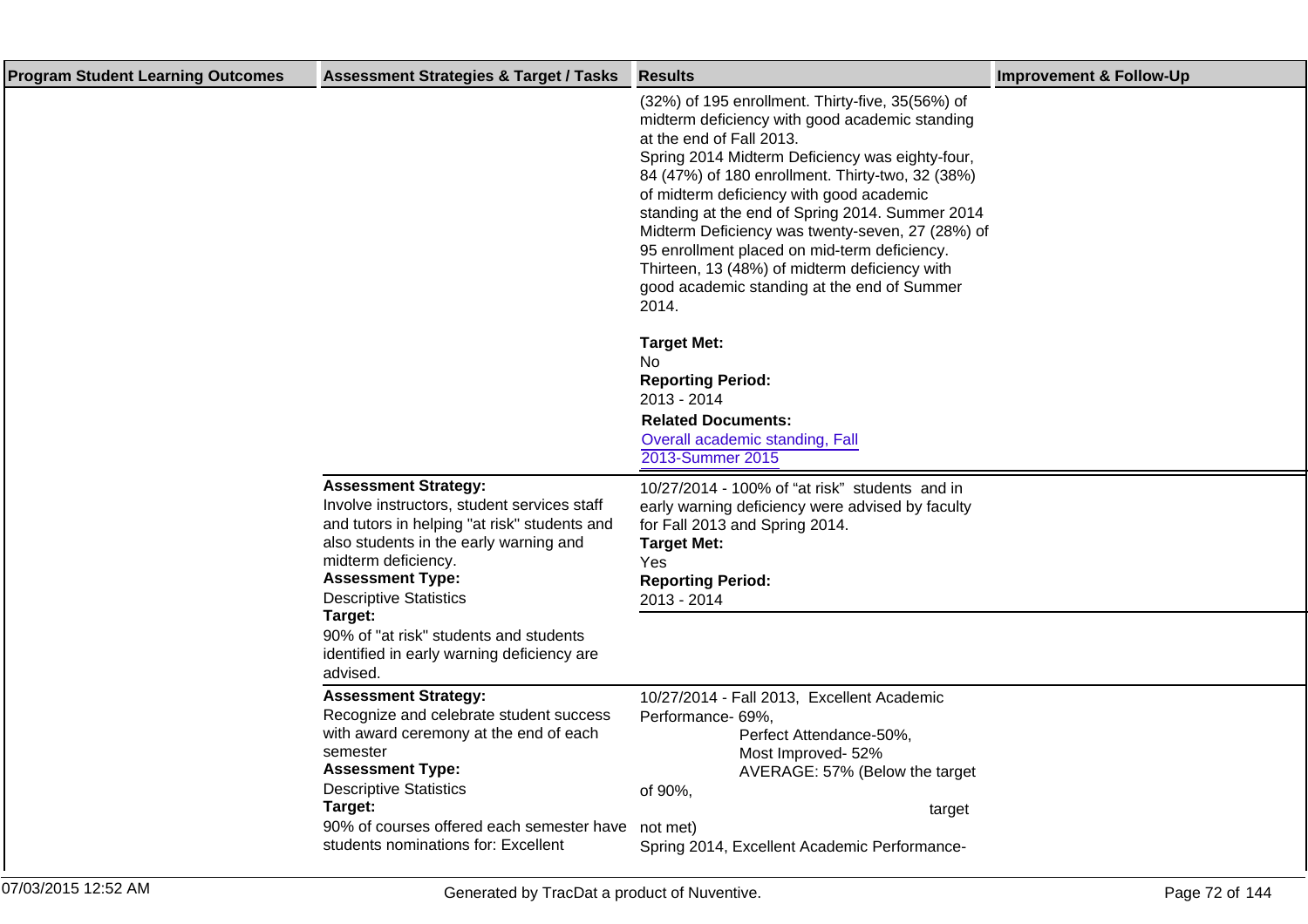| Program Student Learning Outcomes | Assessment Strategies & Target / Tasks | Results | Improvement & Follow-Up |
|---|---|---|---|
| | | (32%) of 195 enrollment. Thirty-five, 35(56%) of midterm deficiency with good academic standing at the end of Fall 2013.<br>Spring 2014 Midterm Deficiency was eighty-four, 84 (47%) of 180 enrollment. Thirty-two, 32 (38%) of midterm deficiency with good academic standing at the end of Spring 2014. Summer 2014 Midterm Deficiency was twenty-seven, 27 (28%) of 95 enrollment placed on mid-term deficiency. Thirteen, 13 (48%) of midterm deficiency with good academic standing at the end of Summer 2014.<br><br>**Target Met:**<br>No<br>**Reporting Period:**<br>2013 - 2014<br>**Related Documents:**<br>Overall academic standing, Fall 2013-Summer 2015 | |
| | **Assessment Strategy:**<br>Involve instructors, student services staff and tutors in helping "at risk" students and also students in the early warning and midterm deficiency.<br>**Assessment Type:**<br>Descriptive Statistics<br>**Target:**<br>90% of "at risk" students and students identified in early warning deficiency are advised. | 10/27/2014 - 100% of "at risk" students and in early warning deficiency were advised by faculty for Fall 2013 and Spring 2014.<br>**Target Met:**<br>Yes<br>**Reporting Period:**<br>2013 - 2014 | |
| | **Assessment Strategy:**<br>Recognize and celebrate student success with award ceremony at the end of each semester<br>**Assessment Type:**<br>Descriptive Statistics<br>**Target:**<br>90% of courses offered each semester have students nominations for: Excellent | 10/27/2014 - Fall 2013, Excellent Academic Performance- 69%,<br>Perfect Attendance-50%,<br>Most Improved- 52%<br>AVERAGE: 57% (Below the target of 90%,<br>target not met)<br>Spring 2014, Excellent Academic Performance- | |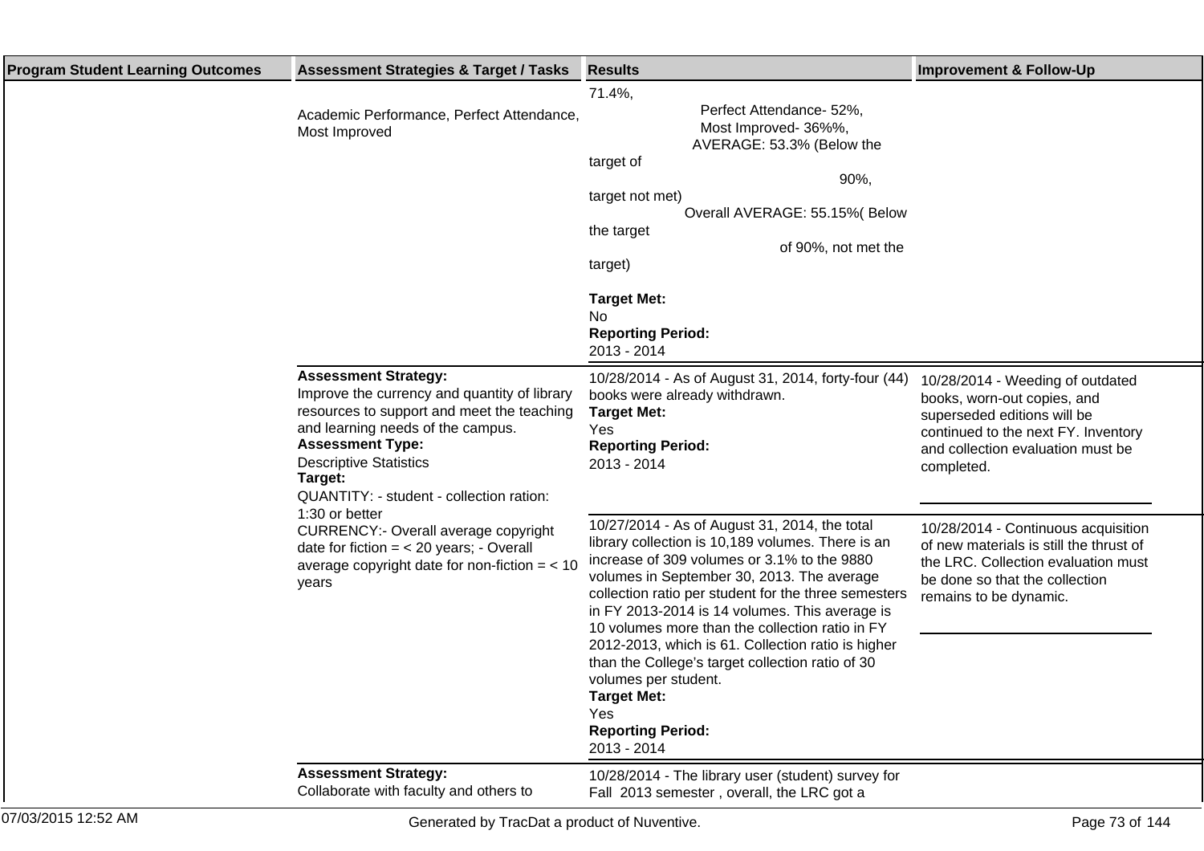| Program Student Learning Outcomes | Assessment Strategies & Target / Tasks | Results | Improvement & Follow-Up |
|---|---|---|---|
| | Academic Performance, Perfect Attendance, Most Improved | 71.4%, Perfect Attendance- 52%, Most Improved- 36%%, AVERAGE: 53.3% (Below the target of 90%, target not met) Overall AVERAGE: 55.15%( Below the target of 90%, not met the target)<br><br>**Target Met:**<br>No<br>**Reporting Period:**<br>2013 - 2014 | |
| | **Assessment Strategy:**<br>Improve the currency and quantity of library resources to support and meet the teaching and learning needs of the campus.<br>**Assessment Type:**<br>Descriptive Statistics<br>**Target:**<br>QUANTITY: - student - collection ration: 1:30 or better<br>CURRENCY:- Overall average copyright date for fiction = < 20 years; - Overall average copyright date for non-fiction = < 10 years | 10/28/2014 - As of August 31, 2014, forty-four (44) books were already withdrawn.<br>**Target Met:**<br>Yes<br>**Reporting Period:**<br>2013 - 2014 | 10/28/2014 - Weeding of outdated books, worn-out copies, and superseded editions will be continued to the next FY. Inventory and collection evaluation must be completed. |
| | | 10/27/2014 - As of August 31, 2014, the total library collection is 10,189 volumes. There is an increase of 309 volumes or 3.1% to the 9880 volumes in September 30, 2013. The average collection ratio per student for the three semesters in FY 2013-2014 is 14 volumes. This average is 10 volumes more than the collection ratio in FY 2012-2013, which is 61. Collection ratio is higher than the College's target collection ratio of 30 volumes per student.<br>**Target Met:**<br>Yes<br>**Reporting Period:**<br>2013 - 2014 | 10/28/2014 - Continuous acquisition of new materials is still the thrust of the LRC. Collection evaluation must be done so that the collection remains to be dynamic. |
| | **Assessment Strategy:**<br>Collaborate with faculty and others to | 10/28/2014 - The library user (student) survey for Fall 2013 semester , overall, the LRC got a | |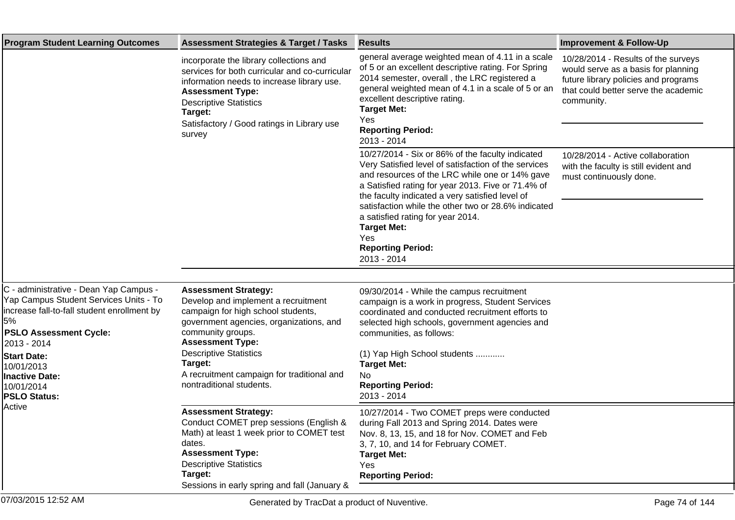| Program Student Learning Outcomes | Assessment Strategies & Target / Tasks | Results | Improvement & Follow-Up |
|---|---|---|---|
| | incorporate the library collections and services for both curricular and co-curricular information needs to increase library use.<br>**Assessment Type:**<br>Descriptive Statistics<br>**Target:**<br>Satisfactory / Good ratings in Library use survey | general average weighted mean of 4.11 in a scale of 5 or an excellent descriptive rating. For Spring 2014 semester, overall , the LRC registered a general weighted mean of 4.1 in a scale of 5 or an excellent descriptive rating.<br>**Target Met:**<br>Yes<br>**Reporting Period:**<br>2013 - 2014 | 10/28/2014 - Results of the surveys would serve as a basis for planning future library policies and programs that could better serve the academic community. |
| | | 10/27/2014 - Six or 86% of the faculty indicated Very Satisfied level of satisfaction of the services and resources of the LRC while one or 14% gave a Satisfied rating for year 2013. Five or 71.4% of the faculty indicated a very satisfied level of satisfaction while the other two or 28.6% indicated a satisfied rating for year 2014.<br>**Target Met:**<br>Yes<br>**Reporting Period:**<br>2013 - 2014 | 10/28/2014 - Active collaboration with the faculty is still evident and must continuously done. |
| C - administrative - Dean Yap Campus - Yap Campus Student Services Units - To increase fall-to-fall student enrollment by 5%<br>**PSLO Assessment Cycle:**<br>2013 - 2014<br>**Start Date:**<br>10/01/2013<br>**Inactive Date:**<br>10/01/2014<br>**PSLO Status:**<br>Active | **Assessment Strategy:**<br>Develop and implement a recruitment campaign for high school students, government agencies, organizations, and community groups.<br>**Assessment Type:**<br>Descriptive Statistics<br>**Target:**<br>A recruitment campaign for traditional and nontraditional students. | 09/30/2014 - While the campus recruitment campaign is a work in progress, Student Services coordinated and conducted recruitment efforts to selected high schools, government agencies and communities, as follows:<br><br>(1) Yap High School students ............<br>**Target Met:**<br>No<br>**Reporting Period:**<br>2013 - 2014 | |
| | **Assessment Strategy:**<br>Conduct COMET prep sessions (English & Math) at least 1 week prior to COMET test dates.<br>**Assessment Type:**<br>Descriptive Statistics<br>**Target:**<br>Sessions in early spring and fall (January & | 10/27/2014 - Two COMET preps were conducted during Fall 2013 and Spring 2014. Dates were Nov. 8, 13, 15, and 18 for Nov. COMET and Feb 3, 7, 10, and 14 for February COMET.<br>**Target Met:**<br>Yes<br>**Reporting Period:** | |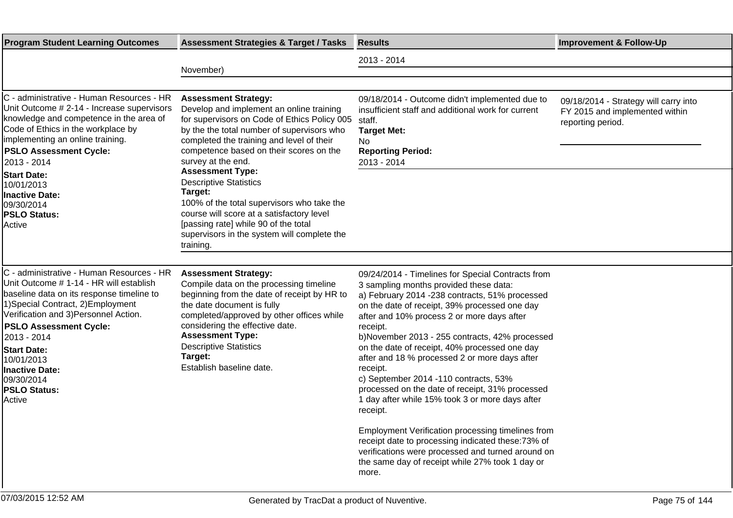| Program Student Learning Outcomes | Assessment Strategies & Target / Tasks | Results | Improvement & Follow-Up |
| --- | --- | --- | --- |
| | November) | 2013 - 2014 | |
| C - administrative - Human Resources - HR Unit Outcome # 2-14 - Increase supervisors knowledge and competence in the area of Code of Ethics in the workplace by implementing an online training.<br>**PSLO Assessment Cycle:**<br>2013 - 2014<br>**Start Date:**<br>10/01/2013<br>**Inactive Date:**<br>09/30/2014<br>**PSLO Status:**<br>Active | **Assessment Strategy:**<br>Develop and implement an online training for supervisors on Code of Ethics Policy 005 by the the total number of supervisors who completed the training and level of their competence based on their scores on the survey at the end.<br>**Assessment Type:**<br>Descriptive Statistics<br>**Target:**<br>100% of the total supervisors who take the course will score at a satisfactory level [passing rate] while 90 of the total supervisors in the system will complete the training. | 09/18/2014 - Outcome didn't implemented due to insufficient staff and additional work for current staff.<br>**Target Met:**<br>No<br>**Reporting Period:**<br>2013 - 2014 | 09/18/2014 - Strategy will carry into FY 2015 and implemented within reporting period. |
| C - administrative - Human Resources - HR Unit Outcome # 1-14 - HR will establish baseline data on its response timeline to 1)Special Contract, 2)Employment Verification and 3)Personnel Action.<br>**PSLO Assessment Cycle:**<br>2013 - 2014<br>**Start Date:**<br>10/01/2013<br>**Inactive Date:**<br>09/30/2014<br>**PSLO Status:**<br>Active | **Assessment Strategy:**<br>Compile data on the processing timeline beginning from the date of receipt by HR to the date document is fully completed/approved by other offices while considering the effective date.<br>**Assessment Type:**<br>Descriptive Statistics<br>**Target:**<br>Establish baseline date. | 09/24/2014 - Timelines for Special Contracts from 3 sampling months provided these data:<br>a) February 2014 -238 contracts, 51% processed on the date of receipt, 39% processed one day after and 10% process 2 or more days after receipt.<br>b)November 2013 - 255 contracts, 42% processed on the date of receipt, 40% processed one day after and 18 % processed 2 or more days after receipt.<br>c) September 2014 -110 contracts, 53% processed on the date of receipt, 31% processed 1 day after while 15% took 3 or more days after receipt.<br><br>Employment Verification processing timelines from receipt date to processing indicated these:73% of verifications were processed and turned around on the same day of receipt while 27% took 1 day or more. | |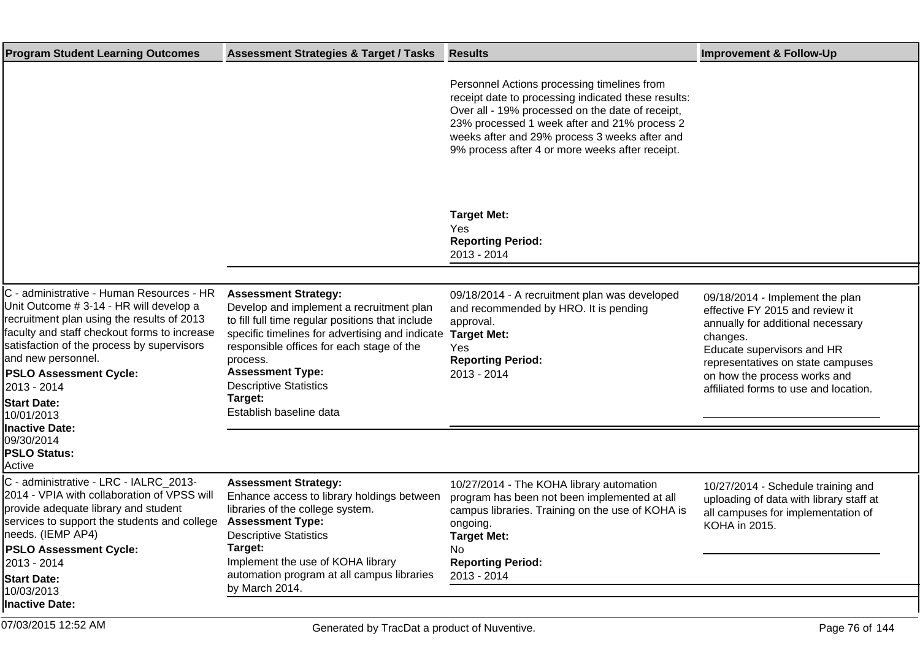| Program Student Learning Outcomes | Assessment Strategies & Target / Tasks | Results | Improvement & Follow-Up |
|---|---|---|---|
| | | Personnel Actions processing timelines from receipt date to processing indicated these results: Over all - 19% processed on the date of receipt, 23% processed 1 week after and 21% process 2 weeks after and 29% process 3 weeks after and 9% process after 4 or more weeks after receipt.<br><br>**Target Met:**<br>Yes<br>**Reporting Period:**<br>2013 - 2014 | |
| C - administrative - Human Resources - HR Unit Outcome # 3-14 - HR will develop a recruitment plan using the results of 2013 faculty and staff checkout forms to increase satisfaction of the process by supervisors and new personnel.<br>**PSLO Assessment Cycle:**<br>2013 - 2014<br>**Start Date:**<br>10/01/2013<br>**Inactive Date:**<br>09/30/2014<br>**PSLO Status:**<br>Active | **Assessment Strategy:**<br>Develop and implement a recruitment plan to fill full time regular positions that include specific timelines for advertising and indicate responsible offices for each stage of the process.<br>**Assessment Type:**<br>Descriptive Statistics<br>**Target:**<br>Establish baseline data | 09/18/2014 - A recruitment plan was developed and recommended by HRO. It is pending approval.<br>**Target Met:**<br>Yes<br>**Reporting Period:**<br>2013 - 2014 | 09/18/2014 - Implement the plan effective FY 2015 and review it annually for additional necessary changes.<br>Educate supervisors and HR representatives on state campuses on how the process works and affiliated forms to use and location. |
| C - administrative - LRC - IALRC_2013-2014 - VPIA with collaboration of VPSS will provide adequate library and student services to support the students and college needs. (IEMP AP4)<br>**PSLO Assessment Cycle:**<br>2013 - 2014<br>**Start Date:**<br>10/03/2013<br>**Inactive Date:** | **Assessment Strategy:**<br>Enhance access to library holdings between libraries of the college system.<br>**Assessment Type:**<br>Descriptive Statistics<br>**Target:**<br>Implement the use of KOHA library automation program at all campus libraries by March 2014. | 10/27/2014 - The KOHA library automation program has been not been implemented at all campus libraries. Training on the use of KOHA is ongoing.<br>**Target Met:**<br>No<br>**Reporting Period:**<br>2013 - 2014 | 10/27/2014 - Schedule training and uploading of data with library staff at all campuses for implementation of KOHA in 2015. |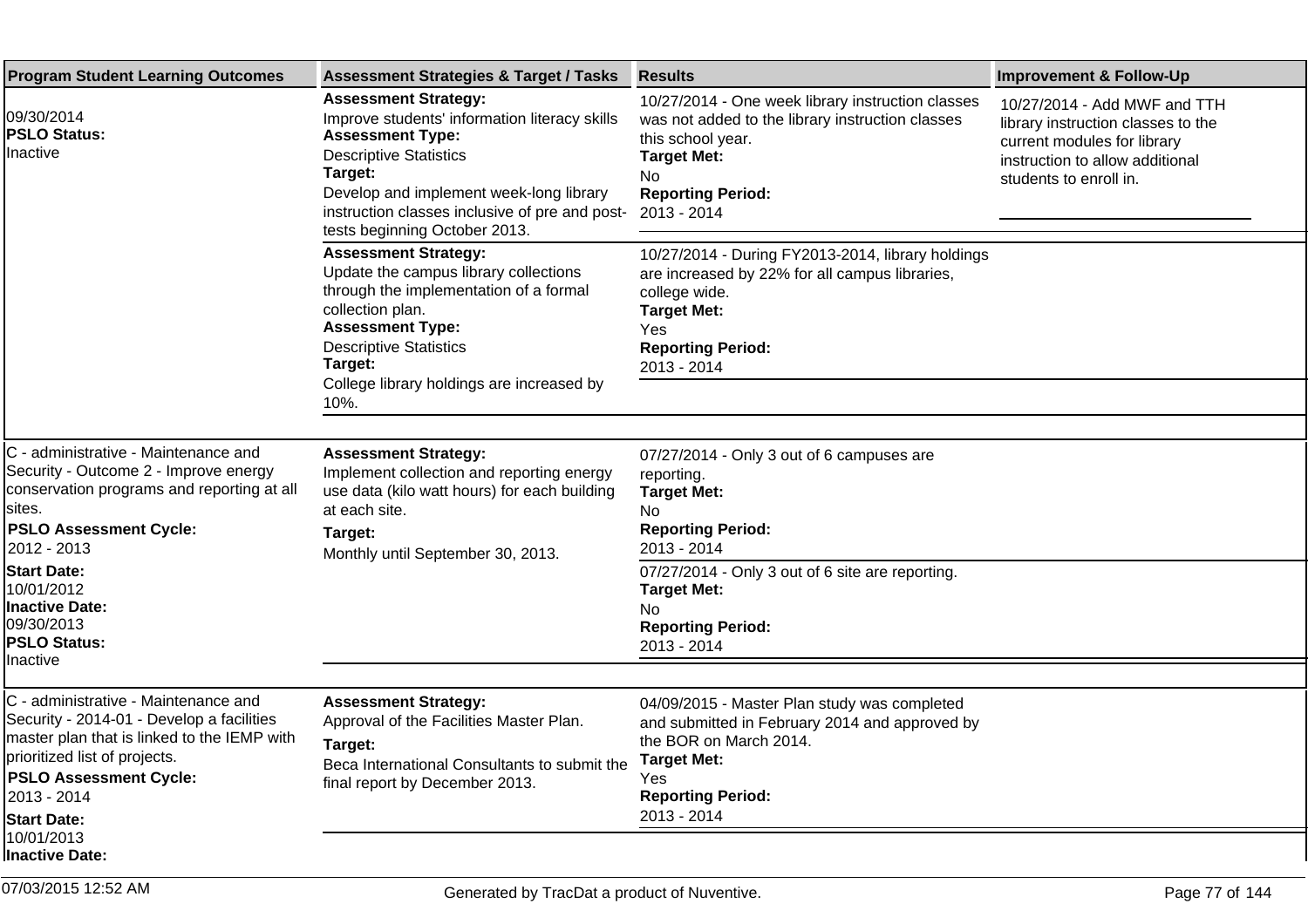| Program Student Learning Outcomes | Assessment Strategies & Target / Tasks | Results | Improvement & Follow-Up |
|---|---|---|---|
| 09/30/2014<br>**PSLO Status:**<br>Inactive | **Assessment Strategy:**<br>Improve students' information literacy skills<br>**Assessment Type:**<br>Descriptive Statistics<br>**Target:**<br>Develop and implement week-long library instruction classes inclusive of pre and post-tests beginning October 2013. | 10/27/2014 - One week library instruction classes was not added to the library instruction classes this school year.<br>**Target Met:**<br>No<br>**Reporting Period:**<br>2013 - 2014 | 10/27/2014 - Add MWF and TTH library instruction classes to the current modules for library instruction to allow additional students to enroll in. |
| | **Assessment Strategy:**<br>Update the campus library collections through the implementation of a formal collection plan.<br>**Assessment Type:**<br>Descriptive Statistics<br>**Target:**<br>College library holdings are increased by 10%. | 10/27/2014 - During FY2013-2014, library holdings are increased by 22% for all campus libraries, college wide.<br>**Target Met:**<br>Yes<br>**Reporting Period:**<br>2013 - 2014 | |
| C - administrative - Maintenance and Security - Outcome 2 - Improve energy conservation programs and reporting at all sites.<br>**PSLO Assessment Cycle:**<br>2012 - 2013<br>**Start Date:**<br>10/01/2012<br>**Inactive Date:**<br>09/30/2013<br>**PSLO Status:**<br>Inactive | **Assessment Strategy:**<br>Implement collection and reporting energy use data (kilo watt hours) for each building at each site.<br>**Target:**<br>Monthly until September 30, 2013. | 07/27/2014 - Only 3 out of 6 campuses are reporting.<br>**Target Met:**<br>No<br>**Reporting Period:**<br>2013 - 2014 | |
| | | 07/27/2014 - Only 3 out of 6 site are reporting.<br>**Target Met:**<br>No<br>**Reporting Period:**<br>2013 - 2014 | |
| C - administrative - Maintenance and Security - 2014-01 - Develop a facilities master plan that is linked to the IEMP with prioritized list of projects.<br>**PSLO Assessment Cycle:**<br>2013 - 2014<br>**Start Date:**<br>10/01/2013<br>**Inactive Date:** | **Assessment Strategy:**<br>Approval of the Facilities Master Plan.<br>**Target:**<br>Beca International Consultants to submit the final report by December 2013. | 04/09/2015 - Master Plan study was completed and submitted in February 2014 and approved by the BOR on March 2014.<br>**Target Met:**<br>Yes<br>**Reporting Period:**<br>2013 - 2014 | |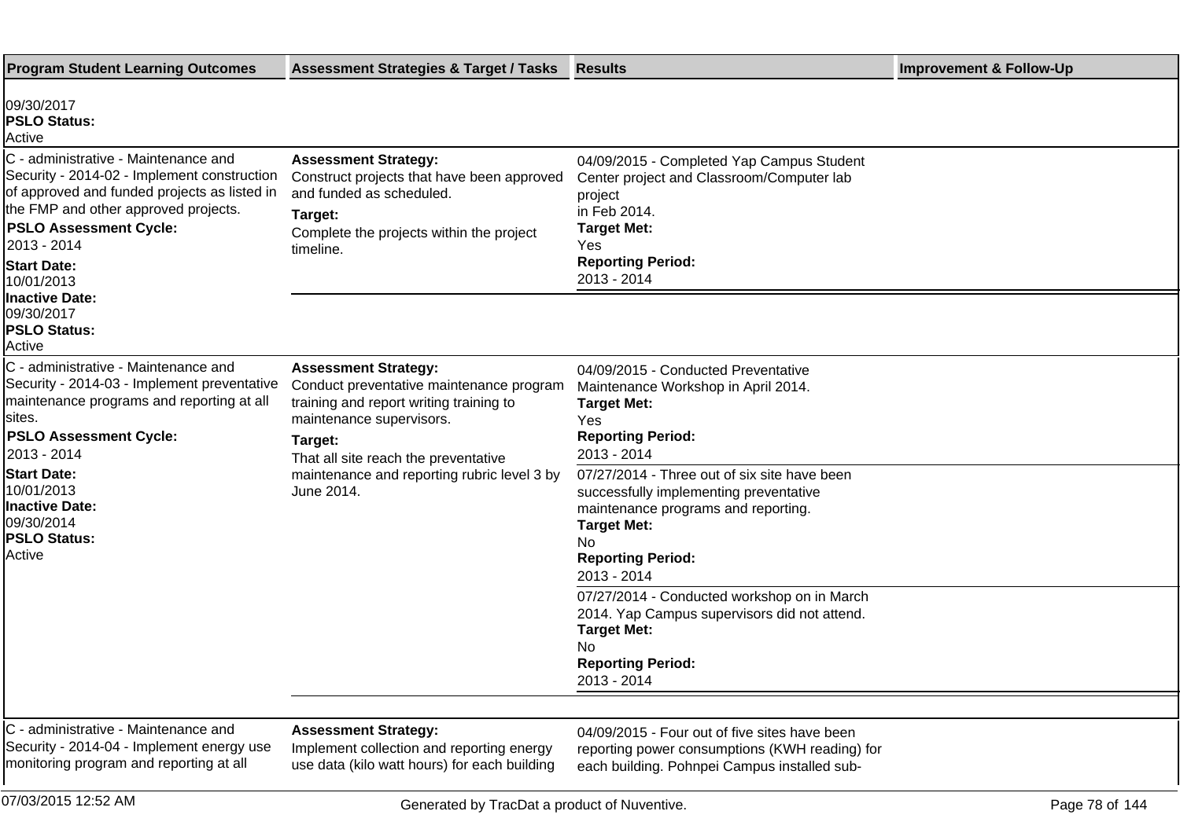| Program Student Learning Outcomes | Assessment Strategies & Target / Tasks | Results | Improvement & Follow-Up |
|---|---|---|---|
| 09/30/2017<br>**PSLO Status:**<br>Active | | | |
| C - administrative - Maintenance and Security - 2014-02 - Implement construction of approved and funded projects as listed in the FMP and other approved projects.<br>**PSLO Assessment Cycle:**<br>2013 - 2014<br>**Start Date:**<br>10/01/2013<br>**Inactive Date:**<br>09/30/2017<br>**PSLO Status:**<br>Active | **Assessment Strategy:**<br>Construct projects that have been approved and funded as scheduled.<br>**Target:**<br>Complete the projects within the project timeline. | 04/09/2015 - Completed Yap Campus Student Center project and Classroom/Computer lab project<br>in Feb 2014.<br>**Target Met:**<br>Yes<br>**Reporting Period:**<br>2013 - 2014 | |
| C - administrative - Maintenance and Security - 2014-03 - Implement preventative maintenance programs and reporting at all sites.<br>**PSLO Assessment Cycle:**<br>2013 - 2014<br>**Start Date:**<br>10/01/2013<br>**Inactive Date:**<br>09/30/2014<br>**PSLO Status:**<br>Active | **Assessment Strategy:**<br>Conduct preventative maintenance program training and report writing training to maintenance supervisors.<br>**Target:**<br>That all site reach the preventative maintenance and reporting rubric level 3 by June 2014. | 04/09/2015 - Conducted Preventative Maintenance Workshop in April 2014.<br>**Target Met:**<br>Yes<br>**Reporting Period:**<br>2013 - 2014 | |
| | | 07/27/2014 - Three out of six site have been successfully implementing preventative maintenance programs and reporting.<br>**Target Met:**<br>No<br>**Reporting Period:**<br>2013 - 2014 | |
| | | 07/27/2014 - Conducted workshop on in March 2014. Yap Campus supervisors did not attend.<br>**Target Met:**<br>No<br>**Reporting Period:**<br>2013 - 2014 | |
| C - administrative - Maintenance and Security - 2014-04 - Implement energy use monitoring program and reporting at all | **Assessment Strategy:**<br>Implement collection and reporting energy use data (kilo watt hours) for each building | 04/09/2015 - Four out of five sites have been reporting power consumptions (KWH reading) for each building. Pohnpei Campus installed sub- | |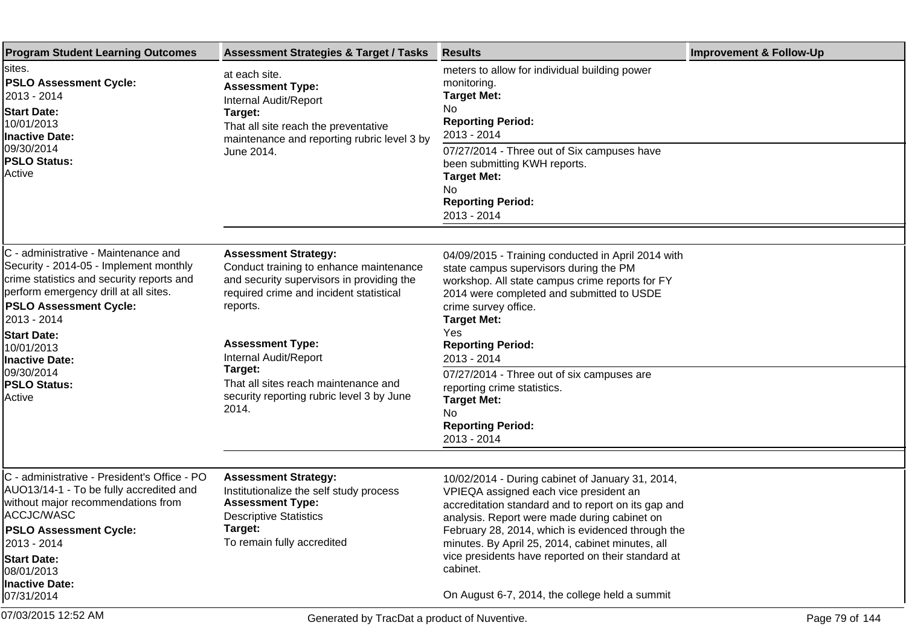| Program Student Learning Outcomes | Assessment Strategies & Target / Tasks | Results | Improvement & Follow-Up |
|---|---|---|---|
| sites.<br>**PSLO Assessment Cycle:**<br>2013 - 2014<br>**Start Date:**<br>10/01/2013<br>**Inactive Date:**<br>09/30/2014<br>**PSLO Status:**<br>Active | at each site.<br>**Assessment Type:**<br>Internal Audit/Report<br>**Target:**<br>That all site reach the preventative maintenance and reporting rubric level 3 by June 2014. | meters to allow for individual building power monitoring.<br>**Target Met:**<br>No<br>**Reporting Period:**<br>2013 - 2014<br><br>07/27/2014 - Three out of Six campuses have been submitting KWH reports.<br>**Target Met:**<br>No<br>**Reporting Period:**<br>2013 - 2014 | |
| C - administrative - Maintenance and Security - 2014-05 - Implement monthly crime statistics and security reports and perform emergency drill at all sites.<br>**PSLO Assessment Cycle:**<br>2013 - 2014<br>**Start Date:**<br>10/01/2013<br>**Inactive Date:**<br>09/30/2014<br>**PSLO Status:**<br>Active | **Assessment Strategy:**<br>Conduct training to enhance maintenance and security supervisors in providing the required crime and incident statistical reports.<br><br>**Assessment Type:**<br>Internal Audit/Report<br>**Target:**<br>That all sites reach maintenance and security reporting rubric level 3 by June 2014. | 04/09/2015 - Training conducted in April 2014 with state campus supervisors during the PM workshop. All state campus crime reports for FY 2014 were completed and submitted to USDE crime survey office.<br>**Target Met:**<br>Yes<br>**Reporting Period:**<br>2013 - 2014<br><br>07/27/2014 - Three out of six campuses are reporting crime statistics.<br>**Target Met:**<br>No<br>**Reporting Period:**<br>2013 - 2014 | |
| C - administrative - President's Office - PO AUO13/14-1 - To be fully accredited and without major recommendations from ACCJC/WASC<br>**PSLO Assessment Cycle:**<br>2013 - 2014<br>**Start Date:**<br>08/01/2013<br>**Inactive Date:**<br>07/31/2014 | **Assessment Strategy:**<br>Institutionalize the self study process<br>**Assessment Type:**<br>Descriptive Statistics<br>**Target:**<br>To remain fully accredited | 10/02/2014 - During cabinet of January 31, 2014, VPIEQA assigned each vice president an accreditation standard and to report on its gap and analysis. Report were made during cabinet on February 28, 2014, which is evidenced through the minutes. By April 25, 2014, cabinet minutes, all vice presidents have reported on their standard at cabinet.<br><br>On August 6-7, 2014, the college held a summit | |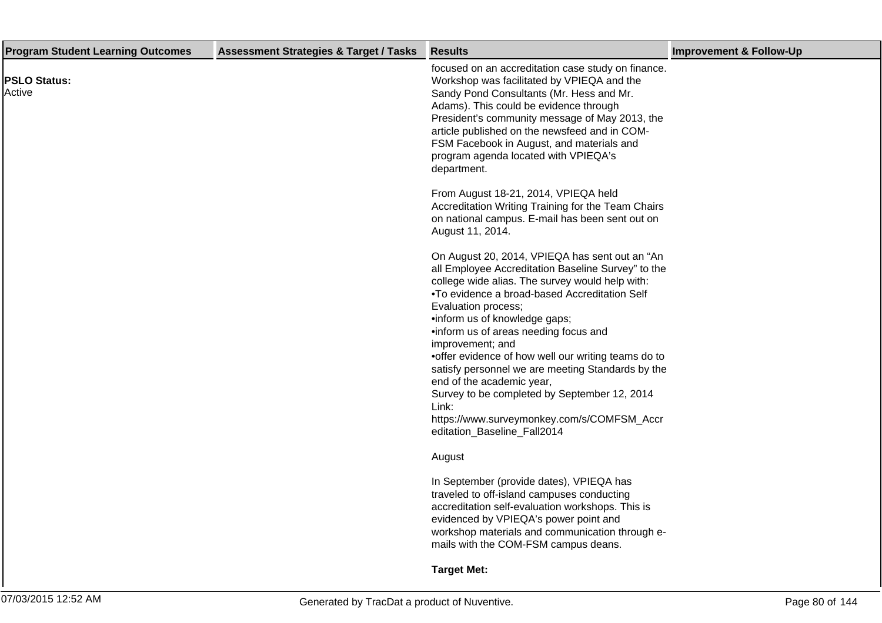| Program Student Learning Outcomes | Assessment Strategies & Target / Tasks | Results | Improvement & Follow-Up |
|---|---|---|---|
| **PSLO Status:**<br>Active | | focused on an accreditation case study on finance. Workshop was facilitated by VPIEQA and the Sandy Pond Consultants (Mr. Hess and Mr. Adams). This could be evidence through President's community message of May 2013, the article published on the newsfeed and in COM-FSM Facebook in August, and materials and program agenda located with VPIEQA's department.<br><br>From August 18-21, 2014, VPIEQA held Accreditation Writing Training for the Team Chairs on national campus. E-mail has been sent out on August 11, 2014.<br><br>On August 20, 2014, VPIEQA has sent out an "An all Employee Accreditation Baseline Survey" to the college wide alias. The survey would help with:<br>•To evidence a broad-based Accreditation Self Evaluation process;<br>•inform us of knowledge gaps;<br>•inform us of areas needing focus and improvement; and<br>•offer evidence of how well our writing teams do to satisfy personnel we are meeting Standards by the end of the academic year,<br>Survey to be completed by September 12, 2014<br>Link:<br>https://www.surveymonkey.com/s/COMFSM_Accreditation_Baseline_Fall2014<br><br>August<br><br>In September (provide dates), VPIEQA has traveled to off-island campuses conducting accreditation self-evaluation workshops. This is evidenced by VPIEQA's power point and workshop materials and communication through e-mails with the COM-FSM campus deans.<br><br>**Target Met:** | |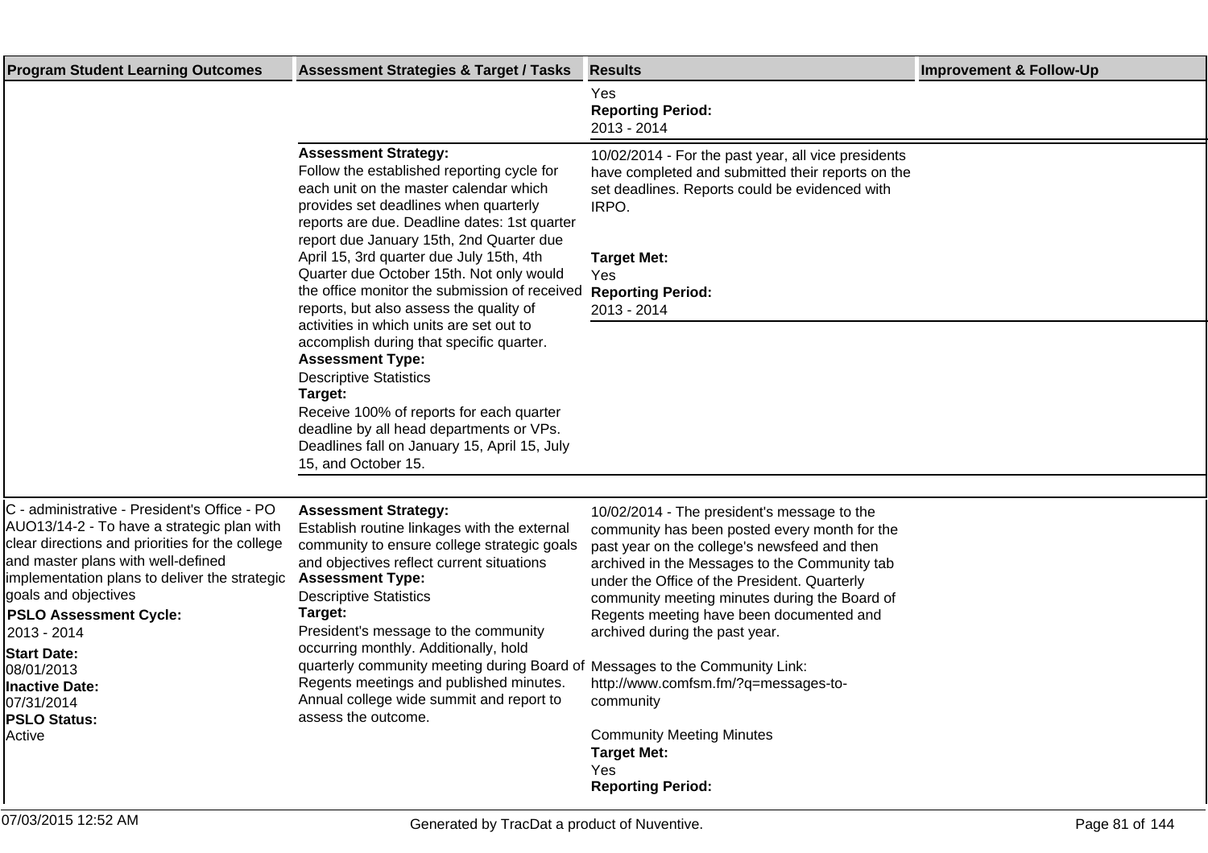| Program Student Learning Outcomes | Assessment Strategies & Target / Tasks | Results | Improvement & Follow-Up |
|---|---|---|---|
| | | Yes<br>**Reporting Period:**<br>2013 - 2014 | |
| | **Assessment Strategy:**<br>Follow the established reporting cycle for each unit on the master calendar which provides set deadlines when quarterly reports are due. Deadline dates: 1st quarter report due January 15th, 2nd Quarter due April 15, 3rd quarter due July 15th, 4th Quarter due October 15th. Not only would the office monitor the submission of received reports, but also assess the quality of activities in which units are set out to accomplish during that specific quarter.<br>**Assessment Type:**<br>Descriptive Statistics<br>**Target:**<br>Receive 100% of reports for each quarter deadline by all head departments or VPs. Deadlines fall on January 15, April 15, July 15, and October 15. | 10/02/2014 - For the past year, all vice presidents have completed and submitted their reports on the set deadlines. Reports could be evidenced with IRPO.<br><br>**Target Met:**<br>Yes<br>**Reporting Period:**<br>2013 - 2014 | |
| C - administrative - President's Office - PO AUO13/14-2 - To have a strategic plan with clear directions and priorities for the college and master plans with well-defined implementation plans to deliver the strategic goals and objectives<br>**PSLO Assessment Cycle:**<br>2013 - 2014<br>**Start Date:**<br>08/01/2013<br>**Inactive Date:**<br>07/31/2014<br>**PSLO Status:**<br>Active | **Assessment Strategy:**<br>Establish routine linkages with the external community to ensure college strategic goals and objectives reflect current situations<br>**Assessment Type:**<br>Descriptive Statistics<br>**Target:**<br>President's message to the community occurring monthly. Additionally, hold quarterly community meeting during Board of Regents meetings and published minutes. Annual college wide summit and report to assess the outcome. | 10/02/2014 - The president's message to the community has been posted every month for the past year on the college's newsfeed and then archived in the Messages to the Community tab under the Office of the President. Quarterly community meeting minutes during the Board of Regents meeting have been documented and archived during the past year.<br><br>Messages to the Community Link:<br>http://www.comfsm.fm/?q=messages-to-community<br><br>Community Meeting Minutes<br>**Target Met:**<br>Yes<br>**Reporting Period:** | |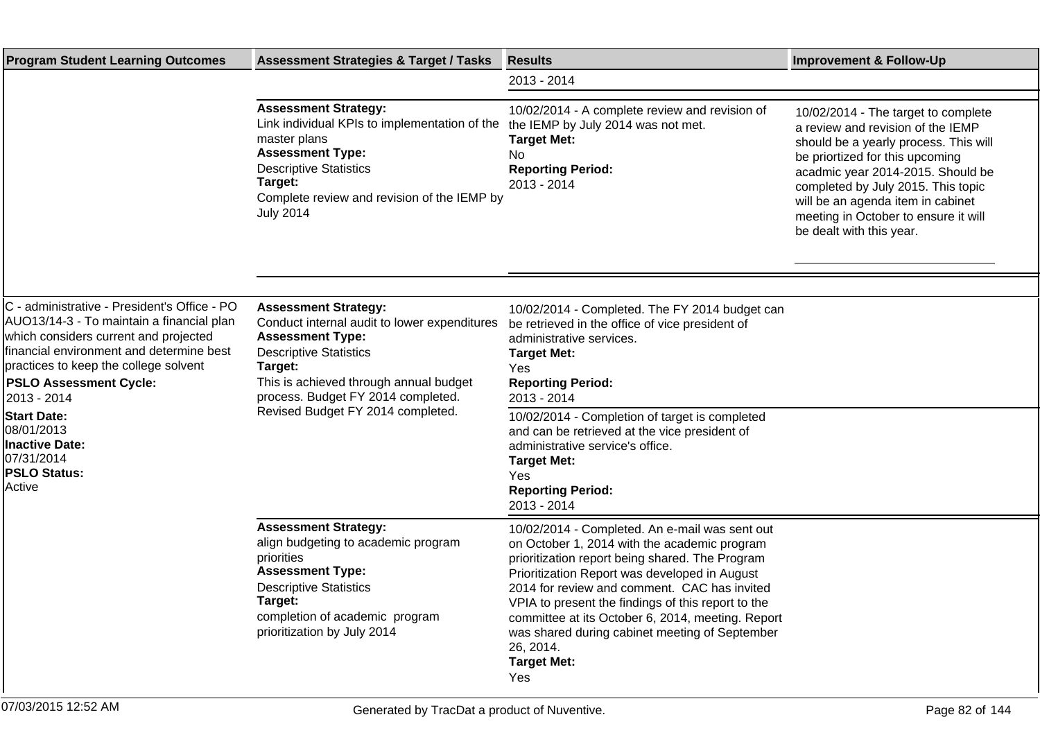| Program Student Learning Outcomes | Assessment Strategies & Target / Tasks | Results | Improvement & Follow-Up |
|---|---|---|---|
| | | 2013 - 2014 | |
| | **Assessment Strategy:** Link individual KPIs to implementation of the master plans **Assessment Type:** Descriptive Statistics **Target:** Complete review and revision of the IEMP by July 2014 | 10/02/2014 - A complete review and revision of the IEMP by July 2014 was not met. **Target Met:** No **Reporting Period:** 2013 - 2014 | 10/02/2014 - The target to complete a review and revision of the IEMP should be a yearly process. This will be priortized for this upcoming acadmic year 2014-2015. Should be completed by July 2015. This topic will be an agenda item in cabinet meeting in October to ensure it will be dealt with this year. |
| C - administrative - President's Office - PO AUO13/14-3 - To maintain a financial plan which considers current and projected financial environment and determine best practices to keep the college solvent **PSLO Assessment Cycle:** 2013 - 2014 **Start Date:** 08/01/2013 **Inactive Date:** 07/31/2014 **PSLO Status:** Active | **Assessment Strategy:** Conduct internal audit to lower expenditures **Assessment Type:** Descriptive Statistics **Target:** This is achieved through annual budget process. Budget FY 2014 completed. Revised Budget FY 2014 completed. | 10/02/2014 - Completed. The FY 2014 budget can be retrieved in the office of vice president of administrative services. **Target Met:** Yes **Reporting Period:** 2013 - 2014 | |
| | | 10/02/2014 - Completion of target is completed and can be retrieved at the vice president of administrative service's office. **Target Met:** Yes **Reporting Period:** 2013 - 2014 | |
| | **Assessment Strategy:** align budgeting to academic program priorities **Assessment Type:** Descriptive Statistics **Target:** completion of academic program prioritization by July 2014 | 10/02/2014 - Completed. An e-mail was sent out on October 1, 2014 with the academic program prioritization report being shared. The Program Prioritization Report was developed in August 2014 for review and comment. CAC has invited VPIA to present the findings of this report to the committee at its October 6, 2014, meeting. Report was shared during cabinet meeting of September 26, 2014. **Target Met:** Yes | |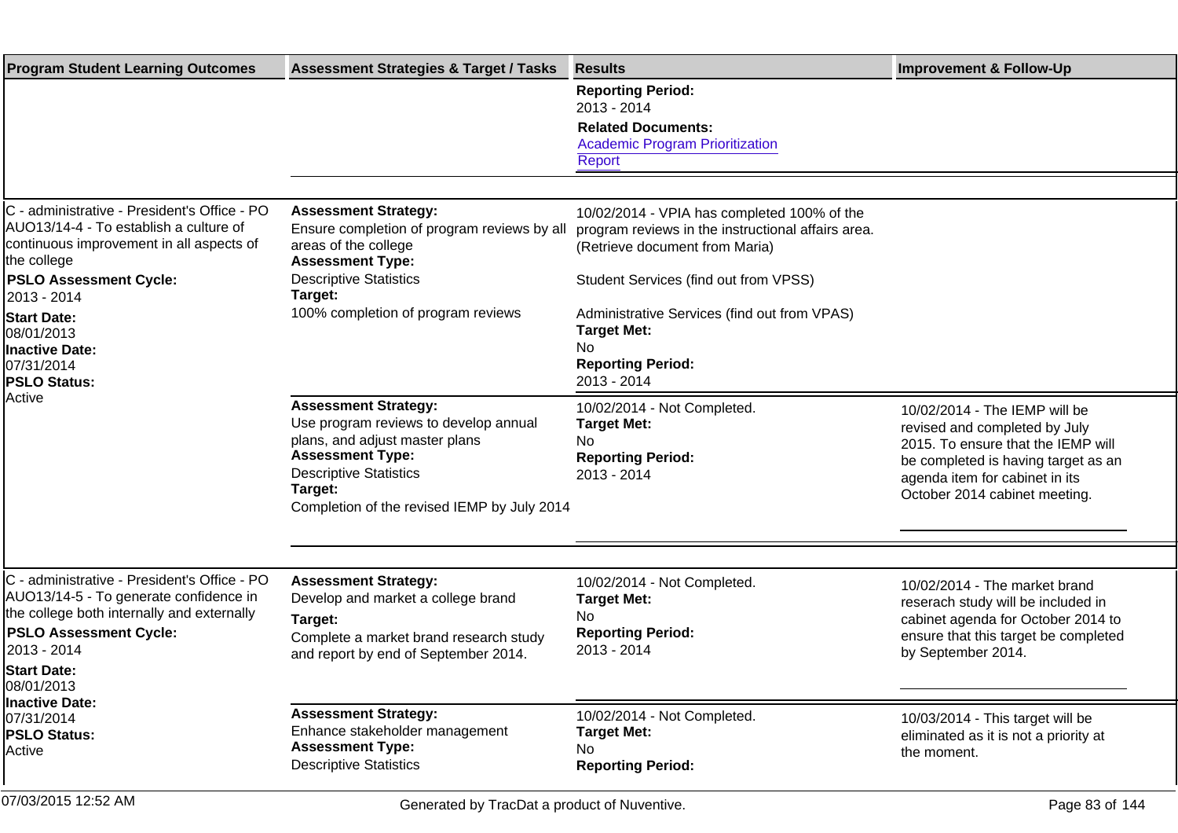| Program Student Learning Outcomes | Assessment Strategies & Target / Tasks | Results | Improvement & Follow-Up |
| --- | --- | --- | --- |
| | | **Reporting Period:** 2013 - 2014 **Related Documents:** Academic Program Prioritization Report | |
| C - administrative - President's Office - PO AUO13/14-4 - To establish a culture of continuous improvement in all aspects of the college **PSLO Assessment Cycle:** 2013 - 2014 **Start Date:** 08/01/2013 **Inactive Date:** 07/31/2014 **PSLO Status:** Active | **Assessment Strategy:** Ensure completion of program reviews by all areas of the college **Assessment Type:** Descriptive Statistics **Target:** 100% completion of program reviews | 10/02/2014 - VPIA has completed 100% of the program reviews in the instructional affairs area. (Retrieve document from Maria) Student Services (find out from VPSS) Administrative Services (find out from VPAS) **Target Met:** No **Reporting Period:** 2013 - 2014 | |
| | **Assessment Strategy:** Use program reviews to develop annual plans, and adjust master plans **Assessment Type:** Descriptive Statistics **Target:** Completion of the revised IEMP by July 2014 | 10/02/2014 - Not Completed. **Target Met:** No **Reporting Period:** 2013 - 2014 | 10/02/2014 - The IEMP will be revised and completed by July 2015. To ensure that the IEMP will be completed is having target as an agenda item for cabinet in its October 2014 cabinet meeting. |
| C - administrative - President's Office - PO AUO13/14-5 - To generate confidence in the college both internally and externally **PSLO Assessment Cycle:** 2013 - 2014 **Start Date:** 08/01/2013 **Inactive Date:** 07/31/2014 **PSLO Status:** Active | **Assessment Strategy:** Develop and market a college brand **Target:** Complete a market brand research study and report by end of September 2014. | 10/02/2014 - Not Completed. **Target Met:** No **Reporting Period:** 2013 - 2014 | 10/02/2014 - The market brand reserach study will be included in cabinet agenda for October 2014 to ensure that this target be completed by September 2014. |
| | **Assessment Strategy:** Enhance stakeholder management **Assessment Type:** Descriptive Statistics | 10/02/2014 - Not Completed. **Target Met:** No **Reporting Period:** | 10/03/2014 - This target will be eliminated as it is not a priority at the moment. |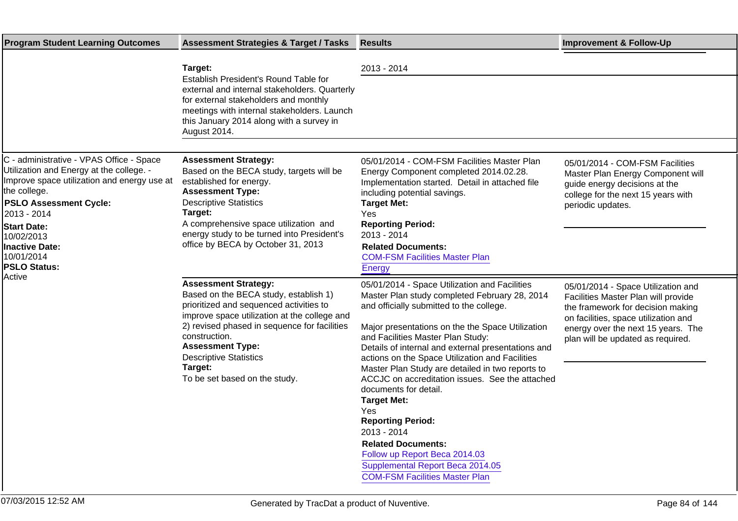| Program Student Learning Outcomes | Assessment Strategies & Target / Tasks | Results | Improvement & Follow-Up |
|---|---|---|---|
| | **Target:**<br>Establish President's Round Table for external and internal stakeholders. Quarterly for external stakeholders and monthly meetings with internal stakeholders. Launch this January 2014 along with a survey in August 2014. | 2013 - 2014 | |
| C - administrative - VPAS Office - Space Utilization and Energy at the college. - Improve space utilization and energy use at the college.<br>**PSLO Assessment Cycle:**<br>2013 - 2014<br>**Start Date:**<br>10/02/2013<br>**Inactive Date:**<br>10/01/2014<br>**PSLO Status:**<br>Active | **Assessment Strategy:**<br>Based on the BECA study, targets will be established for energy.<br>**Assessment Type:**<br>Descriptive Statistics<br>**Target:**<br>A comprehensive space utilization and energy study to be turned into President's office by BECA by October 31, 2013 | 05/01/2014 - COM-FSM Facilities Master Plan Energy Component completed 2014.02.28. Implementation started. Detail in attached file including potential savings.<br>**Target Met:**<br>Yes<br>**Reporting Period:**<br>2013 - 2014<br>**Related Documents:**<br>COM-FSM Facilities Master Plan Energy | 05/01/2014 - COM-FSM Facilities Master Plan Energy Component will guide energy decisions at the college for the next 15 years with periodic updates. |
| | **Assessment Strategy:**<br>Based on the BECA study, establish 1) prioritized and sequenced activities to improve space utilization at the college and 2) revised phased in sequence for facilities construction.<br>**Assessment Type:**<br>Descriptive Statistics<br>**Target:**<br>To be set based on the study. | 05/01/2014 - Space Utilization and Facilities Master Plan study completed February 28, 2014 and officially submitted to the college.<br><br>Major presentations on the the Space Utilization and Facilities Master Plan Study:<br>Details of internal and external presentations and actions on the Space Utilization and Facilities Master Plan Study are detailed in two reports to ACCJC on accreditation issues. See the attached documents for detail.<br>**Target Met:**<br>Yes<br>**Reporting Period:**<br>2013 - 2014<br>**Related Documents:**<br>Follow up Report Beca 2014.03<br>Supplemental Report Beca 2014.05<br>COM-FSM Facilities Master Plan | 05/01/2014 - Space Utilization and Facilities Master Plan will provide the framework for decision making on facilities, space utilization and energy over the next 15 years. The plan will be updated as required. |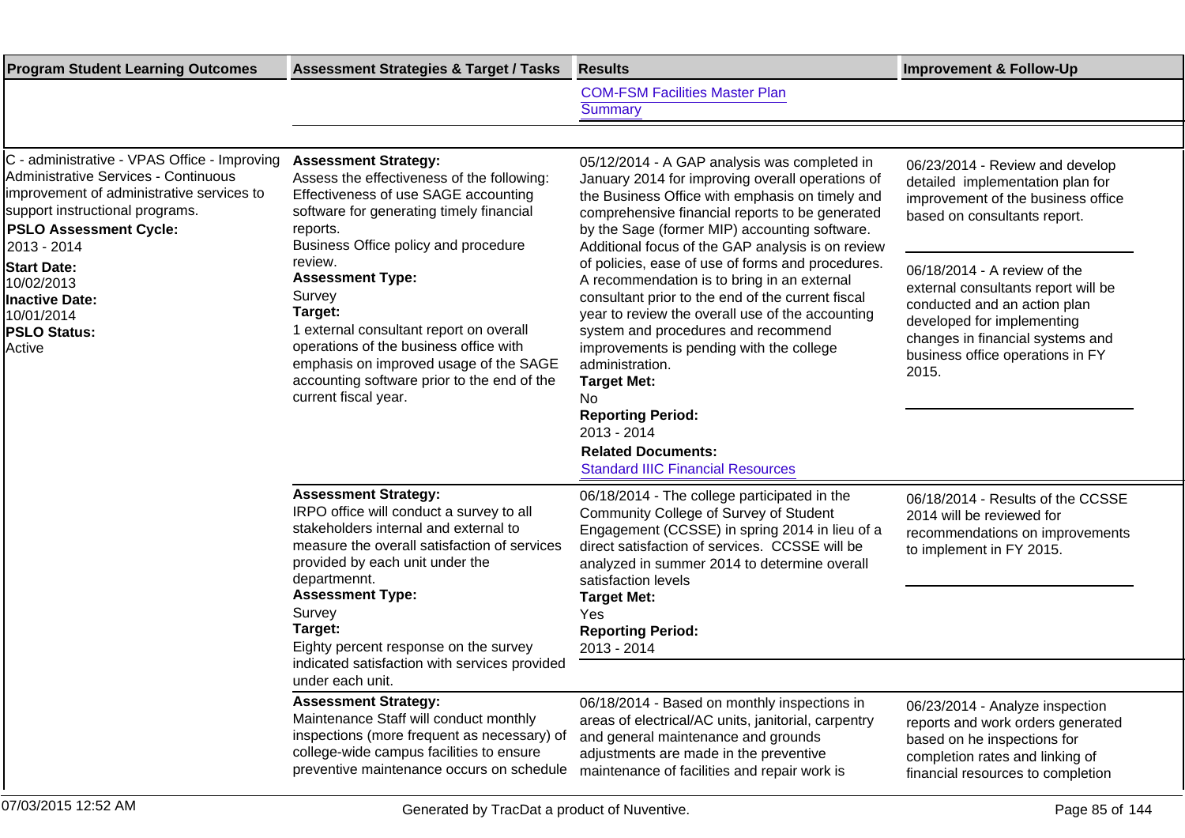| Program Student Learning Outcomes | Assessment Strategies & Target / Tasks | Results | Improvement & Follow-Up |
|---|---|---|---|
| | | COM-FSM Facilities Master Plan Summary | |
| C - administrative - VPAS Office - Improving Administrative Services - Continuous improvement of administrative services to support instructional programs.<br>**PSLO Assessment Cycle:**<br>2013 - 2014<br>**Start Date:**<br>10/02/2013<br>**Inactive Date:**<br>10/01/2014<br>**PSLO Status:**<br>Active | **Assessment Strategy:**<br>Assess the effectiveness of the following: Effectiveness of use SAGE accounting software for generating timely financial reports.<br>Business Office policy and procedure review.<br>**Assessment Type:**<br>Survey<br>**Target:**<br>1 external consultant report on overall operations of the business office with emphasis on improved usage of the SAGE accounting software prior to the end of the current fiscal year. | 05/12/2014 - A GAP analysis was completed in January 2014 for improving overall operations of the Business Office with emphasis on timely and comprehensive financial reports to be generated by the Sage (former MIP) accounting software. Additional focus of the GAP analysis is on review of policies, ease of use of forms and procedures. A recommendation is to bring in an external consultant prior to the end of the current fiscal year to review the overall use of the accounting system and procedures and recommend improvements is pending with the college administration.<br>**Target Met:**<br>No<br>**Reporting Period:**<br>2013 - 2014<br>**Related Documents:**<br>Standard IIIC Financial Resources | 06/23/2014 - Review and develop detailed implementation plan for improvement of the business office based on consultants report.<br><br>06/18/2014 - A review of the external consultants report will be conducted and an action plan developed for implementing changes in financial systems and business office operations in FY 2015. |
| | **Assessment Strategy:**<br>IRPO office will conduct a survey to all stakeholders internal and external to measure the overall satisfaction of services provided by each unit under the departmennt.<br>**Assessment Type:**<br>Survey<br>**Target:**<br>Eighty percent response on the survey indicated satisfaction with services provided under each unit. | 06/18/2014 - The college participated in the Community College of Survey of Student Engagement (CCSSE) in spring 2014 in lieu of a direct satisfaction of services. CCSSE will be analyzed in summer 2014 to determine overall satisfaction levels<br>**Target Met:**<br>Yes<br>**Reporting Period:**<br>2013 - 2014 | 06/18/2014 - Results of the CCSSE 2014 will be reviewed for recommendations on improvements to implement in FY 2015. |
| | **Assessment Strategy:**<br>Maintenance Staff will conduct monthly inspections (more frequent as necessary) of college-wide campus facilities to ensure preventive maintenance occurs on schedule | 06/18/2014 - Based on monthly inspections in areas of electrical/AC units, janitorial, carpentry and general maintenance and grounds adjustments are made in the preventive maintenance of facilities and repair work is | 06/23/2014 - Analyze inspection reports and work orders generated based on he inspections for completion rates and linking of financial resources to completion |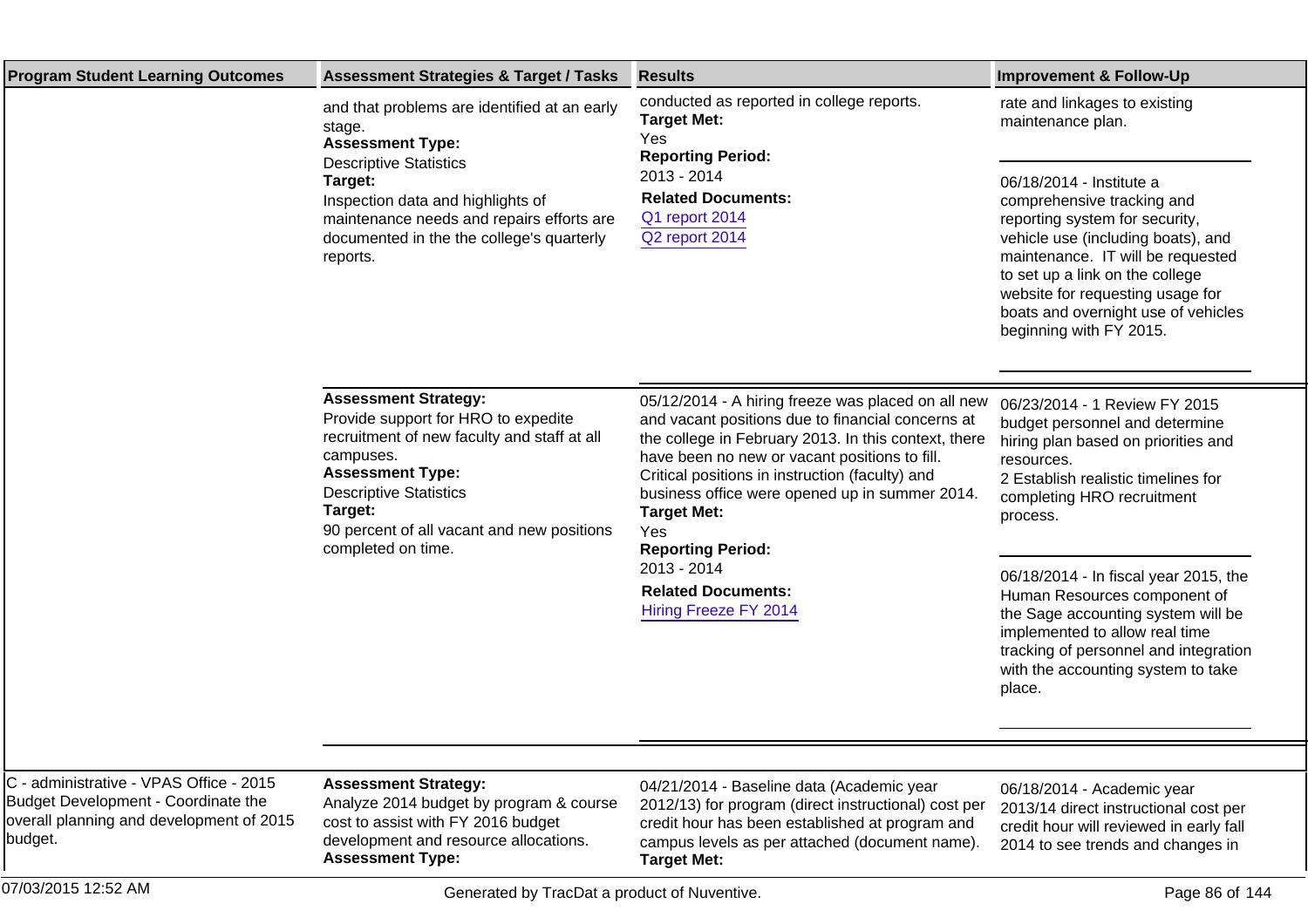| Program Student Learning Outcomes | Assessment Strategies & Target / Tasks | Results | Improvement & Follow-Up |
|---|---|---|---|
| | and that problems are identified at an early stage.<br>**Assessment Type:**<br>Descriptive Statistics<br>**Target:**<br>Inspection data and highlights of maintenance needs and repairs efforts are documented in the the college's quarterly reports. | conducted as reported in college reports.<br>**Target Met:**<br>Yes<br>**Reporting Period:**<br>2013 - 2014<br>**Related Documents:**<br>Q1 report 2014<br>Q2 report 2014 | rate and linkages to existing maintenance plan.<br><br>06/18/2014 - Institute a comprehensive tracking and reporting system for security, vehicle use (including boats), and maintenance.  IT will be requested to set up a link on the college website for requesting usage for boats and overnight use of vehicles beginning with FY 2015. |
| | **Assessment Strategy:**<br>Provide support for HRO to expedite recruitment of new faculty and staff at all campuses.<br>**Assessment Type:**<br>Descriptive Statistics<br>**Target:**<br>90 percent of all vacant and new positions completed on time. | 05/12/2014 - A hiring freeze was placed on all new and vacant positions due to financial concerns at the college in February 2013. In this context, there have been no new or vacant positions to fill. Critical positions in instruction (faculty) and business office were opened up in summer 2014.<br>**Target Met:**<br>Yes<br>**Reporting Period:**<br>2013 - 2014<br>**Related Documents:**<br>Hiring Freeze FY 2014 | 06/23/2014 - 1 Review FY 2015 budget personnel and determine hiring plan based on priorities and resources.<br>2 Establish realistic timelines for completing HRO recruitment process.<br><br>06/18/2014 - In fiscal year 2015, the Human Resources component of the Sage accounting system will be implemented to allow real time tracking of personnel and integration with the accounting system to take place. |
| C - administrative - VPAS Office - 2015 Budget Development - Coordinate the overall planning and development of 2015 budget. | **Assessment Strategy:**<br>Analyze 2014 budget by program & course cost to assist with FY 2016 budget development and resource allocations.<br>**Assessment Type:** | 04/21/2014 - Baseline data (Academic year 2012/13) for program (direct instructional) cost per credit hour has been established at program and campus levels as per attached (document name).<br>**Target Met:** | 06/18/2014 - Academic year 2013/14 direct instructional cost per credit hour will reviewed in early fall 2014 to see trends and changes in |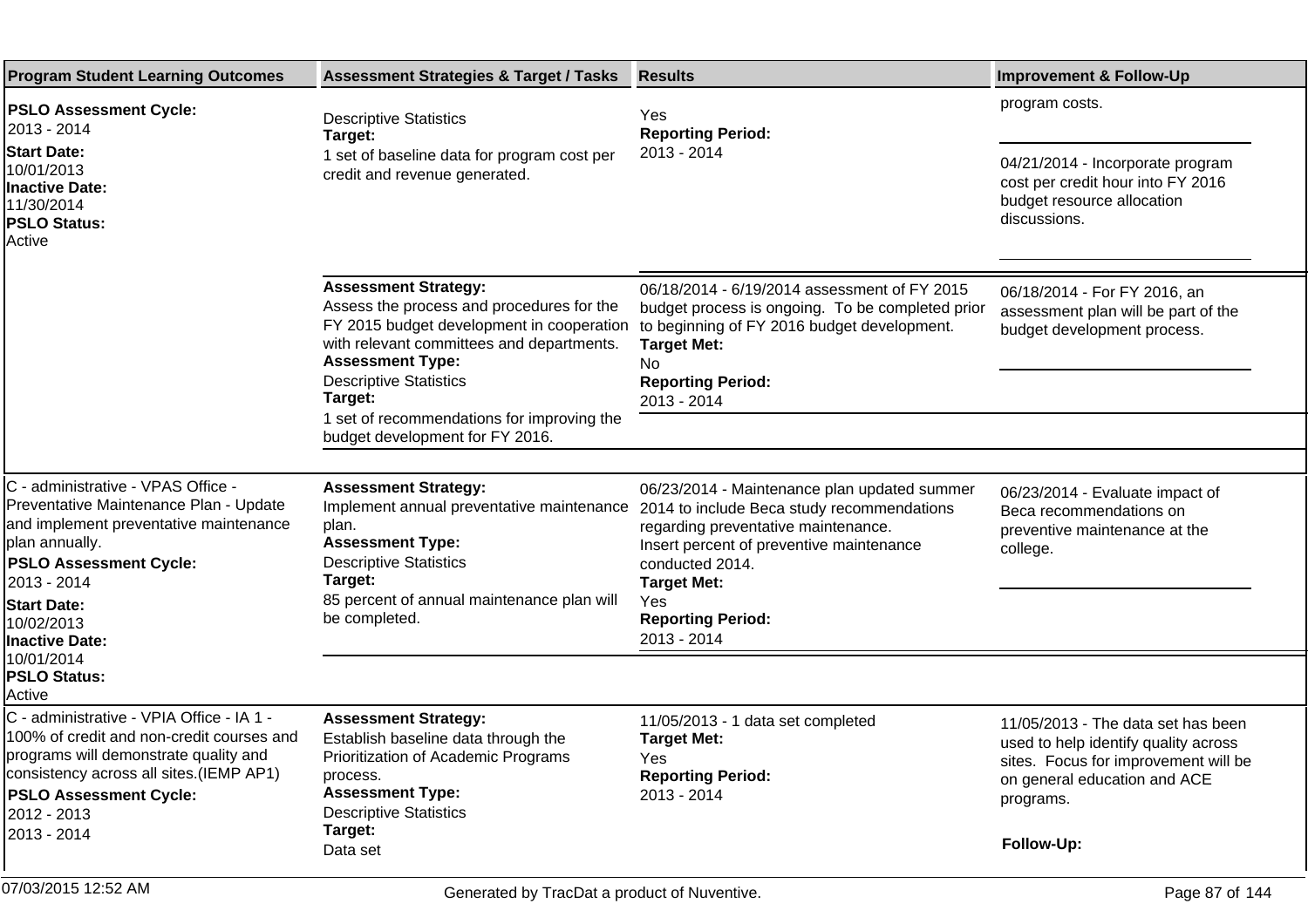| Program Student Learning Outcomes | Assessment Strategies & Target / Tasks | Results | Improvement & Follow-Up |
|---|---|---|---|
| **PSLO Assessment Cycle:** 2013 - 2014 **Start Date:** 10/01/2013 **Inactive Date:** 11/30/2014 **PSLO Status:** Active | Descriptive Statistics **Target:** 1 set of baseline data for program cost per credit and revenue generated. | Yes **Reporting Period:** 2013 - 2014 | program costs.<br><br>04/21/2014 - Incorporate program cost per credit hour into FY 2016 budget resource allocation discussions. |
| | **Assessment Strategy:** Assess the process and procedures for the FY 2015 budget development in cooperation with relevant committees and departments. **Assessment Type:** Descriptive Statistics **Target:** 1 set of recommendations for improving the budget development for FY 2016. | 06/18/2014 - 6/19/2014 assessment of FY 2015 budget process is ongoing. To be completed prior to beginning of FY 2016 budget development. **Target Met:** No **Reporting Period:** 2013 - 2014 | 06/18/2014 - For FY 2016, an assessment plan will be part of the budget development process. |
| C - administrative - VPAS Office - Preventative Maintenance Plan - Update and implement preventative maintenance plan annually. **PSLO Assessment Cycle:** 2013 - 2014 **Start Date:** 10/02/2013 **Inactive Date:** 10/01/2014 **PSLO Status:** Active | **Assessment Strategy:** Implement annual preventative maintenance plan. **Assessment Type:** Descriptive Statistics **Target:** 85 percent of annual maintenance plan will be completed. | 06/23/2014 - Maintenance plan updated summer 2014 to include Beca study recommendations regarding preventative maintenance. Insert percent of preventive maintenance conducted 2014. **Target Met:** Yes **Reporting Period:** 2013 - 2014 | 06/23/2014 - Evaluate impact of Beca recommendations on preventive maintenance at the college. |
| C - administrative - VPIA Office - IA 1 - 100% of credit and non-credit courses and programs will demonstrate quality and consistency across all sites.(IEMP AP1) **PSLO Assessment Cycle:** 2012 - 2013 2013 - 2014 | **Assessment Strategy:** Establish baseline data through the Prioritization of Academic Programs process. **Assessment Type:** Descriptive Statistics **Target:** Data set | 11/05/2013 - 1 data set completed **Target Met:** Yes **Reporting Period:** 2013 - 2014 | 11/05/2013 - The data set has been used to help identify quality across sites. Focus for improvement will be on general education and ACE programs.<br><br>**Follow-Up:** |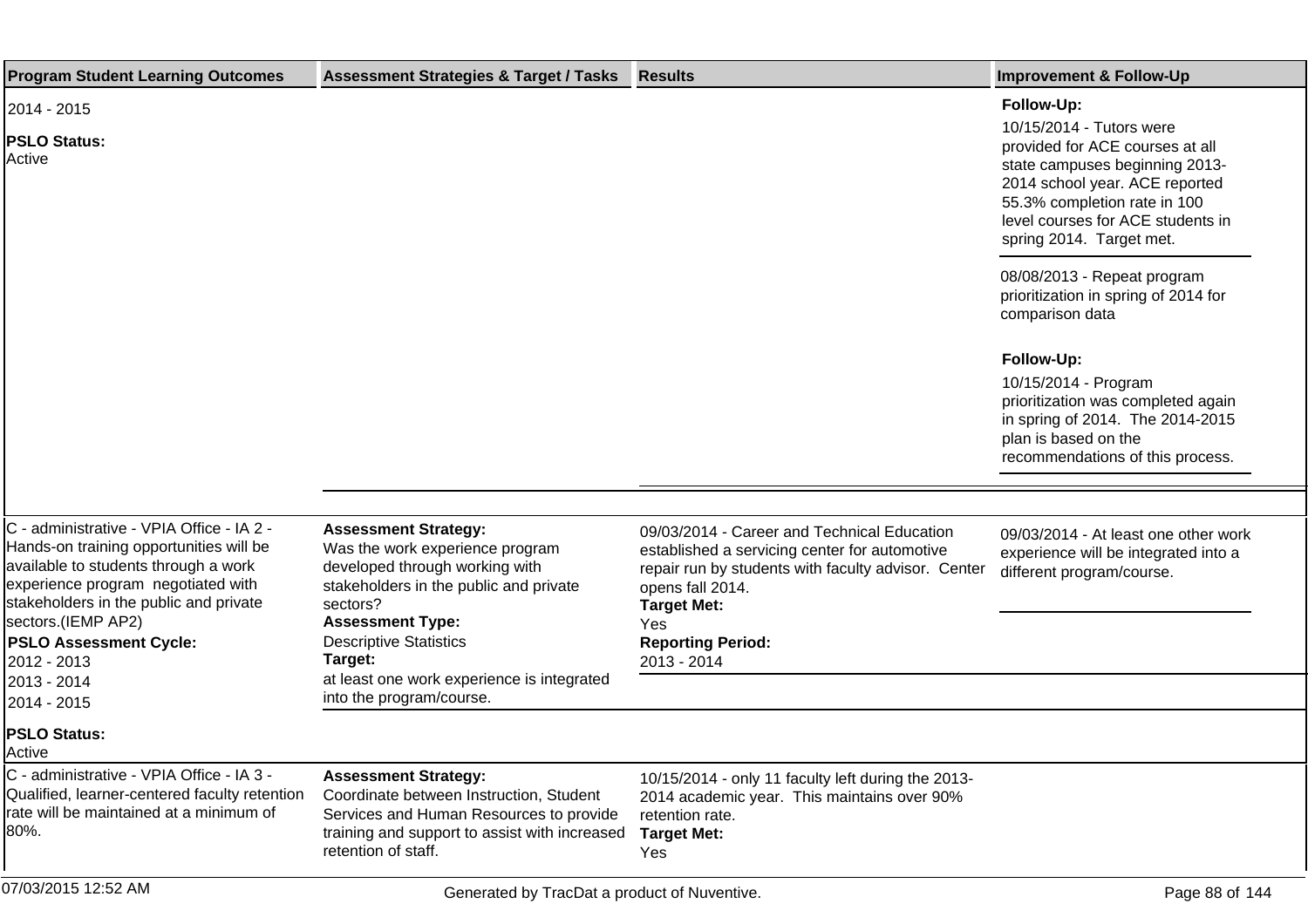| Program Student Learning Outcomes | Assessment Strategies & Target / Tasks | Results | Improvement & Follow-Up |
|---|---|---|---|
| 2014 - 2015<br><br>**PSLO Status:**<br>Active | | | **Follow-Up:**<br>10/15/2014 - Tutors were provided for ACE courses at all state campuses beginning 2013-2014 school year. ACE reported 55.3% completion rate in 100 level courses for ACE students in spring 2014. Target met.<br><br>08/08/2013 - Repeat program prioritization in spring of 2014 for comparison data<br><br>**Follow-Up:**<br>10/15/2014 - Program prioritization was completed again in spring of 2014. The 2014-2015 plan is based on the recommendations of this process. |
| C - administrative - VPIA Office - IA 2 - Hands-on training opportunities will be available to students through a work experience program negotiated with stakeholders in the public and private sectors.(IEMP AP2)<br><br>**PSLO Assessment Cycle:**<br>2012 - 2013<br>2013 - 2014<br>2014 - 2015<br><br>**PSLO Status:**<br>Active | **Assessment Strategy:**<br>Was the work experience program developed through working with stakeholders in the public and private sectors?<br>**Assessment Type:**<br>Descriptive Statistics<br>**Target:**<br>at least one work experience is integrated into the program/course. | 09/03/2014 - Career and Technical Education established a servicing center for automotive repair run by students with faculty advisor. Center opens fall 2014.<br>**Target Met:**<br>Yes<br>**Reporting Period:**<br>2013 - 2014 | 09/03/2014 - At least one other work experience will be integrated into a different program/course. |
| C - administrative - VPIA Office - IA 3 - Qualified, learner-centered faculty retention rate will be maintained at a minimum of 80%. | **Assessment Strategy:**<br>Coordinate between Instruction, Student Services and Human Resources to provide training and support to assist with increased retention of staff. | 10/15/2014 - only 11 faculty left during the 2013-2014 academic year. This maintains over 90% retention rate.<br>**Target Met:**<br>Yes | |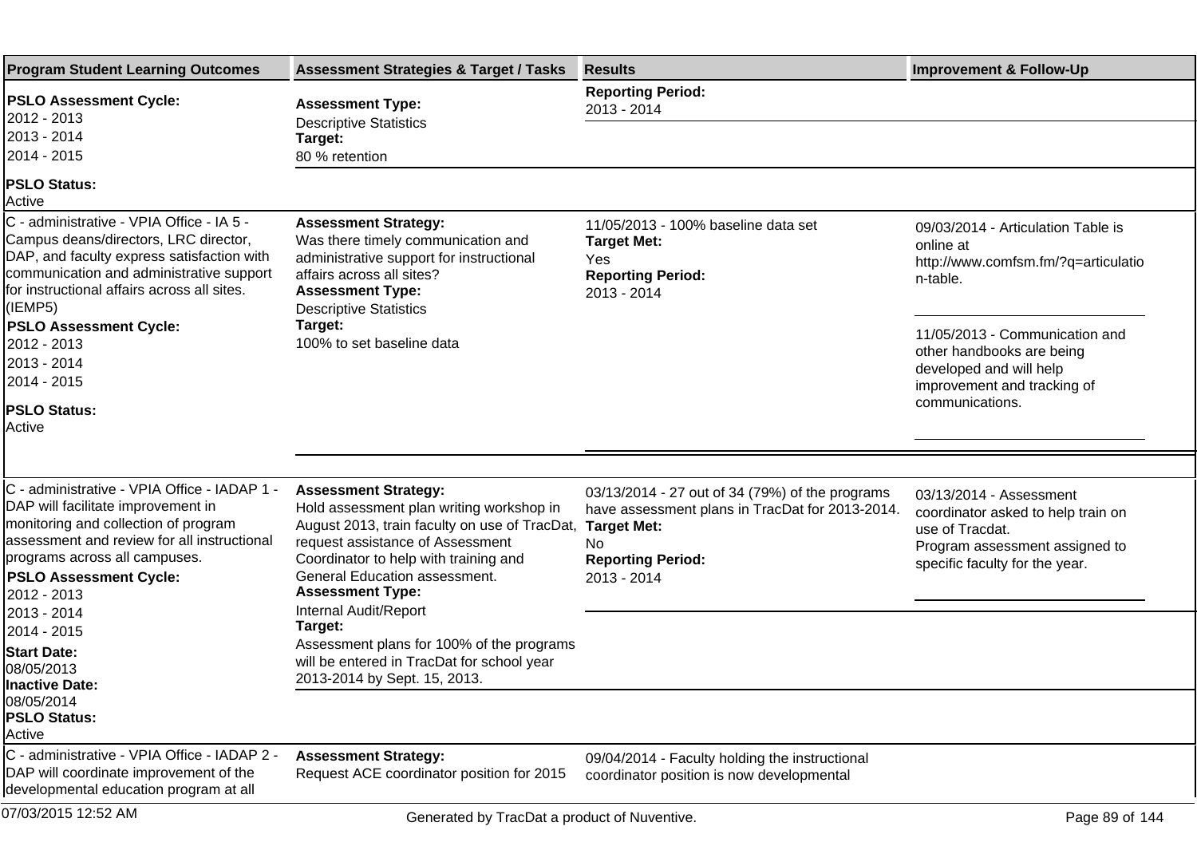| Program Student Learning Outcomes | Assessment Strategies & Target / Tasks | Results | Improvement & Follow-Up |
|---|---|---|---|
| **PSLO Assessment Cycle:**<br>2012 - 2013<br>2013 - 2014<br>2014 - 2015<br>**PSLO Status:**<br>Active | **Assessment Type:**<br>Descriptive Statistics<br>**Target:**<br>80 % retention | **Reporting Period:**<br>2013 - 2014 | |
| C - administrative - VPIA Office - IA 5 - Campus deans/directors, LRC director, DAP, and faculty express satisfaction with communication and administrative support for instructional affairs across all sites. (IEMP5)<br>**PSLO Assessment Cycle:**<br>2012 - 2013<br>2013 - 2014<br>2014 - 2015<br>**PSLO Status:**<br>Active | **Assessment Strategy:**<br>Was there timely communication and administrative support for instructional affairs across all sites?<br>**Assessment Type:**<br>Descriptive Statistics<br>**Target:**<br>100% to set baseline data | 11/05/2013 - 100% baseline data set<br>**Target Met:**<br>Yes<br>**Reporting Period:**<br>2013 - 2014 | 09/03/2014 - Articulation Table is online at http://www.comfsm.fm/?q=articulation-table.<br><br>11/05/2013 - Communication and other handbooks are being developed and will help improvement and tracking of communications. |
| C - administrative - VPIA Office - IADAP 1 - DAP will facilitate improvement in monitoring and collection of program assessment and review for all instructional programs across all campuses.<br>**PSLO Assessment Cycle:**<br>2012 - 2013<br>2013 - 2014<br>2014 - 2015<br>**Start Date:**<br>08/05/2013<br>**Inactive Date:**<br>08/05/2014<br>**PSLO Status:**<br>Active | **Assessment Strategy:**<br>Hold assessment plan writing workshop in August 2013, train faculty on use of TracDat, request assistance of Assessment Coordinator to help with training and General Education assessment.<br>**Assessment Type:**<br>Internal Audit/Report<br>**Target:**<br>Assessment plans for 100% of the programs will be entered in TracDat for school year 2013-2014 by Sept. 15, 2013. | 03/13/2014 - 27 out of 34 (79%) of the programs have assessment plans in TracDat for 2013-2014.<br>**Target Met:**<br>No<br>**Reporting Period:**<br>2013 - 2014 | 03/13/2014 - Assessment coordinator asked to help train on use of Tracdat.<br>Program assessment assigned to specific faculty for the year. |
| C - administrative - VPIA Office - IADAP 2 - DAP will coordinate improvement of the developmental education program at all | **Assessment Strategy:**<br>Request ACE coordinator position for 2015 | 09/04/2014 - Faculty holding the instructional coordinator position is now developmental | |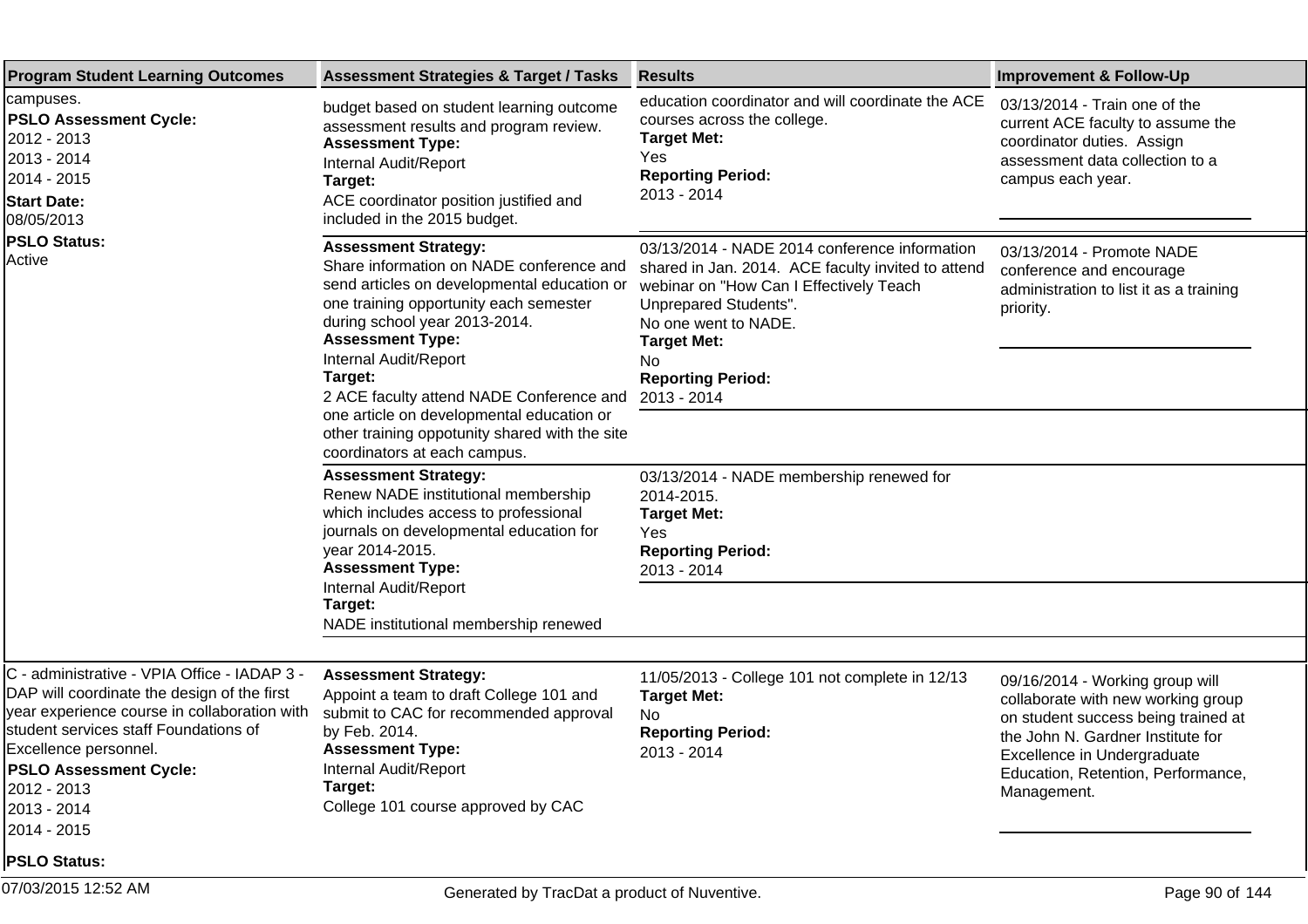| Program Student Learning Outcomes | Assessment Strategies & Target / Tasks | Results | Improvement & Follow-Up |
|---|---|---|---|
| campuses.<br>**PSLO Assessment Cycle:**<br>2012 - 2013<br>2013 - 2014<br>2014 - 2015<br>**Start Date:**<br>08/05/2013<br>**PSLO Status:**<br>Active | budget based on student learning outcome assessment results and program review.<br>**Assessment Type:**<br>Internal Audit/Report<br>**Target:**<br>ACE coordinator position justified and included in the 2015 budget. | education coordinator and will coordinate the ACE courses across the college.<br>**Target Met:**<br>Yes<br>**Reporting Period:**<br>2013 - 2014 | 03/13/2014 - Train one of the current ACE faculty to assume the coordinator duties. Assign assessment data collection to a campus each year. |
| | **Assessment Strategy:**<br>Share information on NADE conference and send articles on developmental education or one training opportunity each semester during school year 2013-2014.<br>**Assessment Type:**<br>Internal Audit/Report<br>**Target:**<br>2 ACE faculty attend NADE Conference and one article on developmental education or other training oppotunity shared with the site coordinators at each campus. | 03/13/2014 - NADE 2014 conference information shared in Jan. 2014. ACE faculty invited to attend webinar on "How Can I Effectively Teach Unprepared Students".<br>No one went to NADE.<br>**Target Met:**<br>No<br>**Reporting Period:**<br>2013 - 2014 | 03/13/2014 - Promote NADE conference and encourage administration to list it as a training priority. |
| | **Assessment Strategy:**<br>Renew NADE institutional membership which includes access to professional journals on developmental education for year 2014-2015.<br>**Assessment Type:**<br>Internal Audit/Report<br>**Target:**<br>NADE institutional membership renewed | 03/13/2014 - NADE membership renewed for 2014-2015.<br>**Target Met:**<br>Yes<br>**Reporting Period:**<br>2013 - 2014 | |
| C - administrative - VPIA Office - IADAP 3 - DAP will coordinate the design of the first year experience course in collaboration with student services staff Foundations of Excellence personnel.<br>**PSLO Assessment Cycle:**<br>2012 - 2013<br>2013 - 2014<br>2014 - 2015<br>**PSLO Status:** | **Assessment Strategy:**<br>Appoint a team to draft College 101 and submit to CAC for recommended approval by Feb. 2014.<br>**Assessment Type:**<br>Internal Audit/Report<br>**Target:**<br>College 101 course approved by CAC | 11/05/2013 - College 101 not complete in 12/13<br>**Target Met:**<br>No<br>**Reporting Period:**<br>2013 - 2014 | 09/16/2014 - Working group will collaborate with new working group on student success being trained at the John N. Gardner Institute for Excellence in Undergraduate Education, Retention, Performance, Management. |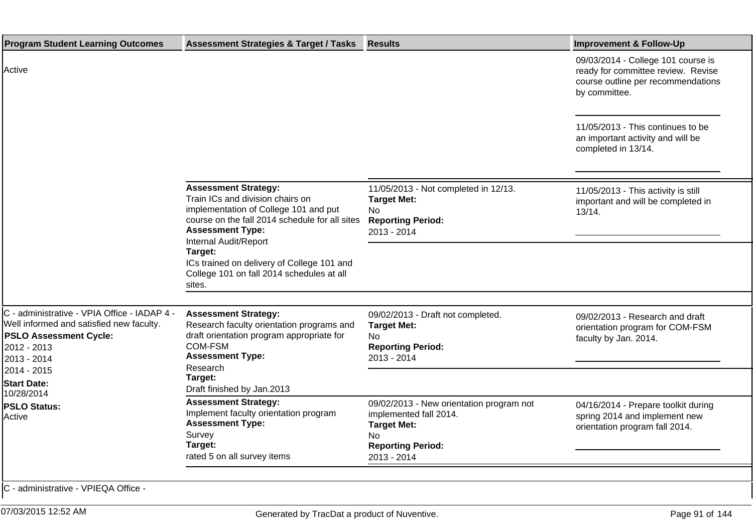| Program Student Learning Outcomes | Assessment Strategies & Target / Tasks | Results | Improvement & Follow-Up |
|---|---|---|---|
| Active | | | 09/03/2014 - College 101 course is ready for committee review. Revise course outline per recommendations by committee.<br><br>11/05/2013 - This continues to be an important activity and will be completed in 13/14. |
| | **Assessment Strategy:**<br>Train ICs and division chairs on implementation of College 101 and put course on the fall 2014 schedule for all sites<br>**Assessment Type:**<br>Internal Audit/Report<br>**Target:**<br>ICs trained on delivery of College 101 and College 101 on fall 2014 schedules at all sites. | 11/05/2013 - Not completed in 12/13.<br>**Target Met:**<br>No<br>**Reporting Period:**<br>2013 - 2014 | 11/05/2013 - This activity is still important and will be completed in 13/14. |
| C - administrative - VPIA Office - IADAP 4 - Well informed and satisfied new faculty.<br>**PSLO Assessment Cycle:**<br>2012 - 2013<br>2013 - 2014<br>2014 - 2015<br>**Start Date:**<br>10/28/2014<br>**PSLO Status:**<br>Active | **Assessment Strategy:**<br>Research faculty orientation programs and draft orientation program appropriate for COM-FSM<br>**Assessment Type:**<br>Research<br>**Target:**<br>Draft finished by Jan.2013 | 09/02/2013 - Draft not completed.<br>**Target Met:**<br>No<br>**Reporting Period:**<br>2013 - 2014 | 09/02/2013 - Research and draft orientation program for COM-FSM faculty by Jan. 2014. |
| | **Assessment Strategy:**<br>Implement faculty orientation program<br>**Assessment Type:**<br>Survey<br>**Target:**<br>rated 5 on all survey items | 09/02/2013 - New orientation program not implemented fall 2014.<br>**Target Met:**<br>No<br>**Reporting Period:**<br>2013 - 2014 | 04/16/2014 - Prepare toolkit during spring 2014 and implement new orientation program fall 2014. |
| C - administrative - VPIEQA Office - | | | |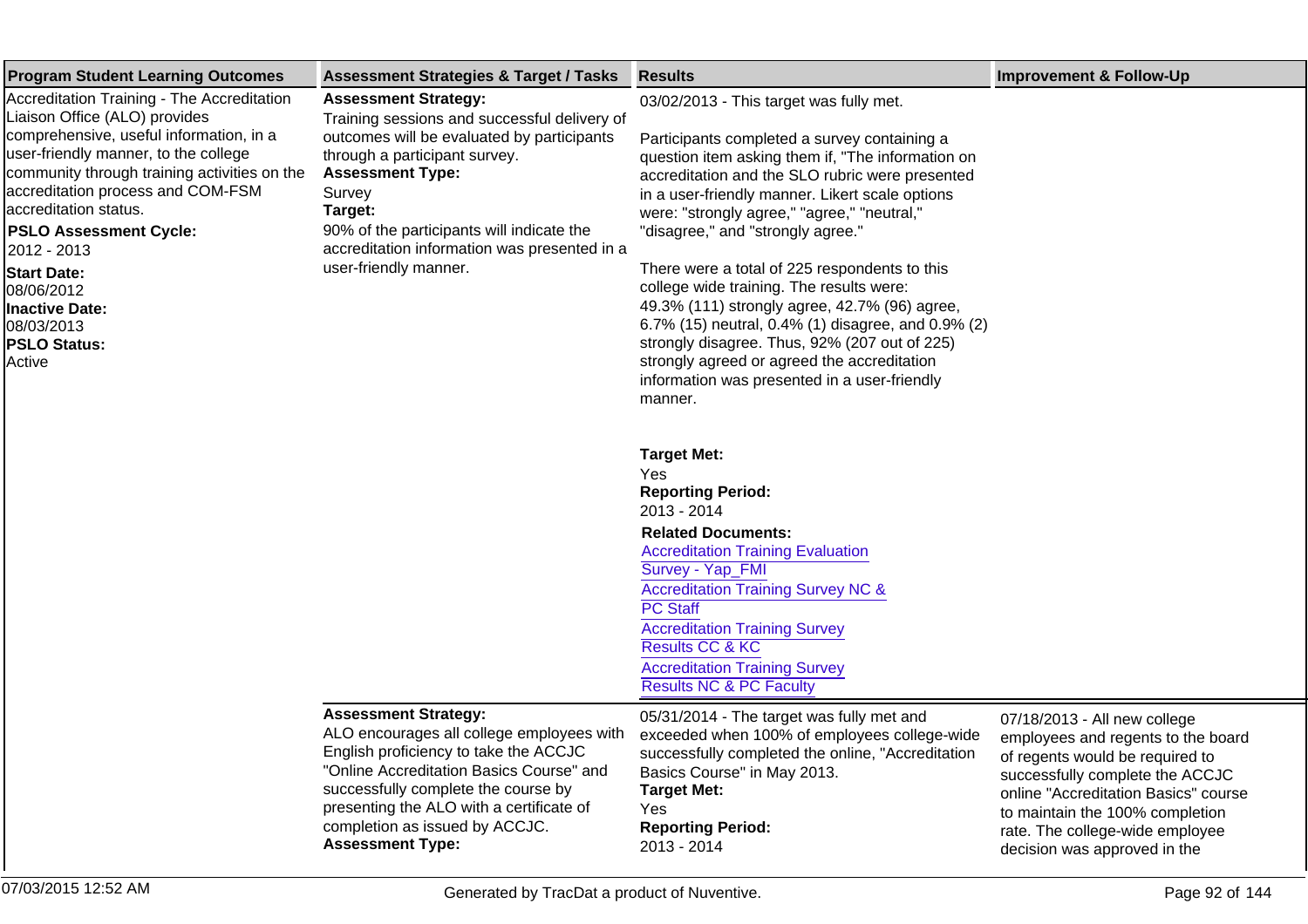| Program Student Learning Outcomes | Assessment Strategies & Target / Tasks | Results | Improvement & Follow-Up |
| --- | --- | --- | --- |
| Accreditation Training - The Accreditation Liaison Office (ALO) provides comprehensive, useful information, in a user-friendly manner, to the college community through training activities on the accreditation process and COM-FSM accreditation status.<br><br>**PSLO Assessment Cycle:**<br>2012 - 2013<br>**Start Date:**<br>08/06/2012<br>**Inactive Date:**<br>08/03/2013<br>**PSLO Status:**<br>Active | **Assessment Strategy:**<br>Training sessions and successful delivery of outcomes will be evaluated by participants through a participant survey.<br>**Assessment Type:**<br>Survey<br>**Target:**<br>90% of the participants will indicate the accreditation information was presented in a user-friendly manner. | 03/02/2013 - This target was fully met.<br><br>Participants completed a survey containing a question item asking them if, "The information on accreditation and the SLO rubric were presented in a user-friendly manner. Likert scale options were: "strongly agree," "agree," "neutral," "disagree," and "strongly agree."<br><br>There were a total of 225 respondents to this college wide training. The results were: 49.3% (111) strongly agree, 42.7% (96) agree, 6.7% (15) neutral, 0.4% (1) disagree, and 0.9% (2) strongly disagree. Thus, 92% (207 out of 225) strongly agreed or agreed the accreditation information was presented in a user-friendly manner.<br><br>**Target Met:**<br>Yes<br>**Reporting Period:**<br>2013 - 2014<br>**Related Documents:**<br>Accreditation Training Evaluation Survey - Yap_FMI<br>Accreditation Training Survey NC & PC Staff<br>Accreditation Training Survey Results CC & KC<br>Accreditation Training Survey Results NC & PC Faculty | |
| | **Assessment Strategy:**<br>ALO encourages all college employees with English proficiency to take the ACCJC "Online Accreditation Basics Course" and successfully complete the course by presenting the ALO with a certificate of completion as issued by ACCJC.<br>**Assessment Type:** | 05/31/2014 - The target was fully met and exceeded when 100% of employees college-wide successfully completed the online, "Accreditation Basics Course" in May 2013.<br>**Target Met:**<br>Yes<br>**Reporting Period:**<br>2013 - 2014 | 07/18/2013 - All new college employees and regents to the board of regents would be required to successfully complete the ACCJC online "Accreditation Basics" course to maintain the 100% completion rate. The college-wide employee decision was approved in the |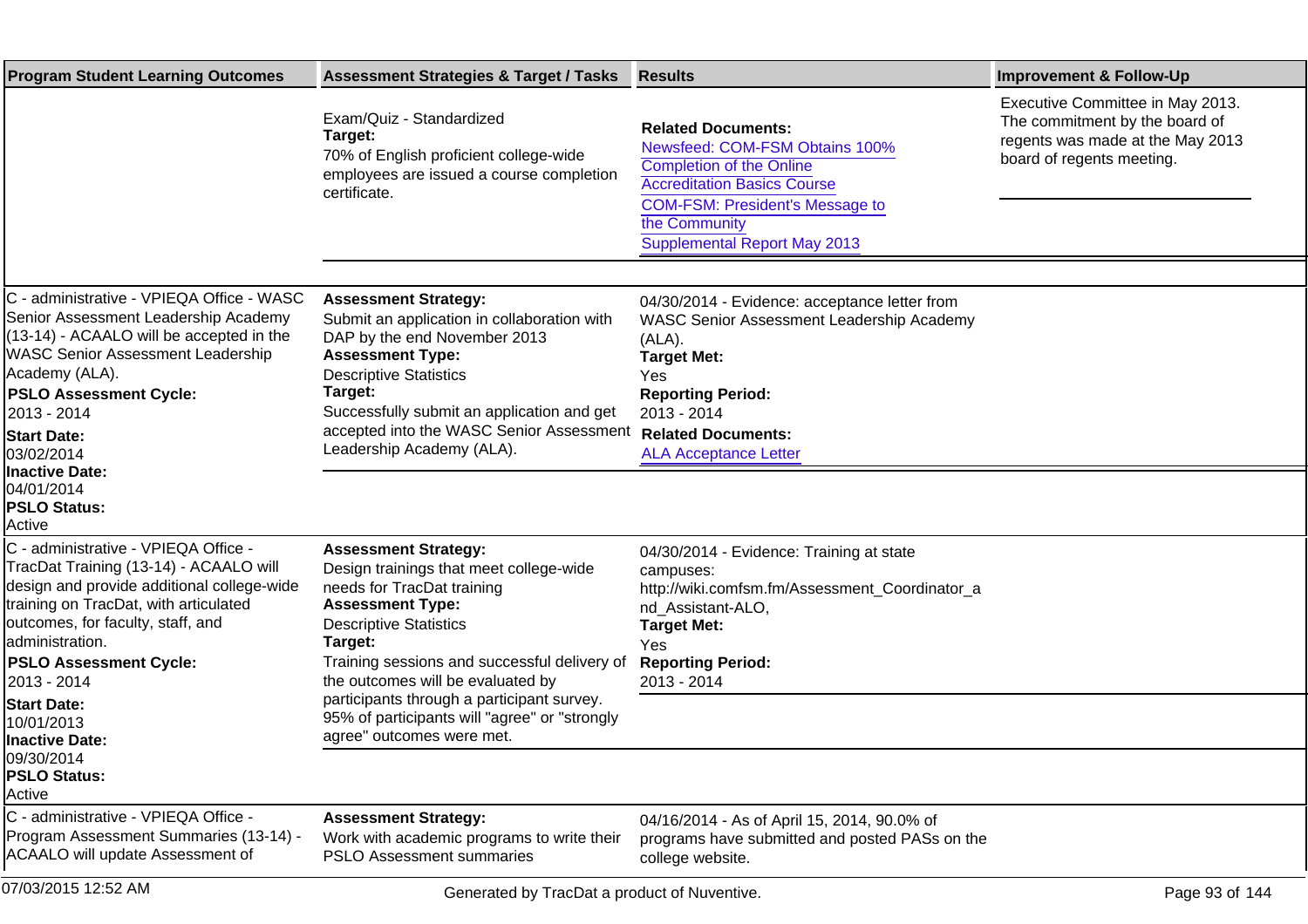| Program Student Learning Outcomes | Assessment Strategies & Target / Tasks | Results | Improvement & Follow-Up |
|---|---|---|---|
| | Exam/Quiz - Standardized<br>**Target:**<br>70% of English proficient college-wide employees are issued a course completion certificate. | **Related Documents:**<br>Newsfeed: COM-FSM Obtains 100% Completion of the Online Accreditation Basics Course<br>COM-FSM: President's Message to the Community<br>Supplemental Report May 2013 | Executive Committee in May 2013. The commitment by the board of regents was made at the May 2013 board of regents meeting. |
| C - administrative - VPIEQA Office - WASC Senior Assessment Leadership Academy (13-14) - ACAALO will be accepted in the WASC Senior Assessment Leadership Academy (ALA).<br>**PSLO Assessment Cycle:**<br>2013 - 2014<br>**Start Date:**<br>03/02/2014<br>**Inactive Date:**<br>04/01/2014<br>**PSLO Status:**<br>Active | **Assessment Strategy:**<br>Submit an application in collaboration with DAP by the end November 2013<br>**Assessment Type:**<br>Descriptive Statistics<br>**Target:**<br>Successfully submit an application and get accepted into the WASC Senior Assessment Leadership Academy (ALA). | 04/30/2014 - Evidence: acceptance letter from WASC Senior Assessment Leadership Academy (ALA).<br>**Target Met:**<br>Yes<br>**Reporting Period:**<br>2013 - 2014<br>**Related Documents:**<br>ALA Acceptance Letter | |
| C - administrative - VPIEQA Office - TracDat Training (13-14) - ACAALO will design and provide additional college-wide training on TracDat, with articulated outcomes, for faculty, staff, and administration.<br>**PSLO Assessment Cycle:**<br>2013 - 2014<br>**Start Date:**<br>10/01/2013<br>**Inactive Date:**<br>09/30/2014<br>**PSLO Status:**<br>Active | **Assessment Strategy:**<br>Design trainings that meet college-wide needs for TracDat training<br>**Assessment Type:**<br>Descriptive Statistics<br>**Target:**<br>Training sessions and successful delivery of the outcomes will be evaluated by participants through a participant survey. 95% of participants will "agree" or "strongly agree" outcomes were met. | 04/30/2014 - Evidence: Training at state campuses: http://wiki.comfsm.fm/Assessment_Coordinator_and_Assistant-ALO,<br>**Target Met:**<br>Yes<br>**Reporting Period:**<br>2013 - 2014 | |
| C - administrative - VPIEQA Office - Program Assessment Summaries (13-14) - ACAALO will update Assessment of | **Assessment Strategy:**<br>Work with academic programs to write their PSLO Assessment summaries | 04/16/2014 - As of April 15, 2014, 90.0% of programs have submitted and posted PASs on the college website. | |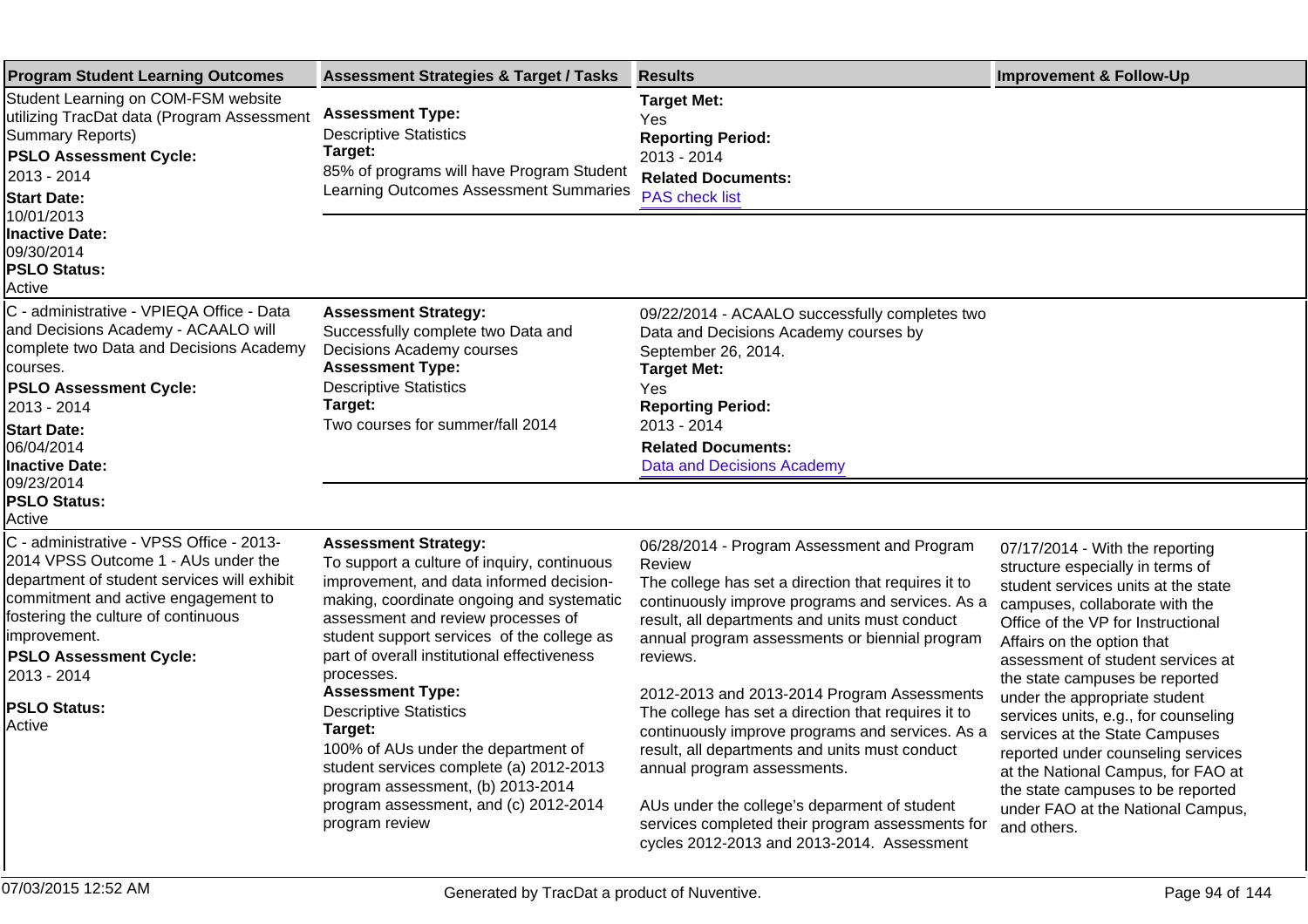| Program Student Learning Outcomes | Assessment Strategies & Target / Tasks | Results | Improvement & Follow-Up |
|---|---|---|---|
| Student Learning on COM-FSM website utilizing TracDat data (Program Assessment Summary Reports)<br>**PSLO Assessment Cycle:**<br>2013 - 2014<br>**Start Date:**<br>10/01/2013<br>**Inactive Date:**<br>09/30/2014<br>**PSLO Status:**<br>Active | **Assessment Type:**<br>Descriptive Statistics<br>**Target:**<br>85% of programs will have Program Student Learning Outcomes Assessment Summaries | **Target Met:**<br>Yes<br>**Reporting Period:**<br>2013 - 2014<br>**Related Documents:**<br>PAS check list | |
| C - administrative - VPIEQA Office - Data and Decisions Academy - ACAALO will complete two Data and Decisions Academy courses.<br>**PSLO Assessment Cycle:**<br>2013 - 2014<br>**Start Date:**<br>06/04/2014<br>**Inactive Date:**<br>09/23/2014<br>**PSLO Status:**<br>Active | **Assessment Strategy:**<br>Successfully complete two Data and Decisions Academy courses<br>**Assessment Type:**<br>Descriptive Statistics<br>**Target:**<br>Two courses for summer/fall 2014 | 09/22/2014 - ACAALO successfully completes two Data and Decisions Academy courses by September 26, 2014.<br>**Target Met:**<br>Yes<br>**Reporting Period:**<br>2013 - 2014<br>**Related Documents:**<br>Data and Decisions Academy | |
| C - administrative - VPSS Office - 2013-2014 VPSS Outcome 1 - AUs under the department of student services will exhibit commitment and active engagement to fostering the culture of continuous improvement.<br>**PSLO Assessment Cycle:**<br>2013 - 2014<br>**PSLO Status:**<br>Active | **Assessment Strategy:**<br>To support a culture of inquiry, continuous improvement, and data informed decision-making, coordinate ongoing and systematic assessment and review processes of student support services of the college as part of overall institutional effectiveness processes.<br>**Assessment Type:**<br>Descriptive Statistics<br>**Target:**<br>100% of AUs under the department of student services complete (a) 2012-2013 program assessment, (b) 2013-2014 program assessment, and (c) 2012-2014 program review | 06/28/2014 - Program Assessment and Program Review<br>The college has set a direction that requires it to continuously improve programs and services. As a result, all departments and units must conduct annual program assessments or biennial program reviews.<br><br>2012-2013 and 2013-2014 Program Assessments<br>The college has set a direction that requires it to continuously improve programs and services. As a result, all departments and units must conduct annual program assessments.<br><br>AUs under the college's deparment of student services completed their program assessments for cycles 2012-2013 and 2013-2014. Assessment | 07/17/2014 - With the reporting structure especially in terms of student services units at the state campuses, collaborate with the Office of the VP for Instructional Affairs on the option that assessment of student services at the state campuses be reported under the appropriate student services units, e.g., for counseling services at the State Campuses reported under counseling services at the National Campus, for FAO at the state campuses to be reported under FAO at the National Campus, and others. |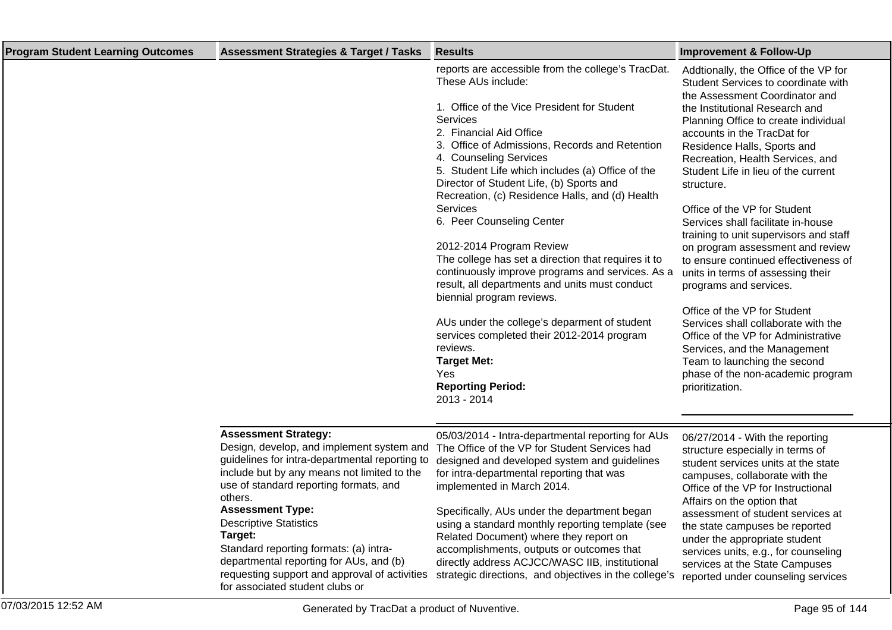| Program Student Learning Outcomes | Assessment Strategies & Target / Tasks | Results | Improvement & Follow-Up |
|---|---|---|---|
| | | reports are accessible from the college's TracDat. These AUs include:<br><br>1. Office of the Vice President for Student Services<br>2. Financial Aid Office<br>3. Office of Admissions, Records and Retention<br>4. Counseling Services<br>5. Student Life which includes (a) Office of the Director of Student Life, (b) Sports and Recreation, (c) Residence Halls, and (d) Health Services<br>6. Peer Counseling Center<br><br>2012-2014 Program Review<br>The college has set a direction that requires it to continuously improve programs and services. As a result, all departments and units must conduct biennial program reviews.<br><br>AUs under the college's deparment of student services completed their 2012-2014 program reviews.<br>**Target Met:**<br>Yes<br>**Reporting Period:**<br>2013 - 2014 | Addtionally, the Office of the VP for Student Services to coordinate with the Assessment Coordinator and the Institutional Research and Planning Office to create individual accounts in the TracDat for Residence Halls, Sports and Recreation, Health Services, and Student Life in lieu of the current structure.<br><br>Office of the VP for Student Services shall facilitate in-house training to unit supervisors and staff on program assessment and review to ensure continued effectiveness of units in terms of assessing their programs and services.<br><br>Office of the VP for Student Services shall collaborate with the Office of the VP for Administrative Services, and the Management Team to launching the second phase of the non-academic program prioritization. |
| | **Assessment Strategy:**<br>Design, develop, and implement system and guidelines for intra-departmental reporting to include but by any means not limited to the use of standard reporting formats, and others.<br>**Assessment Type:**<br>Descriptive Statistics<br>**Target:**<br>Standard reporting formats: (a) intra-departmental reporting for AUs, and (b) requesting support and approval of activities for associated student clubs or | 05/03/2014 - Intra-departmental reporting for AUs<br>The Office of the VP for Student Services had designed and developed system and guidelines for intra-departmental reporting that was implemented in March 2014.<br><br>Specifically, AUs under the department began using a standard monthly reporting template (see Related Document) where they report on accomplishments, outputs or outcomes that directly address ACJCC/WASC IIB, institutional strategic directions, and objectives in the college's | 06/27/2014 - With the reporting structure especially in terms of student services units at the state campuses, collaborate with the Office of the VP for Instructional Affairs on the option that assessment of student services at the state campuses be reported under the appropriate student services units, e.g., for counseling services at the State Campuses reported under counseling services |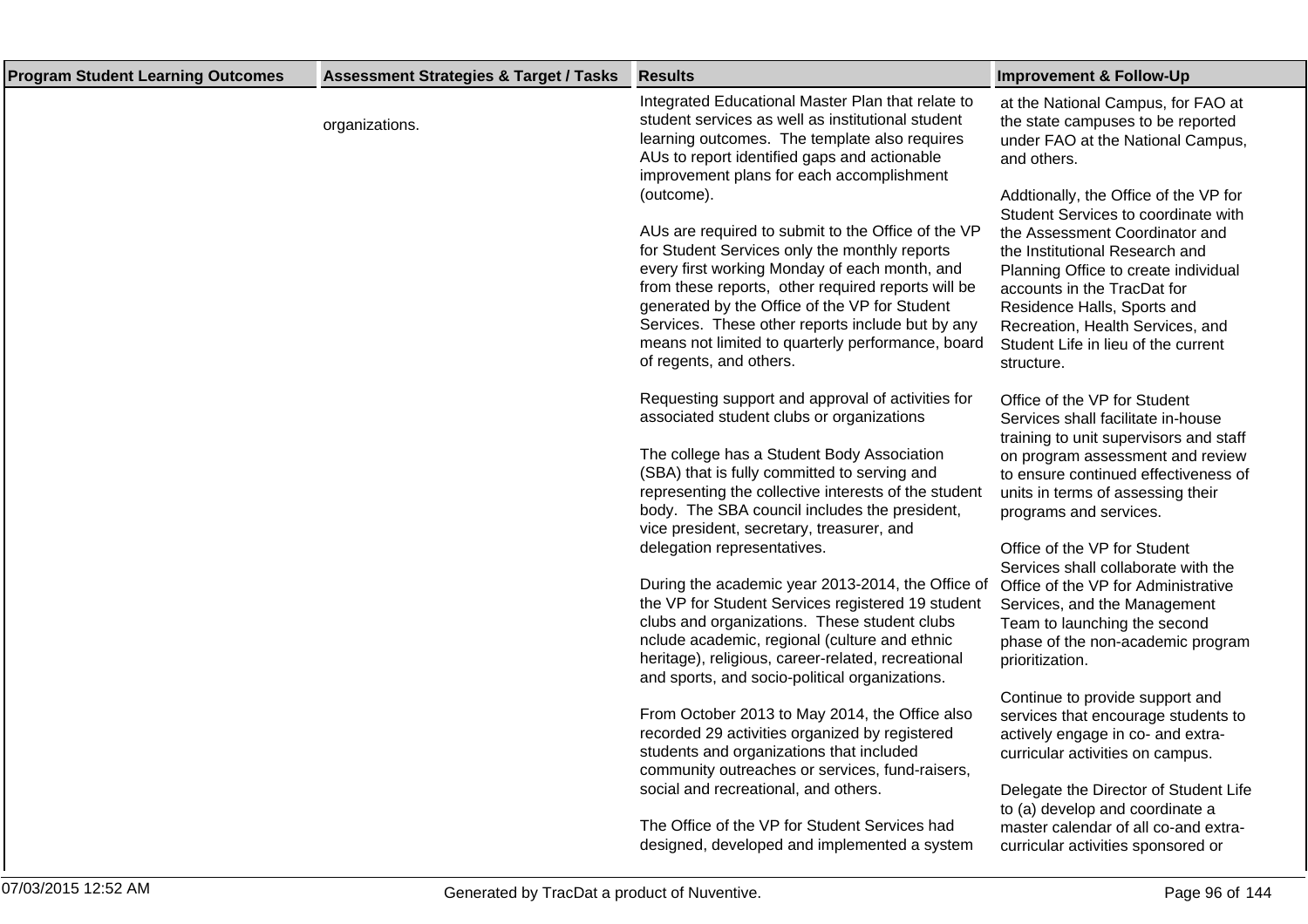| Program Student Learning Outcomes | Assessment Strategies & Target / Tasks | Results | Improvement & Follow-Up |
|---|---|---|---|
| | organizations. | Integrated Educational Master Plan that relate to student services as well as institutional student learning outcomes. The template also requires AUs to report identified gaps and actionable improvement plans for each accomplishment (outcome).<br><br>AUs are required to submit to the Office of the VP for Student Services only the monthly reports every first working Monday of each month, and from these reports, other required reports will be generated by the Office of the VP for Student Services. These other reports include but by any means not limited to quarterly performance, board of regents, and others.<br><br>Requesting support and approval of activities for associated student clubs or organizations<br><br>The college has a Student Body Association (SBA) that is fully committed to serving and representing the collective interests of the student body. The SBA council includes the president, vice president, secretary, treasurer, and delegation representatives.<br><br>During the academic year 2013-2014, the Office of the VP for Student Services registered 19 student clubs and organizations. These student clubs nclude academic, regional (culture and ethnic heritage), religious, career-related, recreational and sports, and socio-political organizations.<br><br>From October 2013 to May 2014, the Office also recorded 29 activities organized by registered students and organizations that included community outreaches or services, fund-raisers, social and recreational, and others.<br><br>The Office of the VP for Student Services had designed, developed and implemented a system | at the National Campus, for FAO at the state campuses to be reported under FAO at the National Campus, and others.<br><br>Addtionally, the Office of the VP for Student Services to coordinate with the Assessment Coordinator and the Institutional Research and Planning Office to create individual accounts in the TracDat for Residence Halls, Sports and Recreation, Health Services, and Student Life in lieu of the current structure.<br><br>Office of the VP for Student Services shall facilitate in-house training to unit supervisors and staff on program assessment and review to ensure continued effectiveness of units in terms of assessing their programs and services.<br><br>Office of the VP for Student Services shall collaborate with the Office of the VP for Administrative Services, and the Management Team to launching the second phase of the non-academic program prioritization.<br><br>Continue to provide support and services that encourage students to actively engage in co- and extra-curricular activities on campus.<br><br>Delegate the Director of Student Life to (a) develop and coordinate a master calendar of all co-and extra-curricular activities sponsored or |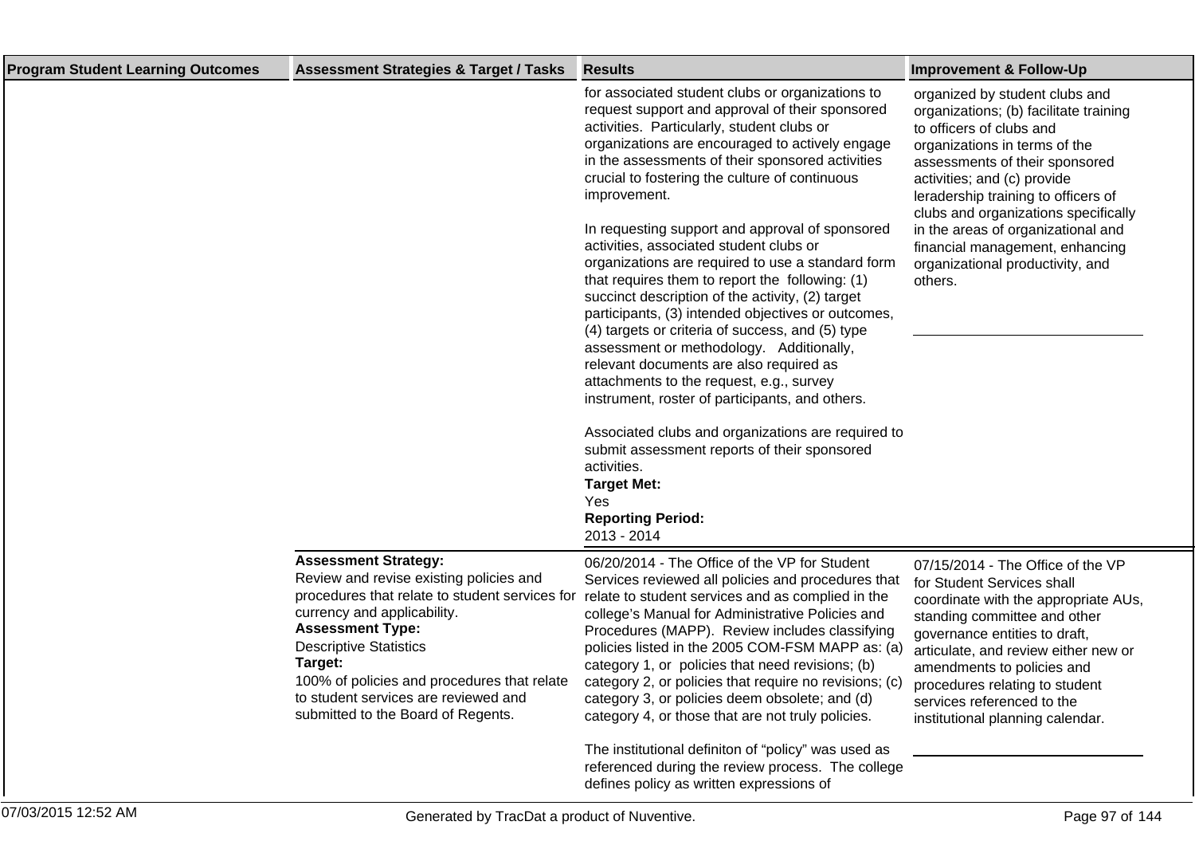| Program Student Learning Outcomes | Assessment Strategies & Target / Tasks | Results | Improvement & Follow-Up |
|---|---|---|---|
| | | for associated student clubs or organizations to request support and approval of their sponsored activities. Particularly, student clubs or organizations are encouraged to actively engage in the assessments of their sponsored activities crucial to fostering the culture of continuous improvement.<br><br>In requesting support and approval of sponsored activities, associated student clubs or organizations are required to use a standard form that requires them to report the following: (1) succinct description of the activity, (2) target participants, (3) intended objectives or outcomes, (4) targets or criteria of success, and (5) type assessment or methodology. Additionally, relevant documents are also required as attachments to the request, e.g., survey instrument, roster of participants, and others.<br><br>Associated clubs and organizations are required to submit assessment reports of their sponsored activities.<br>**Target Met:**<br>Yes<br>**Reporting Period:**<br>2013 - 2014 | organized by student clubs and organizations; (b) facilitate training to officers of clubs and organizations in terms of the assessments of their sponsored activities; and (c) provide leradership training to officers of clubs and organizations specifically in the areas of organizational and financial management, enhancing organizational productivity, and others. |
| | **Assessment Strategy:**<br>Review and revise existing policies and procedures that relate to student services for currency and applicability.<br>**Assessment Type:**<br>Descriptive Statistics<br>**Target:**<br>100% of policies and procedures that relate to student services are reviewed and submitted to the Board of Regents. | 06/20/2014 - The Office of the VP for Student Services reviewed all policies and procedures that relate to student services and as complied in the college's Manual for Administrative Policies and Procedures (MAPP). Review includes classifying policies listed in the 2005 COM-FSM MAPP as: (a) category 1, or policies that need revisions; (b) category 2, or policies that require no revisions; (c) category 3, or policies deem obsolete; and (d) category 4, or those that are not truly policies.<br><br>The institutional definiton of "policy" was used as referenced during the review process. The college defines policy as written expressions of | 07/15/2014 - The Office of the VP for Student Services shall coordinate with the appropriate AUs, standing committee and other governance entities to draft, articulate, and review either new or amendments to policies and procedures relating to student services referenced to the institutional planning calendar. |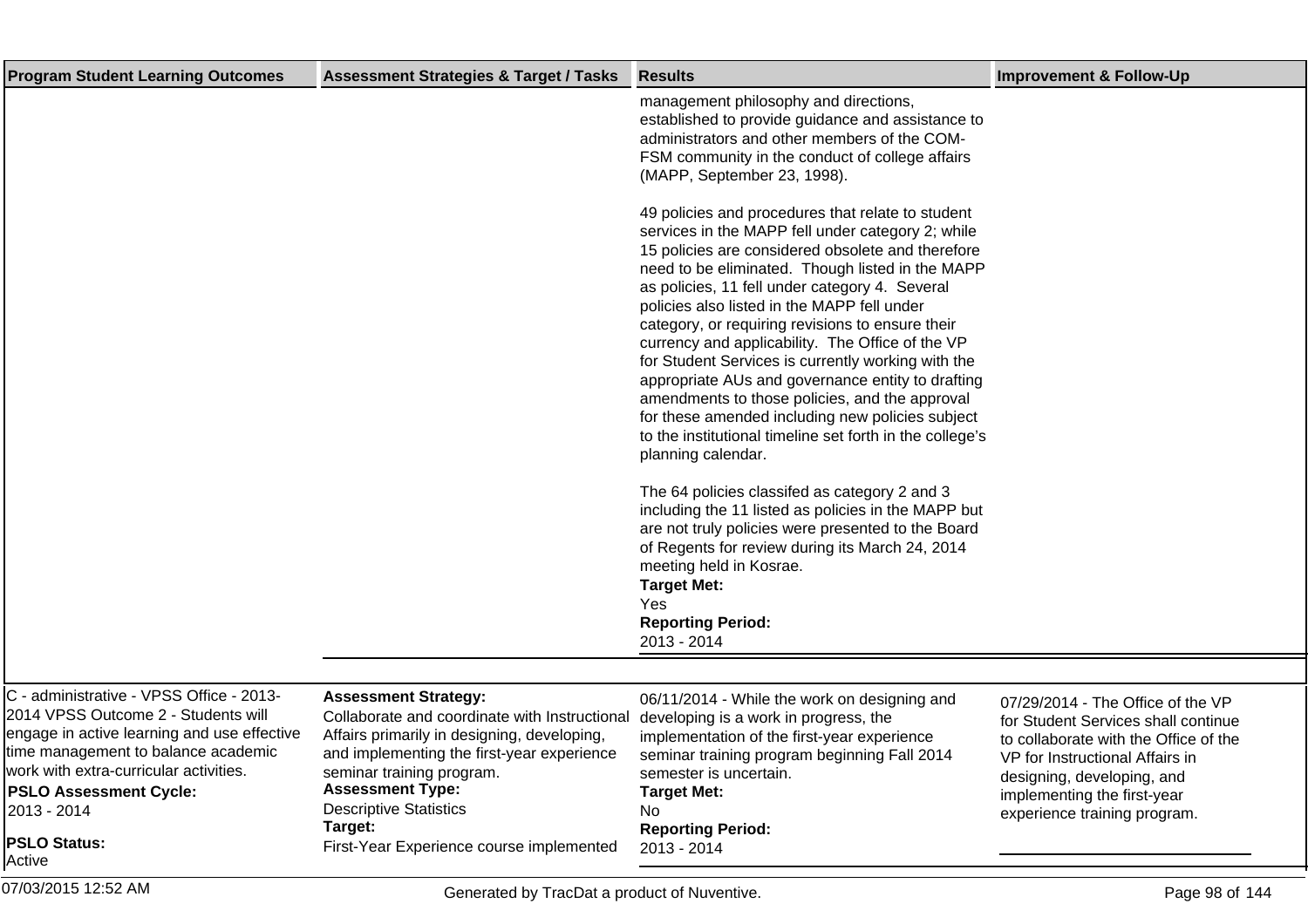| Program Student Learning Outcomes | Assessment Strategies & Target / Tasks | Results | Improvement & Follow-Up |
|---|---|---|---|
| | | management philosophy and directions, established to provide guidance and assistance to administrators and other members of the COM-FSM community in the conduct of college affairs (MAPP, September 23, 1998).<br><br>49 policies and procedures that relate to student services in the MAPP fell under category 2; while 15 policies are considered obsolete and therefore need to be eliminated. Though listed in the MAPP as policies, 11 fell under category 4. Several policies also listed in the MAPP fell under category, or requiring revisions to ensure their currency and applicability. The Office of the VP for Student Services is currently working with the appropriate AUs and governance entity to drafting amendments to those policies, and the approval for these amended including new policies subject to the institutional timeline set forth in the college's planning calendar.<br><br>The 64 policies classifed as category 2 and 3 including the 11 listed as policies in the MAPP but are not truly policies were presented to the Board of Regents for review during its March 24, 2014 meeting held in Kosrae.<br>**Target Met:**<br>Yes<br>**Reporting Period:**<br>2013 - 2014 | |
| C - administrative - VPSS Office - 2013-2014 VPSS Outcome 2 - Students will engage in active learning and use effective time management to balance academic work with extra-curricular activities.<br>**PSLO Assessment Cycle:**<br>2013 - 2014<br>**PSLO Status:**<br>Active | **Assessment Strategy:**<br>Collaborate and coordinate with Instructional Affairs primarily in designing, developing, and implementing the first-year experience seminar training program.<br>**Assessment Type:**<br>Descriptive Statistics<br>**Target:**<br>First-Year Experience course implemented | 06/11/2014 - While the work on designing and developing is a work in progress, the implementation of the first-year experience seminar training program beginning Fall 2014 semester is uncertain.<br>**Target Met:**<br>No<br>**Reporting Period:**<br>2013 - 2014 | 07/29/2014 - The Office of the VP for Student Services shall continue to collaborate with the Office of the VP for Instructional Affairs in designing, developing, and implementing the first-year experience training program. |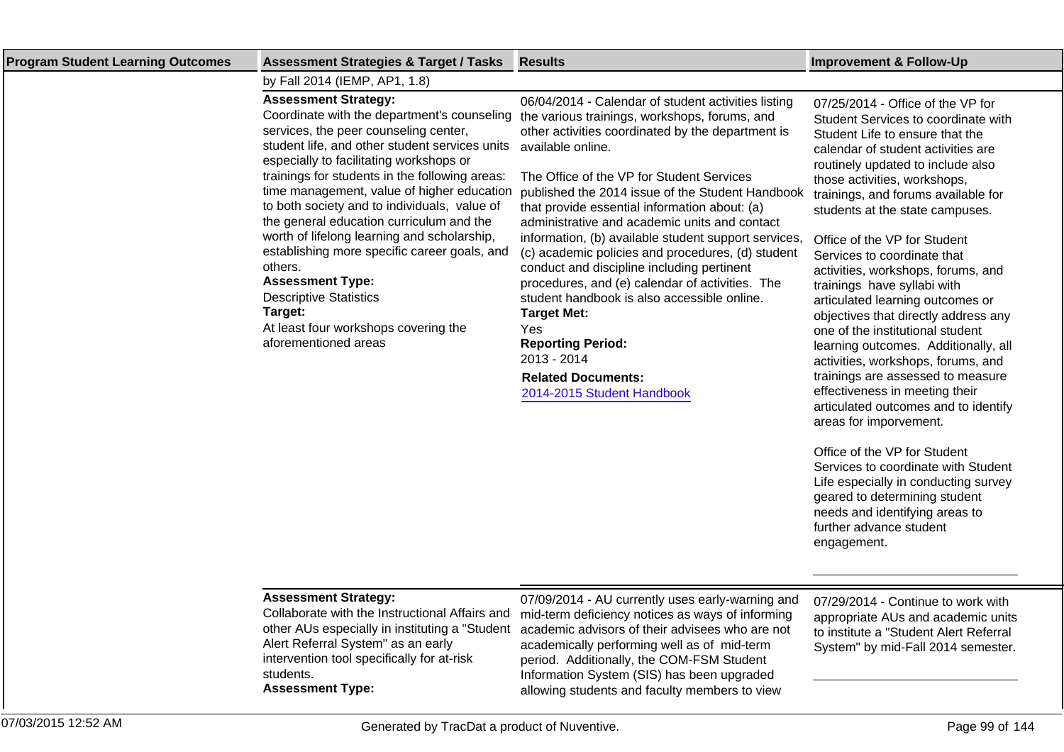| Program Student Learning Outcomes | Assessment Strategies & Target / Tasks | Results | Improvement & Follow-Up |
|---|---|---|---|
| | by Fall 2014 (IEMP, AP1, 1.8) | | |
| | **Assessment Strategy:**<br>Coordinate with the department's counseling services, the peer counseling center, student life, and other student services units especially to facilitating workshops or trainings for students in the following areas: time management, value of higher education to both society and to individuals, value of the general education curriculum and the worth of lifelong learning and scholarship, establishing more specific career goals, and others.<br>**Assessment Type:**<br>Descriptive Statistics<br>**Target:**<br>At least four workshops covering the aforementioned areas | 06/04/2014 - Calendar of student activities listing the various trainings, workshops, forums, and other activities coordinated by the department is available online.<br><br>The Office of the VP for Student Services published the 2014 issue of the Student Handbook that provide essential information about: (a) administrative and academic units and contact information, (b) available student support services, (c) academic policies and procedures, (d) student conduct and discipline including pertinent procedures, and (e) calendar of activities. The student handbook is also accessible online.<br>**Target Met:**<br>Yes<br>**Reporting Period:**<br>2013 - 2014<br>**Related Documents:**<br>2014-2015 Student Handbook | 07/25/2014 - Office of the VP for Student Services to coordinate with Student Life to ensure that the calendar of student activities are routinely updated to include also those activities, workshops, trainings, and forums available for students at the state campuses.<br><br>Office of the VP for Student Services to coordinate that activities, workshops, forums, and trainings have syllabi with articulated learning outcomes or objectives that directly address any one of the institutional student learning outcomes. Additionally, all activities, workshops, forums, and trainings are assessed to measure effectiveness in meeting their articulated outcomes and to identify areas for imporvement.<br><br>Office of the VP for Student Services to coordinate with Student Life especially in conducting survey geared to determining student needs and identifying areas to further advance student engagement. |
| | **Assessment Strategy:**<br>Collaborate with the Instructional Affairs and other AUs especially in instituting a "Student Alert Referral System" as an early intervention tool specifically for at-risk students.<br>**Assessment Type:** | 07/09/2014 - AU currently uses early-warning and mid-term deficiency notices as ways of informing academic advisors of their advisees who are not academically performing well as of mid-term period. Additionally, the COM-FSM Student Information System (SIS) has been upgraded allowing students and faculty members to view | 07/29/2014 - Continue to work with appropriate AUs and academic units to institute a "Student Alert Referral System" by mid-Fall 2014 semester. |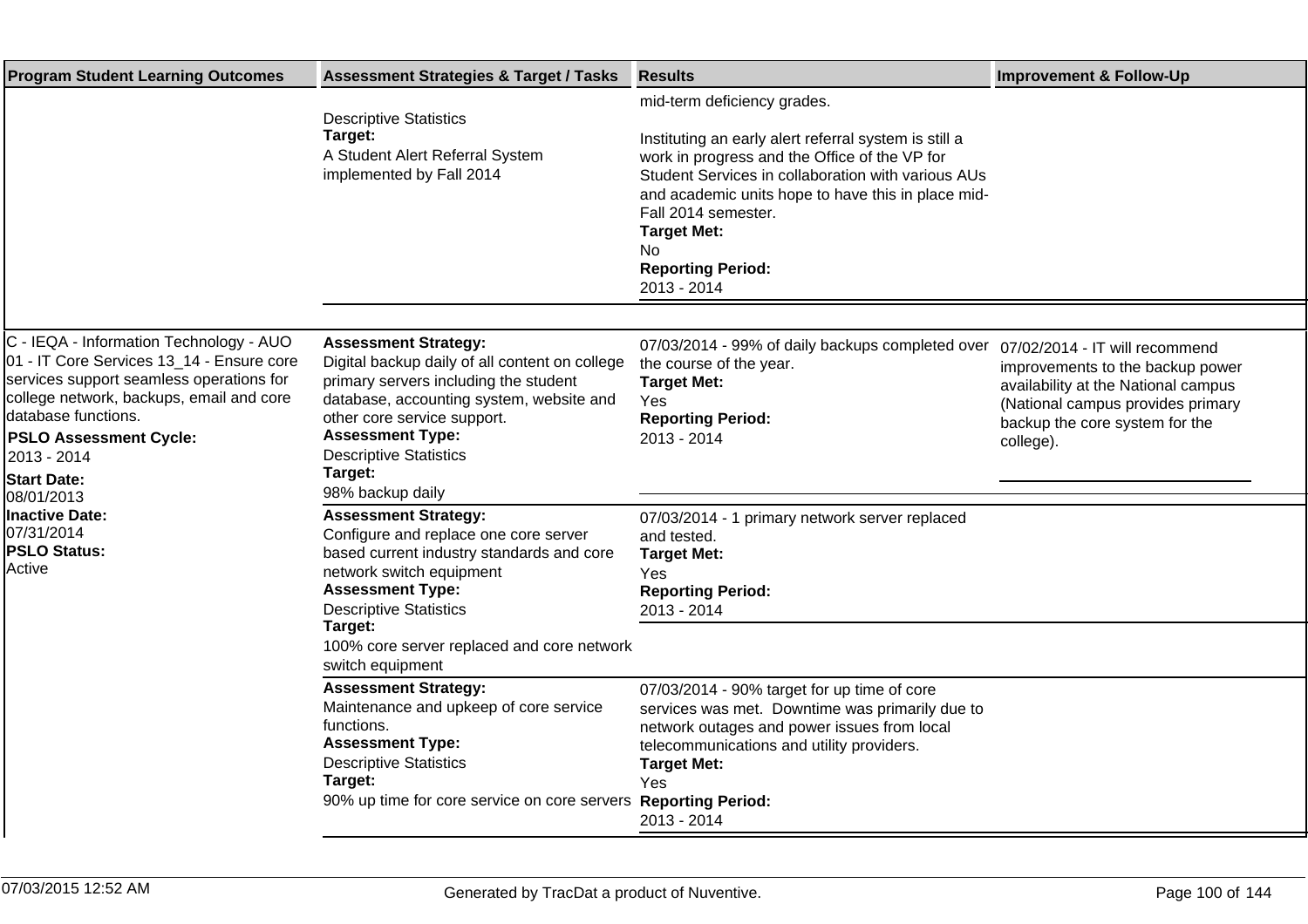| Program Student Learning Outcomes | Assessment Strategies & Target / Tasks | Results | Improvement & Follow-Up |
|---|---|---|---|
| | Descriptive Statistics<br>**Target:**<br>A Student Alert Referral System implemented by Fall 2014 | mid-term deficiency grades.<br><br>Instituting an early alert referral system is still a work in progress and the Office of the VP for Student Services in collaboration with various AUs and academic units hope to have this in place mid-Fall 2014 semester.<br>**Target Met:**<br>No<br>**Reporting Period:**<br>2013 - 2014 | |
| C - IEQA - Information Technology - AUO 01 - IT Core Services 13_14 - Ensure core services support seamless operations for college network, backups, email and core database functions.<br>**PSLO Assessment Cycle:**<br>2013 - 2014<br>**Start Date:**<br>08/01/2013<br>**Inactive Date:**<br>07/31/2014<br>**PSLO Status:**<br>Active | **Assessment Strategy:**<br>Digital backup daily of all content on college primary servers including the student database, accounting system, website and other core service support.<br>**Assessment Type:**<br>Descriptive Statistics<br>**Target:**<br>98% backup daily | 07/03/2014 - 99% of daily backups completed over the course of the year.<br>**Target Met:**<br>Yes<br>**Reporting Period:**<br>2013 - 2014 | 07/02/2014 - IT will recommend improvements to the backup power availability at the National campus (National campus provides primary backup the core system for the college). |
| | **Assessment Strategy:**<br>Configure and replace one core server based current industry standards and core network switch equipment<br>**Assessment Type:**<br>Descriptive Statistics<br>**Target:**<br>100% core server replaced and core network switch equipment | 07/03/2014 - 1 primary network server replaced and tested.<br>**Target Met:**<br>Yes<br>**Reporting Period:**<br>2013 - 2014 | |
| | **Assessment Strategy:**<br>Maintenance and upkeep of core service functions.<br>**Assessment Type:**<br>Descriptive Statistics<br>**Target:**<br>90% up time for core service on core servers | 07/03/2014 - 90% target for up time of core services was met. Downtime was primarily due to network outages and power issues from local telecommunications and utility providers.<br>**Target Met:**<br>Yes<br>**Reporting Period:**<br>2013 - 2014 | |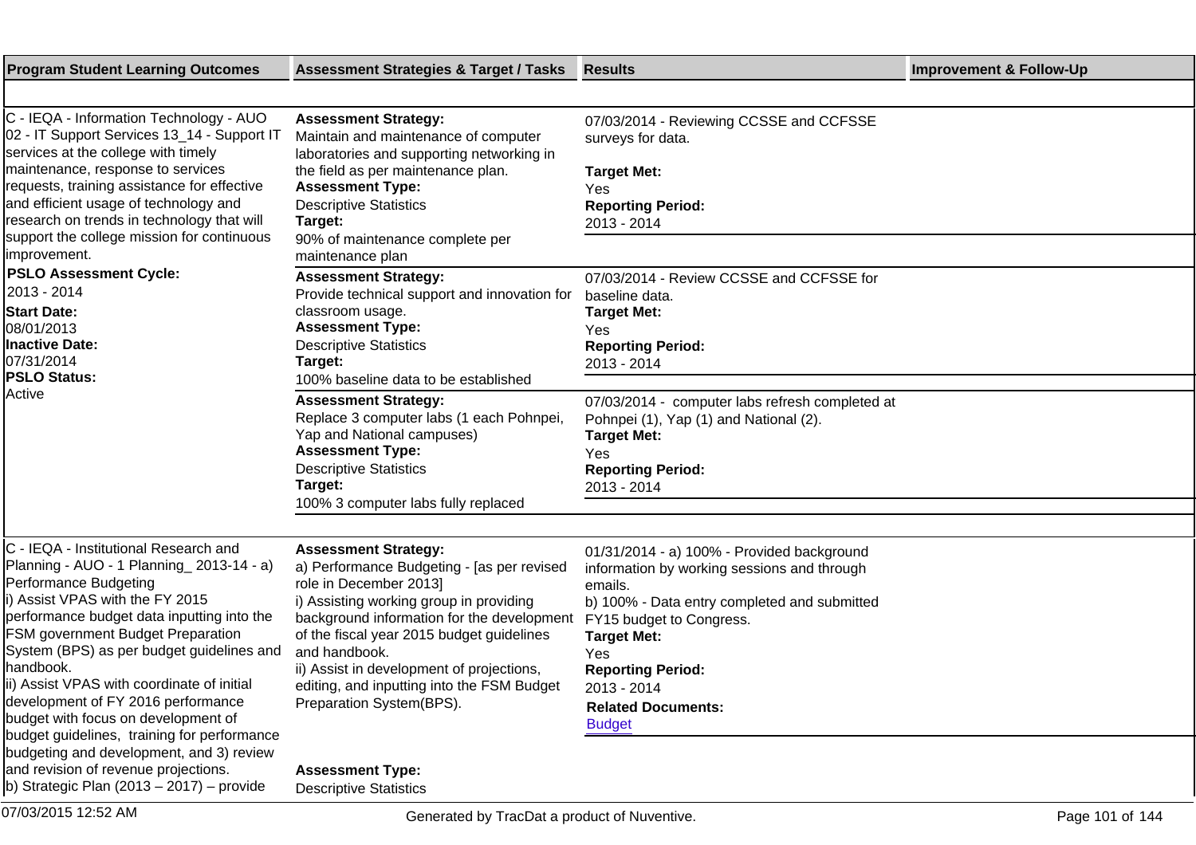| Program Student Learning Outcomes | Assessment Strategies & Target / Tasks | Results | Improvement & Follow-Up |
|---|---|---|---|
| C - IEQA - Information Technology - AUO 02 - IT Support Services 13_14 - Support IT services at the college with timely maintenance, response to services requests, training assistance for effective and efficient usage of technology and research on trends in technology that will support the college mission for continuous improvement.<br>**PSLO Assessment Cycle:**<br>2013 - 2014<br>**Start Date:**<br>08/01/2013<br>**Inactive Date:**<br>07/31/2014<br>**PSLO Status:**<br>Active | **Assessment Strategy:**<br>Maintain and maintenance of computer laboratories and supporting networking in the field as per maintenance plan.<br>**Assessment Type:**<br>Descriptive Statistics<br>**Target:**<br>90% of maintenance complete per maintenance plan | 07/03/2014 - Reviewing CCSSE and CCFSSE surveys for data.<br>**Target Met:**<br>Yes<br>**Reporting Period:**<br>2013 - 2014 | |
| | **Assessment Strategy:**<br>Provide technical support and innovation for classroom usage.<br>**Assessment Type:**<br>Descriptive Statistics<br>**Target:**<br>100% baseline data to be established | 07/03/2014 - Review CCSSE and CCFSSE for baseline data.<br>**Target Met:**<br>Yes<br>**Reporting Period:**<br>2013 - 2014 | |
| | **Assessment Strategy:**<br>Replace 3 computer labs (1 each Pohnpei, Yap and National campuses)<br>**Assessment Type:**<br>Descriptive Statistics<br>**Target:**<br>100% 3 computer labs fully replaced | 07/03/2014 - computer labs refresh completed at Pohnpei (1), Yap (1) and National (2).<br>**Target Met:**<br>Yes<br>**Reporting Period:**<br>2013 - 2014 | |
| C - IEQA - Institutional Research and Planning - AUO - 1 Planning_ 2013-14 - a) Performance Budgeting<br>i) Assist VPAS with the FY 2015 performance budget data inputting into the FSM government Budget Preparation System (BPS) as per budget guidelines and handbook.<br>ii) Assist VPAS with coordinate of initial development of FY 2016 performance budget with focus on development of budget guidelines, training for performance budgeting and development, and 3) review and revision of revenue projections.<br>b) Strategic Plan (2013 – 2017) – provide | **Assessment Strategy:**<br>a) Performance Budgeting - [as per revised role in December 2013]<br>i) Assisting working group in providing background information for the development of the fiscal year 2015 budget guidelines and handbook.<br>ii) Assist in development of projections, editing, and inputting into the FSM Budget Preparation System(BPS).<br><br>**Assessment Type:**<br>Descriptive Statistics | 01/31/2014 - a) 100% - Provided background information by working sessions and through emails.<br>b) 100% - Data entry completed and submitted FY15 budget to Congress.<br>**Target Met:**<br>Yes<br>**Reporting Period:**<br>2013 - 2014<br>**Related Documents:**<br>Budget | |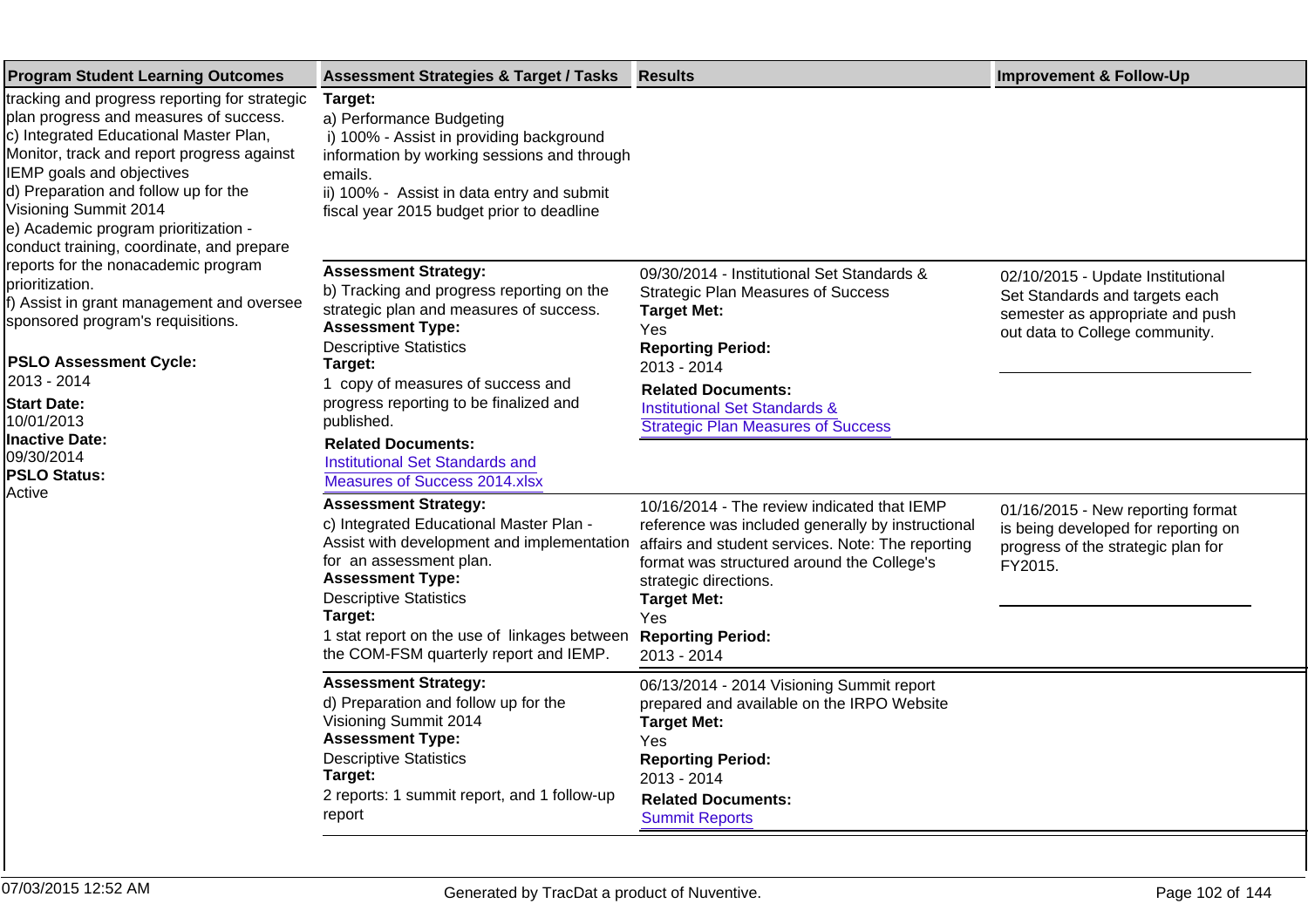| Program Student Learning Outcomes | Assessment Strategies & Target / Tasks | Results | Improvement & Follow-Up |
|---|---|---|---|
| tracking and progress reporting for strategic plan progress and measures of success.<br>c) Integrated Educational Master Plan, Monitor, track and report progress against IEMP goals and objectives<br>d) Preparation and follow up for the Visioning Summit 2014<br>e) Academic program prioritization - conduct training, coordinate, and prepare reports for the nonacademic program prioritization.<br>f) Assist in grant management and oversee sponsored program's requisitions.<br><br>**PSLO Assessment Cycle:**<br>2013 - 2014<br>**Start Date:**<br>10/01/2013<br>**Inactive Date:**<br>09/30/2014<br>**PSLO Status:**<br>Active | **Target:**<br>a) Performance Budgeting<br>i) 100% - Assist in providing background information by working sessions and through emails.<br>ii) 100% - Assist in data entry and submit fiscal year 2015 budget prior to deadline | | |
| | **Assessment Strategy:**<br>b) Tracking and progress reporting on the strategic plan and measures of success.<br>**Assessment Type:**<br>Descriptive Statistics<br>**Target:**<br>1 copy of measures of success and progress reporting to be finalized and published.<br>**Related Documents:**<br>Institutional Set Standards and Measures of Success 2014.xlsx | 09/30/2014 - Institutional Set Standards & Strategic Plan Measures of Success<br>**Target Met:**<br>Yes<br>**Reporting Period:**<br>2013 - 2014<br>**Related Documents:**<br>Institutional Set Standards & Strategic Plan Measures of Success | 02/10/2015 - Update Institutional Set Standards and targets each semester as appropriate and push out data to College community. |
| | **Assessment Strategy:**<br>c) Integrated Educational Master Plan - Assist with development and implementation for an assessment plan.<br>**Assessment Type:**<br>Descriptive Statistics<br>**Target:**<br>1 stat report on the use of linkages between the COM-FSM quarterly report and IEMP. | 10/16/2014 - The review indicated that IEMP reference was included generally by instructional affairs and student services. Note: The reporting format was structured around the College's strategic directions.<br>**Target Met:**<br>Yes<br>**Reporting Period:**<br>2013 - 2014 | 01/16/2015 - New reporting format is being developed for reporting on progress of the strategic plan for FY2015. |
| | **Assessment Strategy:**<br>d) Preparation and follow up for the Visioning Summit 2014<br>**Assessment Type:**<br>Descriptive Statistics<br>**Target:**<br>2 reports: 1 summit report, and 1 follow-up report | 06/13/2014 - 2014 Visioning Summit report prepared and available on the IRPO Website<br>**Target Met:**<br>Yes<br>**Reporting Period:**<br>2013 - 2014<br>**Related Documents:**<br>Summit Reports | |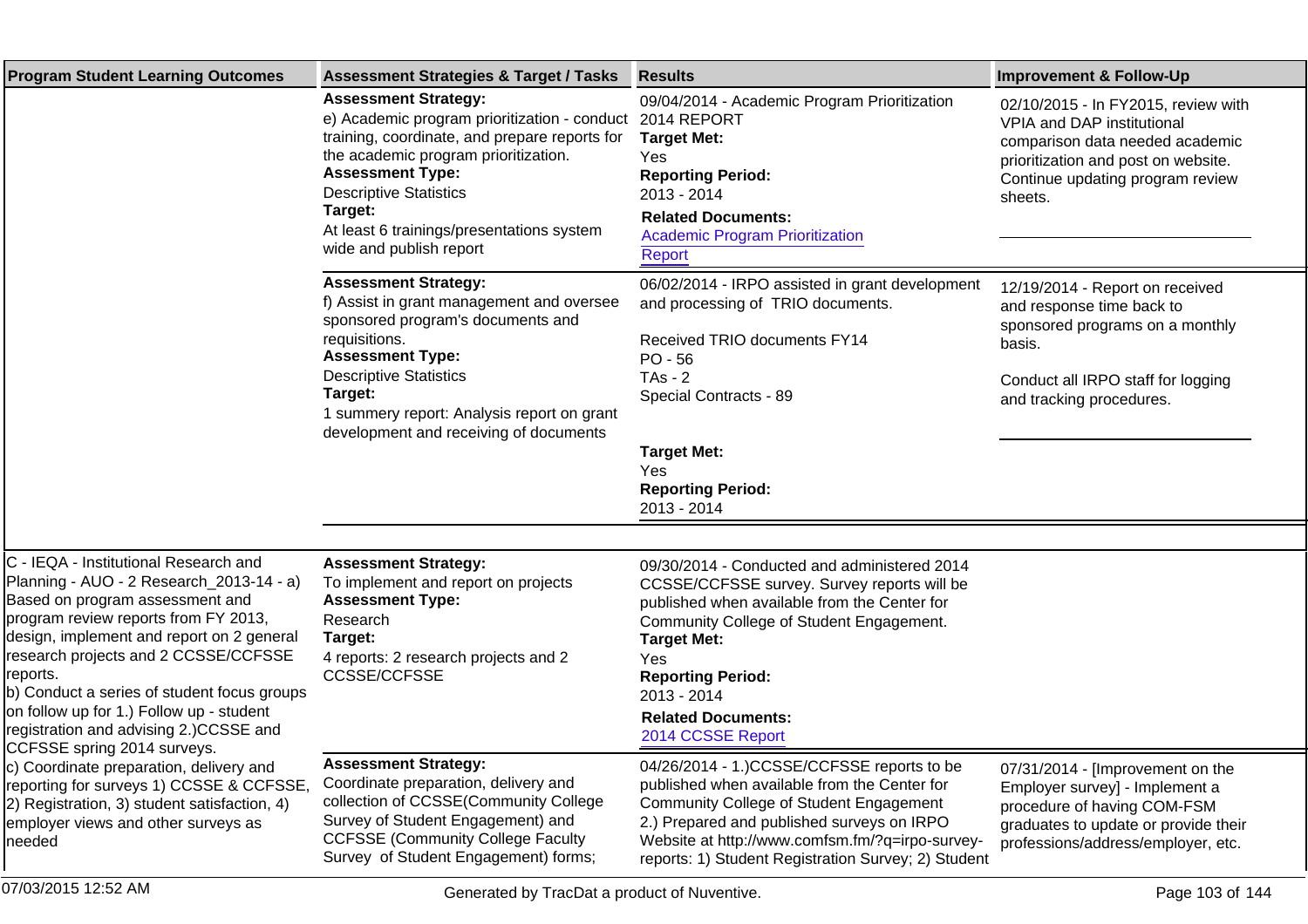| Program Student Learning Outcomes | Assessment Strategies & Target / Tasks | Results | Improvement & Follow-Up |
|---|---|---|---|
| | **Assessment Strategy:**<br>e) Academic program prioritization - conduct training, coordinate, and prepare reports for the academic program prioritization.<br>**Assessment Type:**<br>Descriptive Statistics<br>**Target:**<br>At least 6 trainings/presentations system wide and publish report | 09/04/2014 - Academic Program Prioritization 2014 REPORT<br>**Target Met:**<br>Yes<br>**Reporting Period:**<br>2013 - 2014<br>**Related Documents:**<br>Academic Program Prioritization Report | 02/10/2015 - In FY2015, review with VPIA and DAP institutional comparison data needed academic prioritization and post on website. Continue updating program review sheets. |
| | **Assessment Strategy:**<br>f) Assist in grant management and oversee sponsored program's documents and requisitions.<br>**Assessment Type:**<br>Descriptive Statistics<br>**Target:**<br>1 summery report: Analysis report on grant development and receiving of documents | 06/02/2014 - IRPO assisted in grant development and processing of TRIO documents.<br><br>Received TRIO documents FY14<br>PO - 56<br>TAs - 2<br>Special Contracts - 89<br><br>**Target Met:**<br>Yes<br>**Reporting Period:**<br>2013 - 2014 | 12/19/2014 - Report on received and response time back to sponsored programs on a monthly basis.<br><br>Conduct all IRPO staff for logging and tracking procedures. |
| C - IEQA - Institutional Research and Planning - AUO - 2 Research_2013-14 - a) Based on program assessment and program review reports from FY 2013, design, implement and report on 2 general research projects and 2 CCSSE/CCFSSE reports.<br>b) Conduct a series of student focus groups on follow up for 1.) Follow up - student registration and advising 2.)CCSSE and CCFSSE spring 2014 surveys.<br>c) Coordinate preparation, delivery and reporting for surveys 1) CCSSE & CCFSSE, 2) Registration, 3) student satisfaction, 4) employer views and other surveys as needed | **Assessment Strategy:**<br>To implement and report on projects<br>**Assessment Type:**<br>Research<br>**Target:**<br>4 reports: 2 research projects and 2 CCSSE/CCFSSE | 09/30/2014 - Conducted and administered 2014 CCSSE/CCFSSE survey. Survey reports will be published when available from the Center for Community College of Student Engagement.<br>**Target Met:**<br>Yes<br>**Reporting Period:**<br>2013 - 2014<br>**Related Documents:**<br>2014 CCSSE Report | |
| | **Assessment Strategy:**<br>Coordinate preparation, delivery and collection of CCSSE(Community College Survey of Student Engagement) and CCFSSE (Community College Faculty Survey of Student Engagement) forms; | 04/26/2014 - 1.)CCSSE/CCFSSE reports to be published when available from the Center for Community College of Student Engagement<br>2.) Prepared and published surveys on IRPO Website at http://www.comfsm.fm/?q=irpo-survey-reports: 1) Student Registration Survey; 2) Student | 07/31/2014 - [Improvement on the Employer survey] - Implement a procedure of having COM-FSM graduates to update or provide their professions/address/employer, etc. |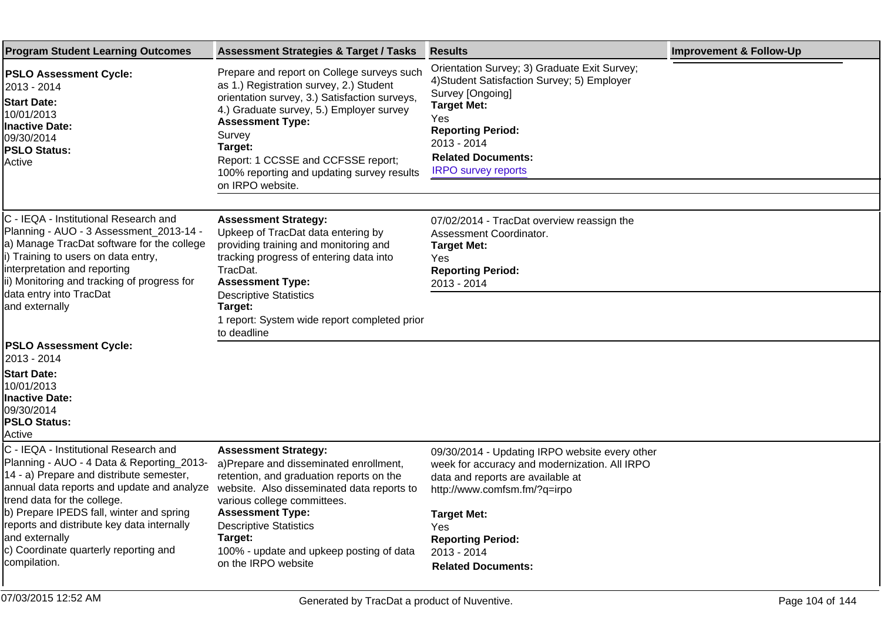| Program Student Learning Outcomes | Assessment Strategies & Target / Tasks | Results | Improvement & Follow-Up |
|---|---|---|---|
| **PSLO Assessment Cycle:** 2013 - 2014<br>**Start Date:** 10/01/2013<br>**Inactive Date:** 09/30/2014<br>**PSLO Status:** Active | Prepare and report on College surveys such as 1.) Registration survey, 2.) Student orientation survey, 3.) Satisfaction surveys, 4.) Graduate survey, 5.) Employer survey<br>**Assessment Type:** Survey<br>**Target:** Report: 1 CCSSE and CCFSSE report; 100% reporting and updating survey results on IRPO website. | Orientation Survey; 3) Graduate Exit Survey; 4)Student Satisfaction Survey; 5) Employer Survey [Ongoing]<br>**Target Met:** Yes<br>**Reporting Period:** 2013 - 2014<br>**Related Documents:** IRPO survey reports | |
| C - IEQA - Institutional Research and Planning - AUO - 3 Assessment_2013-14 - a) Manage TracDat software for the college i) Training to users on data entry, interpretation and reporting ii) Monitoring and tracking of progress for data entry into TracDat and externally<br>**PSLO Assessment Cycle:** 2013 - 2014<br>**Start Date:** 10/01/2013<br>**Inactive Date:** 09/30/2014<br>**PSLO Status:** Active | **Assessment Strategy:** Upkeep of TracDat data entering by providing training and monitoring and tracking progress of entering data into TracDat.<br>**Assessment Type:** Descriptive Statistics<br>**Target:** 1 report: System wide report completed prior to deadline | 07/02/2014 - TracDat overview reassign the Assessment Coordinator.<br>**Target Met:** Yes<br>**Reporting Period:** 2013 - 2014 | |
| C - IEQA - Institutional Research and Planning - AUO - 4 Data & Reporting_2013-14 - a) Prepare and distribute semester, annual data reports and update and analyze trend data for the college. b) Prepare IPEDS fall, winter and spring reports and distribute key data internally and externally c) Coordinate quarterly reporting and compilation. | **Assessment Strategy:** a)Prepare and disseminated enrollment, retention, and graduation reports on the website. Also disseminated data reports to various college committees.<br>**Assessment Type:** Descriptive Statistics<br>**Target:** 100% - update and upkeep posting of data on the IRPO website | 09/30/2014 - Updating IRPO website every other week for accuracy and modernization. All IRPO data and reports are available at http://www.comfsm.fm/?q=irpo<br>**Target Met:** Yes<br>**Reporting Period:** 2013 - 2014<br>**Related Documents:** | |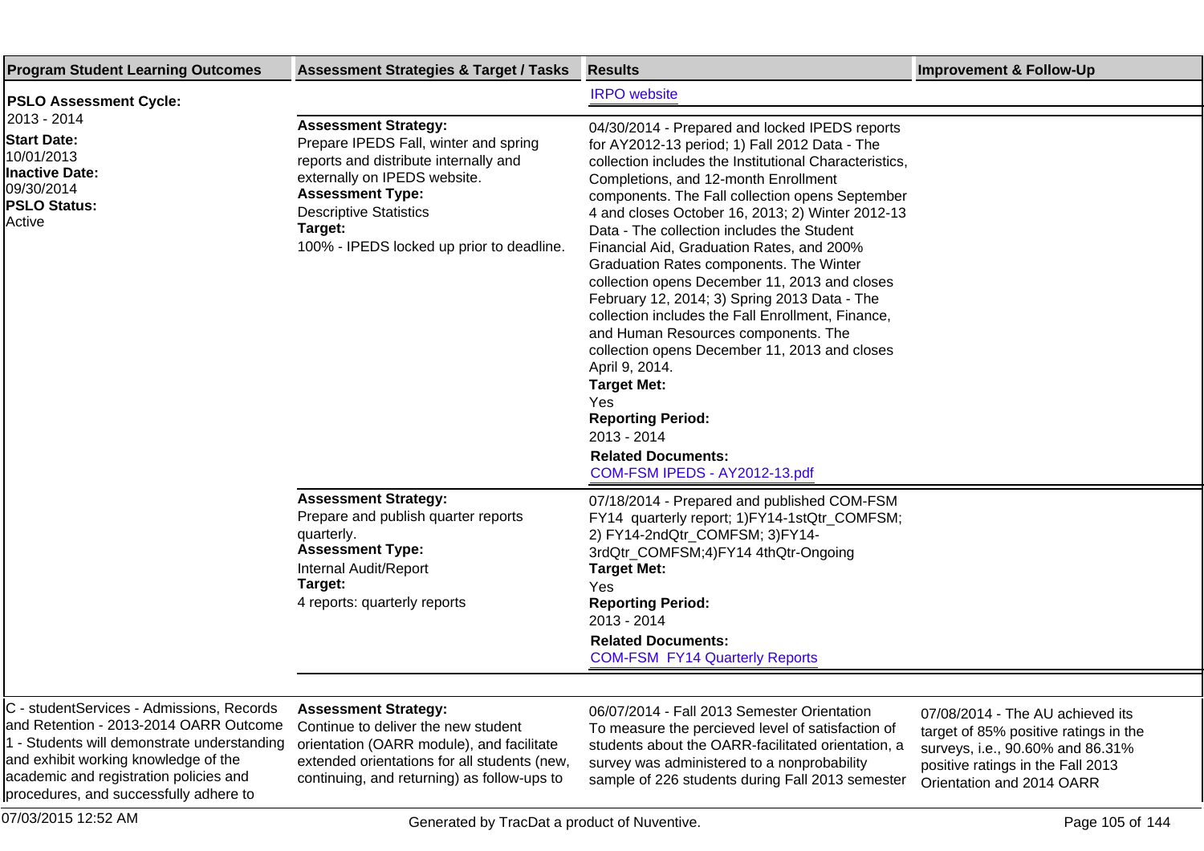| Program Student Learning Outcomes | Assessment Strategies & Target / Tasks | Results | Improvement & Follow-Up |
| --- | --- | --- | --- |
| **PSLO Assessment Cycle:** 2013 - 2014 **Start Date:** 10/01/2013 **Inactive Date:** 09/30/2014 **PSLO Status:** Active | | IRPO website | |
| | **Assessment Strategy:** Prepare IPEDS Fall, winter and spring reports and distribute internally and externally on IPEDS website. **Assessment Type:** Descriptive Statistics **Target:** 100% - IPEDS locked up prior to deadline. | 04/30/2014 - Prepared and locked IPEDS reports for AY2012-13 period; 1) Fall 2012 Data - The collection includes the Institutional Characteristics, Completions, and 12-month Enrollment components. The Fall collection opens September 4 and closes October 16, 2013; 2) Winter 2012-13 Data - The collection includes the Student Financial Aid, Graduation Rates, and 200% Graduation Rates components. The Winter collection opens December 11, 2013 and closes February 12, 2014; 3) Spring 2013 Data - The collection includes the Fall Enrollment, Finance, and Human Resources components. The collection opens December 11, 2013 and closes April 9, 2014. **Target Met:** Yes **Reporting Period:** 2013 - 2014 **Related Documents:** COM-FSM IPEDS - AY2012-13.pdf | |
| | **Assessment Strategy:** Prepare and publish quarter reports quarterly. **Assessment Type:** Internal Audit/Report **Target:** 4 reports: quarterly reports | 07/18/2014 - Prepared and published COM-FSM FY14 quarterly report; 1)FY14-1stQtr_COMFSM; 2) FY14-2ndQtr_COMFSM; 3)FY14-3rdQtr_COMFSM;4)FY14 4thQtr-Ongoing **Target Met:** Yes **Reporting Period:** 2013 - 2014 **Related Documents:** COM-FSM FY14 Quarterly Reports | |
| C - studentServices - Admissions, Records and Retention - 2013-2014 OARR Outcome 1 - Students will demonstrate understanding and exhibit working knowledge of the academic and registration policies and procedures, and successfully adhere to | **Assessment Strategy:** Continue to deliver the new student orientation (OARR module), and facilitate extended orientations for all students (new, continuing, and returning) as follow-ups to | 06/07/2014 - Fall 2013 Semester Orientation To measure the percieved level of satisfaction of students about the OARR-facilitated orientation, a survey was administered to a nonprobability sample of 226 students during Fall 2013 semester | 07/08/2014 - The AU achieved its target of 85% positive ratings in the surveys, i.e., 90.60% and 86.31% positive ratings in the Fall 2013 Orientation and 2014 OARR |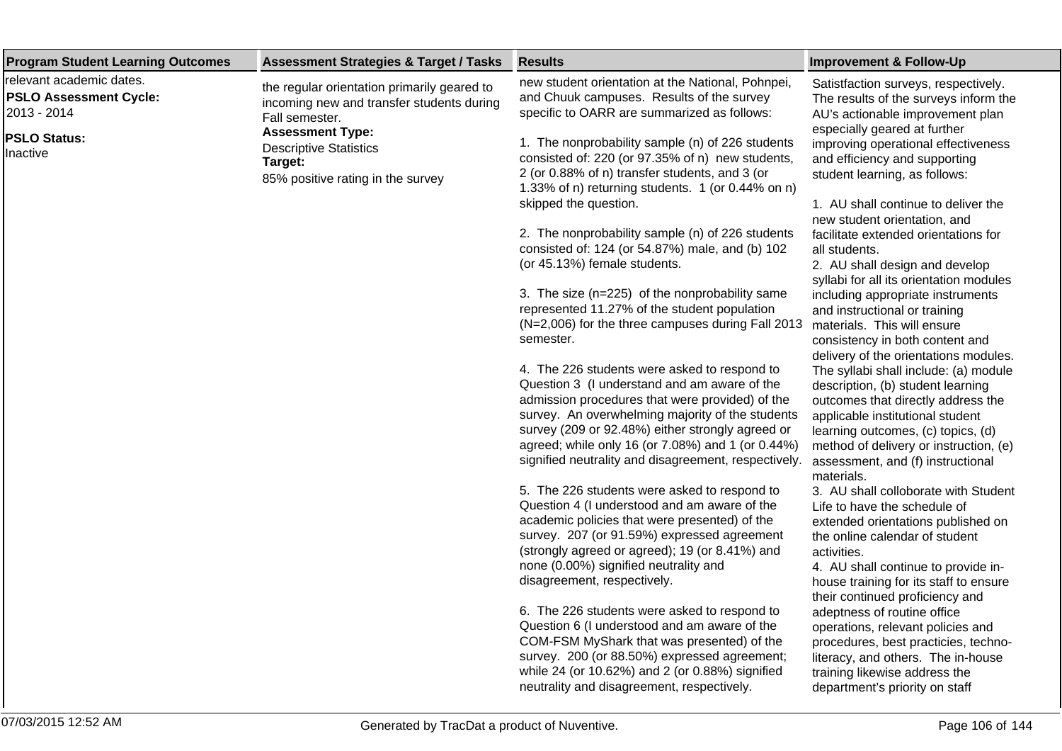| Program Student Learning Outcomes | Assessment Strategies & Target / Tasks | Results | Improvement & Follow-Up |
|---|---|---|---|
| relevant academic dates.<br>**PSLO Assessment Cycle:**<br>2013 - 2014<br>**PSLO Status:**<br>Inactive | the regular orientation primarily geared to incoming new and transfer students during Fall semester.<br>**Assessment Type:**<br>Descriptive Statistics<br>**Target:**<br>85% positive rating in the survey | new student orientation at the National, Pohnpei, and Chuuk campuses. Results of the survey specific to OARR are summarized as follows:<br><br>1. The nonprobability sample (n) of 226 students consisted of: 220 (or 97.35% of n) new students, 2 (or 0.88% of n) transfer students, and 3 (or 1.33% of n) returning students. 1 (or 0.44% on n) skipped the question.<br><br>2. The nonprobability sample (n) of 226 students consisted of: 124 (or 54.87%) male, and (b) 102 (or 45.13%) female students.<br><br>3. The size (n=225) of the nonprobability same represented 11.27% of the student population (N=2,006) for the three campuses during Fall 2013 semester.<br><br>4. The 226 students were asked to respond to Question 3 (I understand and am aware of the admission procedures that were provided) of the survey. An overwhelming majority of the students survey (209 or 92.48%) either strongly agreed or agreed; while only 16 (or 7.08%) and 1 (or 0.44%) signified neutrality and disagreement, respectively.<br><br>5. The 226 students were asked to respond to Question 4 (I understood and am aware of the academic policies that were presented) of the survey. 207 (or 91.59%) expressed agreement (strongly agreed or agreed); 19 (or 8.41%) and none (0.00%) signified neutrality and disagreement, respectively.<br><br>6. The 226 students were asked to respond to Question 6 (I understood and am aware of the COM-FSM MyShark that was presented) of the survey. 200 (or 88.50%) expressed agreement; while 24 (or 10.62%) and 2 (or 0.88%) signified neutrality and disagreement, respectively. | Satistfaction surveys, respectively. The results of the surveys inform the AU's actionable improvement plan especially geared at further improving operational effectiveness and efficiency and supporting student learning, as follows:<br><br>1. AU shall continue to deliver the new student orientation, and facilitate extended orientations for all students.<br>2. AU shall design and develop syllabi for all its orientation modules including appropriate instruments and instructional or training materials. This will ensure consistency in both content and delivery of the orientations modules. The syllabi shall include: (a) module description, (b) student learning outcomes that directly address the applicable institutional student learning outcomes, (c) topics, (d) method of delivery or instruction, (e) assessment, and (f) instructional materials.<br>3. AU shall colloborate with Student Life to have the schedule of extended orientations published on the online calendar of student activities.<br>4. AU shall continue to provide in-house training for its staff to ensure their continued proficiency and adeptness of routine office operations, relevant policies and procedures, best practicies, techno-literacy, and others. The in-house training likewise address the department's priority on staff |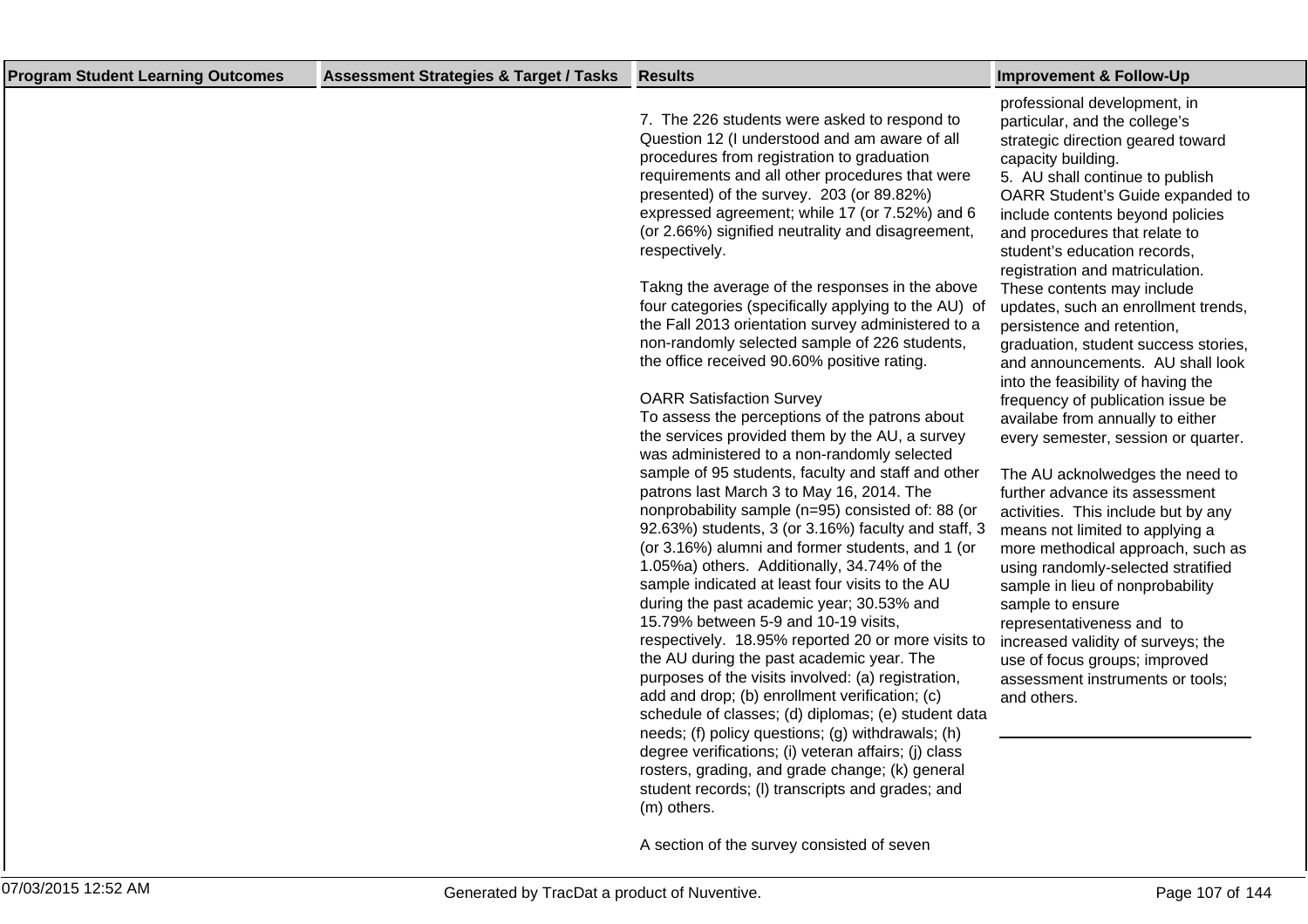| Program Student Learning Outcomes | Assessment Strategies & Target / Tasks | Results | Improvement & Follow-Up |
|---|---|---|---|
| | | 7. The 226 students were asked to respond to Question 12 (I understood and am aware of all procedures from registration to graduation requirements and all other procedures that were presented) of the survey. 203 (or 89.82%) expressed agreement; while 17 (or 7.52%) and 6 (or 2.66%) signified neutrality and disagreement, respectively.<br><br>Takng the average of the responses in the above four categories (specifically applying to the AU) of the Fall 2013 orientation survey administered to a non-randomly selected sample of 226 students, the office received 90.60% positive rating.<br><br>OARR Satisfaction Survey<br>To assess the perceptions of the patrons about the services provided them by the AU, a survey was administered to a non-randomly selected sample of 95 students, faculty and staff and other patrons last March 3 to May 16, 2014. The nonprobability sample (n=95) consisted of: 88 (or 92.63%) students, 3 (or 3.16%) faculty and staff, 3 (or 3.16%) alumni and former students, and 1 (or 1.05%a) others. Additionally, 34.74% of the sample indicated at least four visits to the AU during the past academic year; 30.53% and 15.79% between 5-9 and 10-19 visits, respectively. 18.95% reported 20 or more visits to the AU during the past academic year. The purposes of the visits involved: (a) registration, add and drop; (b) enrollment verification; (c) schedule of classes; (d) diplomas; (e) student data needs; (f) policy questions; (g) withdrawals; (h) degree verifications; (i) veteran affairs; (j) class rosters, grading, and grade change; (k) general student records; (l) transcripts and grades; and (m) others.<br><br>A section of the survey consisted of seven | professional development, in particular, and the college's strategic direction geared toward capacity building.<br>5. AU shall continue to publish OARR Student's Guide expanded to include contents beyond policies and procedures that relate to student's education records, registration and matriculation. These contents may include updates, such an enrollment trends, persistence and retention, graduation, student success stories, and announcements. AU shall look into the feasibility of having the frequency of publication issue be availabe from annually to either every semester, session or quarter.<br><br>The AU acknolwedges the need to further advance its assessment activities. This include but by any means not limited to applying a more methodical approach, such as using randomly-selected stratified sample in lieu of nonprobability sample to ensure representativeness and to increased validity of surveys; the use of focus groups; improved assessment instruments or tools; and others. |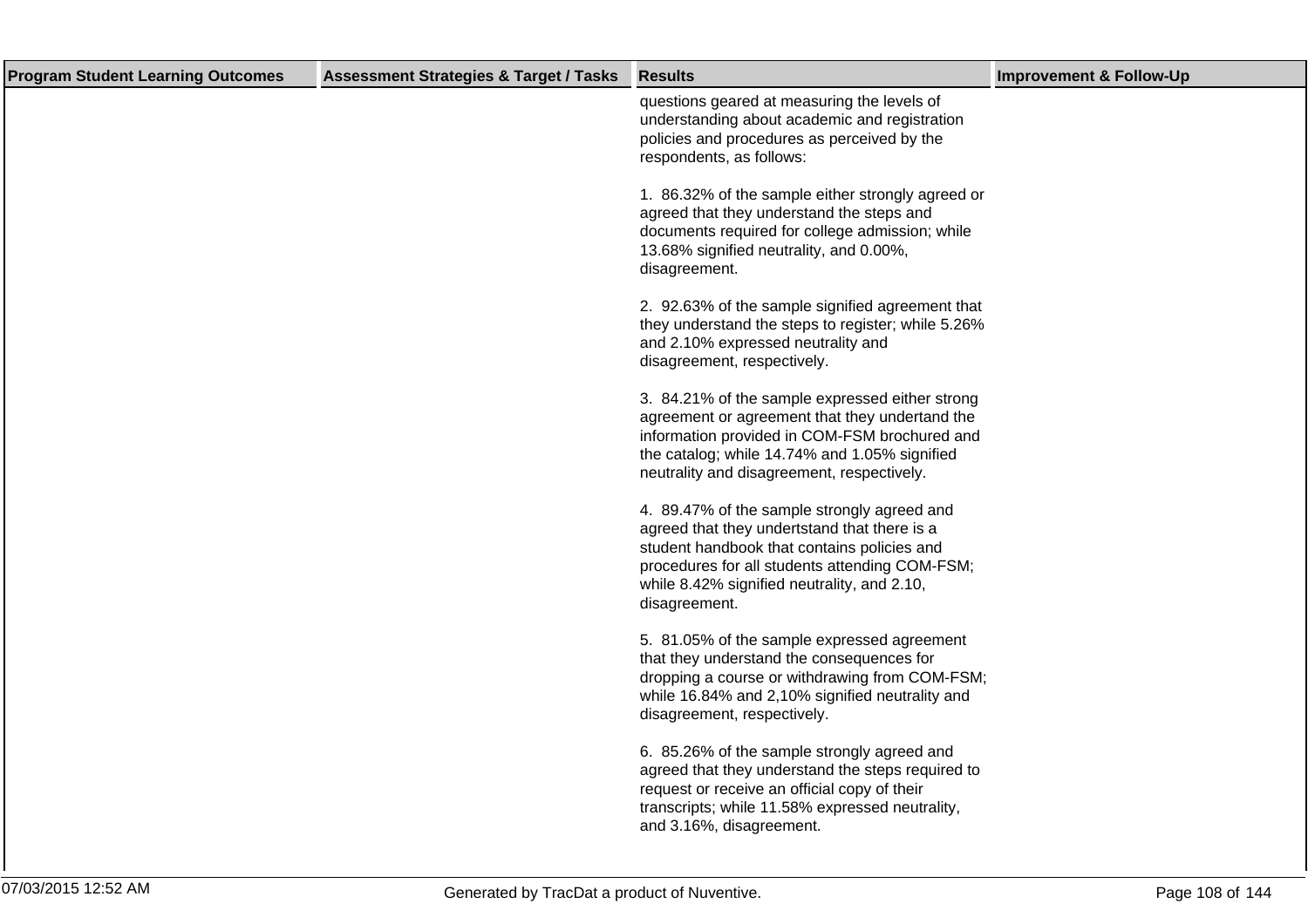| Program Student Learning Outcomes | Assessment Strategies & Target / Tasks | Results | Improvement & Follow-Up |
|---|---|---|---|
| | | questions geared at measuring the levels of understanding about academic and registration policies and procedures as perceived by the respondents, as follows:<br><br>1. 86.32% of the sample either strongly agreed or agreed that they understand the steps and documents required for college admission; while 13.68% signified neutrality, and 0.00%, disagreement.<br><br>2. 92.63% of the sample signified agreement that they understand the steps to register; while 5.26% and 2.10% expressed neutrality and disagreement, respectively.<br><br>3. 84.21% of the sample expressed either strong agreement or agreement that they undertand the information provided in COM-FSM brochured and the catalog; while 14.74% and 1.05% signified neutrality and disagreement, respectively.<br><br>4. 89.47% of the sample strongly agreed and agreed that they undertstand that there is a student handbook that contains policies and procedures for all students attending COM-FSM; while 8.42% signified neutrality, and 2.10, disagreement.<br><br>5. 81.05% of the sample expressed agreement that they understand the consequences for dropping a course or withdrawing from COM-FSM; while 16.84% and 2,10% signified neutrality and disagreement, respectively.<br><br>6. 85.26% of the sample strongly agreed and agreed that they understand the steps required to request or receive an official copy of their transcripts; while 11.58% expressed neutrality, and 3.16%, disagreement. | |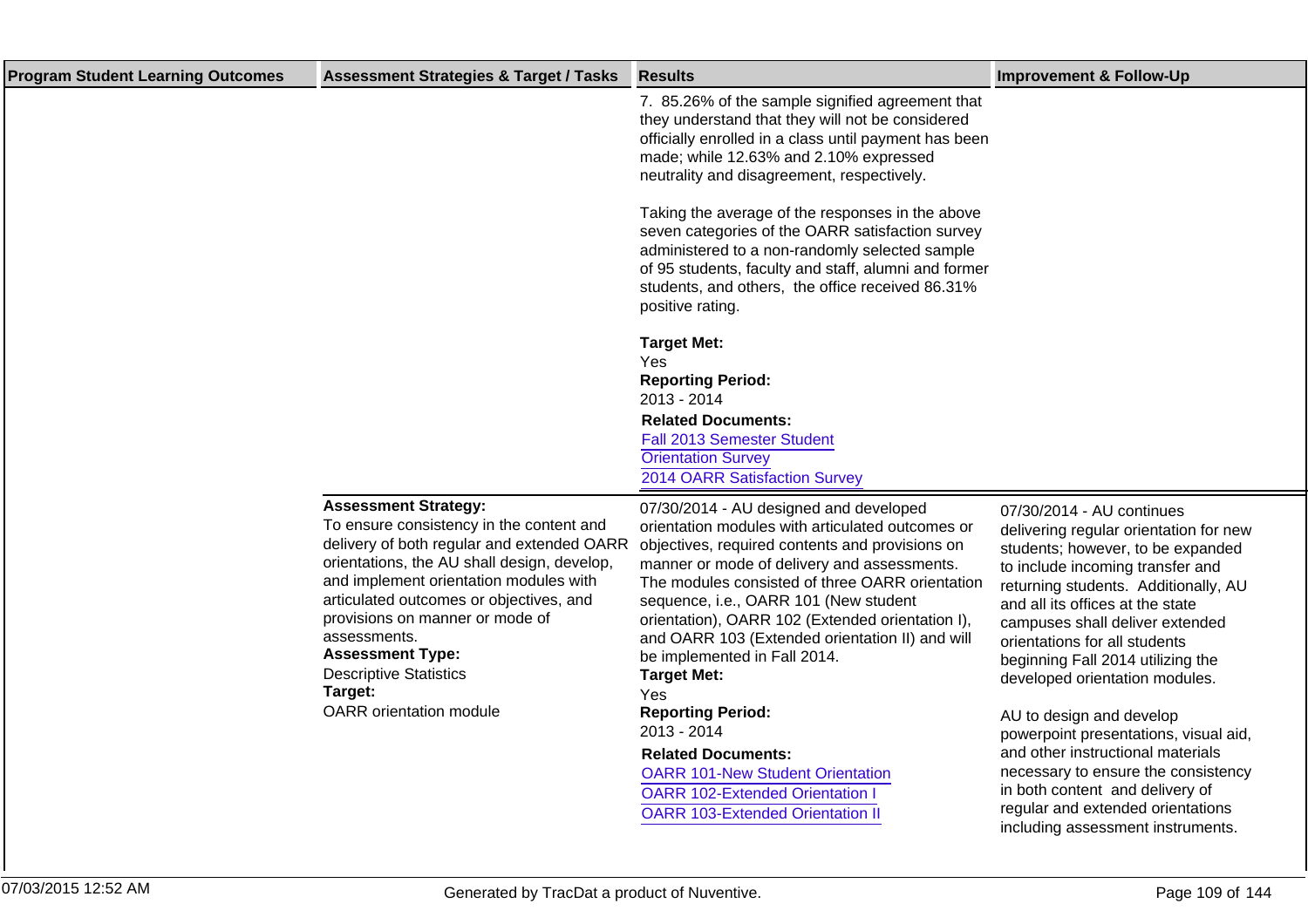| Program Student Learning Outcomes | Assessment Strategies & Target / Tasks | Results | Improvement & Follow-Up |
|---|---|---|---|
| | | 7. 85.26% of the sample signified agreement that they understand that they will not be considered officially enrolled in a class until payment has been made; while 12.63% and 2.10% expressed neutrality and disagreement, respectively.<br><br>Taking the average of the responses in the above seven categories of the OARR satisfaction survey administered to a non-randomly selected sample of 95 students, faculty and staff, alumni and former students, and others, the office received 86.31% positive rating.<br><br>**Target Met:**<br>Yes<br>**Reporting Period:**<br>2013 - 2014<br>**Related Documents:**<br>Fall 2013 Semester Student Orientation Survey<br>2014 OARR Satisfaction Survey | |
| | **Assessment Strategy:**<br>To ensure consistency in the content and delivery of both regular and extended OARR orientations, the AU shall design, develop, and implement orientation modules with articulated outcomes or objectives, and provisions on manner or mode of assessments.<br>**Assessment Type:**<br>Descriptive Statistics<br>**Target:**<br>OARR orientation module | 07/30/2014 - AU designed and developed orientation modules with articulated outcomes or objectives, required contents and provisions on manner or mode of delivery and assessments. The modules consisted of three OARR orientation sequence, i.e., OARR 101 (New student orientation), OARR 102 (Extended orientation I), and OARR 103 (Extended orientation II) and will be implemented in Fall 2014.<br>**Target Met:**<br>Yes<br>**Reporting Period:**<br>2013 - 2014<br>**Related Documents:**<br>OARR 101-New Student Orientation<br>OARR 102-Extended Orientation I<br>OARR 103-Extended Orientation II | 07/30/2014 - AU continues delivering regular orientation for new students; however, to be expanded to include incoming transfer and returning students. Additionally, AU and all its offices at the state campuses shall deliver extended orientations for all students beginning Fall 2014 utilizing the developed orientation modules.<br><br>AU to design and develop powerpoint presentations, visual aid, and other instructional materials necessary to ensure the consistency in both content and delivery of regular and extended orientations including assessment instruments. |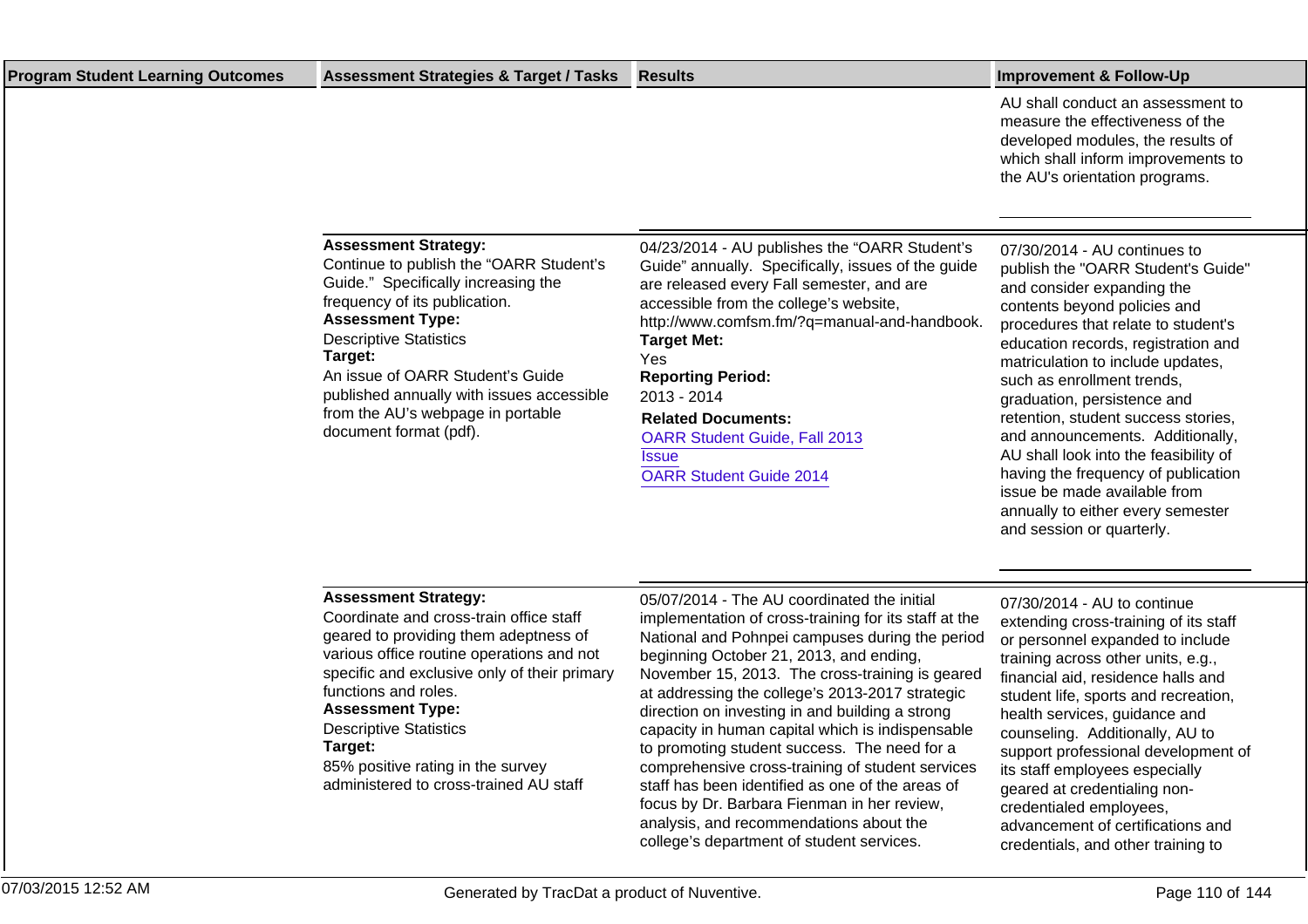| Program Student Learning Outcomes | Assessment Strategies & Target / Tasks | Results | Improvement & Follow-Up |
|---|---|---|---|
| | | | AU shall conduct an assessment to measure the effectiveness of the developed modules, the results of which shall inform improvements to the AU's orientation programs. |
| | **Assessment Strategy:**<br>Continue to publish the "OARR Student's Guide." Specifically increasing the frequency of its publication.<br>**Assessment Type:**<br>Descriptive Statistics<br>**Target:**<br>An issue of OARR Student's Guide published annually with issues accessible from the AU's webpage in portable document format (pdf). | 04/23/2014 - AU publishes the "OARR Student's Guide" annually. Specifically, issues of the guide are released every Fall semester, and are accessible from the college's website, http://www.comfsm.fm/?q=manual-and-handbook.<br>**Target Met:**<br>Yes<br>**Reporting Period:**<br>2013 - 2014<br>**Related Documents:**<br>OARR Student Guide, Fall 2013<br>Issue<br>OARR Student Guide 2014 | 07/30/2014 - AU continues to publish the "OARR Student's Guide" and consider expanding the contents beyond policies and procedures that relate to student's education records, registration and matriculation to include updates, such as enrollment trends, graduation, persistence and retention, student success stories, and announcements. Additionally, AU shall look into the feasibility of having the frequency of publication issue be made available from annually to either every semester and session or quarterly. |
| | **Assessment Strategy:**<br>Coordinate and cross-train office staff geared to providing them adeptness of various office routine operations and not specific and exclusive only of their primary functions and roles.<br>**Assessment Type:**<br>Descriptive Statistics<br>**Target:**<br>85% positive rating in the survey administered to cross-trained AU staff | 05/07/2014 - The AU coordinated the initial implementation of cross-training for its staff at the National and Pohnpei campuses during the period beginning October 21, 2013, and ending, November 15, 2013. The cross-training is geared at addressing the college's 2013-2017 strategic direction on investing in and building a strong capacity in human capital which is indispensable to promoting student success. The need for a comprehensive cross-training of student services staff has been identified as one of the areas of focus by Dr. Barbara Fienman in her review, analysis, and recommendations about the college's department of student services. | 07/30/2014 - AU to continue extending cross-training of its staff or personnel expanded to include training across other units, e.g., financial aid, residence halls and student life, sports and recreation, health services, guidance and counseling. Additionally, AU to support professional development of its staff employees especially geared at credentialing non-credentialed employees, advancement of certifications and credentials, and other training to |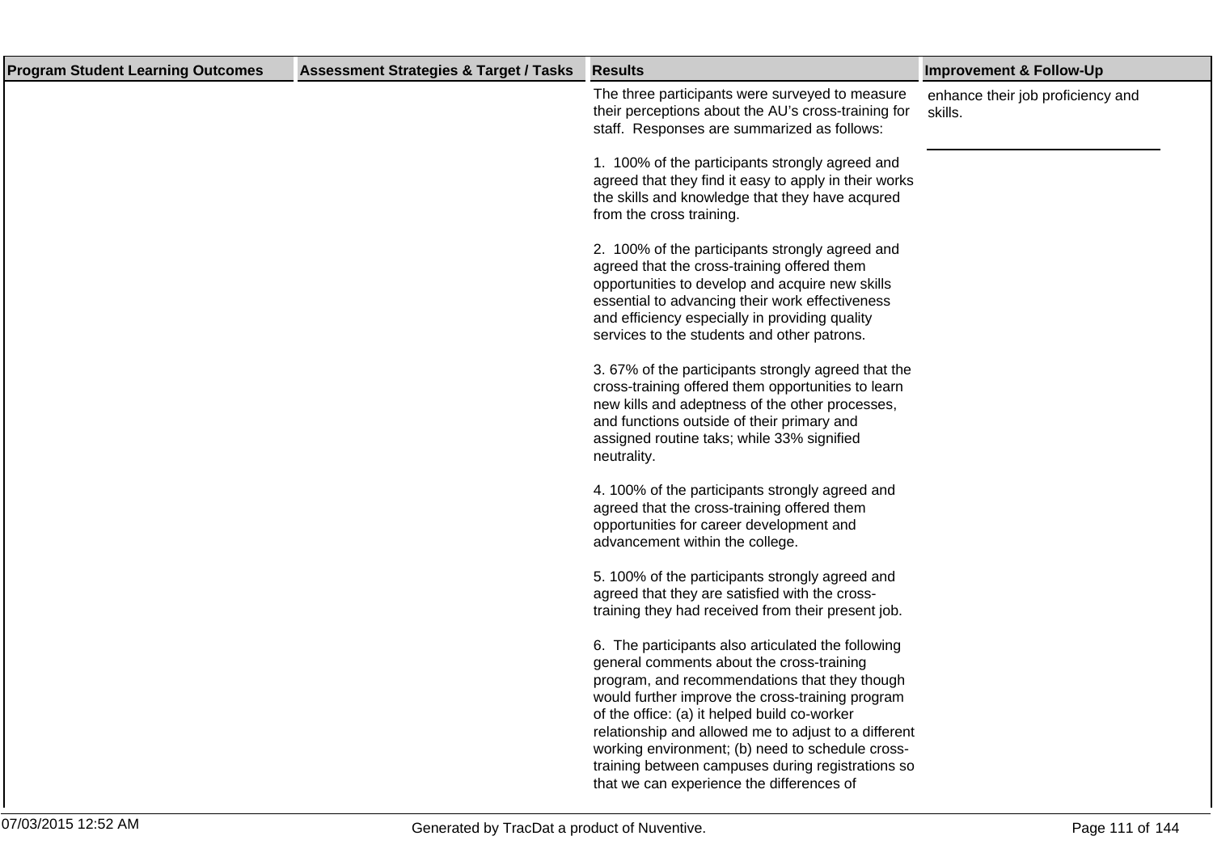| Program Student Learning Outcomes | Assessment Strategies & Target / Tasks | Results | Improvement & Follow-Up |
|---|---|---|---|
| | | The three participants were surveyed to measure their perceptions about the AU's cross-training for staff. Responses are summarized as follows:<br><br>1. 100% of the participants strongly agreed and agreed that they find it easy to apply in their works the skills and knowledge that they have acqured from the cross training.<br><br>2. 100% of the participants strongly agreed and agreed that the cross-training offered them opportunities to develop and acquire new skills essential to advancing their work effectiveness and efficiency especially in providing quality services to the students and other patrons.<br><br>3. 67% of the participants strongly agreed that the cross-training offered them opportunities to learn new kills and adeptness of the other processes, and functions outside of their primary and assigned routine taks; while 33% signified neutrality.<br><br>4. 100% of the participants strongly agreed and agreed that the cross-training offered them opportunities for career development and advancement within the college.<br><br>5. 100% of the participants strongly agreed and agreed that they are satisfied with the cross-training they had received from their present job.<br><br>6. The participants also articulated the following general comments about the cross-training program, and recommendations that they though would further improve the cross-training program of the office: (a) it helped build co-worker relationship and allowed me to adjust to a different working environment; (b) need to schedule cross-training between campuses during registrations so that we can experience the differences of | enhance their job proficiency and skills. |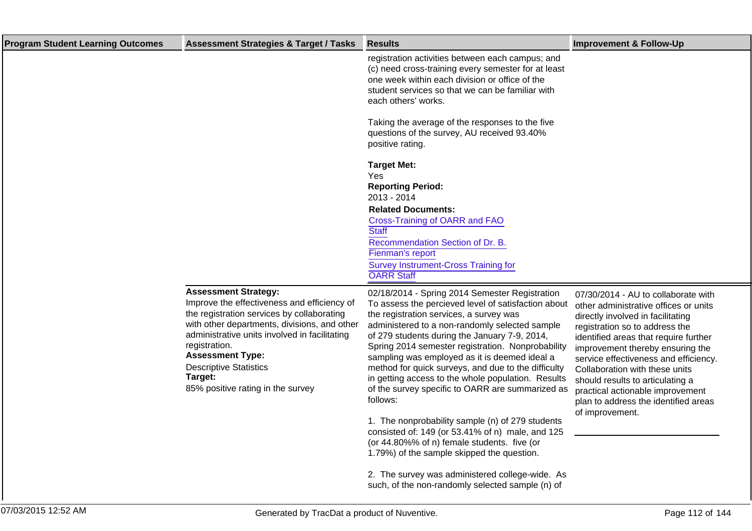| Program Student Learning Outcomes | Assessment Strategies & Target / Tasks | Results | Improvement & Follow-Up |
|---|---|---|---|
| | | registration activities between each campus; and (c) need cross-training every semester for at least one week within each division or office of the student services so that we can be familiar with each others' works.<br><br>Taking the average of the responses to the five questions of the survey, AU received 93.40% positive rating.<br><br>**Target Met:**<br>Yes<br>**Reporting Period:**<br>2013 - 2014<br>**Related Documents:**<br>Cross-Training of OARR and FAO Staff<br>Recommendation Section of Dr. B. Fienman's report<br>Survey Instrument-Cross Training for OARR Staff | |
| | **Assessment Strategy:**<br>Improve the effectiveness and efficiency of the registration services by collaborating with other departments, divisions, and other administrative units involved in facilitating registration.<br>**Assessment Type:**<br>Descriptive Statistics<br>**Target:**<br>85% positive rating in the survey | 02/18/2014 - Spring 2014 Semester Registration<br>To assess the percieved level of satisfaction about the registration services, a survey was administered to a non-randomly selected sample of 279 students during the January 7-9, 2014, Spring 2014 semester registration. Nonprobability sampling was employed as it is deemed ideal a method for quick surveys, and due to the difficulty in getting access to the whole population. Results of the survey specific to OARR are summarized as follows:<br><br>1. The nonprobability sample (n) of 279 students consisted of: 149 (or 53.41% of n) male, and 125 (or 44.80%% of n) female students. five (or 1.79%) of the sample skipped the question.<br><br>2. The survey was administered college-wide. As such, of the non-randomly selected sample (n) of | 07/30/2014 - AU to collaborate with other administrative offices or units directly involved in facilitating registration so to address the identified areas that require further improvement thereby ensuring the service effectiveness and efficiency. Collaboration with these units should results to articulating a practical actionable improvement plan to address the identified areas of improvement. |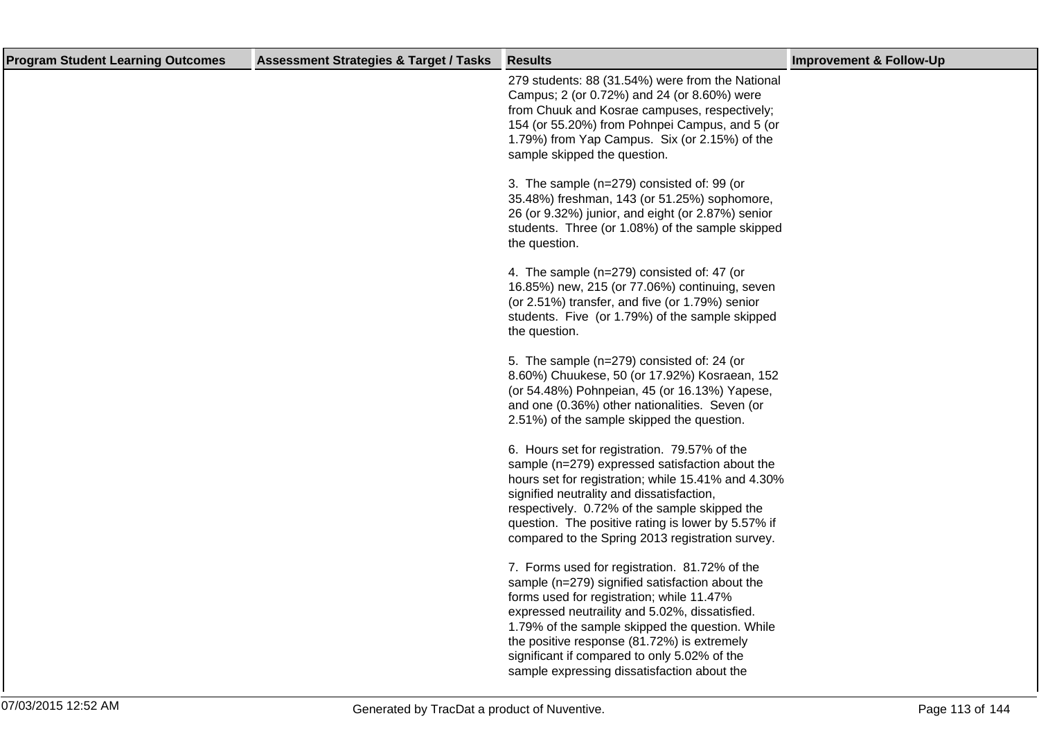| Program Student Learning Outcomes | Assessment Strategies & Target / Tasks | Results | Improvement & Follow-Up |
|---|---|---|---|
| | | 279 students: 88 (31.54%) were from the National Campus; 2 (or 0.72%) and 24 (or 8.60%) were from Chuuk and Kosrae campuses, respectively; 154 (or 55.20%) from Pohnpei Campus, and 5 (or 1.79%) from Yap Campus. Six (or 2.15%) of the sample skipped the question.<br><br>3. The sample (n=279) consisted of: 99 (or 35.48%) freshman, 143 (or 51.25%) sophomore, 26 (or 9.32%) junior, and eight (or 2.87%) senior students. Three (or 1.08%) of the sample skipped the question.<br><br>4. The sample (n=279) consisted of: 47 (or 16.85%) new, 215 (or 77.06%) continuing, seven (or 2.51%) transfer, and five (or 1.79%) senior students. Five (or 1.79%) of the sample skipped the question.<br><br>5. The sample (n=279) consisted of: 24 (or 8.60%) Chuukese, 50 (or 17.92%) Kosraean, 152 (or 54.48%) Pohnpeian, 45 (or 16.13%) Yapese, and one (0.36%) other nationalities. Seven (or 2.51%) of the sample skipped the question.<br><br>6. Hours set for registration. 79.57% of the sample (n=279) expressed satisfaction about the hours set for registration; while 15.41% and 4.30% signified neutrality and dissatisfaction, respectively. 0.72% of the sample skipped the question. The positive rating is lower by 5.57% if compared to the Spring 2013 registration survey.<br><br>7. Forms used for registration. 81.72% of the sample (n=279) signified satisfaction about the forms used for registration; while 11.47% expressed neutraility and 5.02%, dissatisfied. 1.79% of the sample skipped the question. While the positive response (81.72%) is extremely significant if compared to only 5.02% of the sample expressing dissatisfaction about the | |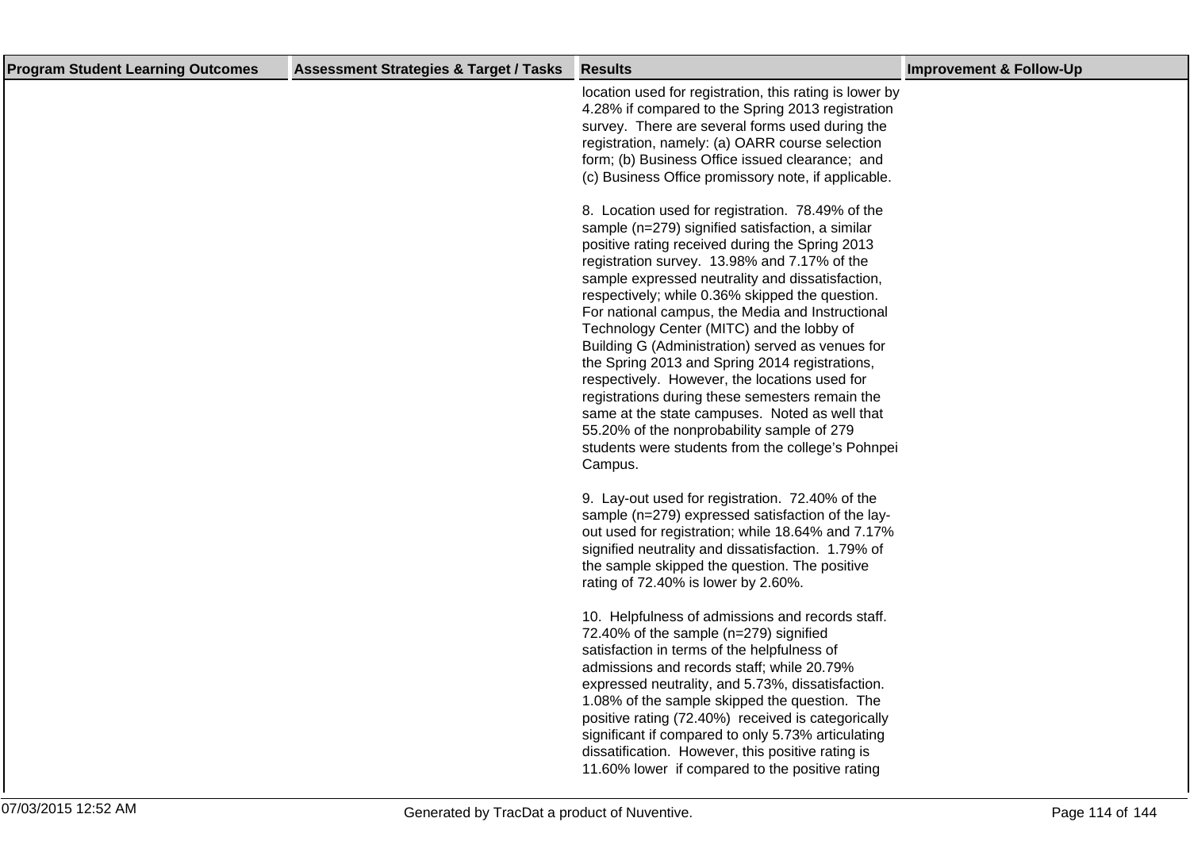| Program Student Learning Outcomes | Assessment Strategies & Target / Tasks | Results | Improvement & Follow-Up |
|---|---|---|---|
| | | location used for registration, this rating is lower by 4.28% if compared to the Spring 2013 registration survey. There are several forms used during the registration, namely: (a) OARR course selection form; (b) Business Office issued clearance; and (c) Business Office promissory note, if applicable.<br><br>8. Location used for registration. 78.49% of the sample (n=279) signified satisfaction, a similar positive rating received during the Spring 2013 registration survey. 13.98% and 7.17% of the sample expressed neutrality and dissatisfaction, respectively; while 0.36% skipped the question. For national campus, the Media and Instructional Technology Center (MITC) and the lobby of Building G (Administration) served as venues for the Spring 2013 and Spring 2014 registrations, respectively. However, the locations used for registrations during these semesters remain the same at the state campuses. Noted as well that 55.20% of the nonprobability sample of 279 students were students from the college's Pohnpei Campus.<br><br>9. Lay-out used for registration. 72.40% of the sample (n=279) expressed satisfaction of the lay-out used for registration; while 18.64% and 7.17% signified neutrality and dissatisfaction. 1.79% of the sample skipped the question. The positive rating of 72.40% is lower by 2.60%.<br><br>10. Helpfulness of admissions and records staff. 72.40% of the sample (n=279) signified satisfaction in terms of the helpfulness of admissions and records staff; while 20.79% expressed neutrality, and 5.73%, dissatisfaction. 1.08% of the sample skipped the question. The positive rating (72.40%) received is categorically significant if compared to only 5.73% articulating dissatification. However, this positive rating is 11.60% lower if compared to the positive rating | |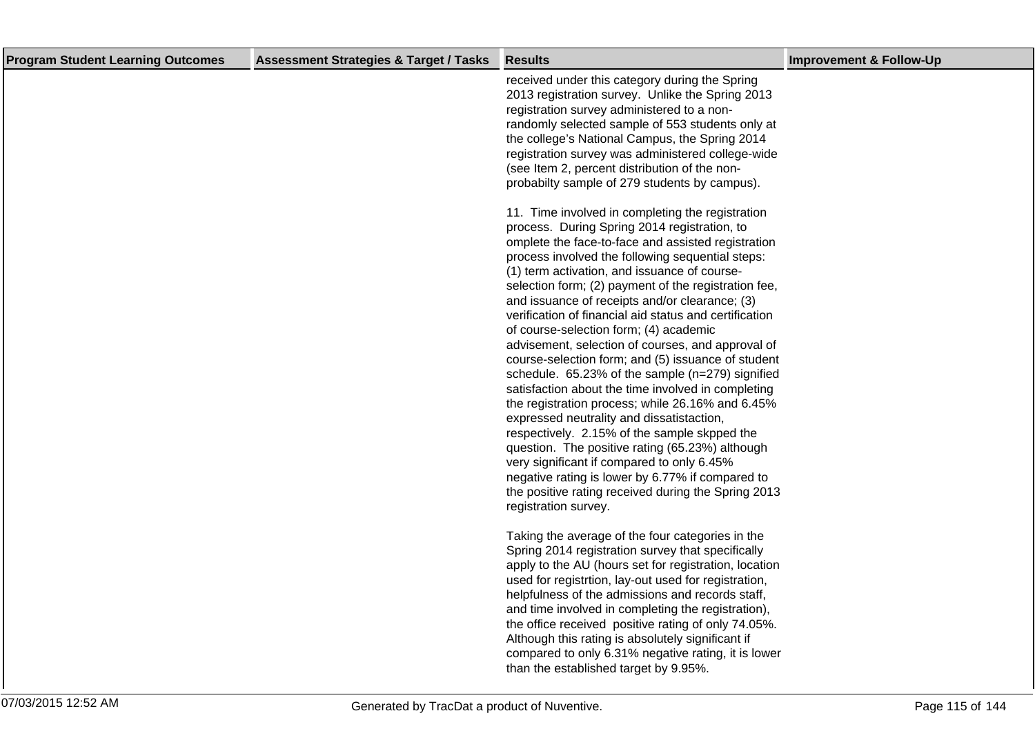| Program Student Learning Outcomes | Assessment Strategies & Target / Tasks | Results | Improvement & Follow-Up |
| --- | --- | --- | --- |
| | | received under this category during the Spring 2013 registration survey. Unlike the Spring 2013 registration survey administered to a non-randomly selected sample of 553 students only at the college's National Campus, the Spring 2014 registration survey was administered college-wide (see Item 2, percent distribution of the non-probabilty sample of 279 students by campus).<br><br>11. Time involved in completing the registration process. During Spring 2014 registration, to omplete the face-to-face and assisted registration process involved the following sequential steps: (1) term activation, and issuance of course-selection form; (2) payment of the registration fee, and issuance of receipts and/or clearance; (3) verification of financial aid status and certification of course-selection form; (4) academic advisement, selection of courses, and approval of course-selection form; and (5) issuance of student schedule. 65.23% of the sample (n=279) signified satisfaction about the time involved in completing the registration process; while 26.16% and 6.45% expressed neutrality and dissatistaction, respectively. 2.15% of the sample skpped the question. The positive rating (65.23%) although very significant if compared to only 6.45% negative rating is lower by 6.77% if compared to the positive rating received during the Spring 2013 registration survey.<br><br>Taking the average of the four categories in the Spring 2014 registration survey that specifically apply to the AU (hours set for registration, location used for registrtion, lay-out used for registration, helpfulness of the admissions and records staff, and time involved in completing the registration), the office received positive rating of only 74.05%. Although this rating is absolutely significant if compared to only 6.31% negative rating, it is lower than the established target by 9.95%. | |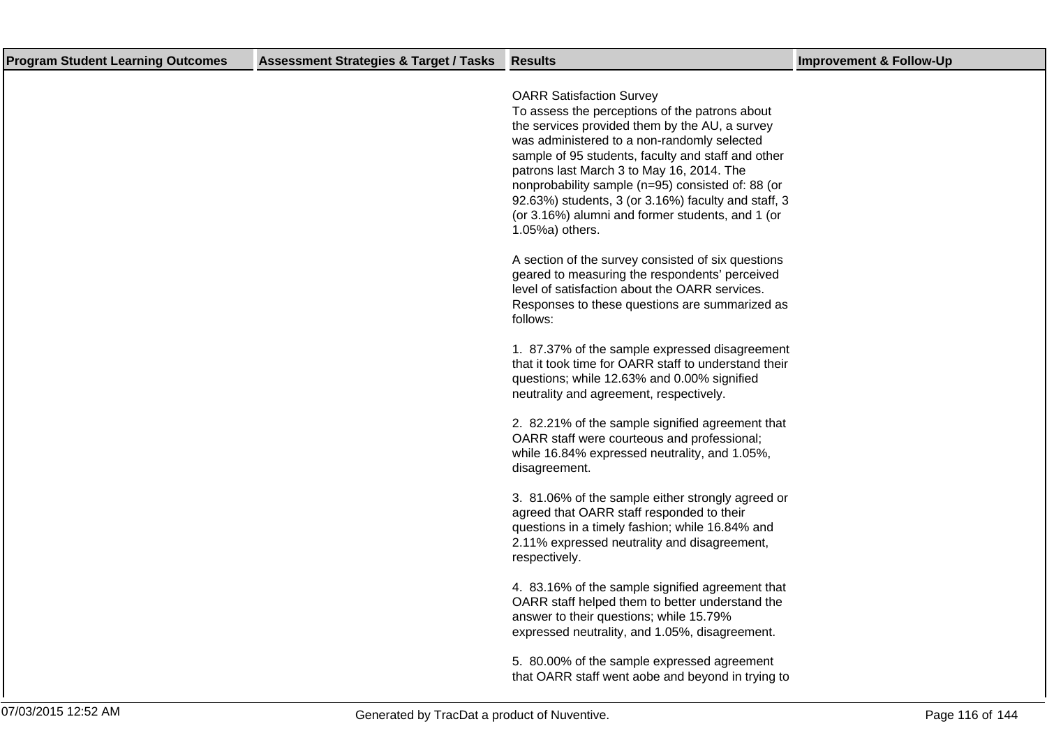| Program Student Learning Outcomes | Assessment Strategies & Target / Tasks | Results | Improvement & Follow-Up |
|---|---|---|---|
| | | OARR Satisfaction Survey<br>To assess the perceptions of the patrons about the services provided them by the AU, a survey was administered to a non-randomly selected sample of 95 students, faculty and staff and other patrons last March 3 to May 16, 2014. The nonprobability sample (n=95) consisted of: 88 (or 92.63%) students, 3 (or 3.16%) faculty and staff, 3 (or 3.16%) alumni and former students, and 1 (or 1.05%a) others.<br><br>A section of the survey consisted of six questions geared to measuring the respondents' perceived level of satisfaction about the OARR services. Responses to these questions are summarized as follows:<br><br>1. 87.37% of the sample expressed disagreement that it took time for OARR staff to understand their questions; while 12.63% and 0.00% signified neutrality and agreement, respectively.<br><br>2. 82.21% of the sample signified agreement that OARR staff were courteous and professional; while 16.84% expressed neutrality, and 1.05%, disagreement.<br><br>3. 81.06% of the sample either strongly agreed or agreed that OARR staff responded to their questions in a timely fashion; while 16.84% and 2.11% expressed neutrality and disagreement, respectively.<br><br>4. 83.16% of the sample signified agreement that OARR staff helped them to better understand the answer to their questions; while 15.79% expressed neutrality, and 1.05%, disagreement.<br><br>5. 80.00% of the sample expressed agreement that OARR staff went aobe and beyond in trying to | |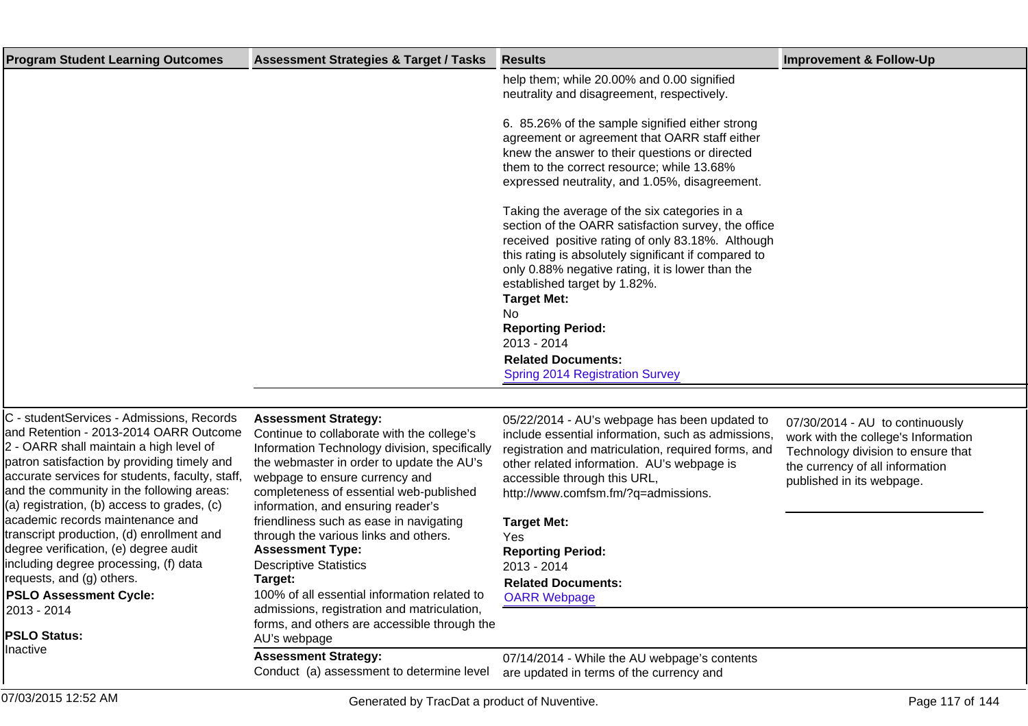| Program Student Learning Outcomes | Assessment Strategies & Target / Tasks | Results | Improvement & Follow-Up |
|---|---|---|---|
| | | help them; while 20.00% and 0.00 signified neutrality and disagreement, respectively.<br><br>6. 85.26% of the sample signified either strong agreement or agreement that OARR staff either knew the answer to their questions or directed them to the correct resource; while 13.68% expressed neutrality, and 1.05%, disagreement.<br><br>Taking the average of the six categories in a section of the OARR satisfaction survey, the office received positive rating of only 83.18%. Although this rating is absolutely significant if compared to only 0.88% negative rating, it is lower than the established target by 1.82%.<br>**Target Met:**<br>No<br>**Reporting Period:**<br>2013 - 2014<br>**Related Documents:**<br>Spring 2014 Registration Survey | |
| C - studentServices - Admissions, Records and Retention - 2013-2014 OARR Outcome 2 - OARR shall maintain a high level of patron satisfaction by providing timely and accurate services for students, faculty, staff, and the community in the following areas: (a) registration, (b) access to grades, (c) academic records maintenance and transcript production, (d) enrollment and degree verification, (e) degree audit including degree processing, (f) data requests, and (g) others.<br>**PSLO Assessment Cycle:**<br>2013 - 2014<br>**PSLO Status:**<br>Inactive | **Assessment Strategy:**<br>Continue to collaborate with the college's Information Technology division, specifically the webmaster in order to update the AU's webpage to ensure currency and completeness of essential web-published information, and ensuring reader's friendliness such as ease in navigating through the various links and others.<br>**Assessment Type:**<br>Descriptive Statistics<br>**Target:**<br>100% of all essential information related to admissions, registration and matriculation, forms, and others are accessible through the AU's webpage | 05/22/2014 - AU's webpage has been updated to include essential information, such as admissions, registration and matriculation, required forms, and other related information. AU's webpage is accessible through this URL, http://www.comfsm.fm/?q=admissions.<br><br>**Target Met:**<br>Yes<br>**Reporting Period:**<br>2013 - 2014<br>**Related Documents:**<br>OARR Webpage | 07/30/2014 - AU to continuously work with the college's Information Technology division to ensure that the currency of all information published in its webpage. |
| | **Assessment Strategy:**<br>Conduct (a) assessment to determine level | 07/14/2014 - While the AU webpage's contents are updated in terms of the currency and | |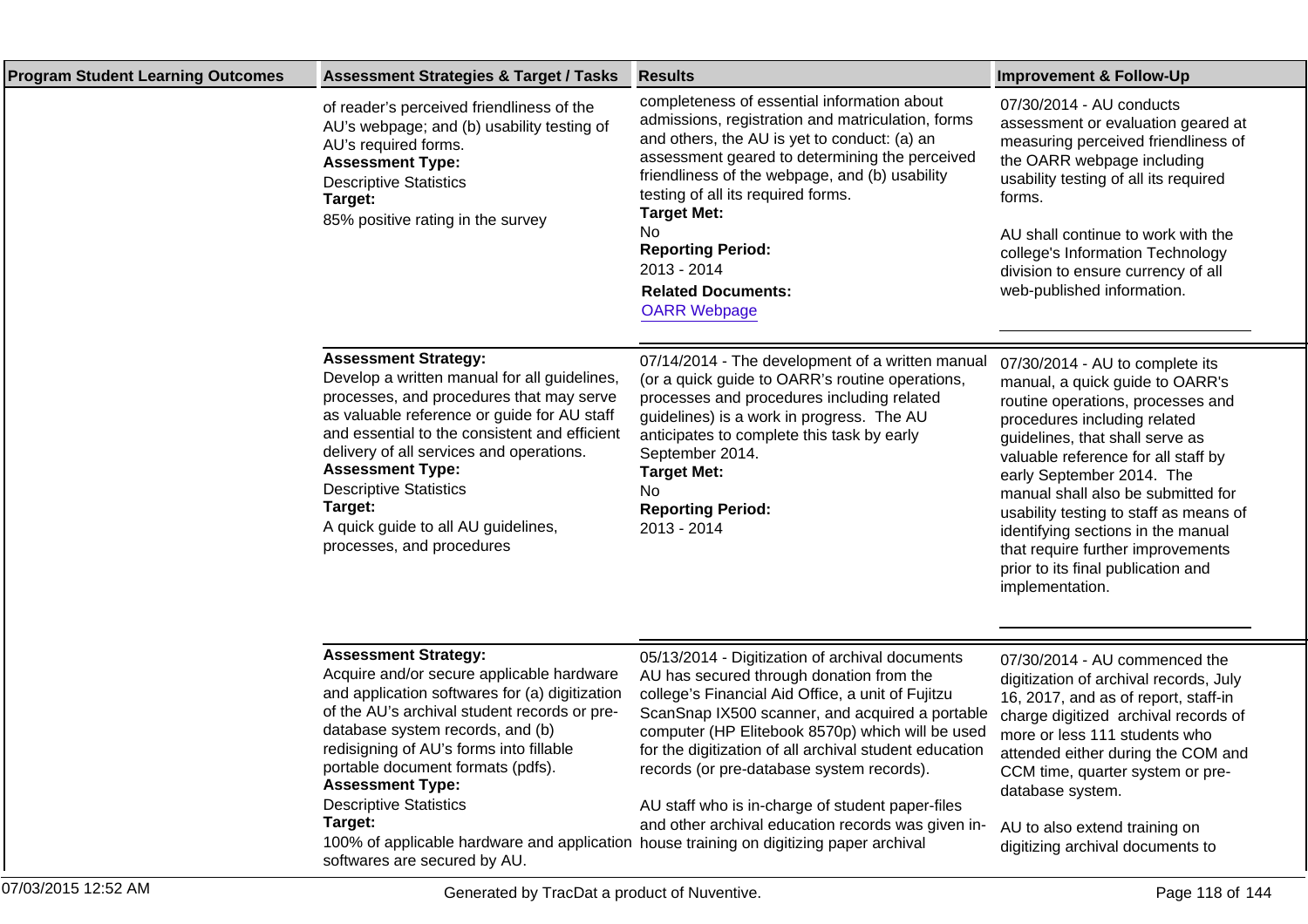| Program Student Learning Outcomes | Assessment Strategies & Target / Tasks | Results | Improvement & Follow-Up |
|---|---|---|---|
| | of reader's perceived friendliness of the AU's webpage; and (b) usability testing of AU's required forms.<br>**Assessment Type:**<br>Descriptive Statistics<br>**Target:**<br>85% positive rating in the survey | completeness of essential information about admissions, registration and matriculation, forms and others, the AU is yet to conduct: (a) an assessment geared to determining the perceived friendliness of the webpage, and (b) usability testing of all its required forms.<br>**Target Met:**<br>No<br>**Reporting Period:**<br>2013 - 2014<br>**Related Documents:**<br>OARR Webpage | 07/30/2014 - AU conducts assessment or evaluation geared at measuring perceived friendliness of the OARR webpage including usability testing of all its required forms.<br><br>AU shall continue to work with the college's Information Technology division to ensure currency of all web-published information. |
| | **Assessment Strategy:**<br>Develop a written manual for all guidelines, processes, and procedures that may serve as valuable reference or guide for AU staff and essential to the consistent and efficient delivery of all services and operations.<br>**Assessment Type:**<br>Descriptive Statistics<br>**Target:**<br>A quick guide to all AU guidelines, processes, and procedures | 07/14/2014 - The development of a written manual (or a quick guide to OARR's routine operations, processes and procedures including related guidelines) is a work in progress. The AU anticipates to complete this task by early September 2014.<br>**Target Met:**<br>No<br>**Reporting Period:**<br>2013 - 2014 | 07/30/2014 - AU to complete its manual, a quick guide to OARR's routine operations, processes and procedures including related guidelines, that shall serve as valuable reference for all staff by early September 2014. The manual shall also be submitted for usability testing to staff as means of identifying sections in the manual that require further improvements prior to its final publication and implementation. |
| | **Assessment Strategy:**<br>Acquire and/or secure applicable hardware and application softwares for (a) digitization of the AU's archival student records or pre-database system records, and (b) redisigning of AU's forms into fillable portable document formats (pdfs).<br>**Assessment Type:**<br>Descriptive Statistics<br>**Target:**<br>100% of applicable hardware and application softwares are secured by AU. | 05/13/2014 - Digitization of archival documents AU has secured through donation from the college's Financial Aid Office, a unit of Fujitzu ScanSnap IX500 scanner, and acquired a portable computer (HP Elitebook 8570p) which will be used for the digitization of all archival student education records (or pre-database system records).<br><br>AU staff who is in-charge of student paper-files and other archival education records was given in-house training on digitizing paper archival | 07/30/2014 - AU commenced the digitization of archival records, July 16, 2017, and as of report, staff-in charge digitized archival records of more or less 111 students who attended either during the COM and CCM time, quarter system or pre-database system.<br><br>AU to also extend training on digitizing archival documents to |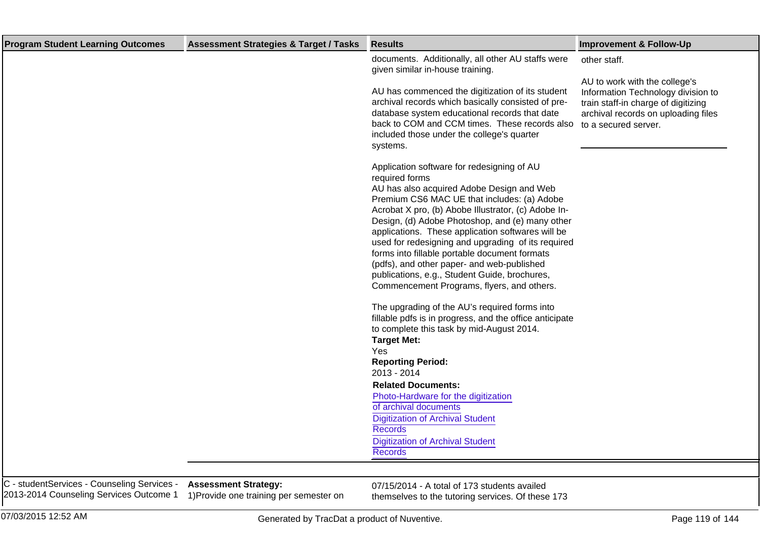| Program Student Learning Outcomes | Assessment Strategies & Target / Tasks | Results | Improvement & Follow-Up |
| --- | --- | --- | --- |
| | | documents. Additionally, all other AU staffs were given similar in-house training.<br><br>AU has commenced the digitization of its student archival records which basically consisted of pre-database system educational records that date back to COM and CCM times. These records also included those under the college's quarter systems.<br><br>Application software for redesigning of AU required forms<br>AU has also acquired Adobe Design and Web Premium CS6 MAC UE that includes: (a) Adobe Acrobat X pro, (b) Abobe Illustrator, (c) Adobe In-Design, (d) Adobe Photoshop, and (e) many other applications. These application softwares will be used for redesigning and upgrading of its required forms into fillable portable document formats (pdfs), and other paper- and web-published publications, e.g., Student Guide, brochures, Commencement Programs, flyers, and others.<br><br>The upgrading of the AU's required forms into fillable pdfs is in progress, and the office anticipate to complete this task by mid-August 2014.<br>**Target Met:**<br>Yes<br>**Reporting Period:**<br>2013 - 2014<br>**Related Documents:**<br>Photo-Hardware for the digitization of archival documents<br>Digitization of Archival Student Records<br>Digitization of Archival Student Records | other staff.<br><br>AU to work with the college's Information Technology division to train staff-in charge of digitizing archival records on uploading files to a secured server. |
| C - studentServices - Counseling Services - 2013-2014 Counseling Services Outcome 1 | **Assessment Strategy:**<br>1)Provide one training per semester on | 07/15/2014 - A total of 173 students availed themselves to the tutoring services. Of these 173 | |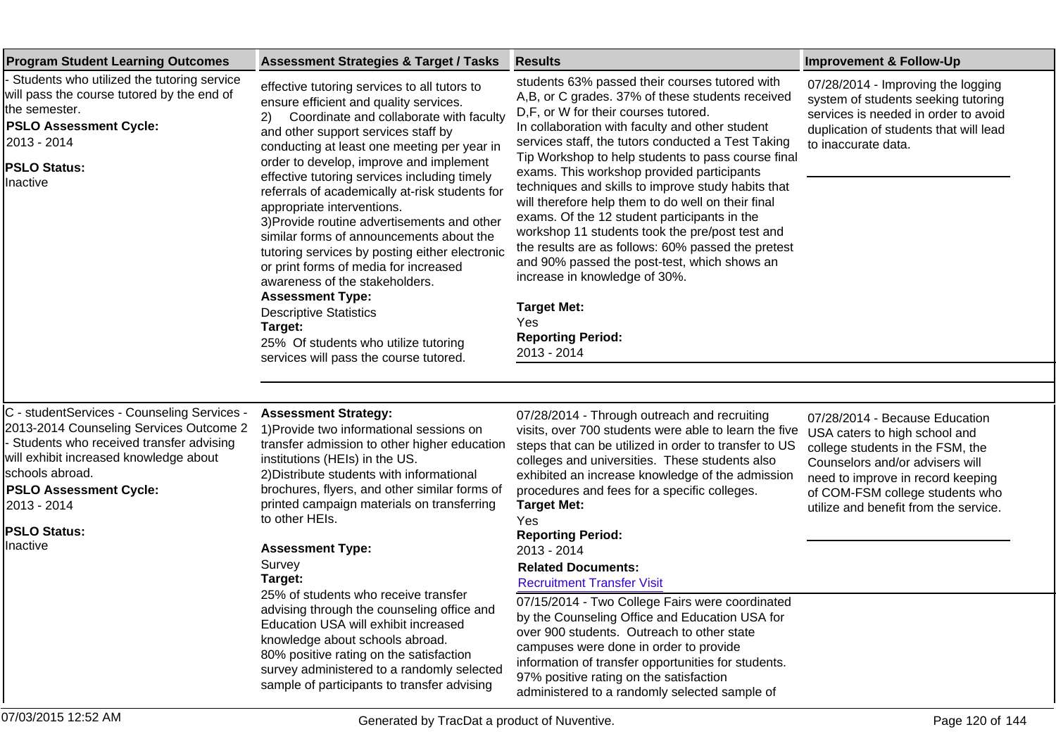| Program Student Learning Outcomes | Assessment Strategies & Target / Tasks | Results | Improvement & Follow-Up |
|---|---|---|---|
| - Students who utilized the tutoring service will pass the course tutored by the end of the semester.<br>**PSLO Assessment Cycle:**<br>2013 - 2014<br>**PSLO Status:**<br>Inactive | effective tutoring services to all tutors to ensure efficient and quality services.<br>2) Coordinate and collaborate with faculty and other support services staff by conducting at least one meeting per year in order to develop, improve and implement effective tutoring services including timely referrals of academically at-risk students for appropriate interventions.<br>3)Provide routine advertisements and other similar forms of announcements about the tutoring services by posting either electronic or print forms of media for increased awareness of the stakeholders.<br>**Assessment Type:**<br>Descriptive Statistics<br>**Target:**<br>25% Of students who utilize tutoring services will pass the course tutored. | students 63% passed their courses tutored with A,B, or C grades. 37% of these students received D,F, or W for their courses tutored.<br>In collaboration with faculty and other student services staff, the tutors conducted a Test Taking Tip Workshop to help students to pass course final exams. This workshop provided participants techniques and skills to improve study habits that will therefore help them to do well on their final exams. Of the 12 student participants in the workshop 11 students took the pre/post test and the results are as follows: 60% passed the pretest and 90% passed the post-test, which shows an increase in knowledge of 30%.<br>**Target Met:**<br>Yes<br>**Reporting Period:**<br>2013 - 2014 | 07/28/2014 - Improving the logging system of students seeking tutoring services is needed in order to avoid duplication of students that will lead to inaccurate data. |
| C - studentServices - Counseling Services - 2013-2014 Counseling Services Outcome 2 - Students who received transfer advising will exhibit increased knowledge about schools abroad.<br>**PSLO Assessment Cycle:**<br>2013 - 2014<br>**PSLO Status:**<br>Inactive | **Assessment Strategy:**<br>1)Provide two informational sessions on transfer admission to other higher education institutions (HEIs) in the US.<br>2)Distribute students with informational brochures, flyers, and other similar forms of printed campaign materials on transferring to other HEIs.<br>**Assessment Type:**<br>Survey<br>**Target:**<br>25% of students who receive transfer advising through the counseling office and Education USA will exhibit increased knowledge about schools abroad.<br>80% positive rating on the satisfaction survey administered to a randomly selected sample of participants to transfer advising | 07/28/2014 - Through outreach and recruiting visits, over 700 students were able to learn the five steps that can be utilized in order to transfer to US colleges and universities. These students also exhibited an increase knowledge of the admission procedures and fees for a specific colleges.<br>**Target Met:**<br>Yes<br>**Reporting Period:**<br>2013 - 2014<br>**Related Documents:**<br>Recruitment Transfer Visit<br><br>07/15/2014 - Two College Fairs were coordinated by the Counseling Office and Education USA for over 900 students. Outreach to other state campuses were done in order to provide information of transfer opportunities for students. 97% positive rating on the satisfaction administered to a randomly selected sample of | 07/28/2014 - Because Education USA caters to high school and college students in the FSM, the Counselors and/or advisers will need to improve in record keeping of COM-FSM college students who utilize and benefit from the service. |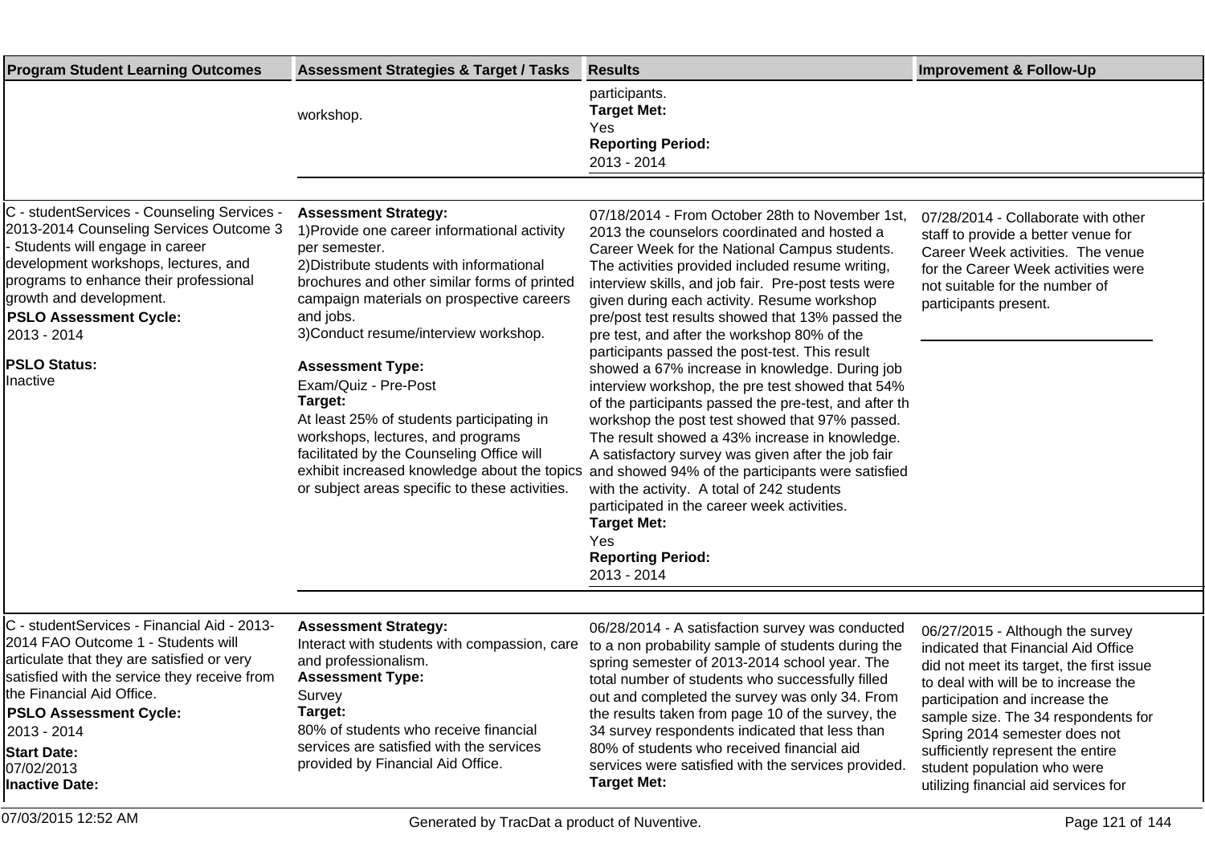| Program Student Learning Outcomes | Assessment Strategies & Target / Tasks | Results | Improvement & Follow-Up |
|---|---|---|---|
| | workshop. | participants.<br>**Target Met:**<br>Yes<br>**Reporting Period:**<br>2013 - 2014 | |
| C - studentServices - Counseling Services - 2013-2014 Counseling Services Outcome 3 - Students will engage in career development workshops, lectures, and programs to enhance their professional growth and development.<br>**PSLO Assessment Cycle:**<br>2013 - 2014<br>**PSLO Status:**<br>Inactive | **Assessment Strategy:**<br>1)Provide one career informational activity per semester.<br>2)Distribute students with informational brochures and other similar forms of printed campaign materials on prospective careers and jobs.<br>3)Conduct resume/interview workshop.<br>**Assessment Type:**<br>Exam/Quiz - Pre-Post<br>**Target:**<br>At least 25% of students participating in workshops, lectures, and programs facilitated by the Counseling Office will exhibit increased knowledge about the topics or subject areas specific to these activities. | 07/18/2014 - From October 28th to November 1st, 2013 the counselors coordinated and hosted a Career Week for the National Campus students. The activities provided included resume writing, interview skills, and job fair. Pre-post tests were given during each activity. Resume workshop pre/post test results showed that 13% passed the pre test, and after the workshop 80% of the participants passed the post-test. This result showed a 67% increase in knowledge. During job interview workshop, the pre test showed that 54% of the participants passed the pre-test, and after th workshop the post test showed that 97% passed. The result showed a 43% increase in knowledge. A satisfactory survey was given after the job fair and showed 94% of the participants were satisfied with the activity. A total of 242 students participated in the career week activities.<br>**Target Met:**<br>Yes<br>**Reporting Period:**<br>2013 - 2014 | 07/28/2014 - Collaborate with other staff to provide a better venue for Career Week activities. The venue for the Career Week activities were not suitable for the number of participants present. |
| C - studentServices - Financial Aid - 2013-2014 FAO Outcome 1 - Students will articulate that they are satisfied or very satisfied with the service they receive from the Financial Aid Office.<br>**PSLO Assessment Cycle:**<br>2013 - 2014<br>**Start Date:**<br>07/02/2013<br>**Inactive Date:** | **Assessment Strategy:**<br>Interact with students with compassion, care and professionalism.<br>**Assessment Type:**<br>Survey<br>**Target:**<br>80% of students who receive financial services are satisfied with the services provided by Financial Aid Office. | 06/28/2014 - A satisfaction survey was conducted to a non probability sample of students during the spring semester of 2013-2014 school year. The total number of students who successfully filled out and completed the survey was only 34. From the results taken from page 10 of the survey, the 34 survey respondents indicated that less than 80% of students who received financial aid services were satisfied with the services provided.<br>**Target Met:** | 06/27/2015 - Although the survey indicated that Financial Aid Office did not meet its target, the first issue to deal with will be to increase the participation and increase the sample size. The 34 respondents for Spring 2014 semester does not sufficiently represent the entire student population who were utilizing financial aid services for |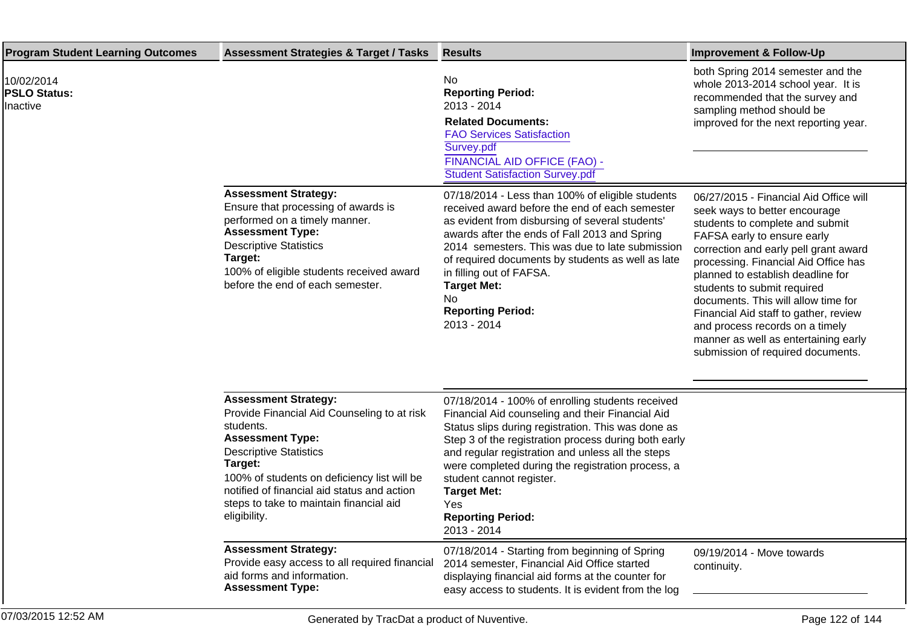| Program Student Learning Outcomes | Assessment Strategies & Target / Tasks | Results | Improvement & Follow-Up |
|---|---|---|---|
| 10/02/2014<br>**PSLO Status:**<br>Inactive | | No<br>**Reporting Period:**<br>2013 - 2014<br>**Related Documents:**<br>FAO Services Satisfaction Survey.pdf<br>FINANCIAL AID OFFICE (FAO) - Student Satisfaction Survey.pdf | both Spring 2014 semester and the whole 2013-2014 school year. It is recommended that the survey and sampling method should be improved for the next reporting year. |
| | **Assessment Strategy:**<br>Ensure that processing of awards is performed on a timely manner.<br>**Assessment Type:**<br>Descriptive Statistics<br>**Target:**<br>100% of eligible students received award before the end of each semester. | 07/18/2014 - Less than 100% of eligible students received award before the end of each semester as evident from disbursing of several students' awards after the ends of Fall 2013 and Spring 2014 semesters. This was due to late submission of required documents by students as well as late in filling out of FAFSA.<br>**Target Met:**<br>No<br>**Reporting Period:**<br>2013 - 2014 | 06/27/2015 - Financial Aid Office will seek ways to better encourage students to complete and submit FAFSA early to ensure early correction and early pell grant award processing. Financial Aid Office has planned to establish deadline for students to submit required documents. This will allow time for Financial Aid staff to gather, review and process records on a timely manner as well as entertaining early submission of required documents. |
| | **Assessment Strategy:**<br>Provide Financial Aid Counseling to at risk students.<br>**Assessment Type:**<br>Descriptive Statistics<br>**Target:**<br>100% of students on deficiency list will be notified of financial aid status and action steps to take to maintain financial aid eligibility. | 07/18/2014 - 100% of enrolling students received Financial Aid counseling and their Financial Aid Status slips during registration. This was done as Step 3 of the registration process during both early and regular registration and unless all the steps were completed during the registration process, a student cannot register.<br>**Target Met:**<br>Yes<br>**Reporting Period:**<br>2013 - 2014 | |
| | **Assessment Strategy:**<br>Provide easy access to all required financial aid forms and information.<br>**Assessment Type:** | 07/18/2014 - Starting from beginning of Spring 2014 semester, Financial Aid Office started displaying financial aid forms at the counter for easy access to students. It is evident from the log | 09/19/2014 - Move towards continuity. |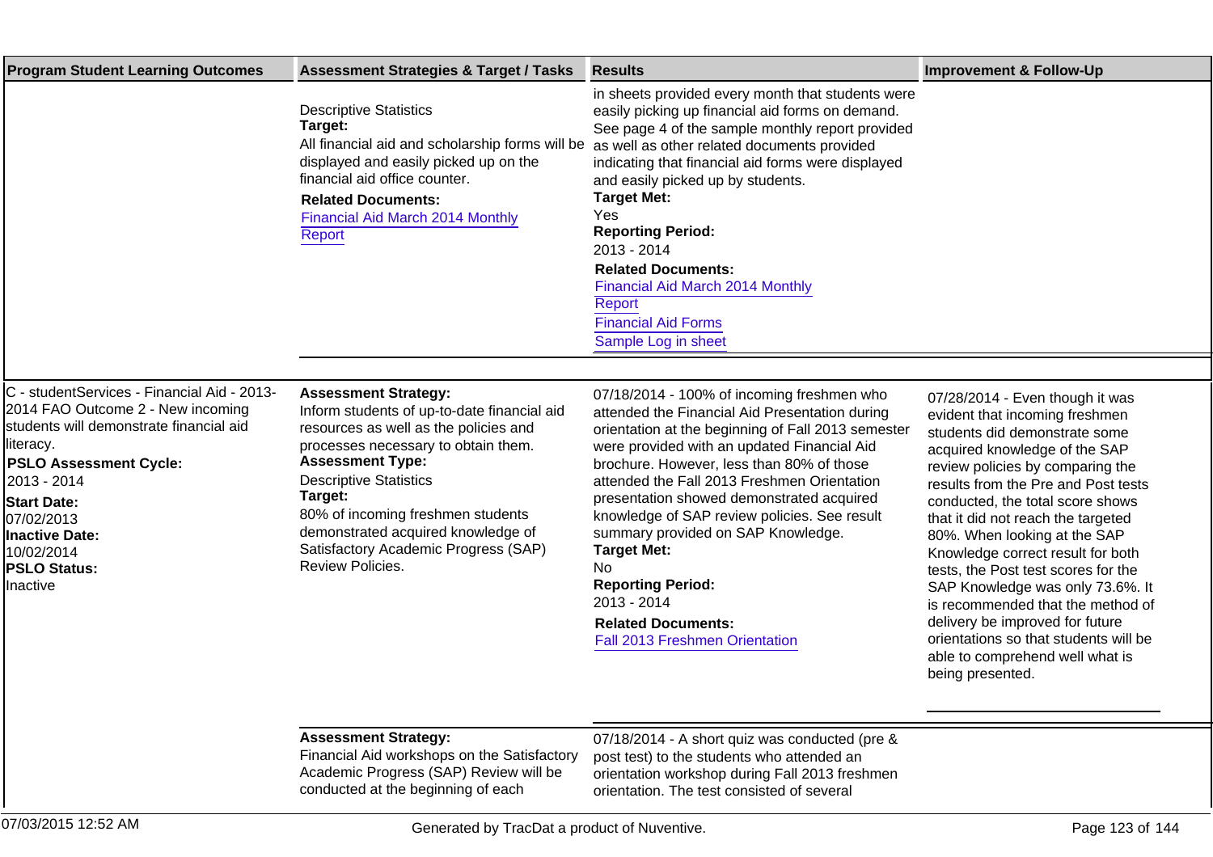| Program Student Learning Outcomes | Assessment Strategies & Target / Tasks | Results | Improvement & Follow-Up |
| --- | --- | --- | --- |
| | Descriptive Statistics<br>**Target:**<br>All financial aid and scholarship forms will be displayed and easily picked up on the financial aid office counter.<br>**Related Documents:**<br>Financial Aid March 2014 Monthly Report | in sheets provided every month that students were easily picking up financial aid forms on demand. See page 4 of the sample monthly report provided as well as other related documents provided indicating that financial aid forms were displayed and easily picked up by students.<br>**Target Met:**<br>Yes<br>**Reporting Period:**<br>2013 - 2014<br>**Related Documents:**<br>Financial Aid March 2014 Monthly Report<br>Financial Aid Forms<br>Sample Log in sheet | |
| C - studentServices - Financial Aid - 2013-2014 FAO Outcome 2 - New incoming students will demonstrate financial aid literacy.<br>**PSLO Assessment Cycle:**<br>2013 - 2014<br>**Start Date:**<br>07/02/2013<br>**Inactive Date:**<br>10/02/2014<br>**PSLO Status:**<br>Inactive | **Assessment Strategy:**<br>Inform students of up-to-date financial aid resources as well as the policies and processes necessary to obtain them.<br>**Assessment Type:**<br>Descriptive Statistics<br>**Target:**<br>80% of incoming freshmen students demonstrated acquired knowledge of Satisfactory Academic Progress (SAP) Review Policies. | 07/18/2014 - 100% of incoming freshmen who attended the Financial Aid Presentation during orientation at the beginning of Fall 2013 semester were provided with an updated Financial Aid brochure. However, less than 80% of those attended the Fall 2013 Freshmen Orientation presentation showed demonstrated acquired knowledge of SAP review policies. See result summary provided on SAP Knowledge.<br>**Target Met:**<br>No<br>**Reporting Period:**<br>2013 - 2014<br>**Related Documents:**<br>Fall 2013 Freshmen Orientation | 07/28/2014 - Even though it was evident that incoming freshmen students did demonstrate some acquired knowledge of the SAP review policies by comparing the results from the Pre and Post tests conducted, the total score shows that it did not reach the targeted 80%. When looking at the SAP Knowledge correct result for both tests, the Post test scores for the SAP Knowledge was only 73.6%. It is recommended that the method of delivery be improved for future orientations so that students will be able to comprehend well what is being presented. |
| | **Assessment Strategy:**<br>Financial Aid workshops on the Satisfactory Academic Progress (SAP) Review will be conducted at the beginning of each | 07/18/2014 - A short quiz was conducted (pre & post test) to the students who attended an orientation workshop during Fall 2013 freshmen orientation. The test consisted of several | |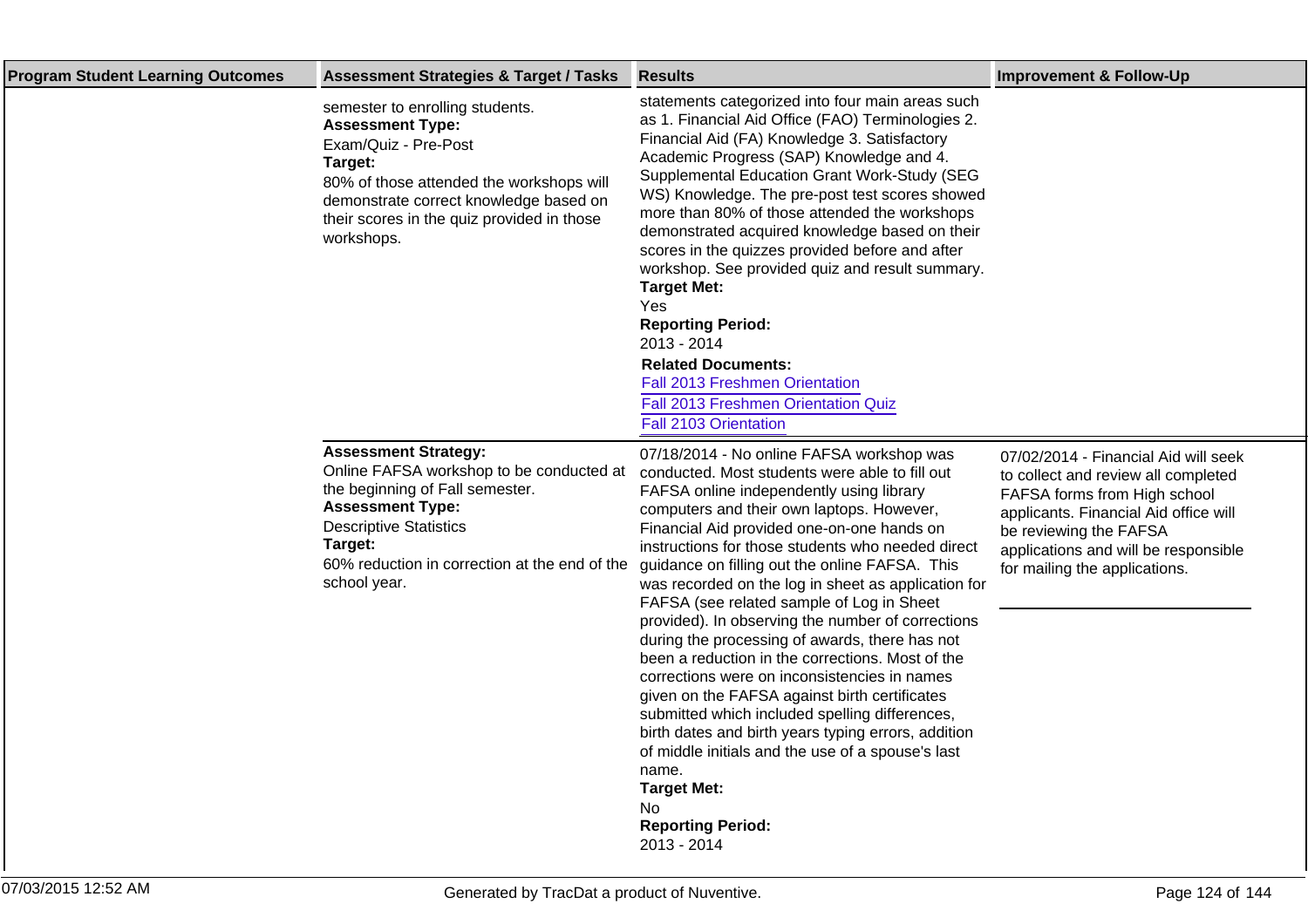| Program Student Learning Outcomes | Assessment Strategies & Target / Tasks | Results | Improvement & Follow-Up |
|---|---|---|---|
| | semester to enrolling students.<br>**Assessment Type:**<br>Exam/Quiz - Pre-Post<br>**Target:**<br>80% of those attended the workshops will demonstrate correct knowledge based on their scores in the quiz provided in those workshops. | statements categorized into four main areas such as 1. Financial Aid Office (FAO) Terminologies 2. Financial Aid (FA) Knowledge 3. Satisfactory Academic Progress (SAP) Knowledge and 4. Supplemental Education Grant Work-Study (SEG WS) Knowledge. The pre-post test scores showed more than 80% of those attended the workshops demonstrated acquired knowledge based on their scores in the quizzes provided before and after workshop. See provided quiz and result summary.<br>**Target Met:**<br>Yes<br>**Reporting Period:**<br>2013 - 2014<br>**Related Documents:**<br>Fall 2013 Freshmen Orientation<br>Fall 2013 Freshmen Orientation Quiz<br>Fall 2103 Orientation | |
| | **Assessment Strategy:**<br>Online FAFSA workshop to be conducted at the beginning of Fall semester.<br>**Assessment Type:**<br>Descriptive Statistics<br>**Target:**<br>60% reduction in correction at the end of the school year. | 07/18/2014 - No online FAFSA workshop was conducted. Most students were able to fill out FAFSA online independently using library computers and their own laptops. However, Financial Aid provided one-on-one hands on instructions for those students who needed direct guidance on filling out the online FAFSA. This was recorded on the log in sheet as application for FAFSA (see related sample of Log in Sheet provided). In observing the number of corrections during the processing of awards, there has not been a reduction in the corrections. Most of the corrections were on inconsistencies in names given on the FAFSA against birth certificates submitted which included spelling differences, birth dates and birth years typing errors, addition of middle initials and the use of a spouse's last name.<br>**Target Met:**<br>No<br>**Reporting Period:**<br>2013 - 2014 | 07/02/2014 - Financial Aid will seek to collect and review all completed FAFSA forms from High school applicants. Financial Aid office will be reviewing the FAFSA applications and will be responsible for mailing the applications. |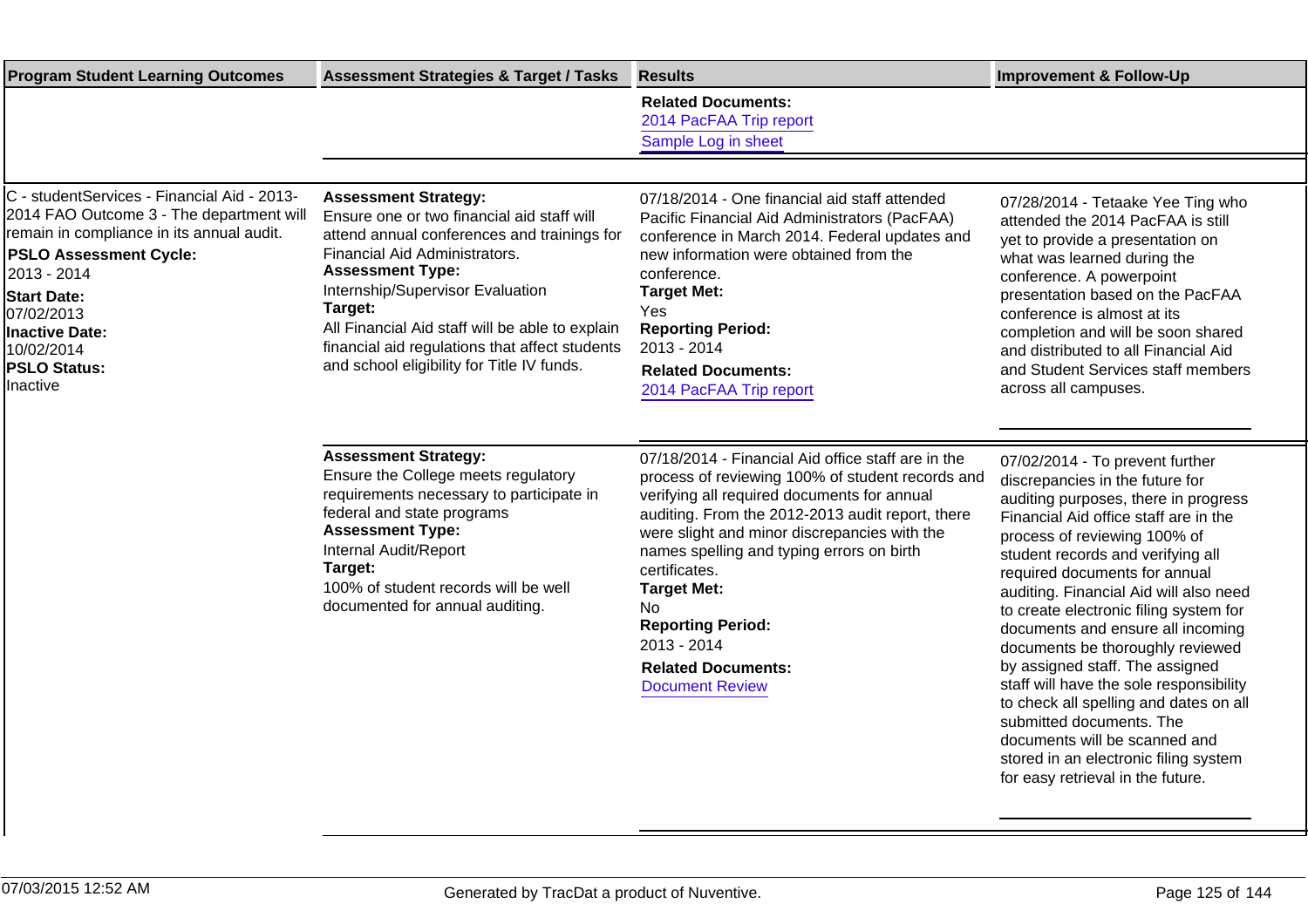| Program Student Learning Outcomes | Assessment Strategies & Target / Tasks | Results | Improvement & Follow-Up |
| --- | --- | --- | --- |
| | | **Related Documents:**<br>2014 PacFAA Trip report<br>Sample Log in sheet | |
| C - studentServices - Financial Aid - 2013-2014 FAO Outcome 3 - The department will remain in compliance in its annual audit.<br>**PSLO Assessment Cycle:**<br>2013 - 2014<br>**Start Date:**<br>07/02/2013<br>**Inactive Date:**<br>10/02/2014<br>**PSLO Status:**<br>Inactive | **Assessment Strategy:**<br>Ensure one or two financial aid staff will attend annual conferences and trainings for Financial Aid Administrators.<br>**Assessment Type:**<br>Internship/Supervisor Evaluation<br>**Target:**<br>All Financial Aid staff will be able to explain financial aid regulations that affect students and school eligibility for Title IV funds. | 07/18/2014 - One financial aid staff attended Pacific Financial Aid Administrators (PacFAA) conference in March 2014. Federal updates and new information were obtained from the conference.<br>**Target Met:**<br>Yes<br>**Reporting Period:**<br>2013 - 2014<br>**Related Documents:**<br>2014 PacFAA Trip report | 07/28/2014 - Tetaake Yee Ting who attended the 2014 PacFAA is still yet to provide a presentation on what was learned during the conference. A powerpoint presentation based on the PacFAA conference is almost at its completion and will be soon shared and distributed to all Financial Aid and Student Services staff members across all campuses. |
| | **Assessment Strategy:**<br>Ensure the College meets regulatory requirements necessary to participate in federal and state programs<br>**Assessment Type:**<br>Internal Audit/Report<br>**Target:**<br>100% of student records will be well documented for annual auditing. | 07/18/2014 - Financial Aid office staff are in the process of reviewing 100% of student records and verifying all required documents for annual auditing. From the 2012-2013 audit report, there were slight and minor discrepancies with the names spelling and typing errors on birth certificates.<br>**Target Met:**<br>No<br>**Reporting Period:**<br>2013 - 2014<br>**Related Documents:**<br>Document Review | 07/02/2014 - To prevent further discrepancies in the future for auditing purposes, there in progress Financial Aid office staff are in the process of reviewing 100% of student records and verifying all required documents for annual auditing. Financial Aid will also need to create electronic filing system for documents and ensure all incoming documents be thoroughly reviewed by assigned staff. The assigned staff will have the sole responsibility to check all spelling and dates on all submitted documents. The documents will be scanned and stored in an electronic filing system for easy retrieval in the future. |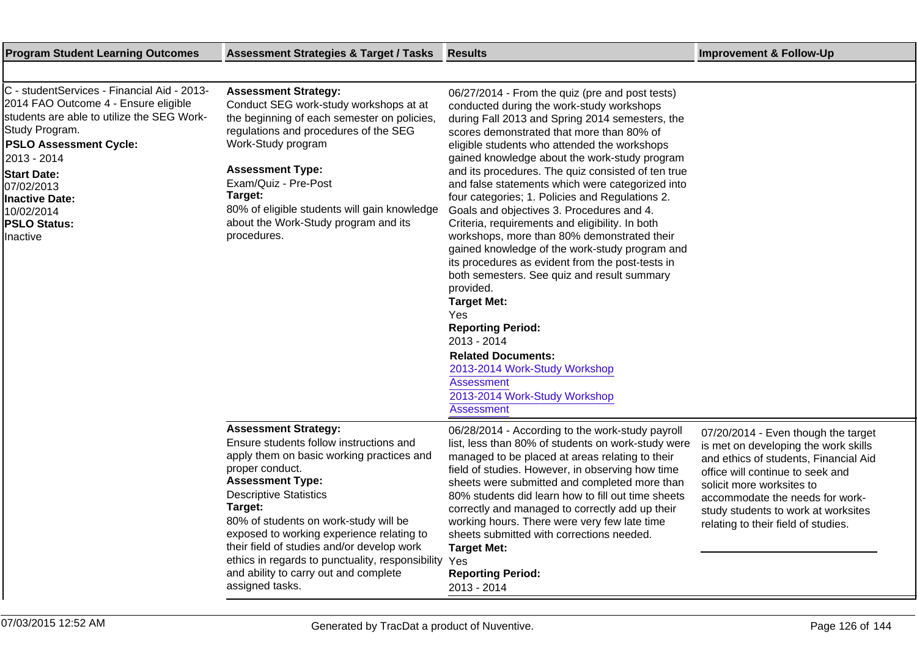| Program Student Learning Outcomes | Assessment Strategies & Target / Tasks | Results | Improvement & Follow-Up |
|---|---|---|---|
| C - studentServices - Financial Aid - 2013-2014 FAO Outcome 4 - Ensure eligible students are able to utilize the SEG Work-Study Program.<br>**PSLO Assessment Cycle:**<br>2013 - 2014<br>**Start Date:**<br>07/02/2013<br>**Inactive Date:**<br>10/02/2014<br>**PSLO Status:**<br>Inactive | **Assessment Strategy:**<br>Conduct SEG work-study workshops at at the beginning of each semester on policies, regulations and procedures of the SEG Work-Study program<br>**Assessment Type:**<br>Exam/Quiz - Pre-Post<br>**Target:**<br>80% of eligible students will gain knowledge about the Work-Study program and its procedures. | 06/27/2014 - From the quiz (pre and post tests) conducted during the work-study workshops during Fall 2013 and Spring 2014 semesters, the scores demonstrated that more than 80% of eligible students who attended the workshops gained knowledge about the work-study program and its procedures. The quiz consisted of ten true and false statements which were categorized into four categories; 1. Policies and Regulations 2. Goals and objectives 3. Procedures and 4. Criteria, requirements and eligibility. In both workshops, more than 80% demonstrated their gained knowledge of the work-study program and its procedures as evident from the post-tests in both semesters. See quiz and result summary provided.<br>**Target Met:**<br>Yes<br>**Reporting Period:**<br>2013 - 2014<br>**Related Documents:**<br>2013-2014 Work-Study Workshop Assessment<br>2013-2014 Work-Study Workshop Assessment | |
| | **Assessment Strategy:**<br>Ensure students follow instructions and apply them on basic working practices and proper conduct.<br>**Assessment Type:**<br>Descriptive Statistics<br>**Target:**<br>80% of students on work-study will be exposed to working experience relating to their field of studies and/or develop work ethics in regards to punctuality, responsibility and ability to carry out and complete assigned tasks. | 06/28/2014 - According to the work-study payroll list, less than 80% of students on work-study were managed to be placed at areas relating to their field of studies. However, in observing how time sheets were submitted and completed more than 80% students did learn how to fill out time sheets correctly and managed to correctly add up their working hours. There were very few late time sheets submitted with corrections needed.<br>**Target Met:**<br>Yes<br>**Reporting Period:**<br>2013 - 2014 | 07/20/2014 - Even though the target is met on developing the work skills and ethics of students, Financial Aid office will continue to seek and solicit more worksites to accommodate the needs for work-study students to work at worksites relating to their field of studies. |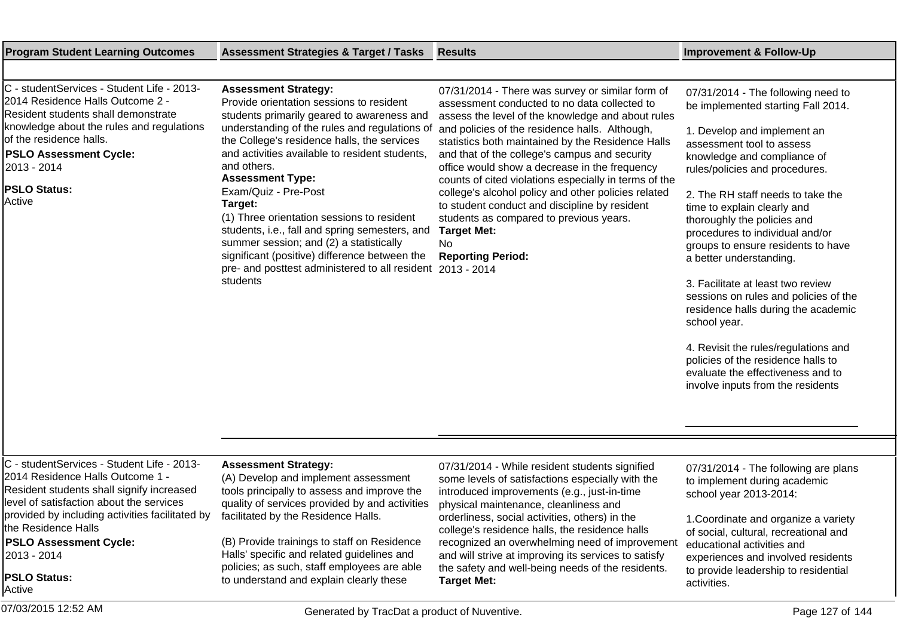| Program Student Learning Outcomes | Assessment Strategies & Target / Tasks | Results | Improvement & Follow-Up |
|---|---|---|---|
| C - studentServices - Student Life - 2013-2014 Residence Halls Outcome 2 - Resident students shall demonstrate knowledge about the rules and regulations of the residence halls.<br>**PSLO Assessment Cycle:**<br>2013 - 2014<br>**PSLO Status:**<br>Active | **Assessment Strategy:**<br>Provide orientation sessions to resident students primarily geared to awareness and understanding of the rules and regulations of the College's residence halls, the services and activities available to resident students, and others.<br>**Assessment Type:**<br>Exam/Quiz - Pre-Post<br>**Target:**<br>(1) Three orientation sessions to resident students, i.e., fall and spring semesters, and summer session; and (2) a statistically significant (positive) difference between the pre- and posttest administered to all resident students | 07/31/2014 - There was survey or similar form of assessment conducted to no data collected to assess the level of the knowledge and about rules and policies of the residence halls. Although, statistics both maintained by the Residence Halls and that of the college's campus and security office would show a decrease in the frequency counts of cited violations especially in terms of the college's alcohol policy and other policies related to student conduct and discipline by resident students as compared to previous years.<br>**Target Met:**<br>No<br>**Reporting Period:**<br>2013 - 2014 | 07/31/2014 - The following need to be implemented starting Fall 2014.<br><br>1. Develop and implement an assessment tool to assess knowledge and compliance of rules/policies and procedures.<br><br>2. The RH staff needs to take the time to explain clearly and thoroughly the policies and procedures to individual and/or groups to ensure residents to have a better understanding.<br><br>3. Facilitate at least two review sessions on rules and policies of the residence halls during the academic school year.<br><br>4. Revisit the rules/regulations and policies of the residence halls to evaluate the effectiveness and to involve inputs from the residents |
| C - studentServices - Student Life - 2013-2014 Residence Halls Outcome 1 - Resident students shall signify increased level of satisfaction about the services provided by including activities facilitated by the Residence Halls<br>**PSLO Assessment Cycle:**<br>2013 - 2014<br>**PSLO Status:**<br>Active | **Assessment Strategy:**<br>(A) Develop and implement assessment tools principally to assess and improve the quality of services provided by and activities facilitated by the Residence Halls.<br><br>(B) Provide trainings to staff on Residence Halls' specific and related guidelines and policies; as such, staff employees are able to understand and explain clearly these | 07/31/2014 - While resident students signified some levels of satisfactions especially with the introduced improvements (e.g., just-in-time physical maintenance, cleanliness and orderliness, social activities, others) in the college's residence halls, the residence halls recognized an overwhelming need of improvement and will strive at improving its services to satisfy the safety and well-being needs of the residents.<br>**Target Met:** | 07/31/2014 - The following are plans to implement during academic school year 2013-2014:<br><br>1.Coordinate and organize a variety of social, cultural, recreational and educational activities and experiences and involved residents to provide leadership to residential activities. |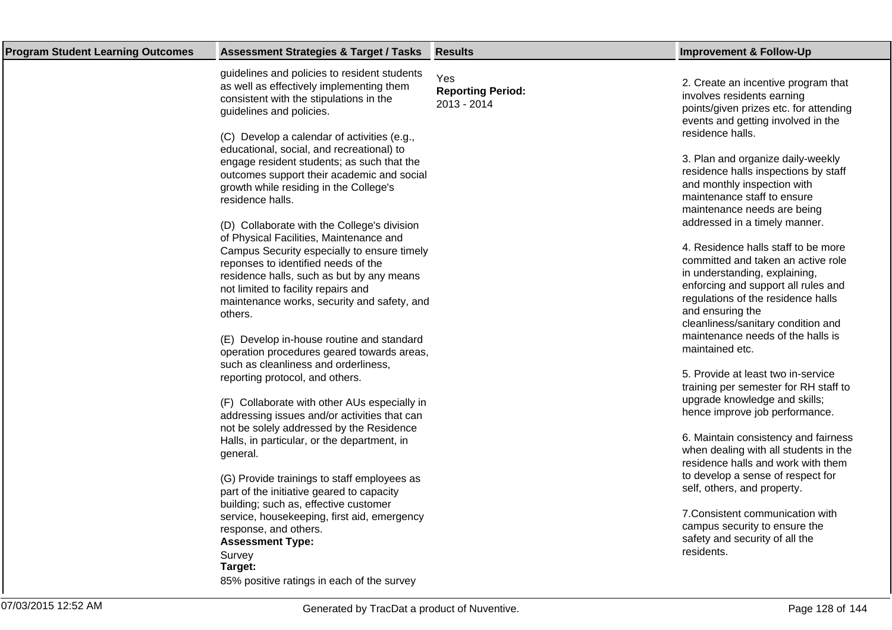| Program Student Learning Outcomes | Assessment Strategies & Target / Tasks | Results | Improvement & Follow-Up |
| --- | --- | --- | --- |
| | guidelines and policies to resident students as well as effectively implementing them consistent with the stipulations in the guidelines and policies.<br><br>(C) Develop a calendar of activities (e.g., educational, social, and recreational) to engage resident students; as such that the outcomes support their academic and social growth while residing in the College's residence halls.<br><br>(D) Collaborate with the College's division of Physical Facilities, Maintenance and Campus Security especially to ensure timely reponses to identified needs of the residence halls, such as but by any means not limited to facility repairs and maintenance works, security and safety, and others.<br><br>(E) Develop in-house routine and standard operation procedures geared towards areas, such as cleanliness and orderliness, reporting protocol, and others.<br><br>(F) Collaborate with other AUs especially in addressing issues and/or activities that can not be solely addressed by the Residence Halls, in particular, or the department, in general.<br><br>(G) Provide trainings to staff employees as part of the initiative geared to capacity building; such as, effective customer service, housekeeping, first aid, emergency response, and others.<br>**Assessment Type:**<br>Survey<br>**Target:**<br>85% positive ratings in each of the survey | Yes<br>**Reporting Period:**<br>2013 - 2014 | 2. Create an incentive program that involves residents earning points/given prizes etc. for attending events and getting involved in the residence halls.<br><br>3. Plan and organize daily-weekly residence halls inspections by staff and monthly inspection with maintenance staff to ensure maintenance needs are being addressed in a timely manner.<br><br>4. Residence halls staff to be more committed and taken an active role in understanding, explaining, enforcing and support all rules and regulations of the residence halls and ensuring the cleanliness/sanitary condition and maintenance needs of the halls is maintained etc.<br><br>5. Provide at least two in-service training per semester for RH staff to upgrade knowledge and skills; hence improve job performance.<br><br>6. Maintain consistency and fairness when dealing with all students in the residence halls and work with them to develop a sense of respect for self, others, and property.<br><br>7.Consistent communication with campus security to ensure the safety and security of all the residents. |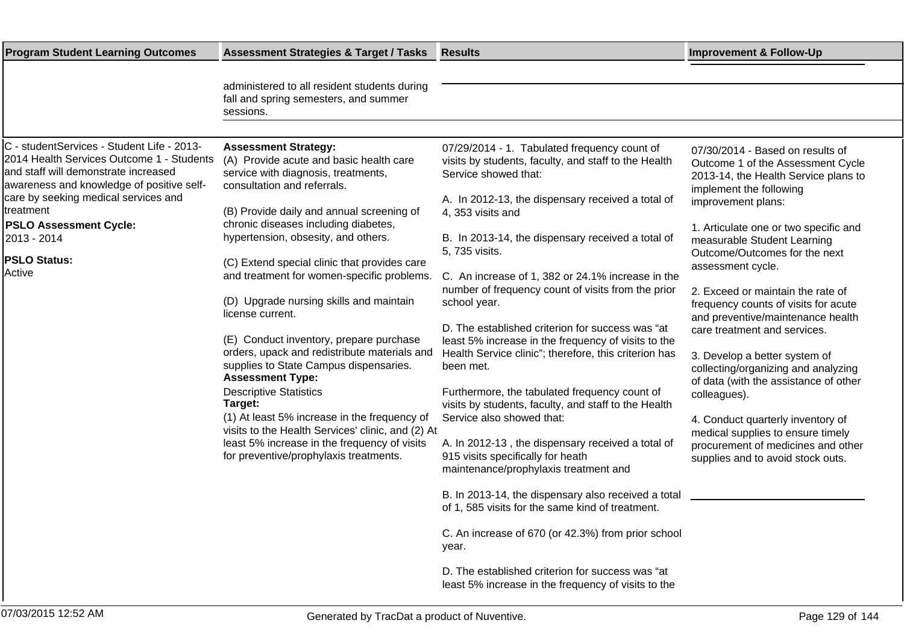| Program Student Learning Outcomes | Assessment Strategies & Target / Tasks | Results | Improvement & Follow-Up |
|---|---|---|---|
| | administered to all resident students during fall and spring semesters, and summer sessions. | | |
| C - studentServices - Student Life - 2013-2014 Health Services Outcome 1 - Students and staff will demonstrate increased awareness and knowledge of positive self-care by seeking medical services and treatment<br><br>**PSLO Assessment Cycle:**<br>2013 - 2014<br><br>**PSLO Status:**<br>Active | **Assessment Strategy:**<br>(A) Provide acute and basic health care service with diagnosis, treatments, consultation and referrals.<br><br>(B) Provide daily and annual screening of chronic diseases including diabetes, hypertension, obsesity, and others.<br><br>(C) Extend special clinic that provides care and treatment for women-specific problems.<br><br>(D) Upgrade nursing skills and maintain license current.<br><br>(E) Conduct inventory, prepare purchase orders, upack and redistribute materials and supplies to State Campus dispensaries.<br>**Assessment Type:**<br>Descriptive Statistics<br>**Target:**<br>(1) At least 5% increase in the frequency of visits to the Health Services' clinic, and (2) At least 5% increase in the frequency of visits for preventive/prophylaxis treatments. | 07/29/2014 - 1. Tabulated frequency count of visits by students, faculty, and staff to the Health Service showed that:<br><br>A. In 2012-13, the dispensary received a total of 4, 353 visits and<br><br>B. In 2013-14, the dispensary received a total of 5, 735 visits.<br><br>C. An increase of 1, 382 or 24.1% increase in the number of frequency count of visits from the prior school year.<br><br>D. The established criterion for success was "at least 5% increase in the frequency of visits to the Health Service clinic"; therefore, this criterion has been met.<br><br>Furthermore, the tabulated frequency count of visits by students, faculty, and staff to the Health Service also showed that:<br><br>A. In 2012-13 , the dispensary received a total of 915 visits specifically for heath maintenance/prophylaxis treatment and<br><br>B. In 2013-14, the dispensary also received a total of 1, 585 visits for the same kind of treatment.<br><br>C. An increase of 670 (or 42.3%) from prior school year.<br><br>D. The established criterion for success was "at least 5% increase in the frequency of visits to the | 07/30/2014 - Based on results of Outcome 1 of the Assessment Cycle 2013-14, the Health Service plans to implement the following improvement plans:<br><br>1. Articulate one or two specific and measurable Student Learning Outcome/Outcomes for the next assessment cycle.<br><br>2. Exceed or maintain the rate of frequency counts of visits for acute and preventive/maintenance health care treatment and services.<br><br>3. Develop a better system of collecting/organizing and analyzing of data (with the assistance of other colleagues).<br><br>4. Conduct quarterly inventory of medical supplies to ensure timely procurement of medicines and other supplies and to avoid stock outs. |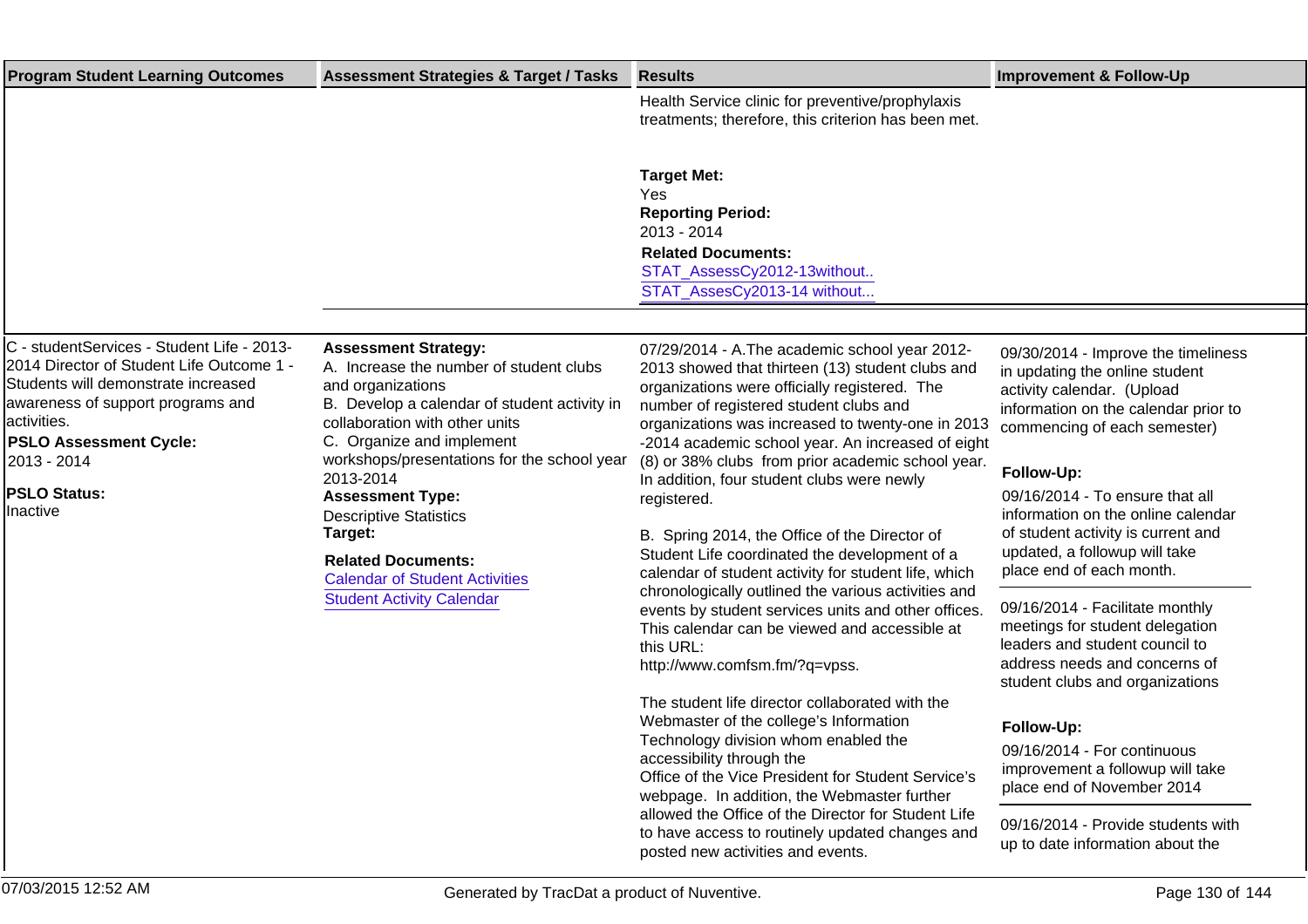| Program Student Learning Outcomes | Assessment Strategies & Target / Tasks | Results | Improvement & Follow-Up |
|---|---|---|---|
| | | Health Service clinic for preventive/prophylaxis treatments; therefore, this criterion has been met.<br><br>**Target Met:**<br>Yes<br>**Reporting Period:**<br>2013 - 2014<br>**Related Documents:**<br>STAT_AssessCy2012-13without..<br>STAT_AssesCy2013-14 without... | |
| C - studentServices - Student Life - 2013-2014 Director of Student Life Outcome 1 - Students will demonstrate increased awareness of support programs and activities.<br>**PSLO Assessment Cycle:**<br>2013 - 2014<br>**PSLO Status:**<br>Inactive | **Assessment Strategy:**<br>A. Increase the number of student clubs and organizations<br>B. Develop a calendar of student activity in collaboration with other units<br>C. Organize and implement workshops/presentations for the school year 2013-2014<br>**Assessment Type:**<br>Descriptive Statistics<br>**Target:**<br>**Related Documents:**<br>Calendar of Student Activities<br>Student Activity Calendar | 07/29/2014 - A.The academic school year 2012-2013 showed that thirteen (13) student clubs and organizations were officially registered. The number of registered student clubs and organizations was increased to twenty-one in 2013 -2014 academic school year. An increased of eight (8) or 38% clubs from prior academic school year. In addition, four student clubs were newly registered.<br><br>B. Spring 2014, the Office of the Director of Student Life coordinated the development of a calendar of student activity for student life, which chronologically outlined the various activities and events by student services units and other offices. This calendar can be viewed and accessible at this URL:<br>http://www.comfsm.fm/?q=vpss.<br><br>The student life director collaborated with the Webmaster of the college's Information Technology division whom enabled the accessibility through the<br>Office of the Vice President for Student Service's webpage. In addition, the Webmaster further allowed the Office of the Director for Student Life to have access to routinely updated changes and posted new activities and events. | 09/30/2014 - Improve the timeliness in updating the online student activity calendar. (Upload information on the calendar prior to commencing of each semester)<br><br>**Follow-Up:**<br>09/16/2014 - To ensure that all information on the online calendar of student activity is current and updated, a followup will take place end of each month.<br><br>09/16/2014 - Facilitate monthly meetings for student delegation leaders and student council to address needs and concerns of student clubs and organizations<br><br>**Follow-Up:**<br>09/16/2014 - For continuous improvement a followup will take place end of November 2014<br><br>09/16/2014 - Provide students with up to date information about the |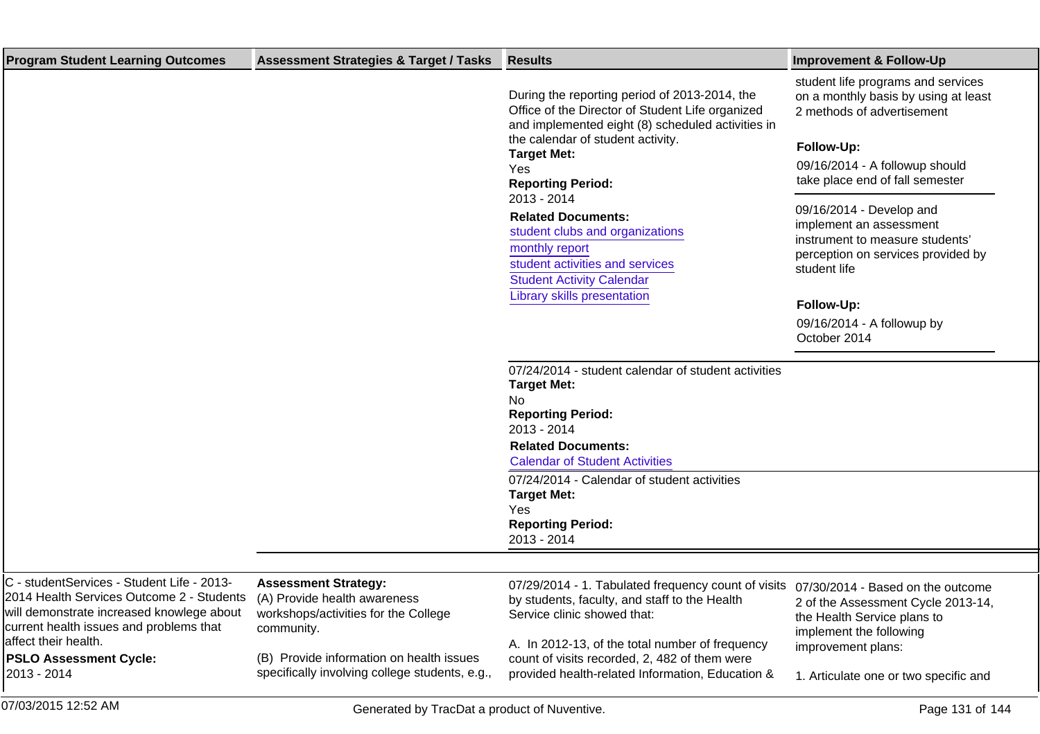| Program Student Learning Outcomes | Assessment Strategies & Target / Tasks | Results | Improvement & Follow-Up |
|---|---|---|---|
| | | During the reporting period of 2013-2014, the Office of the Director of Student Life organized and implemented eight (8) scheduled activities in the calendar of student activity.<br>**Target Met:**<br>Yes<br>**Reporting Period:**<br>2013 - 2014<br>**Related Documents:**<br>student clubs and organizations<br>monthly report<br>student activities and services<br>Student Activity Calendar<br>Library skills presentation | student life programs and services on a monthly basis by using at least 2 methods of advertisement<br><br>**Follow-Up:**<br>09/16/2014 - A followup should take place end of fall semester<br><br>09/16/2014 - Develop and implement an assessment instrument to measure students' perception on services provided by student life<br><br>**Follow-Up:**<br>09/16/2014 - A followup by October 2014 |
| | | 07/24/2014 - student calendar of student activities<br>**Target Met:**<br>No<br>**Reporting Period:**<br>2013 - 2014<br>**Related Documents:**<br>Calendar of Student Activities | |
| | | 07/24/2014 - Calendar of student activities<br>**Target Met:**<br>Yes<br>**Reporting Period:**<br>2013 - 2014 | |
| C - studentServices - Student Life - 2013-2014 Health Services Outcome 2 - Students will demonstrate increased knowlege about current health issues and problems that affect their health.<br>**PSLO Assessment Cycle:**<br>2013 - 2014 | **Assessment Strategy:**<br>(A) Provide health awareness workshops/activities for the College community.<br><br>(B) Provide information on health issues specifically involving college students, e.g., | 07/29/2014 - 1. Tabulated frequency count of visits by students, faculty, and staff to the Health Service clinic showed that:<br><br>A. In 2012-13, of the total number of frequency count of visits recorded, 2, 482 of them were provided health-related Information, Education & | 07/30/2014 - Based on the outcome 2 of the Assessment Cycle 2013-14, the Health Service plans to implement the following improvement plans:<br><br>1. Articulate one or two specific and |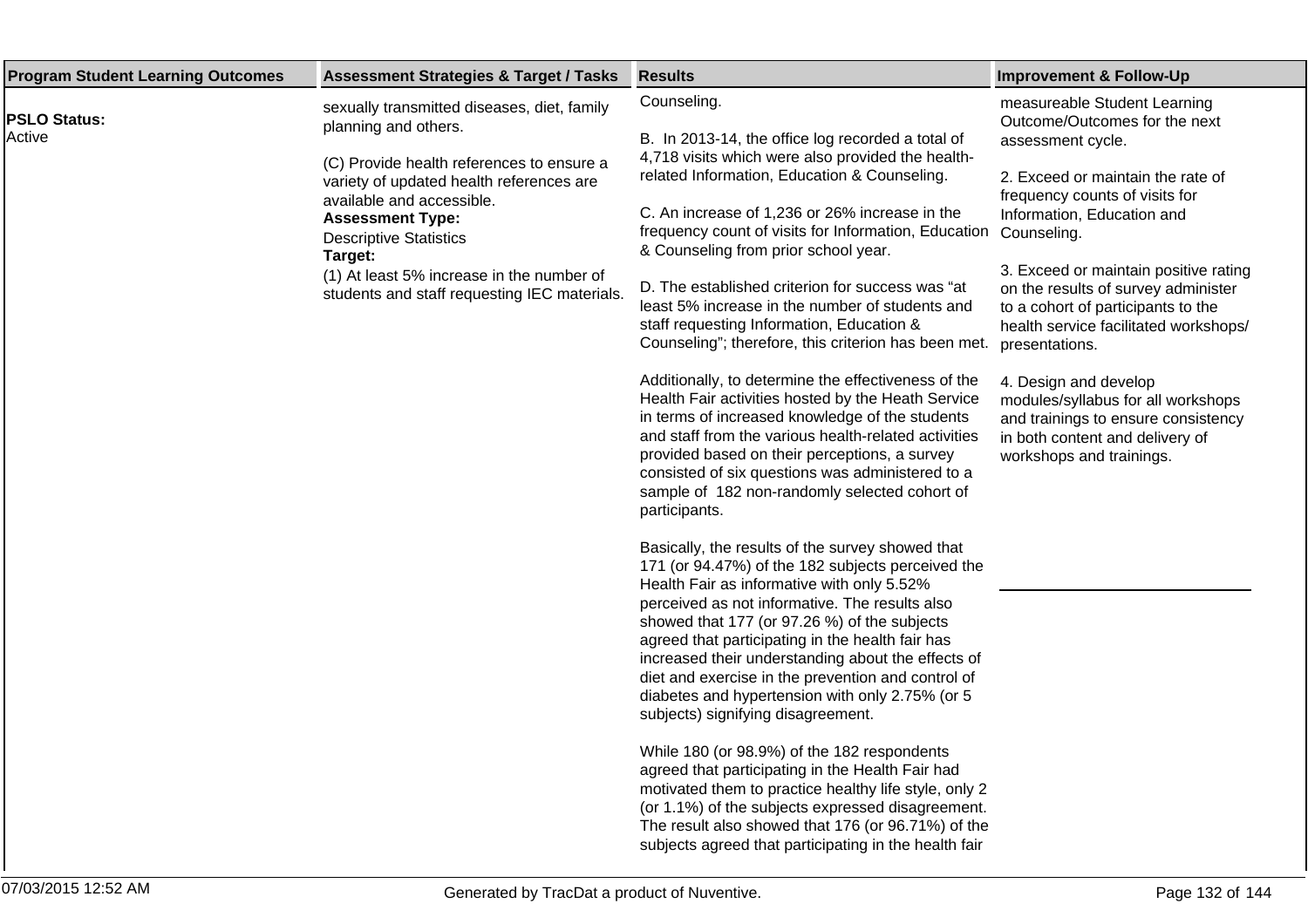| Program Student Learning Outcomes | Assessment Strategies & Target / Tasks | Results | Improvement & Follow-Up |
|---|---|---|---|
| **PSLO Status:**<br>Active | sexually transmitted diseases, diet, family planning and others.<br><br>(C) Provide health references to ensure a variety of updated health references are available and accessible.<br>**Assessment Type:**<br>Descriptive Statistics<br>**Target:**<br>(1) At least 5% increase in the number of students and staff requesting IEC materials. | Counseling.<br><br>B. In 2013-14, the office log recorded a total of 4,718 visits which were also provided the health-related Information, Education & Counseling.<br><br>C. An increase of 1,236 or 26% increase in the frequency count of visits for Information, Education & Counseling from prior school year.<br><br>D. The established criterion for success was "at least 5% increase in the number of students and staff requesting Information, Education & Counseling"; therefore, this criterion has been met.<br><br>Additionally, to determine the effectiveness of the Health Fair activities hosted by the Heath Service in terms of increased knowledge of the students and staff from the various health-related activities provided based on their perceptions, a survey consisted of six questions was administered to a sample of 182 non-randomly selected cohort of participants.<br><br>Basically, the results of the survey showed that 171 (or 94.47%) of the 182 subjects perceived the Health Fair as informative with only 5.52% perceived as not informative. The results also showed that 177 (or 97.26 %) of the subjects agreed that participating in the health fair has increased their understanding about the effects of diet and exercise in the prevention and control of diabetes and hypertension with only 2.75% (or 5 subjects) signifying disagreement.<br><br>While 180 (or 98.9%) of the 182 respondents agreed that participating in the Health Fair had motivated them to practice healthy life style, only 2 (or 1.1%) of the subjects expressed disagreement. The result also showed that 176 (or 96.71%) of the subjects agreed that participating in the health fair | measureable Student Learning Outcome/Outcomes for the next assessment cycle.<br><br>2. Exceed or maintain the rate of frequency counts of visits for Information, Education and Counseling.<br><br>3. Exceed or maintain positive rating on the results of survey administer to a cohort of participants to the health service facilitated workshops/ presentations.<br><br>4. Design and develop modules/syllabus for all workshops and trainings to ensure consistency in both content and delivery of workshops and trainings. |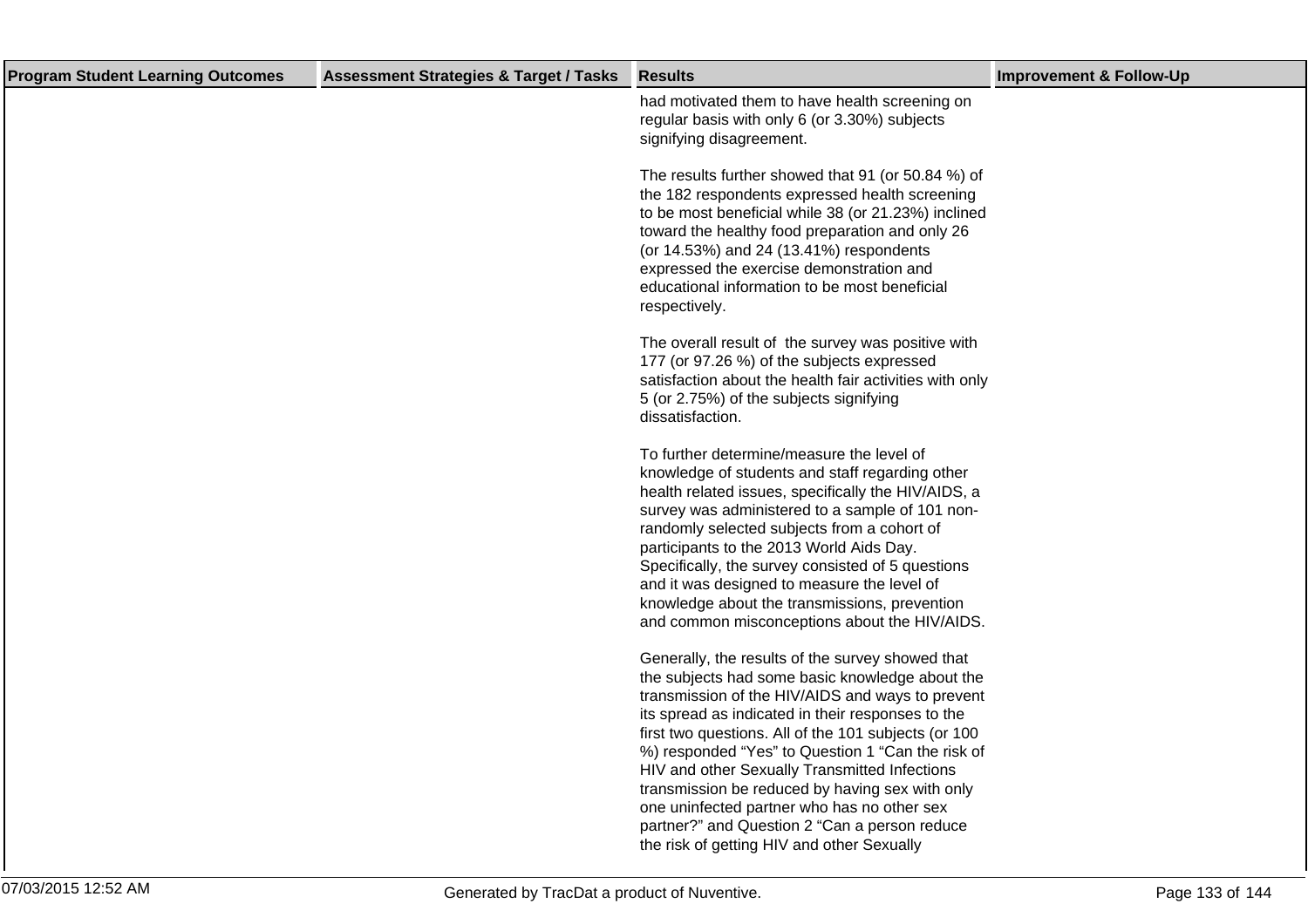| Program Student Learning Outcomes | Assessment Strategies & Target / Tasks | Results | Improvement & Follow-Up |
|---|---|---|---|
| | | had motivated them to have health screening on regular basis with only 6 (or 3.30%) subjects signifying disagreement.<br><br>The results further showed that 91 (or 50.84 %) of the 182 respondents expressed health screening to be most beneficial while 38 (or 21.23%) inclined toward the healthy food preparation and only 26 (or 14.53%) and 24 (13.41%) respondents expressed the exercise demonstration and educational information to be most beneficial respectively.<br><br>The overall result of the survey was positive with 177 (or 97.26 %) of the subjects expressed satisfaction about the health fair activities with only 5 (or 2.75%) of the subjects signifying dissatisfaction.<br><br>To further determine/measure the level of knowledge of students and staff regarding other health related issues, specifically the HIV/AIDS, a survey was administered to a sample of 101 non-randomly selected subjects from a cohort of participants to the 2013 World Aids Day. Specifically, the survey consisted of 5 questions and it was designed to measure the level of knowledge about the transmissions, prevention and common misconceptions about the HIV/AIDS.<br><br>Generally, the results of the survey showed that the subjects had some basic knowledge about the transmission of the HIV/AIDS and ways to prevent its spread as indicated in their responses to the first two questions. All of the 101 subjects (or 100 %) responded "Yes" to Question 1 "Can the risk of HIV and other Sexually Transmitted Infections transmission be reduced by having sex with only one uninfected partner who has no other sex partner?" and Question 2 "Can a person reduce the risk of getting HIV and other Sexually | |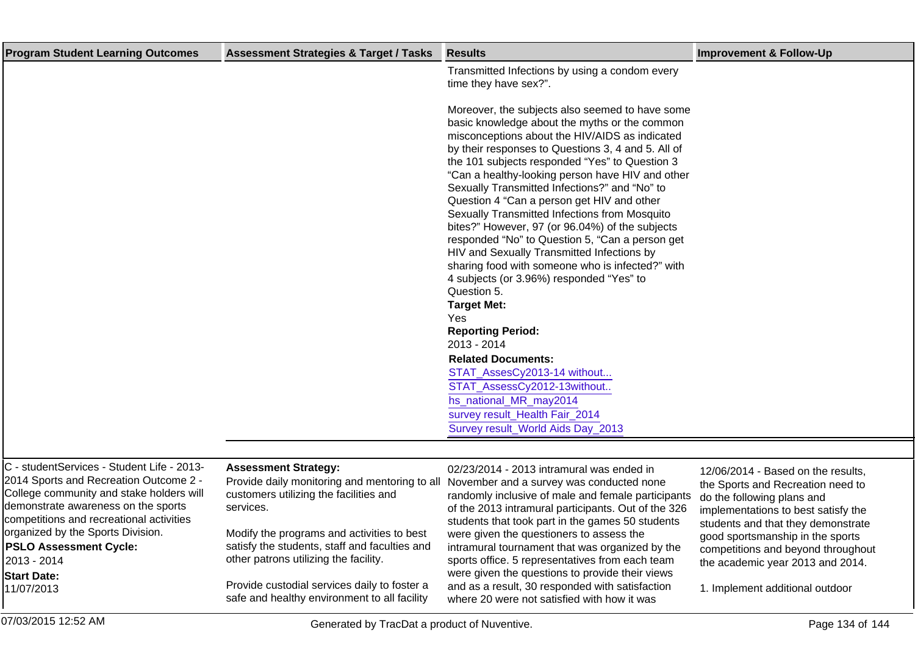| Program Student Learning Outcomes | Assessment Strategies & Target / Tasks | Results | Improvement & Follow-Up |
|---|---|---|---|
| | | Transmitted Infections by using a condom every time they have sex?".<br><br>Moreover, the subjects also seemed to have some basic knowledge about the myths or the common misconceptions about the HIV/AIDS as indicated by their responses to Questions 3, 4 and 5. All of the 101 subjects responded "Yes" to Question 3 "Can a healthy-looking person have HIV and other Sexually Transmitted Infections?" and "No" to Question 4 "Can a person get HIV and other Sexually Transmitted Infections from Mosquito bites?" However, 97 (or 96.04%) of the subjects responded "No" to Question 5, "Can a person get HIV and Sexually Transmitted Infections by sharing food with someone who is infected?" with 4 subjects (or 3.96%) responded "Yes" to Question 5.<br>**Target Met:**<br>Yes<br>**Reporting Period:**<br>2013 - 2014<br>**Related Documents:**<br>STAT_AssesCy2013-14 without...<br>STAT_AssessCy2012-13without..<br>hs_national_MR_may2014<br>survey result_Health Fair_2014<br>Survey result_World Aids Day_2013 | |
| C - studentServices - Student Life - 2013-2014 Sports and Recreation Outcome 2 - College community and stake holders will demonstrate awareness on the sports competitions and recreational activities organized by the Sports Division.<br>**PSLO Assessment Cycle:**<br>2013 - 2014<br>**Start Date:**<br>11/07/2013 | **Assessment Strategy:**<br>Provide daily monitoring and mentoring to all customers utilizing the facilities and services.<br><br>Modify the programs and activities to best satisfy the students, staff and faculties and other patrons utilizing the facility.<br><br>Provide custodial services daily to foster a safe and healthy environment to all facility | 02/23/2014 - 2013 intramural was ended in November and a survey was conducted none randomly inclusive of male and female participants of the 2013 intramural participants. Out of the 326 students that took part in the games 50 students were given the questioners to assess the intramural tournament that was organized by the sports office. 5 representatives from each team were given the questions to provide their views and as a result, 30 responded with satisfaction where 20 were not satisfied with how it was | 12/06/2014 - Based on the results, the Sports and Recreation need to do the following plans and implementations to best satisfy the students and that they demonstrate good sportsmanship in the sports competitions and beyond throughout the academic year 2013 and 2014.<br><br>1. Implement additional outdoor |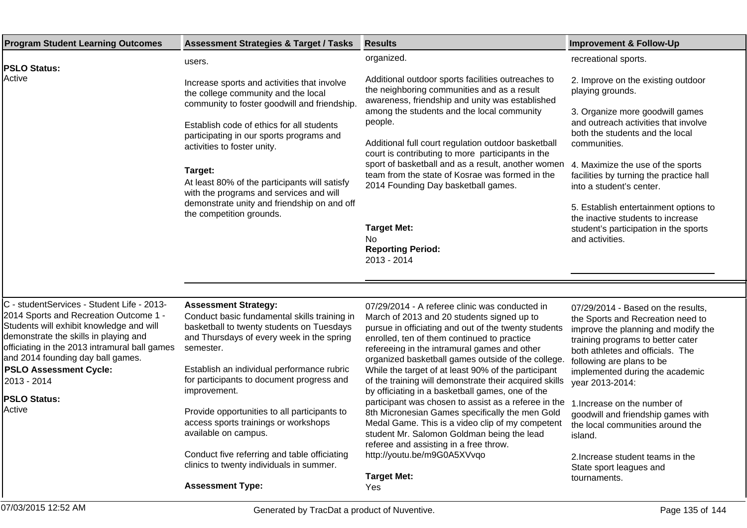| Program Student Learning Outcomes | Assessment Strategies & Target / Tasks | Results | Improvement & Follow-Up |
|---|---|---|---|
| **PSLO Status:**<br>Active | users.<br><br>Increase sports and activities that involve the college community and the local community to foster goodwill and friendship.<br><br>Establish code of ethics for all students participating in our sports programs and activities to foster unity.<br><br>**Target:**<br>At least 80% of the participants will satisfy with the programs and services and will demonstrate unity and friendship on and off the competition grounds. | organized.<br><br>Additional outdoor sports facilities outreaches to the neighboring communities and as a result awareness, friendship and unity was established among the students and the local community people.<br><br>Additional full court regulation outdoor basketball court is contributing to more participants in the sport of basketball and as a result, another women team from the state of Kosrae was formed in the 2014 Founding Day basketball games.<br><br>**Target Met:**<br>No<br>**Reporting Period:**<br>2013 - 2014 | recreational sports.<br><br>2. Improve on the existing outdoor playing grounds.<br><br>3. Organize more goodwill games and outreach activities that involve both the students and the local communities.<br><br>4. Maximize the use of the sports facilities by turning the practice hall into a student's center.<br><br>5. Establish entertainment options to the inactive students to increase student's participation in the sports and activities. |
| C - studentServices - Student Life - 2013-2014 Sports and Recreation Outcome 1 - Students will exhibit knowledge and will demonstrate the skills in playing and officiating in the 2013 intramural ball games and 2014 founding day ball games.<br>**PSLO Assessment Cycle:**<br>2013 - 2014<br>**PSLO Status:**<br>Active | **Assessment Strategy:**<br>Conduct basic fundamental skills training in basketball to twenty students on Tuesdays and Thursdays of every week in the spring semester.<br><br>Establish an individual performance rubric for participants to document progress and improvement.<br><br>Provide opportunities to all participants to access sports trainings or workshops available on campus.<br><br>Conduct five referring and table officiating clinics to twenty individuals in summer.<br><br>**Assessment Type:** | 07/29/2014 - A referee clinic was conducted in March of 2013 and 20 students signed up to pursue in officiating and out of the twenty students enrolled, ten of them continued to practice refereeing in the intramural games and other organized basketball games outside of the college. While the target of at least 90% of the participant of the training will demonstrate their acquired skills by officiating in a basketball games, one of the participant was chosen to assist as a referee in the 8th Micronesian Games specifically the men Gold Medal Game. This is a video clip of my competent student Mr. Salomon Goldman being the lead referee and assisting in a free throw. http://youtu.be/m9G0A5XVvqo<br><br>**Target Met:**<br>Yes | 07/29/2014 - Based on the results, the Sports and Recreation need to improve the planning and modify the training programs to better cater both athletes and officials. The following are plans to be implemented during the academic year 2013-2014:<br><br>1.Increase on the number of goodwill and friendship games with the local communities around the island.<br><br>2.Increase student teams in the State sport leagues and tournaments. |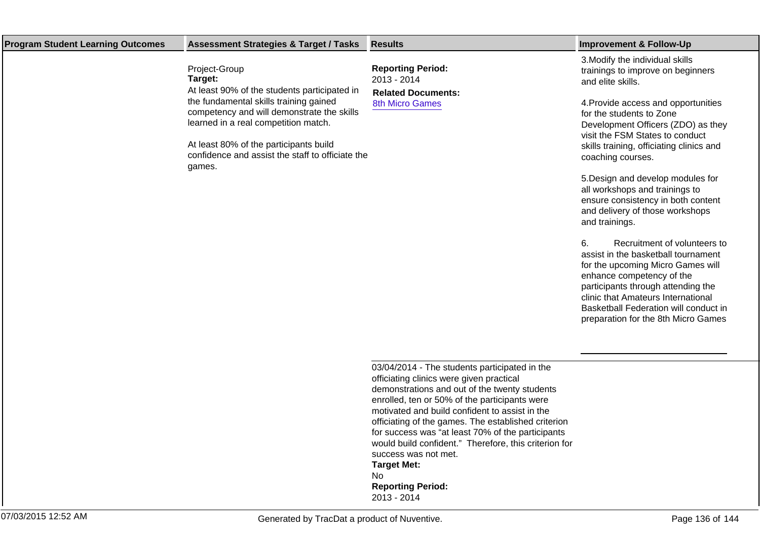| Program Student Learning Outcomes | Assessment Strategies & Target / Tasks | Results | Improvement & Follow-Up |
|---|---|---|---|
| | Project-Group<br>**Target:**<br>At least 90% of the students participated in the fundamental skills training gained competency and will demonstrate the skills learned in a real competition match.<br><br>At least 80% of the participants build confidence and assist the staff to officiate the games. | **Reporting Period:**<br>2013 - 2014<br>**Related Documents:**<br>8th Micro Games | 3.Modify the individual skills trainings to improve on beginners and elite skills.<br><br>4.Provide access and opportunities for the students to Zone Development Officers (ZDO) as they visit the FSM States to conduct skills training, officiating clinics and coaching courses.<br><br>5.Design and develop modules for all workshops and trainings to ensure consistency in both content and delivery of those workshops and trainings.<br><br>6. Recruitment of volunteers to assist in the basketball tournament for the upcoming Micro Games will enhance competency of the participants through attending the clinic that Amateurs International Basketball Federation will conduct in preparation for the 8th Micro Games |
| | | 03/04/2014 - The students participated in the officiating clinics were given practical demonstrations and out of the twenty students enrolled, ten or 50% of the participants were motivated and build confident to assist in the officiating of the games. The established criterion for success was "at least 70% of the participants would build confident." Therefore, this criterion for success was not met.<br>**Target Met:**<br>No<br>**Reporting Period:**<br>2013 - 2014 | |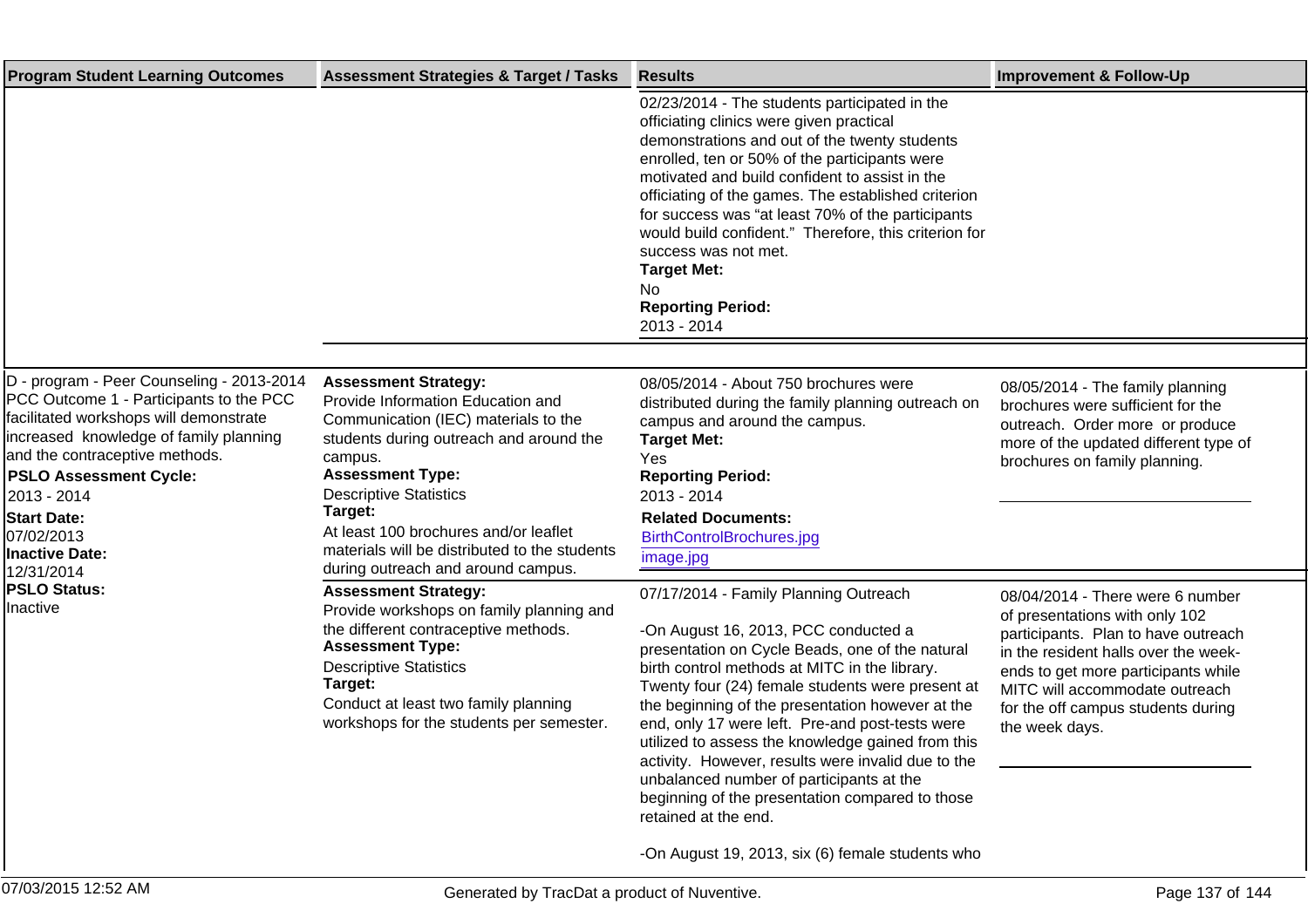| Program Student Learning Outcomes | Assessment Strategies & Target / Tasks | Results | Improvement & Follow-Up |
|---|---|---|---|
| | | 02/23/2014 - The students participated in the officiating clinics were given practical demonstrations and out of the twenty students enrolled, ten or 50% of the participants were motivated and build confident to assist in the officiating of the games. The established criterion for success was "at least 70% of the participants would build confident." Therefore, this criterion for success was not met.<br>**Target Met:**<br>No<br>**Reporting Period:**<br>2013 - 2014 | |
| D - program - Peer Counseling - 2013-2014 PCC Outcome 1 - Participants to the PCC facilitated workshops will demonstrate increased knowledge of family planning and the contraceptive methods.<br>**PSLO Assessment Cycle:**<br>2013 - 2014<br>**Start Date:**<br>07/02/2013<br>**Inactive Date:**<br>12/31/2014<br>**PSLO Status:**<br>Inactive | **Assessment Strategy:**<br>Provide Information Education and Communication (IEC) materials to the students during outreach and around the campus.<br>**Assessment Type:**<br>Descriptive Statistics<br>**Target:**<br>At least 100 brochures and/or leaflet materials will be distributed to the students during outreach and around campus. | 08/05/2014 - About 750 brochures were distributed during the family planning outreach on campus and around the campus.<br>**Target Met:**<br>Yes<br>**Reporting Period:**<br>2013 - 2014<br>**Related Documents:**<br>BirthControlBrochures.jpg<br>image.jpg | 08/05/2014 - The family planning brochures were sufficient for the outreach. Order more or produce more of the updated different type of brochures on family planning. |
| | **Assessment Strategy:**<br>Provide workshops on family planning and the different contraceptive methods.<br>**Assessment Type:**<br>Descriptive Statistics<br>**Target:**<br>Conduct at least two family planning workshops for the students per semester. | 07/17/2014 - Family Planning Outreach<br><br>-On August 16, 2013, PCC conducted a presentation on Cycle Beads, one of the natural birth control methods at MITC in the library. Twenty four (24) female students were present at the beginning of the presentation however at the end, only 17 were left. Pre-and post-tests were utilized to assess the knowledge gained from this activity. However, results were invalid due to the unbalanced number of participants at the beginning of the presentation compared to those retained at the end.<br><br>-On August 19, 2013, six (6) female students who | 08/04/2014 - There were 6 number of presentations with only 102 participants. Plan to have outreach in the resident halls over the week-ends to get more participants while MITC will accommodate outreach for the off campus students during the week days. |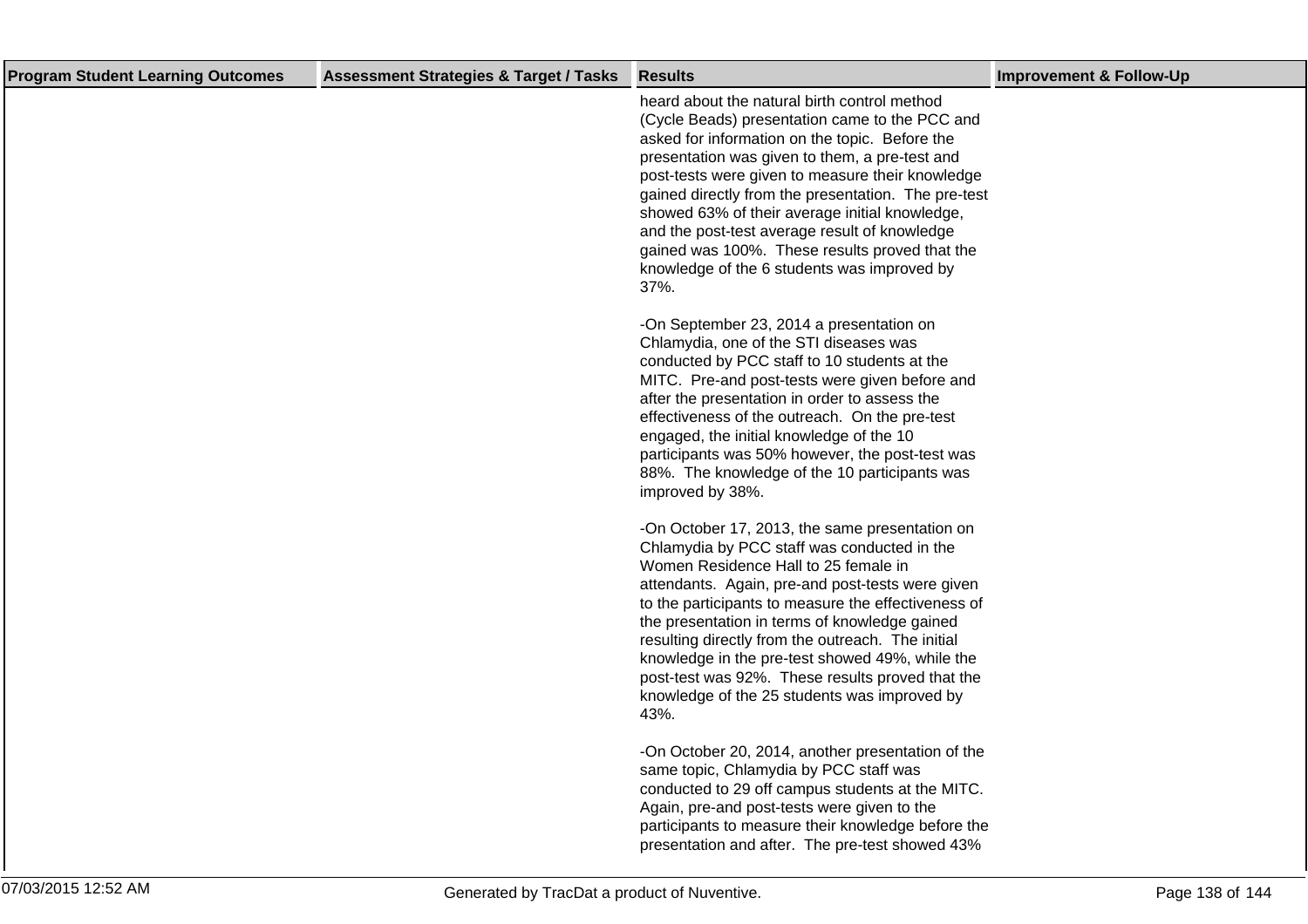| Program Student Learning Outcomes | Assessment Strategies & Target / Tasks | Results | Improvement & Follow-Up |
| --- | --- | --- | --- |
| | | heard about the natural birth control method (Cycle Beads) presentation came to the PCC and asked for information on the topic. Before the presentation was given to them, a pre-test and post-tests were given to measure their knowledge gained directly from the presentation. The pre-test showed 63% of their average initial knowledge, and the post-test average result of knowledge gained was 100%. These results proved that the knowledge of the 6 students was improved by 37%.<br><br>-On September 23, 2014 a presentation on Chlamydia, one of the STI diseases was conducted by PCC staff to 10 students at the MITC. Pre-and post-tests were given before and after the presentation in order to assess the effectiveness of the outreach. On the pre-test engaged, the initial knowledge of the 10 participants was 50% however, the post-test was 88%. The knowledge of the 10 participants was improved by 38%.<br><br>-On October 17, 2013, the same presentation on Chlamydia by PCC staff was conducted in the Women Residence Hall to 25 female in attendants. Again, pre-and post-tests were given to the participants to measure the effectiveness of the presentation in terms of knowledge gained resulting directly from the outreach. The initial knowledge in the pre-test showed 49%, while the post-test was 92%. These results proved that the knowledge of the 25 students was improved by 43%.<br><br>-On October 20, 2014, another presentation of the same topic, Chlamydia by PCC staff was conducted to 29 off campus students at the MITC. Again, pre-and post-tests were given to the participants to measure their knowledge before the presentation and after. The pre-test showed 43% | |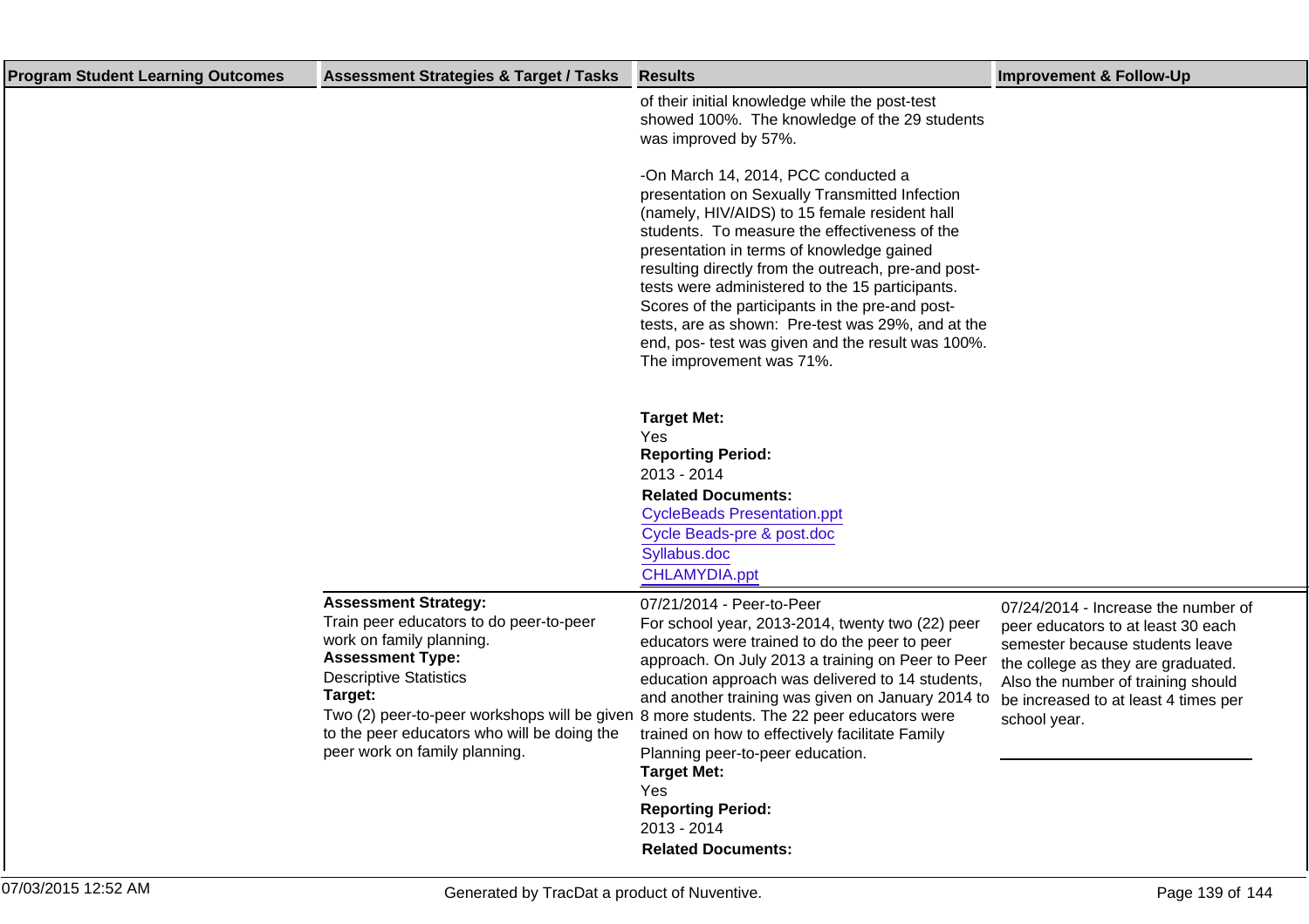| Program Student Learning Outcomes | Assessment Strategies & Target / Tasks | Results | Improvement & Follow-Up |
| --- | --- | --- | --- |
| | | of their initial knowledge while the post-test showed 100%. The knowledge of the 29 students was improved by 57%.<br><br>-On March 14, 2014, PCC conducted a presentation on Sexually Transmitted Infection (namely, HIV/AIDS) to 15 female resident hall students. To measure the effectiveness of the presentation in terms of knowledge gained resulting directly from the outreach, pre-and post-tests were administered to the 15 participants. Scores of the participants in the pre-and post-tests, are as shown: Pre-test was 29%, and at the end, pos- test was given and the result was 100%. The improvement was 71%.<br><br>**Target Met:**<br>Yes<br>**Reporting Period:**<br>2013 - 2014<br>**Related Documents:**<br>CycleBeads Presentation.ppt<br>Cycle Beads-pre & post.doc<br>Syllabus.doc<br>CHLAMYDIA.ppt | |
| | **Assessment Strategy:**<br>Train peer educators to do peer-to-peer work on family planning.<br>**Assessment Type:**<br>Descriptive Statistics<br>**Target:**<br>Two (2) peer-to-peer workshops will be given to the peer educators who will be doing the peer work on family planning. | 07/21/2014 - Peer-to-Peer<br>For school year, 2013-2014, twenty two (22) peer educators were trained to do the peer to peer approach. On July 2013 a training on Peer to Peer education approach was delivered to 14 students, and another training was given on January 2014 to 8 more students. The 22 peer educators were trained on how to effectively facilitate Family Planning peer-to-peer education.<br>**Target Met:**<br>Yes<br>**Reporting Period:**<br>2013 - 2014<br>**Related Documents:** | 07/24/2014 - Increase the number of peer educators to at least 30 each semester because students leave the college as they are graduated. Also the number of training should be increased to at least 4 times per school year. |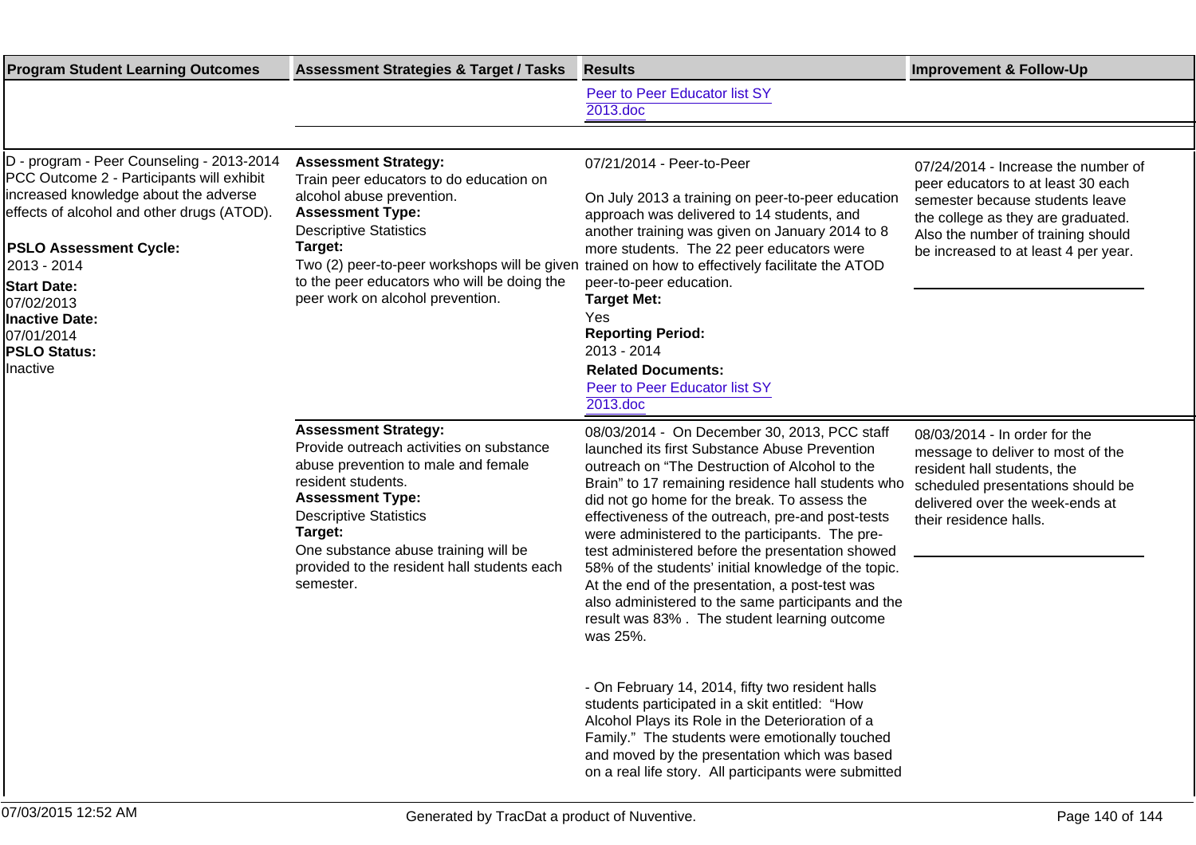| Program Student Learning Outcomes | Assessment Strategies & Target / Tasks | Results | Improvement & Follow-Up |
| --- | --- | --- | --- |
| | | Peer to Peer Educator list SY 2013.doc | |
| D - program - Peer Counseling - 2013-2014 PCC Outcome 2 - Participants will exhibit increased knowledge about the adverse effects of alcohol and other drugs (ATOD).<br><br>**PSLO Assessment Cycle:**<br>2013 - 2014<br>**Start Date:**<br>07/02/2013<br>**Inactive Date:**<br>07/01/2014<br>**PSLO Status:**<br>Inactive | **Assessment Strategy:**<br>Train peer educators to do education on alcohol abuse prevention.<br>**Assessment Type:**<br>Descriptive Statistics<br>**Target:**<br>Two (2) peer-to-peer workshops will be given to the peer educators who will be doing the peer work on alcohol prevention. | 07/21/2014 - Peer-to-Peer<br><br>On July 2013 a training on peer-to-peer education approach was delivered to 14 students, and another training was given on January 2014 to 8 more students. The 22 peer educators were trained on how to effectively facilitate the ATOD peer-to-peer education.<br>**Target Met:**<br>Yes<br>**Reporting Period:**<br>2013 - 2014<br>**Related Documents:**<br>Peer to Peer Educator list SY 2013.doc | 07/24/2014 - Increase the number of peer educators to at least 30 each semester because students leave the college as they are graduated. Also the number of training should be increased to at least 4 per year. |
| | **Assessment Strategy:**<br>Provide outreach activities on substance abuse prevention to male and female resident students.<br>**Assessment Type:**<br>Descriptive Statistics<br>**Target:**<br>One substance abuse training will be provided to the resident hall students each semester. | 08/03/2014 - On December 30, 2013, PCC staff launched its first Substance Abuse Prevention outreach on "The Destruction of Alcohol to the Brain" to 17 remaining residence hall students who did not go home for the break. To assess the effectiveness of the outreach, pre-and post-tests were administered to the participants. The pre-test administered before the presentation showed 58% of the students' initial knowledge of the topic. At the end of the presentation, a post-test was also administered to the same participants and the result was 83% . The student learning outcome was 25%.<br><br>- On February 14, 2014, fifty two resident halls students participated in a skit entitled: "How Alcohol Plays its Role in the Deterioration of a Family." The students were emotionally touched and moved by the presentation which was based on a real life story. All participants were submitted | 08/03/2014 - In order for the message to deliver to most of the resident hall students, the scheduled presentations should be delivered over the week-ends at their residence halls. |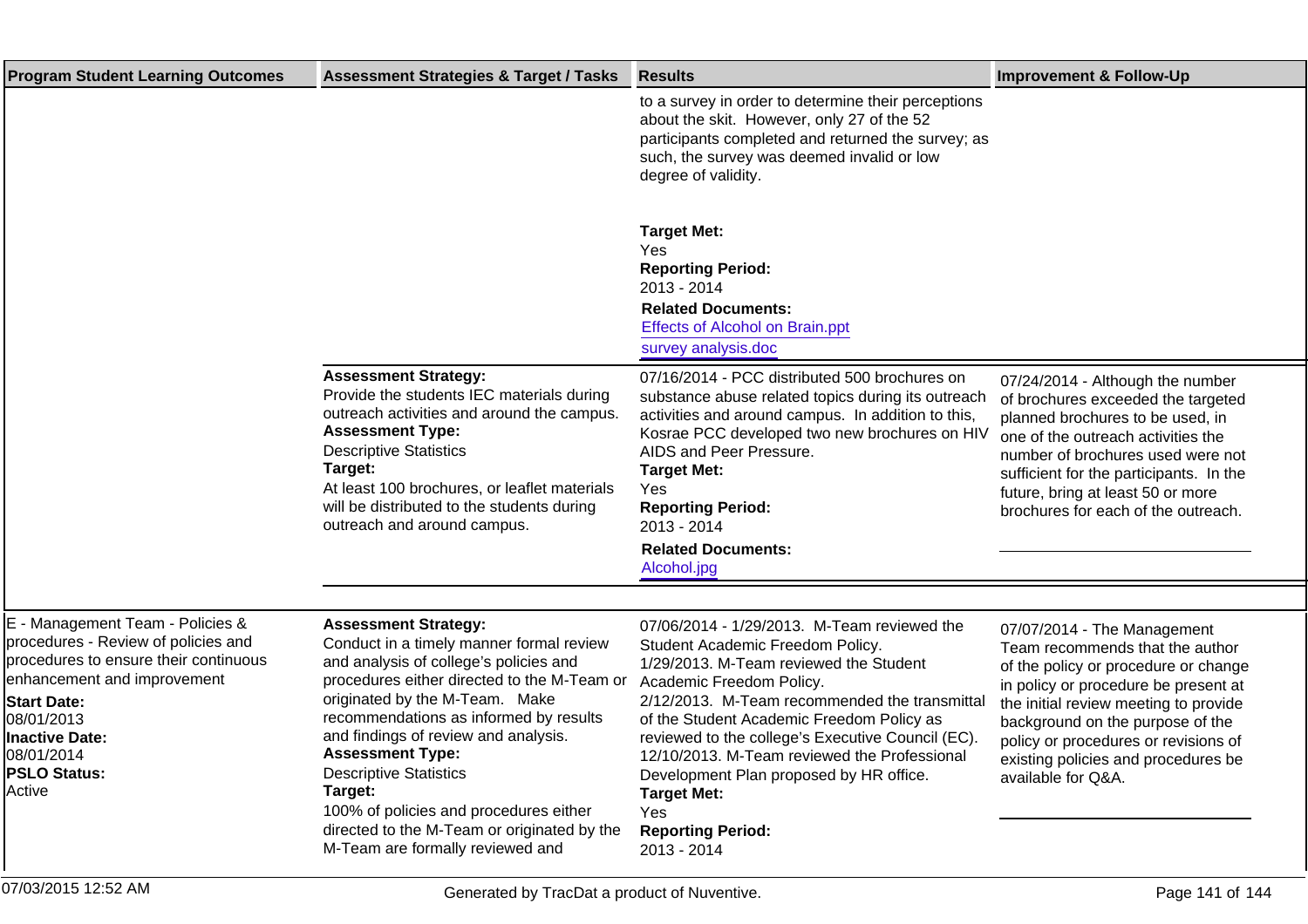| Program Student Learning Outcomes | Assessment Strategies & Target / Tasks | Results | Improvement & Follow-Up |
|---|---|---|---|
| | | to a survey in order to determine their perceptions about the skit. However, only 27 of the 52 participants completed and returned the survey; as such, the survey was deemed invalid or low degree of validity.<br><br>**Target Met:**<br>Yes<br>**Reporting Period:**<br>2013 - 2014<br>**Related Documents:**<br>Effects of Alcohol on Brain.ppt<br>survey analysis.doc | |
| | **Assessment Strategy:**<br>Provide the students IEC materials during outreach activities and around the campus.<br>**Assessment Type:**<br>Descriptive Statistics<br>**Target:**<br>At least 100 brochures, or leaflet materials will be distributed to the students during outreach and around campus. | 07/16/2014 - PCC distributed 500 brochures on substance abuse related topics during its outreach activities and around campus. In addition to this, Kosrae PCC developed two new brochures on HIV AIDS and Peer Pressure.<br>**Target Met:**<br>Yes<br>**Reporting Period:**<br>2013 - 2014<br>**Related Documents:**<br>Alcohol.jpg | 07/24/2014 - Although the number of brochures exceeded the targeted planned brochures to be used, in one of the outreach activities the number of brochures used were not sufficient for the participants. In the future, bring at least 50 or more brochures for each of the outreach. |
| E - Management Team - Policies & procedures - Review of policies and procedures to ensure their continuous enhancement and improvement<br>**Start Date:**<br>08/01/2013<br>**Inactive Date:**<br>08/01/2014<br>**PSLO Status:**<br>Active | **Assessment Strategy:**<br>Conduct in a timely manner formal review and analysis of college's policies and procedures either directed to the M-Team or originated by the M-Team. Make recommendations as informed by results and findings of review and analysis.<br>**Assessment Type:**<br>Descriptive Statistics<br>**Target:**<br>100% of policies and procedures either directed to the M-Team or originated by the M-Team are formally reviewed and | 07/06/2014 - 1/29/2013. M-Team reviewed the Student Academic Freedom Policy.<br>1/29/2013. M-Team reviewed the Student Academic Freedom Policy.<br>2/12/2013. M-Team recommended the transmittal of the Student Academic Freedom Policy as reviewed to the college's Executive Council (EC).<br>12/10/2013. M-Team reviewed the Professional Development Plan proposed by HR office.<br>**Target Met:**<br>Yes<br>**Reporting Period:**<br>2013 - 2014 | 07/07/2014 - The Management Team recommends that the author of the policy or procedure or change in policy or procedure be present at the initial review meeting to provide background on the purpose of the policy or procedures or revisions of existing policies and procedures be available for Q&A. |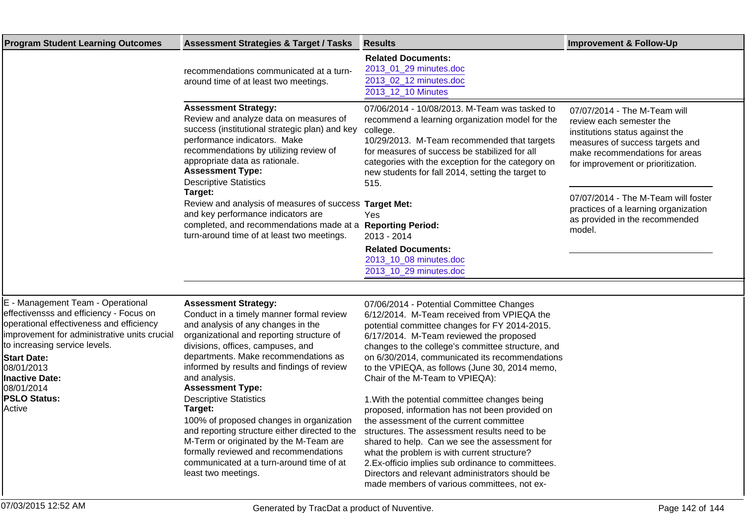| Program Student Learning Outcomes | Assessment Strategies & Target / Tasks | Results | Improvement & Follow-Up |
|---|---|---|---|
| | recommendations communicated at a turn-around time of at least two meetings. | **Related Documents:**<br>2013_01_29 minutes.doc<br>2013_02_12 minutes.doc<br>2013_12_10 Minutes | |
| | **Assessment Strategy:**<br>Review and analyze data on measures of success (institutional strategic plan) and key performance indicators. Make recommendations by utilizing review of appropriate data as rationale.<br>**Assessment Type:**<br>Descriptive Statistics<br>**Target:**<br>Review and analysis of measures of success and key performance indicators are completed, and recommendations made at a turn-around time of at least two meetings. | 07/06/2014 - 10/08/2013. M-Team was tasked to recommend a learning organization model for the college.<br>10/29/2013. M-Team recommended that targets for measures of success be stabilized for all categories with the exception for the category on new students for fall 2014, setting the target to 515.<br>**Target Met:**<br>Yes<br>**Reporting Period:**<br>2013 - 2014<br>**Related Documents:**<br>2013_10_08 minutes.doc<br>2013_10_29 minutes.doc | 07/07/2014 - The M-Team will review each semester the institutions status against the measures of success targets and make recommendations for areas for improvement or prioritization.<br><br>07/07/2014 - The M-Team will foster practices of a learning organization as provided in the recommended model. |
| E - Management Team - Operational effectivenss and efficiency - Focus on operational effectiveness and efficiency improvement for administrative units crucial to increasing service levels.<br>**Start Date:**<br>08/01/2013<br>**Inactive Date:**<br>08/01/2014<br>**PSLO Status:**<br>Active | **Assessment Strategy:**<br>Conduct in a timely manner formal review and analysis of any changes in the organizational and reporting structure of divisions, offices, campuses, and departments. Make recommendations as informed by results and findings of review and analysis.<br>**Assessment Type:**<br>Descriptive Statistics<br>**Target:**<br>100% of proposed changes in organization and reporting structure either directed to the M-Term or originated by the M-Team are formally reviewed and recommendations communicated at a turn-around time of at least two meetings. | 07/06/2014 - Potential Committee Changes<br>6/12/2014. M-Team received from VPIEQA the potential committee changes for FY 2014-2015.<br>6/17/2014. M-Team reviewed the proposed changes to the college's committee structure, and on 6/30/2014, communicated its recommendations to the VPIEQA, as follows (June 30, 2014 memo, Chair of the M-Team to VPIEQA):<br><br>1.With the potential committee changes being proposed, information has not been provided on the assessment of the current committee structures. The assessment results need to be shared to help. Can we see the assessment for what the problem is with current structure?<br>2.Ex-officio implies sub ordinance to committees. Directors and relevant administrators should be made members of various committees, not ex- | |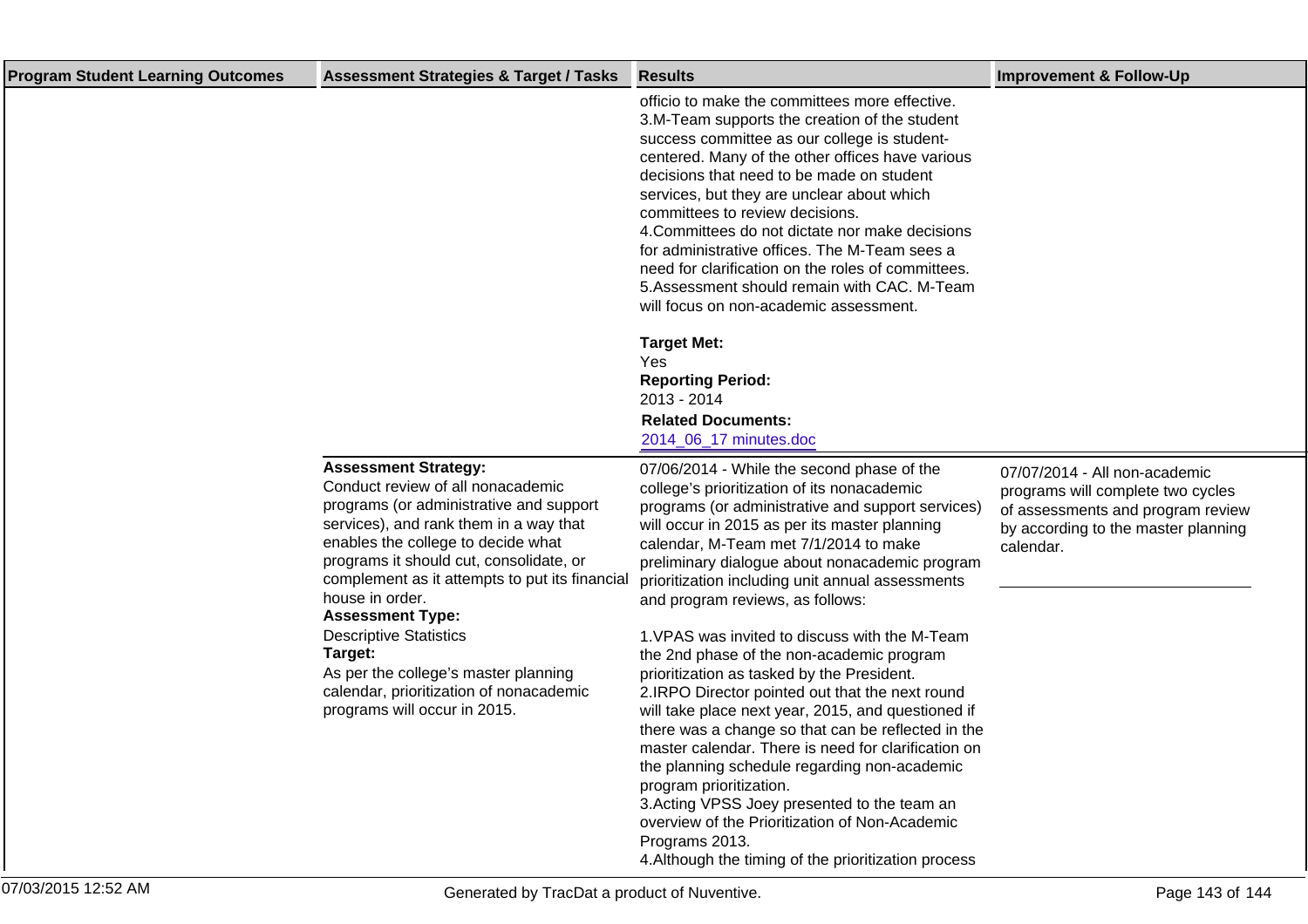| Program Student Learning Outcomes | Assessment Strategies & Target / Tasks | Results | Improvement & Follow-Up |
|---|---|---|---|
| | | officio to make the committees more effective.<br>3.M-Team supports the creation of the student success committee as our college is student-centered. Many of the other offices have various decisions that need to be made on student services, but they are unclear about which committees to review decisions.<br>4.Committees do not dictate nor make decisions for administrative offices. The M-Team sees a need for clarification on the roles of committees.<br>5.Assessment should remain with CAC. M-Team will focus on non-academic assessment.<br><br>**Target Met:**<br>Yes<br>**Reporting Period:**<br>2013 - 2014<br>**Related Documents:**<br>2014_06_17 minutes.doc | |
| | **Assessment Strategy:**<br>Conduct review of all nonacademic programs (or administrative and support services), and rank them in a way that enables the college to decide what programs it should cut, consolidate, or complement as it attempts to put its financial house in order.<br>**Assessment Type:**<br>Descriptive Statistics<br>**Target:**<br>As per the college's master planning calendar, prioritization of nonacademic programs will occur in 2015. | 07/06/2014 - While the second phase of the college's prioritization of its nonacademic programs (or administrative and support services) will occur in 2015 as per its master planning calendar, M-Team met 7/1/2014 to make preliminary dialogue about nonacademic program prioritization including unit annual assessments and program reviews, as follows:<br><br>1.VPAS was invited to discuss with the M-Team the 2nd phase of the non-academic program prioritization as tasked by the President.<br>2.IRPO Director pointed out that the next round will take place next year, 2015, and questioned if there was a change so that can be reflected in the master calendar. There is need for clarification on the planning schedule regarding non-academic program prioritization.<br>3.Acting VPSS Joey presented to the team an overview of the Prioritization of Non-Academic Programs 2013.<br>4.Although the timing of the prioritization process | 07/07/2014 - All non-academic programs will complete two cycles of assessments and program review by according to the master planning calendar. |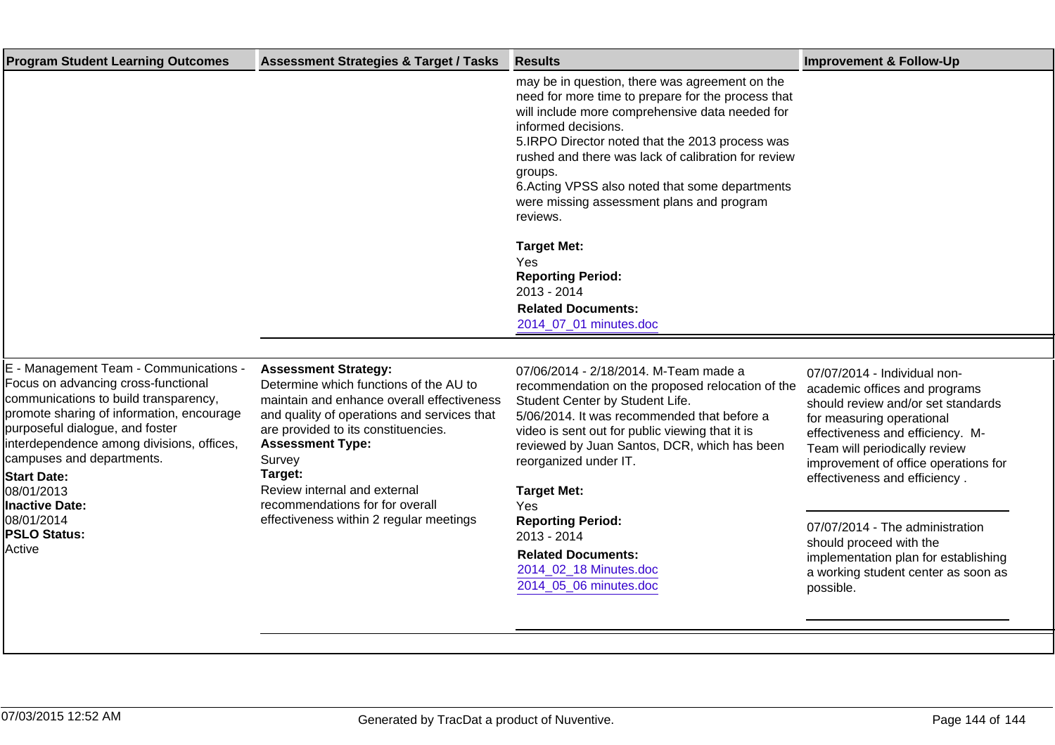| Program Student Learning Outcomes | Assessment Strategies & Target / Tasks | Results | Improvement & Follow-Up |
|---|---|---|---|
| | | may be in question, there was agreement on the need for more time to prepare for the process that will include more comprehensive data needed for informed decisions.<br>5.IRPO Director noted that the 2013 process was rushed and there was lack of calibration for review groups.<br>6.Acting VPSS also noted that some departments were missing assessment plans and program reviews.<br><br>**Target Met:**<br>Yes<br>**Reporting Period:**<br>2013 - 2014<br>**Related Documents:**<br>2014_07_01 minutes.doc | |
| E - Management Team - Communications - Focus on advancing cross-functional communications to build transparency, promote sharing of information, encourage purposeful dialogue, and foster interdependence among divisions, offices, campuses and departments.<br>**Start Date:**<br>08/01/2013<br>**Inactive Date:**<br>08/01/2014<br>**PSLO Status:**<br>Active | **Assessment Strategy:**<br>Determine which functions of the AU to maintain and enhance overall effectiveness and quality of operations and services that are provided to its constituencies.<br>**Assessment Type:**<br>Survey<br>**Target:**<br>Review internal and external recommendations for for overall effectiveness within 2 regular meetings | 07/06/2014 - 2/18/2014. M-Team made a recommendation on the proposed relocation of the Student Center by Student Life.<br>5/06/2014. It was recommended that before a video is sent out for public viewing that it is reviewed by Juan Santos, DCR, which has been reorganized under IT.<br><br>**Target Met:**<br>Yes<br>**Reporting Period:**<br>2013 - 2014<br>**Related Documents:**<br>2014_02_18 Minutes.doc<br>2014_05_06 minutes.doc | 07/07/2014 - Individual non-academic offices and programs should review and/or set standards for measuring operational effectiveness and efficiency. M-Team will periodically review improvement of office operations for effectiveness and efficiency .<br><br>07/07/2014 - The administration should proceed with the implementation plan for establishing a working student center as soon as possible. |